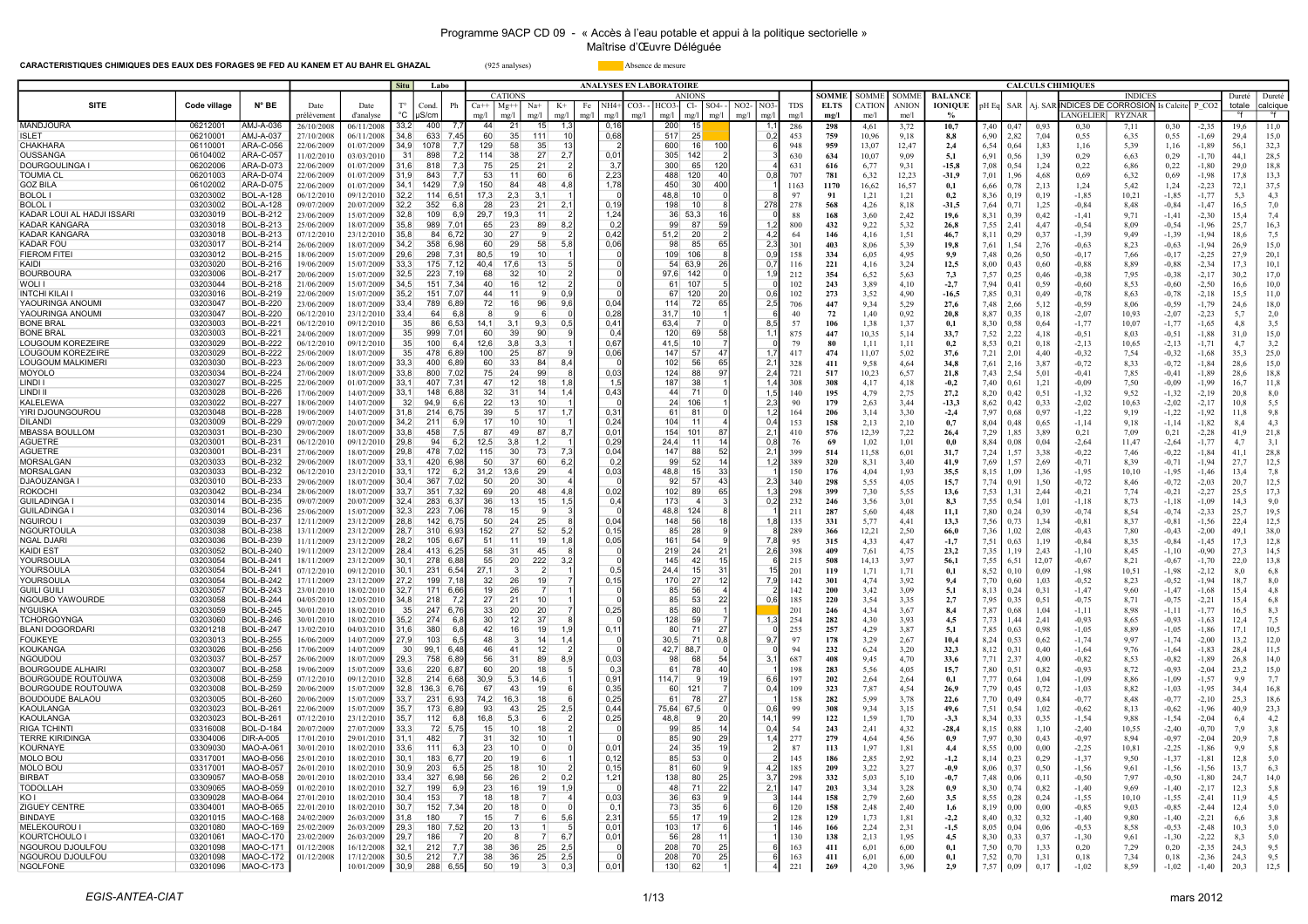# Programme 9ACP CD 09 - « Accès à l'eau potable et appui à la politique sectorielle »

## Maîtrise d'Œuvre Déléguée

**CARACTERISTIQUES CHIMIQUES DES EAUX DES FORAGES 9E FED AU KANEM ET AU BAHR EL GHAZAL** (925 analyses)

Absence de mesure

| | | | | | Situ | Labo | | ANALYSES EN LABORATOIRE | | | | | | | | | | | | | | | | | CALCULS CHIMIQUES | | | | | | | | |
|---|---|---|---|---|---|---|---|---|---|---|---|---|---|---|---|---|---|---|---|---|---|---|---|---|---|---|---|---|---|---|---|---|---|
| | | | | | | | | CATIONS | | | | | | ANIONS | | | | | | | | | | | | | | INDICES DE CORROSION | | | | | |
| SITE | Code village | N° BE | Date prélèvement | Date d'analyse | T° °C | Cond. µS/cm | Ph | $Ca^{++}$ mg/l | $Mg^{++}$ mg/l | $Na^+$ mg/l | $K^+$ mg/l | Fe mg/l | $NH_4^+$ mg/l | $CO_3^{--}$ mg/l | $HCO_3^-$ mg/l | $Cl^-$ mg/l | $SO_4^{--}$ mg/l | $NO_2^-$ mg/l | $NO_3^-$ mg/l | TDS mg/l | SOMME ELTS mg/l | SOMME CATION me/l | SOMME ANION me/l | BALANCE IONIQUE % | pH Eq | SAR | Aj. SAR | LANGELIER | RYZNAR | Is Calcite | P_CO2 | Dureté totale °F | Dureté calcique °F |
| MANDJOURA | 06212001 | AMJ-A-036 | 26/10/2008 | 06/11/2008 | 33,2 | 400 | 7,7 | 44 | 21 | 15 | 1,3 | 0,16 | | | 200 | 15 | | | 1,1 | 286 | 298 | 4,61 | 3,72 | 10,7 | 7,40 | 0,47 | 0,93 | 0,30 | 7,11 | 0,30 | -2,35 | 19,6 | 11,0 |
| ISLET | 06210001 | AMJ-A-037 | 27/10/2008 | 06/11/2008 | 34,8 | 633 | 7,45 | 60 | 35 | 111 | 10 | 0,68 | | | 517 | 25 | | | 0,2 | 453 | 759 | 10,96 | 9,18 | 8,8 | 6,90 | 2,82 | 7,04 | 0,55 | 6,35 | 0,55 | -1,69 | 29,4 | 15,0 |
| CHAKHARA | 06110001 | ARA-C-056 | 22/06/2009 | 01/07/2009 | 34,9 | 1078 | 7,7 | 129 | 58 | 35 | 13 | 2 | | | 600 | 16 | 100 | | 6 | 948 | 959 | 13,07 | 12,47 | 2,4 | 6,54 | 0,64 | 1,83 | 1,16 | 5,39 | 1,16 | -1,89 | 56,1 | 32,3 |
| OUSSANGA | 06104002 | ARA-C-057 | 11/02/2010 | 03/03/2010 | 31 | 898 | 7,2 | 114 | 38 | 27 | 2,7 | 0,01 | | | 305 | 142 | 2 | | 3 | 630 | 634 | 10,07 | 9,09 | 5,1 | 6,91 | 0,56 | 1,39 | 0,29 | 6,63 | 0,29 | -1,70 | 44,1 | 28,5 |
| DOURGOULINGA I | 06202006 | ARA-D-073 | 22/06/2009 | 01/07/2009 | 31,6 | 818 | 7,3 | 75 | 25 | 21 | 2 | 3,7 | | | 300 | 65 | 120 | | | 631 | 616 | 6,77 | 9,31 | -15,8 | 7,08 | 0,54 | 1,24 | 0,22 | 6,86 | 0,22 | -1,80 | 29,0 | 18,8 |
| TOUMIA CL | 06201003 | ARA-D-074 | 22/06/2009 | 01/07/2009 | 31,9 | 843 | 7,7 | 53 | 11 | 60 | 6 | 2,23 | | | 488 | 120 | 40 | | 0,8 | 707 | 781 | 6,32 | 12,23 | -31,9 | 7,01 | 1,96 | 4,68 | 0,69 | 6,32 | 0,69 | -1,98 | 17,8 | 13,3 |
| GOZ BILA | 06102002 | ARA-D-075 | 22/06/2009 | 01/07/2009 | 34,1 | 1429 | 7,9 | 150 | 84 | 48 | 4,8 | 1,78 | | | 450 | 30 | 400 | | | 1163 | 1170 | 16,62 | 16,57 | 0,1 | 6,66 | 0,78 | 2,13 | 1,24 | 5,42 | 1,24 | -2,23 | 72,1 | 37,5 |
| BOLOL I | 03203002 | BOL-A-128 | 06/12/2010 | 09/12/2010 | 32,2 | 114 | 6,51 | 17,3 | 2,3 | 3,1 | 1 | | | | 48,8 | 10 | 0 | | 8 | 97 | 91 | 1,21 | 1,21 | 0,2 | 8,36 | 0,19 | 0,19 | -1,85 | 10,21 | -1,85 | -1,77 | 5,3 | 4,3 |
| BOLOL I | 03203002 | BOL-A-128 | 09/07/2009 | 20/07/2009 | 32,2 | 352 | 6,8 | 28 | 23 | 21 | 2,1 | 0,19 | | | 198 | 10 | 8 | | 278 | 278 | 568 | 4,26 | 8,18 | -31,5 | 7,64 | 0,71 | 1,25 | -0,84 | 8,48 | -0,84 | -1,47 | 16,5 | 7,0 |
| KADAR LOUI AL HADJI ISSARI | 03203019 | BOL-B-212 | 23/06/2009 | 15/07/2009 | 32,8 | 109 | 6,9 | 29,7 | 19,3 | 11 | 2 | 1,24 | | | 36 | 53,3 | 16 | | | 88 | 168 | 3,60 | 2,42 | 19,6 | 8,31 | 0,39 | 0,42 | -1,41 | 9,71 | -1,41 | -2,30 | 15,4 | 7,4 |
| KADAR KANGARA | 03203018 | BOL-B-213 | 25/06/2009 | 18/07/2009 | 35,8 | 989 | 7,01 | 65 | 23 | 89 | 8,2 | 0,2 | | | 99 | 87 | 59 | | 1,2 | 800 | 432 | 9,22 | 5,32 | 26,8 | 7,55 | 2,41 | 4,47 | -0,54 | 8,09 | -0,54 | -1,96 | 25,7 | 16,3 |
| KADAR KANGARA | 03203018 | BOL-B-213 | 07/12/2010 | 23/12/2010 | 35,8 | 84 | 6,72 | 30 | 27 | 9 | 2 | 0,42 | | | 51,2 | 20 | 2 | | 4,2 | 64 | 146 | 4,16 | 1,51 | 46,7 | 8,11 | 0,29 | 0,37 | -1,39 | 9,49 | -1,39 | -1,94 | 18,6 | 7,5 |
| KADAR FOU | 03203017 | BOL-B-214 | 26/06/2009 | 18/07/2009 | 34,2 | 358 | 6,98 | 60 | 29 | 58 | 5,8 | 0,06 | | | 98 | 85 | 65 | | 2,3 | 301 | 403 | 8,06 | 5,39 | 19,8 | 7,61 | 1,54 | 2,76 | -0,63 | 8,23 | -0,63 | -1,94 | 26,9 | 15,0 |
| FIEROM FITEI | 03203012 | BOL-B-215 | 18/06/2009 | 15/07/2009 | 29,6 | 298 | 7,31 | 80,5 | 19 | 10 | 1 | 0 | | | 109 | 106 | 8 | | 0,9 | 158 | 334 | 6,05 | 4,95 | 9,9 | 7,48 | 0,26 | 0,50 | -0,17 | 7,66 | -0,17 | -2,25 | 27,9 | 20,1 |
| KAIDI | 03203020 | BOL-B-216 | 19/06/2009 | 15/07/2009 | 33,3 | 175 | 7,12 | 40,4 | 17,6 | 13 | 5 | 0 | | | 54 | 63,9 | 26 | | 0,7 | 116 | 221 | 4,16 | 3,24 | 12,5 | 8,00 | 0,43 | 0,60 | -0,88 | 8,89 | -0,88 | -2,34 | 17,3 | 10,1 |
| BOURBOURA | 03203006 | BOL-B-217 | 20/06/2009 | 15/07/2009 | 32,5 | 223 | 7,19 | 68 | 32 | 10 | 2 | 0 | | | 97,6 | 142 | 0 | | 1,9 | 212 | 354 | 6,52 | 5,63 | 7,3 | 7,57 | 0,25 | 0,46 | -0,38 | 7,95 | -0,38 | -2,17 | 30,2 | 17,0 |
| WOLI I | 03203044 | BOL-B-218 | 21/06/2009 | 15/07/2009 | 34,5 | 151 | 7,34 | 40 | 16 | 12 | 2 | 0 | | | 61 | 107 | 5 | | | 102 | 243 | 3,89 | 4,10 | -2,7 | 7,94 | 0,41 | 0,59 | -0,60 | 8,53 | -0,60 | -2,50 | 16,6 | 10,0 |
| INTCHI KILAI I | 03203016 | BOL-B-219 | 22/06/2009 | 15/07/2009 | 35,2 | 151 | 7,07 | 44 | 11 | 9 | 0,9 | 0 | | | 67 | 120 | 20 | | 0,6 | 102 | 273 | 3,52 | 4,90 | -16,5 | 7,85 | 0,31 | 0,49 | -0,78 | 8,63 | -0,78 | -2,18 | 15,5 | 11,0 |
| YAOURINGA ANOUMI | 03203047 | BOL-B-220 | 23/06/2009 | 18/07/2009 | 33,4 | 789 | 6,89 | 72 | 16 | 96 | 9,6 | 0,04 | | | 114 | 72 | 65 | | 2,5 | 706 | 447 | 9,34 | 5,29 | 27,6 | 7,48 | 2,66 | 5,12 | -0,59 | 8,06 | -0,59 | -1,79 | 24,6 | 18,0 |
| YAOURINGA ANOUMI | 03203047 | BOL-B-220 | 06/12/2010 | 23/12/2010 | 33,4 | 64 | 6,8 | 8 | 9 | 6 | 0 | 0,28 | | | 31,7 | 10 | 1 | | 6 | 40 | 72 | 1,40 | 0,92 | 20,8 | 8,87 | 0,35 | 0,18 | -2,07 | 10,93 | -2,07 | -2,23 | 5,7 | 2,0 |
| BONE BRAL | 03203003 | BOL-B-221 | 06/12/2010 | 09/12/2010 | 35 | 86 | 6,53 | 14,1 | 3,1 | 9,3 | 0,5 | 0,41 | | | 63,4 | 7 | 0 | | 8,5 | 57 | 106 | 1,38 | 1,37 | 0,1 | 8,30 | 0,58 | 0,64 | -1,77 | 10,07 | -1,77 | -1,65 | 4,8 | 3,5 |
| BONE BRAL | 03203003 | BOL-B-221 | 24/06/2009 | 18/07/2009 | 35 | 999 | 7,01 | 60 | 39 | 90 | 9 | 0,4 | | | 120 | 69 | 58 | | 1,1 | 875 | 447 | 10,35 | 5,14 | 33,7 | 7,52 | 2,22 | 4,18 | -0,51 | 8,03 | -0,51 | -1,88 | 31,0 | 15,0 |
| LOUGOUM KOREZEIRE | 03203029 | BOL-B-222 | 06/12/2010 | 09/12/2010 | 35 | 100 | 6,4 | 12,6 | 3,8 | 3,3 | 1 | 0,67 | | | 41,5 | 10 | 7 | | 0 | 79 | 80 | 1,11 | 1,11 | 0,2 | 8,53 | 0,21 | 0,18 | -2,13 | 10,65 | -2,13 | -1,71 | 4,7 | 3,2 |
| LOUGOUM KOREZEIRE | 03203029 | BOL-B-222 | 25/06/2009 | 18/07/2009 | 35 | 478 | 6,89 | 100 | 25 | 87 | 9 | 0,06 | | | 147 | 57 | 47 | | 1,7 | 417 | 474 | 11,07 | 5,02 | 37,6 | 7,21 | 2,01 | 4,40 | -0,32 | 7,54 | -0,32 | -1,68 | 35,3 | 25,0 |
| LOUGOUM MALKIMERI | 03203030 | BOL-B-223 | 26/06/2009 | 18/07/2009 | 33,3 | 400 | 6,89 | 60 | 33 | 84 | 8,4 | 0 | | | 102 | 56 | 65 | | 2,1 | 328 | 411 | 9,58 | 4,64 | 34,8 | 7,61 | 2,16 | 3,87 | -0,72 | 8,33 | -0,72 | -1,84 | 28,6 | 15,0 |
| MOYOLO | 03203034 | BOL-B-224 | 27/06/2009 | 18/07/2009 | 33,8 | 800 | 7,02 | 75 | 24 | 99 | 8 | 0,03 | | | 124 | 88 | 97 | | 2,4 | 721 | 517 | 10,23 | 6,57 | 21,8 | 7,43 | 2,54 | 5,01 | -0,41 | 7,85 | -0,41 | -1,89 | 28,6 | 18,8 |
| LINDI I | 03203027 | BOL-B-225 | 22/06/2009 | 01/07/2009 | 33,1 | 407 | 7,31 | 47 | 12 | 18 | 1,8 | 1,5 | | | 187 | 38 | 1 | | 1,4 | 308 | 308 | 4,17 | 4,18 | -0,2 | 7,40 | 0,61 | 1,21 | -0,09 | 7,50 | -0,09 | -1,99 | 16,7 | 11,8 |
| LINDI II | 03203028 | BOL-B-226 | 17/06/2009 | 14/07/2009 | 33,1 | 148 | 6,88 | 32 | 31 | 14 | 1,4 | 0,43 | | | 44 | 71 | 0 | | 1,5 | 140 | 195 | 4,79 | 2,75 | 27,2 | 8,20 | 0,42 | 0,51 | -1,32 | 9,52 | -1,32 | -2,19 | 20,8 | 8,0 |
| KALELEWA | 03203022 | BOL-B-227 | 18/06/2009 | 14/07/2009 | 32 | 94,9 | 6,6 | 22 | 13 | 10 | 1 | 0 | | | 24 | 106 | 1 | | 2,3 | 90 | 179 | 2,63 | 3,44 | -13,3 | 8,62 | 0,42 | 0,33 | -2,02 | 10,63 | -2,02 | -2,17 | 10,8 | 5,5 |
| YIRI DJOUNGOUROU | 03203048 | BOL-B-228 | 19/06/2009 | 14/07/2009 | 31,8 | 214 | 6,75 | 39 | 5 | 17 | 1,7 | 0,31 | | | 61 | 81 | 0 | | 1,2 | 164 | 206 | 3,14 | 3,30 | -2,4 | 7,97 | 0,68 | 0,97 | -1,22 | 9,19 | -1,22 | -1,92 | 11,8 | 9,8 |
| DILANDI | 03203009 | BOL-B-229 | 09/07/2009 | 20/07/2009 | 34,7 | 211 | 6,9 | 17 | 10 | 10 | 1 | 0,24 | | | 104 | 11 | 4 | | 0,4 | 153 | 158 | 2,13 | 2,10 | 0,7 | 8,04 | 0,48 | 0,65 | -1,14 | 9,18 | -1,14 | -1,82 | 8,4 | 4,3 |
| MBASSA BOULLOM | 03203031 | BOL-B-230 | 29/06/2009 | 18/07/2009 | 33,8 | 458 | 7,5 | 87 | 49 | 87 | 8,7 | 0,01 | | | 154 | 101 | 87 | | 2,1 | 410 | 576 | 12,39 | 7,22 | 26,4 | 7,29 | 1,85 | 3,89 | 0,21 | 7,09 | 0,21 | -2,28 | 41,9 | 21,8 |
| AGUETRE | 03203001 | BOL-B-231 | 06/12/2010 | 09/12/2010 | 29,8 | 94 | 6,2 | 12,5 | 3,8 | 1,2 | 1 | 0,29 | | | 24,4 | 11 | 14 | | 0,8 | 76 | 69 | 1,02 | 1,01 | 0,0 | 8,84 | 0,08 | 0,04 | -2,64 | 11,47 | -2,64 | -1,77 | 4,7 | 3,1 |
| AGUETRE | 03203001 | BOL-B-231 | 27/06/2009 | 18/07/2009 | 29,8 | 478 | 7,02 | 115 | 30 | 73 | 7,3 | 0,04 | | | 147 | 88 | 52 | | 2,1 | 399 | 514 | 11,58 | 6,01 | 31,7 | 7,24 | 1,57 | 3,38 | -0,22 | 7,46 | -0,22 | -1,84 | 41,1 | 28,8 |
| MORSALGAN | 03203033 | BOL-B-232 | 29/06/2009 | 18/07/2009 | 33,1 | 420 | 6,98 | 50 | 37 | 60 | 6,2 | 0,2 | | | 99 | 52 | 14 | | 1,2 | 389 | 320 | 8,31 | 3,40 | 41,9 | 7,69 | 1,57 | 2,69 | -0,71 | 8,39 | -0,71 | -1,94 | 27,7 | 12,5 |
| MORSALGAN | 03203033 | BOL-B-232 | 06/12/2010 | 23/12/2010 | 33,1 | 172 | 6,2 | 31,2 | 13,6 | 29 | 4 | 0,03 | | | 48,8 | 15 | 33 | | 1 | 150 | 176 | 4,04 | 1,93 | 35,5 | 8,15 | 1,09 | 1,36 | -1,95 | 10,10 | -1,95 | -1,46 | 13,4 | 7,8 |
| DJAOUZANGA I | 03203010 | BOL-B-233 | 29/06/2009 | 18/07/2009 | 30,4 | 367 | 7,02 | 50 | 20 | 30 | 4 | 0 | | | 92 | 57 | 43 | | 2,3 | 340 | 298 | 5,55 | 4,05 | 15,7 | 7,74 | 0,91 | 1,50 | -0,72 | 8,46 | -0,72 | -2,03 | 20,7 | 12,5 |
| ROKOCHI | 03203042 | BOL-B-234 | 28/06/2009 | 18/07/2009 | 33,7 | 351 | 7,32 | 69 | 20 | 48 | 4,8 | 0,02 | | | 102 | 89 | 65 | | 1,3 | 298 | 399 | 7,30 | 5,55 | 13,6 | 7,53 | 1,31 | 2,44 | -0,21 | 7,74 | -0,21 | -2,27 | 25,5 | 17,3 |
| GUILADINGA I | 03203014 | BOL-B-235 | 09/07/2009 | 20/07/2009 | 32,4 | 283 | 6,37 | 36 | 13 | 15 | 1,5 | 0,4 | | | 173 | 4 | 3 | | 0,2 | 232 | 246 | 3,56 | 3,01 | 8,3 | 7,55 | 0,54 | 1,01 | -1,18 | 8,73 | -1,18 | -1,09 | 14,3 | 9,0 |
| GUILADINGA I | 03203014 | BOL-B-235 | 25/06/2009 | 15/07/2009 | 32,3 | 223 | 7,06 | 78 | 15 | 9 | 3 | 0 | | | 48,8 | 124 | 8 | | 1 | 211 | 287 | 5,60 | 4,48 | 11,1 | 7,80 | 0,24 | 0,39 | -0,74 | 8,54 | -0,74 | -2,33 | 25,7 | 19,5 |
| NGUIROU I | 03203039 | BOL-B-237 | 12/11/2009 | 23/12/2009 | 28,8 | 142 | 6,75 | 50 | 24 | 25 | 8 | 0,04 | | | 148 | 56 | 18 | | 1,8 | 135 | 331 | 5,77 | 4,41 | 13,3 | 7,56 | 0,73 | 1,34 | -0,81 | 8,37 | -0,81 | -1,56 | 22,4 | 12,5 |
| NGOURTOULA | 03203038 | BOL-B-238 | 13/11/2009 | 23/12/2009 | 28,7 | 310 | 6,93 | 152 | 27 | 52 | 5,2 | 0,15 | | | 85 | 28 | 9 | | | 289 | 366 | 12,21 | 2,50 | 66,0 | 7,36 | 1,02 | 2,08 | -0,43 | 7,80 | -0,43 | -2,00 | 49,1 | 38,0 |
| NGAL DJARI | 03203036 | BOL-B-239 | 11/11/2009 | 23/12/2009 | 28,2 | 105 | 6,67 | 51 | 11 | 19 | 1,8 | 0,05 | | | 161 | 54 | 9 | | 7,8 | 95 | 315 | 4,33 | 4,47 | -1,7 | 7,51 | 0,63 | 1,19 | -0,84 | 8,35 | -0,84 | -1,45 | 17,3 | 12,8 |
| KAIDI EST | 03203052 | BOL-B-240 | 19/11/2009 | 23/12/2009 | 28,4 | 413 | 6,25 | 58 | 31 | 45 | 8 | | | | 219 | 24 | 21 | | 2,6 | 398 | 409 | 7,61 | 4,75 | 23,2 | 7,35 | 1,19 | 2,43 | -1,10 | 8,45 | -1,10 | -0,90 | 27,3 | 14,5 |
| YOURSOULA | 03203054 | BOL-B-241 | 18/11/2009 | 23/12/2009 | 30,1 | 278 | 6,88 | 55 | 20 | 222 | 3,2 | 0 | | | 145 | 42 | 15 | | 6 | 215 | 508 | 14,13 | 3,97 | 56,1 | 7,55 | 6,51 | 12,07 | -0,67 | 8,21 | -0,67 | -1,70 | 22,0 | 13,8 |
| YOURSOULA | 03203054 | BOL-B-241 | 07/12/2010 | 09/12/2010 | 30,1 | 231 | 6,54 | 27,1 | 3 | 2 | 1 | 0,5 | | | 24,4 | 15 | 31 | | 15 | 201 | 119 | 1,71 | 1,71 | 0,1 | 8,52 | 0,10 | 0,09 | -1,98 | 10,51 | -1,98 | -2,12 | 8,0 | 6,8 |
| YOURSOULA | 03203054 | BOL-B-242 | 17/11/2009 | 23/12/2009 | 27,2 | 199 | 7,18 | 32 | 26 | 19 | 7 | 0,15 | | | 170 | 27 | 12 | | 7,9 | 142 | 301 | 4,74 | 3,92 | 9,4 | 7,70 | 0,60 | 1,03 | -0,52 | 8,23 | -0,52 | -1,94 | 18,7 | 8,0 |
| GUILI GUILI | 03203057 | BOL-B-243 | 23/01/2010 | 18/02/2010 | 32,7 | 171 | 6,66 | 19 | 26 | 7 | 1 | 0 | | | 85 | 56 | 4 | | 2 | 142 | 200 | 3,42 | 3,09 | 5,1 | 8,13 | 0,24 | 0,31 | -1,47 | 9,60 | -1,47 | -1,68 | 15,4 | 4,8 |
| NGOUBO YAWOURDE | 03203058 | BOL-B-244 | 04/05/2010 | 12/05/2010 | 34,8 | 218 | 7,2 | 27 | 21 | 10 | 1 | 0 | | | 85 | 53 | 22 | | 0,6 | 185 | 220 | 3,54 | 3,35 | 2,7 | 7,95 | 0,35 | 0,51 | -0,75 | 8,71 | -0,75 | -2,21 | 15,4 | 6,8 |
| N'GUISKA | 03203059 | BOL-B-245 | 30/01/2010 | 18/02/2010 | 35 | 247 | 6,76 | 33 | 20 | 20 | 7 | 0,25 | | | 85 | 80 | 1 | | | 201 | 246 | 4,34 | 3,67 | 8,4 | 7,87 | 0,68 | 1,04 | -1,11 | 8,98 | -1,11 | -1,77 | 16,5 | 8,3 |
| TCHORGOYNGA | 03203060 | BOL-B-246 | 30/01/2010 | 18/02/2010 | 35,2 | 274 | 6,8 | 30 | 12 | 37 | 8 | 0 | | | 128 | 59 | 7 | | 1,3 | 254 | 282 | 4,30 | 3,93 | 4,5 | 7,73 | 1,44 | 2,41 | -0,93 | 8,65 | -0,93 | -1,63 | 12,4 | 7,5 |
| BLANI DOGORDARI | 03201218 | BOL-B-247 | 13/02/2010 | 04/03/2010 | 31,6 | 380 | 6,8 | 42 | 16 | 19 | 1,9 | 0,11 | | | 80 | 71 | 27 | | 0 | 255 | 257 | 4,29 | 3,87 | 5,1 | 7,85 | 0,63 | 0,98 | -1,05 | 8,89 | -1,05 | -1,86 | 17,1 | 10,5 |
| FOUKEYE | 03203013 | BOL-B-255 | 16/06/2009 | 14/07/2009 | 27,9 | 103 | 6,5 | 48 | 3 | 14 | 1,4 | 0 | | | 30,5 | 71 | 0,8 | | 9,7 | 97 | 178 | 3,29 | 2,67 | 10,4 | 8,24 | 0,53 | 0,62 | -1,74 | 9,97 | -1,74 | -2,00 | 13,2 | 12,0 |
| KOUKANGA | 03203026 | BOL-B-256 | 17/06/2009 | 14/07/2009 | 30 | 99,1 | 6,48 | 46 | 41 | 12 | 2 | 0 | | | 42,7 | 88,7 | 0 | | 0 | 94 | 232 | 6,24 | 3,20 | 32,3 | 8,12 | 0,31 | 0,40 | -1,64 | 9,76 | -1,64 | -1,83 | 28,4 | 11,5 |
| NGOUDOU | 03203037 | BOL-B-257 | 26/06/2009 | 18/07/2009 | 29,3 | 758 | 6,89 | 56 | 31 | 89 | 8,9 | 0,03 | | | 98 | 68 | 54 | | 3,1 | 687 | 408 | 9,45 | 4,70 | 33,6 | 7,71 | 2,37 | 4,00 | -0,82 | 8,53 | -0,82 | -1,89 | 26,8 | 14,0 |
| BOURGOUDE ALHAIRI | 03203007 | BOL-B-258 | 19/06/2009 | 15/07/2009 | 33,6 | 220 | 6,87 | 60 | 20 | 18 | 2 | 0 | | | 61 | 78 | 40 | | 1 | 198 | 283 | 5,56 | 4,05 | 15,7 | 7,80 | 0,47 | 0,82 | -0,93 | 8,72 | -0,93 | -2,04 | 23,2 | 15,0 |
| BOURGOUDE ROUTOUWA | 03203008 | BOL-B-259 | 07/12/2010 | 09/12/2010 | 32,8 | 214 | 6,68 | 30,9 | 5,3 | 14,6 | 1 | 0,91 | | | 114,7 | 9 | 19 | | 6,6 | 197 | 202 | 2,64 | 2,64 | 0,1 | 7,77 | 0,64 | 1,04 | -1,09 | 8,86 | -1,09 | -1,57 | 9,9 | 7,7 |
| BOURGOUDE ROUTOUWA | 03203008 | BOL-B-259 | 20/06/2009 | 15/07/2009 | 32,8 | 136,3 | 6,76 | 67 | 43 | 19 | 6 | 0,35 | | | 60 | 121 | 7 | | 0,4 | 109 | 323 | 7,87 | 4,54 | 26,9 | 7,79 | 0,45 | 0,72 | -1,03 | 8,82 | -1,03 | -1,95 | 34,4 | 16,8 |
| BOUDOUDE BALAOU | 03203005 | BOL-B-260 | 20/06/2009 | 15/07/2009 | 33,7 | 231 | 6,93 | 74,2 | 16,3 | 18 | 6 | 0,25 | | | 61 | 78 | 27 | | | 158 | 282 | 5,99 | 3,78 | 22,6 | 7,70 | 0,49 | 0,84 | -0,77 | 8,48 | -0,77 | -2,10 | 25,3 | 18,6 |
| KAOULANGA | 03203023 | BOL-B-261 | 22/06/2009 | 15/07/2009 | 35,7 | 173 | 6,89 | 93 | 43 | 25 | 2,5 | 0,44 | | | 75,64 | 67,5 | 0 | | 0,6 | 99 | 308 | 9,34 | 3,15 | 49,6 | 7,51 | 0,54 | 1,02 | -0,62 | 8,13 | -0,62 | -1,96 | 40,9 | 23,3 |
| KAOULANGA | 03203023 | BOL-B-261 | 07/12/2010 | 23/12/2010 | 33,2 | 112 | 6,8 | 16,8 | 5,3 | 6 | 2 | 0,25 | | | 48,8 | 9 | 20 | | 14,1 | 99 | 122 | 1,59 | 1,70 | -3,3 | 8,34 | 0,33 | 0,35 | -1,54 | 9,88 | -1,54 | -2,04 | 6,4 | 4,2 |
| RIGA TCHINTI | 03316008 | BOL-D-184 | 20/07/2009 | 27/07/2009 | 33,3 | 72 | 5,75 | 15 | 10 | 18 | 2 | | | | 99 | 85 | 14 | | 0,4 | 54 | 243 | 2,41 | 4,32 | -28,4 | 8,15 | 0,88 | 1,10 | -2,40 | 10,55 | -2,40 | -0,70 | 7,9 | 3,8 |
| TERRE KIRIDINGA | 03304006 | DIR-A-005 | 17/01/2010 | 29/01/2010 | 31,1 | 482 | 7 | 31 | 32 | 10 | 1 | | | | 85 | 90 | 29 | | 1,4 | 277 | 279 | 4,64 | 4,56 | 0,9 | 7,97 | 0,30 | 0,43 | -0,97 | 8,94 | -0,97 | -2,04 | 20,9 | 7,8 |
| KOURNAYE | 03309030 | MAO-A-061 | 30/01/2010 | 18/02/2010 | 33,6 | 111 | 6,3 | 23 | 10 | 0 | 0 | 0,01 | | | 24 | 35 | 19 | | 2 | 87 | 113 | 1,97 | 1,81 | 4,4 | 8,55 | 0,00 | 0,00 | -2,25 | 10,81 | -2,25 | -1,86 | 9,9 | 5,8 |
| MOLO BOU | 03317001 | MAO-B-056 | 25/01/2010 | 18/02/2010 | 30,1 | 183 | 6,77 | 20 | 19 | 6 | 1 | 0,12 | | | 85 | 53 | 0 | | 2 | 145 | 186 | 2,85 | 2,92 | -1,2 | 8,14 | 0,23 | 0,29 | -1,37 | 9,50 | -1,37 | -1,81 | 12,8 | 5,0 |
| MOLO BOU | 03317001 | MAO-B-057 | 26/01/2010 | 18/02/2010 | 30,9 | 203 | 6,5 | 25 | 18 | 10 | 2 | 0,15 | | | 81 | 60 | 9 | | 4,2 | 185 | 209 | 3,22 | 3,27 | -0,9 | 8,06 | 0,37 | 0,50 | -1,56 | 9,61 | -1,56 | -1,56 | 13,7 | 6,3 |
| BIRBAT | 03309057 | MAO-B-058 | 20/01/2010 | 18/02/2010 | 33,4 | 327 | 6,98 | 56 | 26 | 2 | 0,2 | 1,21 | | | 138 | 80 | 25 | | 3,7 | 298 | 332 | 5,03 | 5,10 | -0,7 | 7,48 | 0,06 | 0,11 | -0,50 | 7,97 | -0,50 | -1,80 | 24,7 | 14,0 |
| TODOLLAH | 03309065 | MAO-B-059 | 01/02/2010 | 18/02/2010 | 32,7 | 199 | 6,9 | 23 | 16 | 19 | 1,9 | 0 | | | 48 | 71 | 22 | | 2,1 | 147 | 203 | 3,34 | 3,28 | 0,9 | 8,30 | 0,74 | 0,82 | -1,40 | 9,69 | -1,40 | -2,17 | 12,3 | 5,8 |
| KO I | 03309028 | MAO-B-064 | 27/01/2010 | 18/02/2010 | 30,4 | 153 | 7 | 18 | 18 | 7 | 4 | 0,03 | | | 36 | 63 | 9 | | 3 | 144 | 158 | 2,79 | 2,60 | 3,5 | 8,55 | 0,28 | 0,24 | -1,55 | 10,10 | -1,55 | -2,41 | 11,9 | 4,5 |
| ZIGUEY CENTRE | 03304001 | MAO-B-065 | 22/01/2010 | 18/02/2010 | 30,7 | 152 | 7,34 | 20 | 18 | 0 | 0 | 0,1 | | | 73 | 35 | 6 | | 0 | 120 | 158 | 2,48 | 2,40 | 1,6 | 8,19 | 0,00 | 0,00 | -0,85 | 9,03 | -0,85 | -2,44 | 12,4 | 5,0 |
| BINDAYE | 03201015 | MAO-C-168 | 24/02/2009 | 26/03/2009 | 31,8 | 180 | 7 | 15 | 7 | 6 | 5,6 | 2,31 | | | 55 | 17 | 19 | | 2 | 128 | 129 | 1,73 | 1,81 | -2,2 | 8,40 | 0,32 | 0,32 | -1,40 | 9,80 | -1,40 | -2,21 | 6,6 | 3,8 |
| MELEKOUROU I | 03201080 | MAO-C-169 | 25/02/2009 | 26/03/2009 | 29,3 | 180 | 7,52 | 20 | 13 | 1 | 5 | 0 | | | 103 | 17 | 6 | | 1 | 146 | 166 | 2,24 | 2,31 | -1,5 | 8,05 | 0,04 | 0,06 | -0,53 | 8,58 | -0,53 | -2,48 | 10,3 | 5,0 |
| KOURTCHOULO I | 03201084 | MAO-C-170 | 23/02/2009 | 26/03/2009 | 29,7 | 186 | 7 | 20 | 8 | 7 | 6,7 | 0,01 | | | 56 | 28 | 11 | | 1 | 130 | 138 | 2,13 | 1,95 | 4,5 | 8,30 | 0,33 | 0,37 | -1,30 | 9,61 | -1,30 | -2,22 | 8,3 | 5,0 |
| NGOUROU DJOULFOU | 03201098 | MAO-C-171 | 01/12/2008 | 16/12/2008 | 32,1 | 212 | 7,7 | 38 | 36 | 25 | 2,5 | 0 | | | 208 | 70 | 25 | | 6 | 163 | 411 | 6,01 | 6,00 | 0,1 | 7,50 | 0,70 | 1,33 | 0,20 | 7,29 | 0,20 | -2,35 | 24,3 | 9,5 |
| NGOUROU DJOULFOU | 03201098 | MAO-C-172 | 01/12/2008 | 17/12/2008 | 30,5 | 212 | 7,7 | 38 | 36 | 25 | 2,5 | 0 | | | 208 | 70 | 25 | | 6 | 163 | 411 | 6,01 | 6,00 | 0,1 | 7,52 | 0,70 | 1,31 | 0,18 | 7,34 | 0,18 | -2,36 | 24,3 | 9,5 |
| NGOLFONE | 03201096 | MAO-C-173 | | 10/01/2009 | 30,9 | 288 | 6,55 | 50 | 19 | 3 | 0,3 | 0,01 | | | 130 | 62 | 1 | | 4 | 221 | 269 | 4,20 | 3,96 | 2,9 | 7,57 | 0,09 | 0,17 | -1,02 | 8,59 | -1,02 | -1,40 | 20,3 | 12,5 |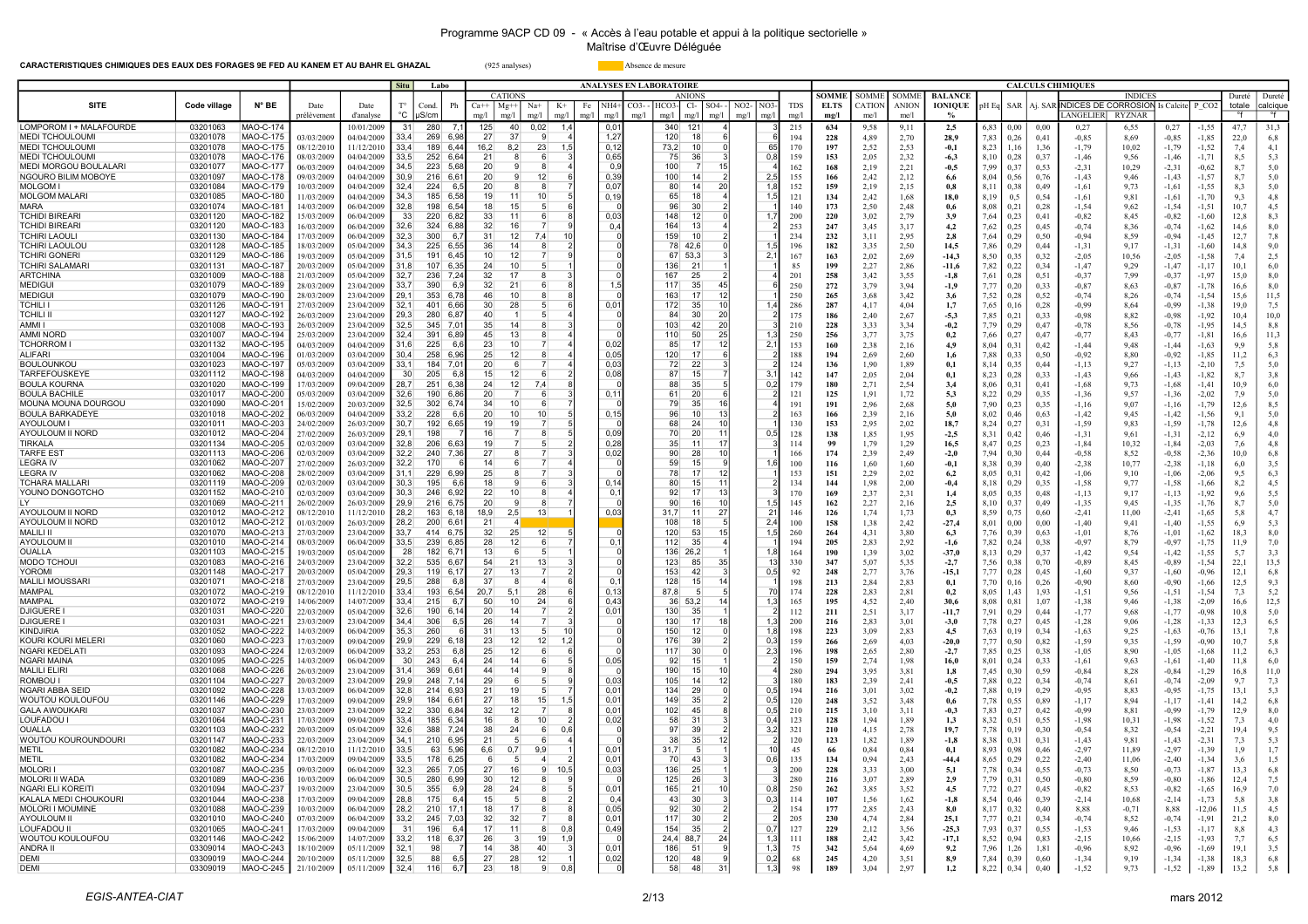Programme 9ACP CD 09 - « Accès à l'eau potable et appui à la politique sectorielle »

Maîtrise d'Œuvre Déléguée

**CARACTERISTIQUES CHIMIQUES DES EAUX DES FORAGES 9E FED AU KANEM ET AU BAHR EL GHAZAL** (925 analyses)

Absence de mesure

| SITE | Code village | N° BE | Date prélèvement | Date d'analyse | Situ T° °C | Labo Cond. µS/cm | Ph | CATIONS Ca++ mg/l | Mg++ mg/l | Na+ mg/l | K+ mg/l | Fe mg/l | NH4+ mg/l | ANIONS CO3-- mg/l | HCO3- mg/l | Cl- mg/l | SO4-- mg/l | NO2- mg/l | NO3- mg/l | TDS mg/l | SOMME ELTS mg/l | SOMME CATION me/l | SOMME ANION me/l | BALANCE IONIQUE % | pH Eq | SAR | Aj. SAR | INDICES DE CORROSION LANGELIER | RYZNAR | Is Calcite | P_CO2 | Dureté totale °f | Dureté calcique °f |
|---|---|---|---|---|---|---|---|---|---|---|---|---|---|---|---|---|---|---|---|---|---|---|---|---|---|---|---|---|---|---|---|---|---|
| LOMPOROM I + MALAFOURDE | 03201063 | MAO-C-174 | | 10/01/2009 | 31 | 280 | 7,1 | 125 | 40 | 0,02 | 1,4 | | 0,01 | | 340 | 121 | 4 | | 3 | 215 | 634 | 9,58 | 9,11 | 2,5 | 6,83 | 0,00 | 0,00 | 0,27 | 6,55 | 0,27 | -1,55 | 47,7 | 31,3 |
| MEDI TCHOULOUMI | 03201078 | MAO-C-175 | 03/05/2009 | 04/04/2009 | 33,4 | 269 | 6,98 | 27 | 37 | 9 | 4 | | 1,27 | | 120 | 18 | 6 | | 6 | 194 | 228 | 4,89 | 2,70 | 28,9 | 7,83 | 0,26 | 0,41 | -0,85 | 8,69 | -0,85 | -1,85 | 22,0 | 6,8 |
| MEDI TCHOULOUMI | 03201078 | MAO-C-175 | 08/12/2010 | 11/12/2010 | 33,4 | 189 | 6,44 | 16,2 | 8,2 | 23 | 1,5 | | 0,12 | | 73,2 | 10 | 0 | | 65 | 170 | 197 | 2,52 | 2,53 | -0,1 | 8,23 | 1,16 | 1,36 | -1,79 | 10,02 | -1,79 | -1,52 | 7,4 | 4,1 |
| MEDI TCHOULOUMI | 03201078 | MAO-C-176 | 08/03/2009 | 04/04/2009 | 33,5 | 252 | 6,64 | 21 | 8 | 6 | 3 | | 0,65 | | 75 | 36 | 3 | | 0,8 | 159 | 153 | 2,05 | 2,32 | -6,3 | 8,10 | 0,28 | 0,37 | -1,46 | 9,56 | -1,46 | -1,71 | 8,5 | 5,3 |
| MEDI MORGOU BOULALARI | 03201077 | MAO-C-177 | 06/03/2009 | 04/04/2009 | 34,5 | 223 | 5,68 | 20 | 9 | 8 | 4 | | 0,9 | | 100 | 7 | 15 | | 4 | 162 | 168 | 2,19 | 2,21 | -0,5 | 7,99 | 0,37 | 0,53 | -2,31 | 10,29 | -2,31 | -0,62 | 8,7 | 5,0 |
| NGOURO BILIM MOBOYE | 03201097 | MAO-C-178 | 09/03/2009 | 04/04/2009 | 30,9 | 216 | 6,61 | 20 | 9 | 12 | 6 | | 0,39 | | 100 | 14 | 2 | | 2,5 | 155 | 166 | 2,42 | 2,12 | 6,6 | 8,04 | 0,56 | 0,76 | -1,43 | 9,46 | -1,43 | -1,57 | 8,7 | 5,0 |
| MOLGOM I | 03201084 | MAO-C-179 | 10/03/2009 | 04/04/2009 | 32,4 | 224 | 6,5 | 20 | 8 | 8 | 7 | | 0,07 | | 80 | 14 | 20 | | 1,8 | 152 | 159 | 2,19 | 2,15 | 0,8 | 8,11 | 0,38 | 0,49 | -1,61 | 9,73 | -1,61 | -1,55 | 8,3 | 5,0 |
| MOLGOM MALARI | 03201085 | MAO-C-180 | 11/03/2009 | 04/04/2009 | 34,3 | 185 | 6,58 | 19 | 11 | 10 | 5 | | 0,19 | | 65 | 18 | 4 | | 1,5 | 121 | 134 | 2,42 | 1,68 | 18,0 | 8,19 | 0,5 | 0,54 | -1,61 | 9,81 | -1,61 | -1,70 | 9,3 | 4,8 |
| MARA | 03201074 | MAO-C-181 | 14/03/2009 | 04/04/2009 | 32,8 | 198 | 6,54 | 18 | 15 | 5 | 6 | | | | 96 | 30 | 2 | | 1 | 140 | 173 | 2,50 | 2,48 | 0,6 | 8,08 | 0,21 | 0,28 | -1,54 | 9,62 | -1,54 | -1,51 | 10,7 | 4,5 |
| TCHIDI BIREARI | 03201120 | MAO-C-182 | 15/03/2009 | 06/04/2009 | 33 | 220 | 6,82 | 33 | 11 | 6 | 8 | | 0,03 | | 148 | 12 | 0 | | 1,7 | 200 | 220 | 3,02 | 2,79 | 3,9 | 7,64 | 0,23 | 0,41 | -0,82 | 8,45 | -0,82 | -1,60 | 12,8 | 8,3 |
| TCHIDI BIREARI | 03201120 | MAO-C-183 | 16/03/2009 | 06/04/2009 | 32,6 | 324 | 6,88 | 32 | 16 | 7 | 9 | | 0,4 | | 164 | 13 | 4 | | 2 | 253 | 247 | 3,45 | 3,17 | 4,2 | 7,62 | 0,25 | 0,45 | -0,74 | 8,36 | -0,74 | -1,62 | 14,6 | 8,0 |
| TCHIRI LAOULI | 03201130 | MAO-C-184 | 17/03/2009 | 06/04/2009 | 32,3 | 300 | 6,7 | 31 | 12 | 7,4 | 10 | | 0 | | 159 | 10 | 2 | | 1 | 234 | 232 | 3,11 | 2,95 | 2,8 | 7,64 | 0,29 | 0,50 | -0,94 | 8,59 | -0,94 | -1,45 | 12,7 | 7,8 |
| TCHIRI LAOULOU | 03201128 | MAO-C-185 | 18/03/2009 | 05/04/2009 | 34,3 | 225 | 6,55 | 36 | 14 | 8 | 2 | | 0 | | 78 | 42,6 | 0 | | 1,5 | 196 | 182 | 3,35 | 2,50 | 14,5 | 7,86 | 0,29 | 0,44 | -1,31 | 9,17 | -1,31 | -1,60 | 14,8 | 9,0 |
| TCHIRI GONERI | 03201129 | MAO-C-186 | 19/03/2009 | 05/04/2009 | 31,5 | 191 | 6,45 | 10 | 12 | 7 | 9 | | 0 | | 67 | 53,3 | 3 | | 2,1 | 167 | 163 | 2,02 | 2,69 | -14,3 | 8,50 | 0,35 | 0,32 | -2,05 | 10,56 | -2,05 | -1,58 | 7,4 | 2,5 |
| TCHIRI SALAMARI | 03201131 | MAO-C-187 | 20/03/2009 | 05/04/2009 | 31,8 | 107 | 6,35 | 24 | 10 | 5 | 1 | | 0 | | 136 | 21 | 1 | | 1 | 85 | 199 | 2,27 | 2,86 | -11,6 | 7,82 | 0,22 | 0,34 | -1,47 | 9,29 | -1,47 | -1,17 | 10,1 | 6,0 |
| ARTCHINA | 03201009 | MAO-C-188 | 21/03/2009 | 05/04/2009 | 32,7 | 236 | 7,24 | 32 | 17 | 8 | 3 | | 0 | | 167 | 25 | 2 | | 4 | 201 | 258 | 3,42 | 3,55 | -1,8 | 7,61 | 0,28 | 0,51 | -0,37 | 7,99 | -0,37 | -1,97 | 15,0 | 8,0 |
| MEDIGUI | 03201079 | MAO-C-189 | 28/03/2009 | 23/04/2009 | 33,7 | 390 | 6,9 | 32 | 21 | 6 | 8 | | 1,5 | | 117 | 35 | 45 | | 6 | 250 | 272 | 3,79 | 3,94 | -1,9 | 7,77 | 0,20 | 0,33 | -0,87 | 8,63 | -0,87 | -1,78 | 16,6 | 8,0 |
| MEDIGUI | 03201079 | MAO-C-190 | 28/03/2009 | 23/04/2009 | 29,1 | 353 | 6,78 | 46 | 10 | 8 | 8 | | 0 | | 163 | 17 | 12 | | 1 | 250 | 265 | 3,68 | 3,42 | 3,6 | 7,52 | 0,28 | 0,52 | -0,74 | 8,26 | -0,74 | -1,54 | 15,6 | 11,5 |
| TCHILI I | 03201126 | MAO-C-191 | 27/03/2009 | 23/04/2009 | 32,1 | 401 | 6,66 | 30 | 28 | 5 | 6 | | 0,01 | | 172 | 35 | 10 | | 1,4 | 286 | 287 | 4,17 | 4,04 | 1,7 | 7,65 | 0,16 | 0,28 | -0,99 | 8,64 | -0,99 | -1,38 | 19,0 | 7,5 |
| TCHILI II | 03201127 | MAO-C-192 | 26/03/2009 | 23/04/2009 | 29,3 | 280 | 6,87 | 40 | 1 | 5 | 4 | | 0 | | 84 | 30 | 20 | | 2 | 175 | 186 | 2,40 | 2,67 | -5,3 | 7,85 | 0,21 | 0,33 | -0,98 | 8,82 | -0,98 | -1,92 | 10,4 | 10,0 |
| AMMI I | 03201008 | MAO-C-193 | 26/03/2009 | 23/04/2009 | 32,5 | 345 | 7,01 | 35 | 14 | 8 | 3 | | 0 | | 103 | 42 | 20 | | 3 | 210 | 228 | 3,33 | 3,34 | -0,2 | 7,79 | 0,29 | 0,47 | -0,78 | 8,56 | -0,78 | -1,95 | 14,5 | 8,8 |
| AMMI NORD | 03201007 | MAO-C-194 | 25/03/2009 | 23/04/2009 | 32,4 | 391 | 6,89 | 45 | 13 | 8 | 4 | | 0 | | 110 | 50 | 25 | | 1,3 | 250 | 256 | 3,77 | 3,75 | 0,2 | 7,66 | 0,27 | 0,47 | -0,77 | 8,43 | -0,77 | -1,81 | 16,6 | 11,3 |
| TCHORROM I | 03201132 | MAO-C-195 | 04/03/2009 | 04/04/2010 | 31,6 | 225 | 6,6 | 23 | 10 | 7 | 4 | | 0,02 | | 85 | 17 | 12 | | 2,1 | 153 | 160 | 2,38 | 2,16 | 4,9 | 8,04 | 0,31 | 0,42 | -1,44 | 9,48 | -1,44 | -1,63 | 9,9 | 5,8 |
| ALIFARI | 03201004 | MAO-C-196 | 01/03/2009 | 03/04/2009 | 30,4 | 258 | 6,96 | 25 | 12 | 8 | 4 | | 0,05 | | 120 | 17 | 6 | | 2 | 188 | 194 | 2,69 | 2,60 | 1,6 | 7,88 | 0,33 | 0,50 | -0,92 | 8,80 | -0,92 | -1,85 | 11,2 | 6,3 |
| BOULOUNKOU | 03201023 | MAO-C-197 | 05/03/2009 | 03/04/2009 | 33,1 | 184 | 7,01 | 20 | 6 | 7 | 4 | | 0,03 | | 72 | 22 | 3 | | 2 | 124 | 136 | 1,90 | 1,89 | 0,1 | 8,14 | 0,35 | 0,44 | -1,13 | 9,27 | -1,13 | -2,10 | 7,5 | 5,0 |
| TARFEFOUSKEYE | 03201112 | MAO-C-198 | 04/03/2009 | 04/04/2009 | 30 | 205 | 6,8 | 15 | 12 | 6 | 2 | | 0,08 | | 87 | 15 | 7 | | 3,1 | 142 | 147 | 2,05 | 2,04 | 0,1 | 8,23 | 0,28 | 0,33 | -1,43 | 9,66 | -1,43 | -1,82 | 8,7 | 3,8 |
| BOULA KOURNA | 03201020 | MAO-C-199 | 17/03/2009 | 09/04/2009 | 28,7 | 251 | 6,38 | 24 | 12 | 7,4 | 8 | | 0 | | 88 | 35 | 5 | | 0,2 | 179 | 180 | 2,71 | 2,54 | 3,4 | 8,06 | 0,31 | 0,41 | -1,68 | 9,73 | -1,68 | -1,41 | 10,9 | 6,0 |
| BOULA BACHILE | 03201017 | MAO-C-200 | 05/03/2009 | 03/04/2009 | 32,6 | 190 | 6,86 | 20 | 7 | 6 | 3 | | 0,11 | | 61 | 20 | 6 | | 1 | 121 | 125 | 1,91 | 1,72 | 5,3 | 8,22 | 0,29 | 0,35 | -1,36 | 9,57 | -1,36 | -2,02 | 7,9 | 5,0 |
| MOUNA MOUNA DOURGOU | 03201090 | MAO-C-201 | 15/02/2009 | 20/03/2009 | 32,5 | 302 | 6,74 | 34 | 10 | 6 | 7 | | 0 | | 79 | 35 | 16 | | 4 | 191 | 191 | 2,96 | 2,68 | 5,0 | 7,90 | 0,23 | 0,35 | -1,16 | 9,07 | -1,16 | -1,79 | 12,6 | 8,5 |
| BOULA BARKADEYE | 03201018 | MAO-C-202 | 06/03/2009 | 04/04/2009 | 33,2 | 228 | 6,6 | 20 | 10 | 10 | 5 | | 0,15 | | 96 | 10 | 13 | | 2 | 163 | 166 | 2,39 | 2,16 | 5,0 | 8,02 | 0,46 | 0,63 | -1,42 | 9,45 | -1,42 | -1,56 | 9,1 | 5,0 |
| AYOULOUM I | 03201011 | MAO-C-203 | 24/02/2009 | 26/03/2009 | 30,7 | 192 | 6,65 | 19 | 19 | 7 | 5 | | 0 | | 68 | 24 | 10 | | 1 | 130 | 153 | 2,95 | 2,02 | 18,7 | 8,24 | 0,27 | 0,31 | -1,59 | 9,83 | -1,59 | -1,78 | 12,6 | 4,8 |
| AYOULOUM II NORD | 03201012 | MAO-C-204 | 27/02/2009 | 26/03/2009 | 29,1 | 198 | 7 | 16 | 7 | 8 | 5 | | 0,09 | | 70 | 20 | 11 | | 0,5 | 128 | 138 | 1,85 | 1,95 | -2,5 | 8,31 | 0,42 | 0,46 | -1,31 | 9,61 | -1,31 | -2,12 | 6,9 | 4,0 |
| TIRKALA | 03201134 | MAO-C-205 | 02/03/2009 | 03/04/2009 | 32,8 | 206 | 6,63 | 19 | 7 | 5 | 2 | | 0,28 | | 35 | 11 | 17 | | 3 | 114 | 99 | 1,79 | 1,29 | 16,5 | 8,47 | 0,25 | 0,23 | -1,84 | 10,32 | -1,84 | -2,03 | 7,6 | 4,8 |
| TARFE EST | 03201113 | MAO-C-206 | 02/03/2009 | 03/04/2009 | 32,2 | 240 | 7,36 | 27 | 8 | 7 | 3 | | 0,02 | | 90 | 28 | 10 | | 1 | 166 | 174 | 2,39 | 2,49 | -2,0 | 7,94 | 0,30 | 0,44 | -0,58 | 8,52 | -0,58 | -2,36 | 10,0 | 6,8 |
| LEGRA IV | 03201062 | MAO-C-207 | 27/02/2009 | 26/03/2009 | 32,2 | 170 | 6 | 14 | 6 | 7 | 4 | | 0 | | 59 | 15 | 9 | | 1,6 | 100 | 116 | 1,60 | 1,60 | -0,1 | 8,38 | 0,39 | 0,40 | -2,38 | 10,77 | -2,38 | -1,18 | 6,0 | 3,5 |
| LEGRA IV | 03201062 | MAO-C-208 | 28/02/2009 | 03/04/2009 | 31,1 | 229 | 6,99 | 25 | 8 | 7 | 3 | | 0 | | 78 | 17 | 12 | | 1 | 153 | 151 | 2,29 | 2,02 | 6,2 | 8,05 | 0,31 | 0,42 | -1,06 | 9,10 | -1,06 | -2,06 | 9,5 | 6,3 |
| TCHARA MALLARI | 03201119 | MAO-C-209 | 02/03/2009 | 03/04/2009 | 30,3 | 195 | 6,6 | 18 | 9 | 6 | 3 | | 0,14 | | 80 | 15 | 11 | | 2 | 134 | 144 | 1,98 | 2,00 | -0,4 | 8,18 | 0,29 | 0,35 | -1,58 | 9,77 | -1,58 | -1,66 | 8,2 | 4,5 |
| YOUNO DONGOTCHO | 03201152 | MAO-C-210 | 02/03/2009 | 03/04/2009 | 30,3 | 246 | 6,92 | 22 | 10 | 8 | 4 | | 0,1 | | 92 | 17 | 13 | | 3 | 170 | 169 | 2,37 | 2,31 | 1,4 | 8,05 | 0,35 | 0,48 | -1,13 | 9,17 | -1,13 | -1,92 | 9,6 | 5,5 |
| LY | 03201069 | MAO-C-211 | 26/02/2009 | 26/03/2009 | 29,9 | 216 | 6,75 | 20 | 9 | 8 | 7 | | 0 | | 90 | 16 | 10 | | 1,5 | 145 | 162 | 2,27 | 2,16 | 2,5 | 8,10 | 0,37 | 0,49 | -1,35 | 9,45 | -1,35 | -1,76 | 8,7 | 5,0 |
| AYOULOUM II NORD | 03201012 | MAO-C-212 | 08/12/2010 | 11/12/2010 | 28,2 | 163 | 6,18 | 18,9 | 2,5 | 13 | 1 | | 0,03 | | 31,7 | 11 | 27 | | 21 | 146 | 126 | 1,74 | 1,73 | 0,3 | 8,59 | 0,75 | 0,60 | -2,41 | 11,00 | -2,41 | -1,65 | 5,8 | 4,7 |
| AYOULOUM II NORD | 03201012 | MAO-C-212 | 01/03/2009 | 26/03/2009 | 28,2 | 200 | 6,61 | 21 | 4 | | | | | | 108 | 18 | 5 | | 2,4 | 100 | 158 | 1,38 | 2,42 | -27,4 | 8,01 | 0,00 | 0,00 | -1,40 | 9,41 | -1,40 | -1,55 | 6,9 | 5,3 |
| MALILI II | 03201070 | MAO-C-213 | 27/03/2009 | 23/04/2009 | 33,7 | 414 | 6,75 | 32 | 25 | 12 | 5 | | 0 | | 120 | 53 | 15 | | 1,5 | 260 | 264 | 4,31 | 3,80 | 6,3 | 7,76 | 0,39 | 0,63 | -1,01 | 8,76 | -1,01 | -1,62 | 18,3 | 8,0 |
| AYOULOUM II | 03201010 | MAO-C-214 | 08/03/2009 | 06/04/2009 | 33,5 | 239 | 6,85 | 28 | 12 | 6 | 7 | | 0,1 | | 112 | 35 | 4 | | 1 | 194 | 205 | 2,83 | 2,92 | -1,6 | 7,82 | 0,24 | 0,38 | -0,97 | 8,79 | -0,97 | -1,75 | 11,9 | 7,0 |
| OUALLA | 03201103 | MAO-C-215 | 19/03/2009 | 05/04/2009 | 28 | 182 | 6,71 | 13 | 6 | 5 | 1 | | 0 | | 136 | 26,2 | 1 | | 1,8 | 164 | 190 | 1,39 | 3,02 | -37,0 | 8,13 | 0,29 | 0,37 | -1,42 | 9,54 | -1,42 | -1,55 | 5,7 | 3,3 |
| MODO TCHOU | 03201083 | MAO-C-216 | 24/03/2009 | 23/04/2009 | 32,2 | 535 | 6,67 | 54 | 21 | 13 | 3 | | 0 | | 123 | 85 | 35 | | 13 | 330 | 347 | 5,07 | 5,35 | -2,7 | 7,56 | 0,38 | 0,70 | -0,89 | 8,45 | -0,89 | -1,54 | 22,1 | 13,5 |
| YOROMI | 03201148 | MAO-C-217 | 20/03/2009 | 05/04/2009 | 29,3 | 119 | 6,17 | 27 | 13 | 7 | 2 | | 0 | | 153 | 42 | 3 | | 0,5 | 92 | 248 | 2,77 | 3,76 | -15,1 | 7,77 | 0,28 | 0,45 | -1,60 | 9,37 | -1,60 | -0,96 | 12,1 | 6,8 |
| MALILI MOUSSARI | 03201071 | MAO-C-218 | 27/03/2009 | 23/04/2009 | 29,5 | 288 | 6,8 | 37 | 8 | 4 | 6 | | 0,1 | | 128 | 15 | 14 | | 1 | 198 | 213 | 2,84 | 2,83 | 0,1 | 7,70 | 0,16 | 0,26 | -0,90 | 8,60 | -0,90 | -1,66 | 12,5 | 9,3 |
| MAMPAL | 03201072 | MAO-C-219 | 08/12/2010 | 11/12/2010 | 33,4 | 193 | 6,54 | 20,7 | 5,1 | 28 | 6 | | 0,13 | | 87,8 | 5 | 5 | | 70 | 174 | 228 | 2,83 | 2,81 | 0,2 | 8,05 | 1,43 | 1,93 | -1,51 | 9,56 | -1,51 | -1,54 | 7,3 | 5,2 |
| MAMPAL | 03201072 | MAO-C-219 | 14/06/2009 | 14/07/2009 | 33,4 | 215 | 6,7 | 50 | 10 | 24 | 6 | | 0,43 | | 36 | 53,2 | 14 | | 1,3 | 165 | 195 | 4,52 | 2,40 | 30,6 | 8,08 | 0,81 | 1,07 | -1,38 | 9,46 | -1,38 | -2,09 | 16,6 | 12,5 |
| DJIGUERE I | 03201031 | MAO-C-220 | 22/03/2009 | 05/04/2009 | 32,6 | 190 | 6,14 | 20 | 14 | 7 | 2 | | 0,01 | | 130 | 35 | 1 | | | 112 | 211 | 2,51 | 3,17 | -11,7 | 7,91 | 0,29 | 0,44 | -1,77 | 9,68 | -1,77 | -0,98 | 10,8 | 5,0 |
| DJIGUERE I | 03201031 | MAO-C-221 | 23/03/2009 | 23/04/2009 | 34,4 | 306 | 6,5 | 26 | 14 | 7 | 4 | | 0 | | 130 | 17 | 18 | | 1,3 | 200 | 216 | 2,83 | 3,01 | -3,0 | 7,78 | 0,27 | 0,45 | -1,28 | 9,06 | -1,28 | -1,33 | 12,3 | 6,5 |
| KINDJIRIA | 03201052 | MAO-C-222 | 14/03/2009 | 06/04/2009 | 35,3 | 260 | 6 | 31 | 13 | 5 | 10 | | 0 | | 150 | 12 | 0 | | 1,8 | 198 | 223 | 3,09 | 2,83 | 4,5 | 7,63 | 0,19 | 0,34 | -1,63 | 9,25 | -1,63 | -0,76 | 13,1 | 7,8 |
| KOURI KOURI MELERI | 03201060 | MAO-C-223 | 17/03/2009 | 09/04/2009 | 29 | 229 | 6,18 | 23 | 12 | 12 | 1,2 | | 0 | | 176 | 39 | 2 | | 0,3 | 159 | 266 | 2,69 | 4,03 | -20,0 | 7,77 | 0,50 | 0,82 | -1,59 | 9,35 | -1,59 | -0,90 | 10,7 | 5,8 |
| NGARI KEDELATI | 03201093 | MAO-C-224 | 12/03/2009 | 06/04/2009 | 33,2 | 253 | 6,8 | 25 | 12 | 6 | 6 | | 0 | | 117 | 30 | 0 | | 2,3 | 196 | 198 | 2,65 | 2,80 | -2,7 | 7,85 | 0,25 | 0,38 | -1,05 | 8,90 | -1,05 | -1,68 | 11,2 | 6,3 |
| NGARI MAINA | 03201095 | MAO-C-225 | 14/03/2009 | 06/04/2009 | 30 | 243 | 6,4 | 24 | 14 | 6 | 4 | | 0,05 | | 92 | 15 | 1 | | 2 | 150 | 159 | 2,74 | 1,98 | 16,0 | 8,01 | 0,24 | 0,33 | -1,61 | 9,63 | -1,61 | -1,40 | 11,8 | 6,0 |
| MALILI ELIRI | 03201068 | MAO-C-226 | 26/03/2009 | 23/04/2009 | 31,4 | 369 | 6,61 | 44 | 14 | 9 | 8 | | 0 | | 190 | 15 | 10 | | 4 | 280 | 294 | 3,95 | 3,81 | 1,8 | 7,45 | 0,30 | 0,59 | -0,84 | 8,28 | -0,84 | -1,29 | 16,8 | 11,0 |
| ROMBOU I | 03201104 | MAO-C-227 | 20/03/2009 | 23/04/2009 | 29,9 | 248 | 7,14 | 29 | 6 | 5 | 9 | | 0,03 | | 105 | 14 | 12 | | 4 | 180 | 183 | 2,39 | 2,41 | -0,5 | 7,88 | 0,22 | 0,34 | -0,74 | 8,61 | -0,74 | -2,09 | 9,7 | 7,3 |
| NGARI ABBA SEID | 03201092 | MAO-C-228 | 13/03/2009 | 06/04/2009 | 32,8 | 214 | 6,93 | 21 | 19 | 5 | 7 | | 0,01 | | 134 | 29 | 0 | | 0,5 | 194 | 216 | 3,01 | 3,02 | -0,2 | 7,88 | 0,19 | 0,29 | -0,95 | 8,83 | -0,95 | -1,75 | 13,1 | 5,3 |
| WOUTOU KOULOUFOU | 03201146 | MAO-C-229 | 17/03/2009 | 09/04/2009 | 29,9 | 184 | 6,61 | 27 | 18 | 15 | 1,5 | | 0,01 | | 149 | 35 | 2 | | 0,5 | 120 | 248 | 3,52 | 3,48 | 0,6 | 7,78 | 0,55 | 0,89 | -1,17 | 8,94 | -1,17 | -1,41 | 14,2 | 6,8 |
| GALA AWOUKARI | 03201037 | MAO-C-230 | 23/03/2009 | 23/04/2009 | 32,2 | 330 | 6,84 | 32 | 12 | 7 | 8 | | 0,01 | | 102 | 45 | 8 | | 0,5 | 210 | 215 | 3,10 | 3,11 | -0,3 | 7,83 | 0,27 | 0,42 | -0,99 | 8,81 | -0,99 | -1,79 | 12,9 | 8,0 |
| LOUFADOU I | 03201064 | MAO-C-231 | 17/03/2009 | 09/04/2009 | 33,4 | 185 | 6,34 | 16 | 8 | 10 | 2 | | 0,02 | | 58 | 31 | 3 | | 0,4 | 123 | 128 | 1,94 | 1,89 | 1,3 | 8,32 | 0,51 | 0,55 | -1,98 | 10,31 | -1,98 | -1,52 | 7,3 | 4,0 |
| OUALLA | 03201103 | MAO-C-232 | 20/03/2009 | 05/04/2009 | 32,6 | 388 | 7,24 | 38 | 24 | 6 | 0,6 | | 0 | | 97 | 39 | 2 | | 3,2 | 321 | 210 | 4,15 | 2,78 | 19,7 | 7,78 | 0,19 | 0,30 | -0,54 | 8,32 | -0,54 | -2,21 | 19,4 | 9,5 |
| WOUTOU KOUROUNDOURI | 03201147 | MAO-C-233 | 22/03/2009 | 23/04/2009 | 34,1 | 210 | 6,95 | 21 | 5 | 6 | 4 | | 0 | | 38 | 35 | 12 | | 2 | 120 | 123 | 1,82 | 1,89 | -1,8 | 8,38 | 0,31 | 0,31 | -1,43 | 9,81 | -1,43 | -2,31 | 7,3 | 5,3 |
| METIL | 03201082 | MAO-C-234 | 08/12/2010 | 11/12/2010 | 33,5 | 63 | 5,96 | 6,6 | 0,7 | 9,9 | 1 | | 0,01 | | 31,7 | 5 | 1 | | 10 | 45 | 66 | 0,84 | 0,84 | 0,1 | 8,93 | 0,98 | 0,46 | -2,97 | 11,89 | -2,97 | -1,39 | 1,9 | 1,7 |
| METIL | 03201082 | MAO-C-234 | 17/03/2009 | 09/04/2009 | 33,5 | 178 | 6,25 | 6 | 5 | 4 | 2 | | 0,01 | | 70 | 43 | 3 | | 0,6 | 135 | 134 | 0,94 | 2,43 | -44,4 | 8,65 | 0,29 | 0,22 | -2,40 | 11,06 | -2,40 | -1,34 | 3,6 | 1,5 |
| MOLORI I | 03201087 | MAO-C-235 | 09/03/2009 | 06/04/2009 | 32,3 | 265 | 7,05 | 27 | 16 | 9 | 10,5 | | 0,03 | | 136 | 25 | 1 | | 3 | 200 | 228 | 3,33 | 3,00 | 5,1 | 7,78 | 0,34 | 0,55 | -0,73 | 8,50 | -0,73 | -1,87 | 13,3 | 6,8 |
| MOLORI II WADA | 03201089 | MAO-C-236 | 10/03/2009 | 06/04/2009 | 30,5 | 280 | 6,99 | 30 | 12 | 8 | 9 | | 0 | | 125 | 26 | 3 | | 3 | 280 | 216 | 3,07 | 2,89 | 2,9 | 7,79 | 0,31 | 0,50 | -0,80 | 8,59 | -0,80 | -1,86 | 12,4 | 7,5 |
| NGARI ELI KOREITI | 03201094 | MAO-C-237 | 19/03/2009 | 23/04/2009 | 30,5 | 355 | 6,9 | 28 | 24 | 8 | 5 | | 0,01 | | 165 | 21 | 10 | | 0,8 | 250 | 262 | 3,85 | 3,52 | 4,5 | 7,72 | 0,27 | 0,45 | -0,82 | 8,53 | -0,82 | -1,65 | 16,9 | 7,0 |
| KALALA MEDI CHOUKOURI | 03201044 | MAO-C-238 | 17/03/2009 | 09/04/2009 | 28,8 | 175 | 6,4 | 15 | 5 | 8 | 2 | | 0,4 | | 43 | 30 | 3 | | 0,3 | 114 | 107 | 1,56 | 1,62 | -1,8 | 8,54 | 0,46 | 0,39 | -2,14 | 10,68 | -2,14 | -1,73 | 5,8 | 3,8 |
| MOLORI I MOUMINE | 03201088 | MAO-C-239 | 10/03/2009 | 06/04/2009 | 28,2 | 210 | 17,1 | 18 | 17 | 8 | 8 | | 0,05 | | 92 | 30 | 2 | | 2 | 154 | 177 | 2,85 | 2,43 | 8,0 | 8,17 | 0,32 | 0,40 | 8,88 | -0,71 | 8,88 | -12,06 | 11,5 | 4,5 |
| AYOULOUM II | 03201010 | MAO-C-240 | 07/03/2009 | 06/04/2009 | 33,2 | 245 | 7,03 | 32 | 32 | 7 | 8 | | 0,01 | | 117 | 30 | 2 | | 2 | 205 | 230 | 4,74 | 2,84 | 25,1 | 7,77 | 0,21 | 0,34 | -0,74 | 8,52 | -0,74 | -1,91 | 21,2 | 8,0 |
| LOUFADOU II | 03201065 | MAO-C-241 | 17/03/2009 | 09/04/2009 | 31 | 196 | 6,4 | 17 | 11 | 8 | 0,8 | | 0,49 | | 154 | 35 | 2 | | 0,7 | 127 | 226 | 2,12 | 3,56 | -25,3 | 7,93 | 0,37 | 0,55 | -1,53 | 9,46 | -1,53 | -1,17 | 8,8 | 4,3 |
| WOUTOU KOULOUFOU | 03201146 | MAO-C-242 | 15/06/2009 | 14/07/2009 | 33,2 | 118 | 6,37 | 26 | 3 | 19 | 1,9 | | 0 | | 24,4 | 88,7 | 24 | | 1,3 | 111 | 188 | 2,42 | 3,42 | -17,1 | 8,52 | 0,94 | 0,83 | -2,15 | 10,66 | -2,15 | -1,93 | 7,7 | 6,5 |
| ANDRA II | 03309014 | MAO-C-243 | 18/10/2009 | 05/11/2009 | 32,1 | 98 | 7 | 14 | 38 | 40 | 3 | | 0,01 | | 186 | 51 | 9 | | 1,3 | 75 | 342 | 5,64 | 4,69 | 9,2 | 7,96 | 1,26 | 1,81 | -0,96 | 8,92 | -0,96 | -1,69 | 19,1 | 3,5 |
| DEMI | 03309019 | MAO-C-244 | 20/10/2009 | 05/11/2009 | 32,5 | 88 | 6,5 | 27 | 28 | 12 | 2 | | 0,02 | | 120 | 48 | 9 | | 0,2 | 68 | 245 | 4,20 | 3,51 | 8,9 | 7,84 | 0,39 | 0,60 | -1,34 | 9,19 | -1,34 | -1,38 | 18,3 | 6,8 |
| DEMI | 03309019 | MAO-C-245 | 21/10/2009 | 05/11/2009 | 32,4 | 116 | 6,7 | 23 | 18 | 9 | 0,8 | | 0 | | 58 | 48 | 31 | | 1,3 | 98 | 189 | 3,04 | 2,97 | 1,2 | 8,22 | 0,34 | 0,40 | -1,52 | 9,73 | -1,52 | -1,89 | 13,2 | 5,8 |

EGIS-ANTEA-CIAT — mars 2012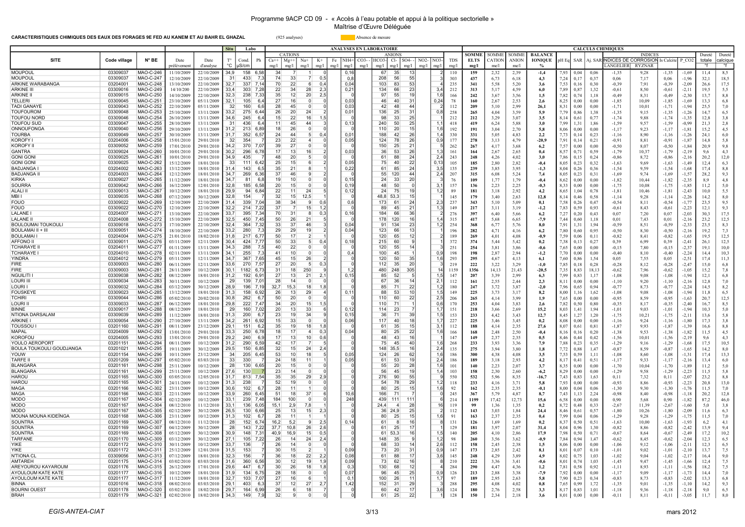**CARACTERISTIQUES CHIMIQUES DES EAUX DES FORAGES 9E FED AU KANEM ET AU BAHR EL GHAZAL** (925 analyses)

Absence de mesure

| | | | | | Situ | Labo | | ANALYSES EN LABORATOIRE | | | | | | | | | | | | | | | | | CALCULS CHIMIQUES | | | | | | | | |
|---|---|---|---|---|---|---|---|---|---|---|---|---|---|---|---|---|---|---|---|---|---|---|---|---|---|---|---|---|---|---|---|---|---|
| | | | | | | | | CATIONS | | | | | | ANIONS | | | | | | | SOMME | SOMME | SOMME | BALANCE | | | | INDICES | | | | Dureté | Dureté |
| **SITE** | **Code village** | **N° BE** | Date prélèvement | Date d'analyse | T° °C | Cond. µS/cm | Ph | Ca++ mg/l | Mg++ mg/l | Na+ mg/l | K+ mg/l | Fe mg/l | NH4+ mg/l | CO3-- mg/l | HCO3- mg/l | Cl- mg/l | SO4-- mg/l | NO2- mg/l | NO3- mg/l | TDS mg/l | ELTS mg/l | CATION me/l | ANION me/l | IONIQUE % | pH Eq | SAR | Aj. SAR | INDICES DE CORROSION LANGELIER | RYZNAR | Is Calcite | P_CO2 | totale °F | calcique °F |
| MOUPOUL | 03309037 | MAO-C-246 | 11/10/2009 | 22/10/2009 | 34,9 | 158 | 6,58 | 34 | 7 | 1 | 0 | | 0,16 | | 67 | 35 | 13 | | 2 | 110 | 159 | 2,32 | 2,39 | -1,4 | 7,93 | 0,14 | 0,06 | -1,35 | 9,28 | -1,35 | -1,69 | 11,4 | 8,5 |
| MOUPOUL | 03309037 | MAO-C-247 | 12/10/2009 | 22/10/2009 | 31 | 433 | 7,3 | 74 | 33 | 7 | 0,5 | | 0,8 | | 208 | 56 | 55 | | 3 | 303 | 437 | 6,73 | 6,18 | 4,3 | 7,24 | 0,17 | 0,37 | 0,06 | 7,17 | 0,06 | -1,96 | 32,1 | 18,5 |
| ARKINE WARABANGA | 03204001 | MAO-C-248 | 13/10/2009 | 22/10/2009 | 32,7 | 337 | 7,14 | 70 | 22 | 6 | 0,4 | | 0,04 | | 103 | 83 | 53 | | 4 | 235 | 341 | 5,58 | 5,20 | 3,6 | 7,53 | 0,16 | 0,30 | -0,39 | 7,91 | -0,39 | -2,09 | 26,6 | 17,5 |
| ARKINE III | 03309016 | MAO-C-249 | 14/10/200 | 22/10/2009 | 33,4 | 303 | 7,28 | 22 | 34 | 28 | 2,3 | | 0,21 | | 134 | 66 | 23 | | 3,4 | 212 | 313 | 5,17 | 4,59 | 6,0 | 7,89 | 0,87 | 1,32 | -0,61 | 8,50 | -0,61 | -2,11 | 19,5 | 5,5 |
| ARKINE II | 03309015 | MAO-C-250 | 14/10/2009 | 22/10/2009 | 32,3 | 238 | 7,33 | 35 | 12 | 20 | 2,5 | | 0 | | 97 | 55 | 19 | | 1,6 | 166 | 242 | 3,67 | 3,56 | 1,5 | 7,82 | 0,74 | 1,18 | -0,49 | 8,31 | -0,49 | -2,30 | 13,7 | 8,8 |
| TELLERI | 03309045 | MAO-C-251 | 23/10/2009 | 05/11/2009 | 32,1 | 105 | 6,4 | 27 | 16 | 0 | 0 | | 0,03 | | 46 | 40 | 31 | | 0,24 | 78 | 160 | 2,67 | 2,53 | 2,6 | 8,25 | 0,00 | 0,00 | -1,85 | 10,09 | -1,85 | -1,69 | 13,3 | 6,8 |
| TADI GANAYE | 03309043 | MAO-C-252 | 22/10/2009 | 05/11/2009 | 32 | 160 | 6,6 | 28 | 45 | 0 | 0 | | 0,03 | | 42 | 48 | 44 | | 2 | 112 | 209 | 5,10 | 2,99 | 26,1 | 8,31 | 0,00 | 0,00 | -1,71 | 10,01 | -1,71 | -1,94 | 25,5 | 7,0 |
| TOUFOUROM | 03309048 | MAO-C-253 | 25/10/2009 | 13/11/2009 | 33,2 | 275 | 6,44 | 26 | 20 | 24 | 2 | | 0,01 | | 136 | 25 | 31 | | 0,8 | 258 | 265 | 4,04 | 3,59 | 5,9 | 7,79 | 0,86 | 1,38 | -1,35 | 9,15 | -1,35 | -1,26 | 14,7 | 6,5 |
| TOUFOU NORD | 03309046 | MAO-C-254 | 26/10/2009 | 13/11/2009 | 34,6 | 245 | 6,4 | 15 | 22 | 16 | 1,5 | | | | 98 | 33 | 25 | | 1 | 212 | 212 | 3,29 | 3,07 | 3,5 | 8,14 | 0,61 | 0,77 | -1,74 | 9,88 | -1,74 | -1,35 | 12,8 | 3,8 |
| TOUFOU SUD | 03309047 | MAO-C-255 | 28/10/2009 | 13/11/2009 | 31 | 436 | 6,4 | 11 | 45 | 44 | 3 | | 0,13 | | 240 | 50 | 25 | | 1,1 | 418 | 419 | 6,24 | 5,88 | 3,0 | 7,99 | 1,31 | 1,86 | -1,59 | 9,57 | -1,59 | -0,99 | 21,3 | 2,8 |
| ONNOUFONGA | 03309040 | MAO-C-256 | 29/10/2009 | 13/11/2009 | 31,2 | 213 | 6,89 | 18 | 26 | 0 | 0 | | 0 | | 110 | 20 | 15 | | 1,6 | 192 | 191 | 3,04 | 2,70 | 5,8 | 8,06 | 0,00 | 0,00 | -1,17 | 9,23 | -1,17 | -1,81 | 15,2 | 4,5 |
| TOURBA | 03309049 | MAO-C-257 | 30/10/2009 | 13/11/2009 | 31,7 | 352 | 6,57 | 24 | 44 | 5 | 0,4 | | 0,01 | | 188 | 42 | 26 | | 1,4 | 330 | 331 | 5,05 | 4,83 | 2,2 | 7,73 | 0,14 | 0,23 | -1,16 | 8,90 | -1,16 | -1,26 | 24,1 | 6,0 |
| KOROFY I | 03204006 | MAO-C-258 | 15/01/2010 | 29/01/2010 | 32 | 354 | 7 | 23 | 22 | 4 | 0 | | 0,05 | | 124 | 78 | 26 | | 0,9 | 177 | 278 | 3,13 | 4,79 | -20,9 | 7,91 | 0,14 | 0,21 | -0,91 | 8,81 | -0,91 | -1,87 | 14,8 | 5,8 |
| KOROFY II | 03309052 | MAO-C-259 | 17/01/2010 | 29/01/2010 | 34,2 | 370 | 7,07 | 39 | 27 | 0 | 0 | | | | 150 | 25 | 21 | | 5 | 262 | 267 | 4,17 | 3,68 | 6,2 | 7,57 | 0,00 | 0,00 | -0,50 | 8,07 | -0,50 | -1,84 | 20,9 | 9,8 |
| GANTRA | 03309024 | MAO-C-260 | 10/01/2010 | 29/01/2010 | 30,2 | 296 | 6,78 | 17 | 13 | 16 | 2 | | 0,03 | | 36 | 53 | 26 | | 1,3 | 161 | 164 | 2,67 | 2,65 | 0,4 | 8,57 | 0,71 | 0,59 | -1,79 | 10,37 | -1,79 | -2,19 | 9,6 | 4,3 |
| GONI GONI | 03309025 | MAO-C-261 | 10/01/2010 | 29/01/2010 | 34,9 | 435 | 7 | 48 | 20 | 5 | 0 | | | | 61 | 88 | 24 | | 2,4 | 243 | 248 | 4,26 | 4,02 | 3,0 | 7,86 | 0,15 | 0,24 | -0,86 | 8,72 | -0,86 | -2,16 | 20,2 | 12,0 |
| GONI GONI | 03309025 | MAO-C-262 | 15/12/2009 | 18/01/2010 | 33 | 111 | 6,42 | 25 | 15 | 6 | 2 | | 0,05 | | 75 | 40 | 22 | | 0,13 | 105 | 185 | 2,80 | 2,82 | -0,4 | 8,05 | 0,23 | 0,32 | -1,63 | 9,69 | -1,63 | -1,49 | 12,4 | 6,3 |
| BADJANGA I | 03204002 | MAO-C-263 | 13/12/2009 | 18/01/2010 | 31,4 | 143 | 6,5 | 35 | 21 | 8 | 1 | | 0,22 | | 61 | 85 | 24 | | 3,5 | 135 | 239 | 3,85 | 3,95 | -1,3 | 8,04 | 0,26 | 0,36 | -1,54 | 9,59 | -1,54 | -1,68 | 17,4 | 8,8 |
| BADJANGA II | 03204003 | MAO-C-264 | 12/12/2009 | 18/01/2010 | 34,7 | 269 | 6,36 | 37 | 46 | 9 | 2 | | | | 55 | 120 | 44 | | 2,4 | 207 | 315 | 6,08 | 5,24 | 7,4 | 8,05 | 0,23 | 0,31 | -1,69 | 9,74 | -1,69 | -1,57 | 28,2 | 9,3 |
| KIRKA | 03309027 | MAO-C-265 | 11/12/2009 | 18/01/2010 | 34,7 | 81 | 6,8 | 19 | 10 | 0 | 0 | | 0,15 | | 24 | 33 | 20 | | 3 | 76 | 109 | 1,77 | 1,79 | -0,4 | 8,62 | 0,00 | 0,00 | -1,82 | 10,44 | -1,82 | -2,35 | 8,9 | 4,8 |
| SOURRA | 03309042 | MAO-C-266 | 16/12/2009 | 12/01/2010 | 32,8 | 185 | 6,58 | 20 | 15 | 0 | 0 | | 0,19 | | 48 | 50 | 0 | | 3,1 | 157 | 136 | 2,23 | 2,25 | -0,3 | 8,33 | 0,00 | 0,00 | -1,75 | 10,08 | -1,75 | -1,85 | 11,2 | 5,0 |
| ALALI II | 03309013 | MAO-C-267 | 10/12/2009 | 18/01/2010 | 29,9 | 94 | 6,84 | 22 | 11 | 24 | 5 | | 0,12 | | 24 | 75 | 19 | | 1,2 | 89 | 181 | 3,18 | 2,92 | 4,2 | 8,65 | 1,04 | 0,78 | -1,81 | 10,46 | -1,81 | -2,43 | 10,0 | 5,5 |
| MBI I | 03309035 | MAO-C-268 | 07/12/2009 | 30/12/2009 | 32,8 | 154 | 7 | 32 | 15 | 12,5 | | | | | 48,8 | 53,3 | 15 | | 1 | 145 | 179 | 3,40 | 2,63 | 12,8 | 8,14 | 0,46 | 0,58 | -1,14 | 9,28 | -1,14 | -2,26 | 14,2 | 8,0 |
| FOUO | 03309022 | MAO-C-269 | 12/10/2009 | 22/10/2009 | 31,4 | 339 | 7,04 | 38 | 34 | 9 | 0,6 | | 0,6 | | 173 | 61 | 24 | | 2,3 | 237 | 343 | 5,10 | 5,09 | 0,1 | 7,58 | 0,26 | 0,47 | -0,54 | 8,11 | -0,54 | -1,77 | 23,5 | 9,5 |
| FOUO | 03309022 | MAO-C-270 | 12/10/2009 | 22/10/2009 | 32,2 | 214 | 7,22 | 37 | 7 | 15 | 1,2 | | | | 89 | 45 | 21 | | 1,3 | 149 | 217 | 3,11 | 3,19 | -1,2 | 7,83 | 0,59 | 0,93 | -0,61 | 8,43 | -0,61 | -2,23 | 12,1 | 9,3 |
| LALANE I | 03204007 | MAO-C-271 | 13/10/2009 | 22/10/2009 | 33,7 | 395 | 7,34 | 70 | 31 | 8 | 0,3 | | 0,16 | | 184 | 66 | 36 | | 2 | 276 | 397 | 6,40 | 5,66 | 6,2 | 7,27 | 0,20 | 0,43 | 0,07 | 7,20 | 0,07 | -2,03 | 30,3 | 17,5 |
| LALANE II | 03204008 | MAO-C-272 | 15/10/2009 | 22/10/2009 | 32,5 | 450 | 7,45 | 50 | 26 | 21 | 5 | | | | 178 | 120 | 16 | | 1,4 | 315 | 417 | 5,68 | 6,65 | -7,9 | 7,44 | 0,60 | 1,18 | 0,01 | 7,43 | 0,01 | -2,16 | 23,2 | 12,5 |
| BOULOUMAI TOUKOULI | 03309018 | MAO-C-273 | 17/10/2009 | 22/10/2009 | 32,4 | 364 | 7,32 | 33 | 37 | 46 | 3 | | 0,04 | | 91 | 134 | 23 | | 1,2 | 254 | 368 | 6,77 | 5,76 | 8,0 | 7,91 | 1,31 | 1,94 | -0,59 | 8,51 | -0,59 | -2,33 | 23,5 | 8,3 |
| BOULAMAI II + III | 03309051 | MAO-C-274 | 18/10/2009 | 22/10/2009 | 33,2 | 280 | 7,3 | 29 | 29 | 19 | 2 | | 0,04 | | 123 | 66 | 13 | | | 196 | 282 | 4,71 | 4,16 | 6,2 | 7,80 | 0,60 | 0,95 | -0,50 | 8,30 | -0,50 | -2,16 | 19,2 | 7,3 |
| BOULAMAI I | 03204004 | MAO-C-275 | 21/01/2010 | 18/02/2010 | 31,8 | 217 | 6,77 | 50 | 17 | 2 | 1 | | | | 120 | 65 | 12 | | 2 | 189 | 269 | 4,01 | 4,08 | -0,9 | 7,59 | 0,06 | 0,11 | -0,82 | 8,41 | -0,82 | -1,65 | 19,5 | 12,5 |
| AFFONO II | 03309011 | MAO-C-276 | 03/11/2009 | 12/11/2009 | 30,4 | 424 | 7,77 | 50 | 33 | 5 | 0,4 | | 0,18 | | 215 | 60 | 9 | | 1 | 372 | 374 | 5,44 | 5,42 | 0,2 | 7,38 | 0,13 | 0,27 | 0,39 | 6,99 | 0,39 | -2,41 | 26,1 | 12,5 |
| TCHARAYE II | 03204011 | MAO-C-277 | 01/11/2009 | 13/11/2009 | 34,3 | 288 | 7,5 | 40 | 22 | 0 | 0 | | | | 120 | 55 | 14 | | 3 | 251 | 254 | 3,81 | 3,86 | -0,6 | 7,65 | 0,00 | 0,00 | -0,15 | 7,80 | -0,15 | -2,37 | 19,1 | 10,0 |
| TCHARAYE I | 03204010 | MAO-C-278 | 02/11/2009 | 13/11/2009 | 34,1 | 255 | 7,3 | 41 | 10 | 0 | 0 | | 0,4 | | 100 | 45 | 1 | | 0,9 | 198 | 198 | 2,87 | 2,94 | -1,2 | 7,70 | 0,00 | 0,00 | -0,40 | 8,10 | -0,40 | -2,24 | 14,4 | 10,3 |
| YINDRA | 03204012 | MAO-C-279 | 05/11/2009 | 12/11/2009 | 34,7 | 367 | 7,65 | 45 | 15 | 26 | 2 | | | | 120 | 50 | 35 | | 1,6 | 293 | 295 | 4,67 | 4,13 | 6,1 | 7,60 | 0,86 | 1,54 | 0,05 | 7,55 | 0,05 | -2,51 | 17,4 | 11,3 |
| FIRE | 03309003 | MAO-C-280 | 06/11/2009 | 12/11/2009 | 33,6 | 270 | 7,57 | 27 | 20 | 5 | 0,3 | | | | 112 | 35 | 20 | | 3 | 219 | 222 | 3,22 | 3,29 | -1,0 | 7,85 | 0,18 | 0,28 | -0,28 | 8,12 | -0,28 | -2,47 | 15,0 | 6,8 |
| FIRE | 03309003 | MAO-C-281 | 28/11/2009 | 10/12/2009 | 30,1 | 1182 | 6,73 | 31 | 18 | 250 | 9 | | 1,2 | | 480 | 248 | 305 | | 14 | 1159 | 1356 | 14,13 | 21,43 | -20,5 | 7,35 | 8,83 | 18,13 | -0,62 | 7,96 | -0,62 | -1,05 | 15,2 | 7,8 |
| NGUILITI I | 03309038 | MAO-C-282 | 08/12/2009 | 18/01/2010 | 31,2 | 192 | 6,91 | 27 | 13 | 21 | 2,1 | | 0,15 | | 85 | 52 | 5 | | 1,5 | 147 | 207 | 3,39 | 2,99 | 6,3 | 7,99 | 0,83 | 1,17 | -1,08 | 9,08 | -1,08 | -1,94 | 12,1 | 6,8 |
| LOURI III | 03309034 | MAO-C-283 | 30/11/2009 | 10/12/2009 | 29 | 139 | 7,01 | 28 | 14 | 0 | 0 | | | | 67 | 36 | 14 | | 2,1 | 112 | 161 | 2,55 | 2,44 | 2,3 | 8,11 | 0,00 | 0,00 | -1,10 | 9,20 | -1,10 | -2,16 | 12,8 | 7,0 |
| LOURI I | 03309032 | MAO-C-284 | 03/12/2009 | 30/12/2009 | 28,9 | 196 | 7,19 | 32,7 | 15,3 | 18 | 1,8 | | | | 85 | 71 | 22 | | 1,2 | 180 | 247 | 3,72 | 3,87 | -2,0 | 7,96 | 0,65 | 0,94 | -0,77 | 8,73 | -0,77 | -2,24 | 14,5 | 8,2 |
| FOUSKEYE | 03309023 | MAO-C-285 | 13/12/2009 | 18/01/2010 | 31,3 | 158 | 6,92 | 26 | 13 | 29 | 4 | | 0,11 | | 88 | 53 | 10 | | 1,5 | 149 | 225 | 3,73 | 3,17 | 8,2 | 8,00 | 1,16 | 1,62 | -1,08 | 9,08 | -1,08 | -1,94 | 11,8 | 6,5 |
| TCHIRI | 03309044 | MAO-C-286 | 05/02/2010 | 20/02/2010 | 30,8 | 262 | 6,7 | 50 | 20 | 0 | 0 | | | | 110 | 60 | 22 | | 2,5 | 206 | 265 | 4,14 | 3,99 | 1,9 | 7,65 | 0,00 | 0,00 | -0,95 | 8,59 | -0,95 | -1,63 | 20,7 | 12,5 |
| LOURI II | 03309033 | MAO-C-287 | 06/12/2009 | 18/01/2010 | 29,8 | 222 | 7,47 | 34 | 20 | 15 | 1,5 | | | | 110 | 71 | 1 | | 0,6 | 170 | 253 | 4,04 | 3,83 | 2,6 | 7,82 | 0,50 | 0,80 | -0,35 | 8,17 | -0,35 | -2,40 | 16,7 | 8,5 |
| BINNE | 03309017 | MAO-C-288 | 08/12/2009 | 18/01/2010 | 29 | 160 | 7,02 | 20 | 13 | 33 | 6 | | 0,12 | | 114 | 23 | 7 | | 1,7 | 151 | 218 | 3,66 | 2,69 | 15,2 | 8,03 | 1,41 | 1,94 | -1,01 | 9,03 | -1,01 | -1,94 | 10,3 | 5,0 |
| NTIONA DARSALAM | 03309039 | MAO-C-289 | 11/12/2009 | 18/01/2010 | 31,3 | 200 | 6,7 | 23 | 19 | 34 | 9 | | 0,15 | | 36 | 71 | 39 | | 1,5 | 153 | 233 | 4,42 | 3,43 | 12,7 | 8,45 | 1,27 | 1,20 | -1,75 | 10,21 | -1,75 | -2,11 | 13,6 | 5,8 |
| ARKINE I | 03309054 | MAO-C-290 | 27/10/2009 | 13/11/2009 | 34,2 | 261 | 6,92 | 15 | 33 | 0 | 0 | | 0,06 | | 117 | 40 | 18 | | 1,7 | 227 | 225 | 3,46 | 3,45 | 0,2 | 8,08 | 0,00 | 0,00 | -1,16 | 9,24 | -1,16 | -1,80 | 17,3 | 3,8 |
| TOUSSOU I | 03201160 | MAO-C-291 | 08/11/2009 | 23/12/2009 | 29,1 | 151 | 6,2 | 35 | 19 | 18 | 1,8 | | | | 61 | 35 | 15 | | 3,1 | 112 | 188 | 4,14 | 2,35 | 27,6 | 8,07 | 0,61 | 0,81 | -1,87 | 9,93 | -1,87 | -1,39 | 16,6 | 8,8 |
| MAPAL | 03204009 | MAO-C-292 | 13/01/2010 | 29/01/2010 | 33,3 | 250 | 6,78 | 18 | 17 | 4 | 0,3 | | 0,04 | | 80 | 25 | 22 | | 1,6 | 166 | 168 | 2,48 | 2,50 | -0,4 | 8,16 | 0,16 | 0,20 | -1,38 | 9,53 | -1,38 | -1,82 | 11,5 | 4,5 |
| KOROFOU | 03204005 | MAO-C-293 | 13/01/2010 | 29/01/2010 | 29,2 | 240 | 6,9 | 17 | 13 | 10 | 0,6 | | | | 48 | 43 | 16 | | 1 | 147 | 149 | 2,37 | 2,35 | 0,5 | 8,46 | 0,44 | 0,42 | -1,56 | 10,01 | -1,56 | -2,19 | 9,6 | 4,3 |
| YOULO AEROPORT | 03201151 | MAO-C-294 | 08/11/2009 | 10/12/2009 | 31,2 | 290 | 6,59 | 42 | 17 | 7 | 5 | | | | 75 | 45 | 40 | | 1,6 | 268 | 233 | 3,93 | 3,36 | 7,9 | 7,88 | 0,23 | 0,35 | -1,29 | 9,16 | -1,29 | -1,68 | 17,5 | 10,5 |
| BOULA TOUKOULI GOUDJANGA | 03201021 | MAO-C-295 | 19/11/2009 | 30/12/2009 | 29,5 | 150 | 6,85 | 32 | 15 | 24 | 2,4 | | | | 148 | 35,5 | 16 | | 2,4 | 135 | 275 | 3,94 | 3,80 | 1,8 | 7,72 | 0,88 | 1,47 | -0,87 | 8,59 | -0,87 | -1,65 | 14,2 | 8,0 |
| YOUW | 03201154 | MAO-C-296 | 10/11/2009 | 23/12/2009 | 34 | 205 | 6,45 | 53 | 10 | 18 | 5 | | 0,05 | | 124 | 26 | 62 | | 1,6 | 186 | 300 | 4,38 | 4,08 | 3,5 | 7,53 | 0,59 | 1,11 | -1,08 | 8,60 | -1,08 | -1,31 | 17,4 | 13,3 |
| TARFE II | 03201209 | MAO-C-297 | 05/02/2010 | 03/03/2010 | 33 | 330 | 7 | 24 | 18 | 11 | 1 | | 0,05 | | 61 | 53 | 19 | | 2,4 | 186 | 189 | 3,18 | 2,93 | 4,2 | 8,17 | 0,41 | 0,51 | -1,17 | 9,33 | -1,17 | -2,16 | 13,4 | 6,0 |
| BLANGARA | 03201161 | MAO-C-298 | 25/11/2009 | 10/12/2009 | 28 | 130 | 6,65 | 20 | 15 | 0 | 0 | | | | 55 | 20 | 28 | | 1,6 | 101 | 140 | 2,23 | 2,07 | 3,7 | 8,35 | 0,00 | 0,00 | -1,70 | 10,04 | -1,70 | -1,89 | 11,2 | 5,0 |
| BLANGARA | 03201161 | MAO-C-299 | 25/11/2009 | 10/12/2009 | 27,6 | 130 | 7 | 23 | 14 | 0 | 0 | | | | 56 | 45 | 19 | | 1,4 | 103 | 158 | 2,30 | 2,60 | -6,2 | 8,29 | 0,00 | 0,00 | -1,29 | 9,58 | -1,29 | -2,23 | 11,5 | 5,8 |
| HAROU | 03201165 | MAO-C-300 | 03/05/2010 | 12/05/2010 | 31,7 | 813 | 7,54 | 35 | 35 | 29 | 2,9 | | | | 276 | 90 | 55 | | 9 | 550 | 532 | 5,96 | 8,35 | -16,7 | 7,43 | 0,83 | 1,63 | 0,11 | 7,32 | 0,11 | -2,07 | 23,2 | 8,8 |
| HAROU | 03201165 | MAO-C-301 | 24/11/2009 | 10/12/2009 | 31,3 | 238 | 7 | 52 | 19 | 0 | 0 | | | | 54 | 78 | 29 | | 1,2 | 118 | 233 | 4,16 | 3,71 | 5,8 | 7,93 | 0,00 | 0,00 | -0,93 | 8,86 | -0,93 | -2,23 | 20,8 | 13,0 |
| MAGA | 03201166 | MAO-C-302 | 23/11/2009 | 10/12/2009 | 30,6 | 102 | 6,7 | 28 | 11 | 1 | 1 | | | | 80 | 25 | 15 | | 1,6 | 92 | 162 | 2,35 | 2,35 | -0,1 | 8,00 | 0,04 | 0,06 | -1,30 | 9,30 | -1,30 | -1,76 | 11,5 | 7,0 |
| MAGA | 03201166 | MAO-C-303 | 22/11/2009 | 10/12/2009 | 33,9 | 260 | 6,45 | 51 | 18 | 37 | 6 | | 10,6 | | 166 | 71 | 7 | | 0 | 245 | 367 | 5,79 | 4,87 | 8,7 | 7,43 | 1,13 | 2,24 | -0,98 | 8,40 | -0,98 | -1,18 | 20,2 | 12,8 |
| MODO | 03201167 | MAO-C-304 | 02/12/2009 | 10/12/2009 | 33,1 | 239 | 7,48 | 184 | 100 | 0 | 0 | | 248 | | 439 | 111 | 111 | | 6 | 214 | 1199 | 17,42 | 12,73 | 15,6 | 6,58 | 0,00 | 0,00 | 0,90 | 5,68 | 0,90 | -1,82 | 87,2 | 46,0 |
| MODO | 03201167 | MAO-C-304 | 08/12/2010 | 11/12/2010 | 33,1 | 136 | 6,05 | 15,1 | 2,9 | 7,8 | 1 | | | | 24,4 | 4 | 28 | | 16 | 119 | 99 | 1,36 | 1,35 | 0,2 | 8,72 | 0,48 | 0,33 | -2,67 | 11,39 | -2,67 | -1,60 | 5,0 | 3,8 |
| MODO | 03201167 | MAO-C-305 | 02/12/2009 | 30/12/2009 | 26,5 | 130 | 6,66 | 25 | 13 | 15 | 2,3 | | | | 36 | 24,9 | 25 | | 2 | 112 | 143 | 3,03 | 1,84 | 24,4 | 8,46 | 0,61 | 0,57 | -1,80 | 10,26 | -1,80 | -2,09 | 11,6 | 6,3 |
| MOUNA MOUNA KIDEÏNGA | 03201168 | MAO-C-306 | 23/11/2009 | 10/12/2009 | 31,3 | 102 | 6,7 | 28 | 11 | 1 | 1 | | | | 80 | 25 | 15 | | 1,6 | 91 | 163 | 2,37 | 2,35 | 0,4 | 7,99 | 0,04 | 0,06 | -1,29 | 9,28 | -1,29 | -1,75 | 11,5 | 7,0 |
| SOUNTRA | 03201169 | MAO-C-307 | 08/12/2010 | 11/12/2010 | 28 | 152 | 6,74 | 16,2 | 5,2 | 9 | 2,5 | | 0,14 | | 61 | 8 | 16 | | 8 | 131 | 126 | 1,69 | 1,69 | 0,2 | 8,37 | 0,50 | 0,51 | -1,63 | 10,00 | -1,63 | -1,93 | 6,2 | 4,1 |
| SOUNTRA | 03201169 | MAO-C-307 | 04/12/2009 | 30/12/2009 | 28 | 143 | 7,22 | 37,7 | 10,8 | 26 | 2,6 | | | | 61 | 25 | 17 | | 1 | 129 | 181 | 3,97 | 2,07 | 31,4 | 8,04 | 0,96 | 1,30 | -0,82 | 8,86 | -0,82 | -2,42 | 13,9 | 9,4 |
| SOUNTRA | 03201169 | MAO-C-308 | 05/12/2009 | 30/12/2009 | 30,9 | 148 | 7,31 | 40,9 | 16,9 | 15 | 0,5 | | | | 61 | 53,3 | 16 | | 1,5 | 140 | 205 | 4,10 | 2,86 | 17,9 | 7,98 | 0,50 | 0,71 | -0,67 | 8,64 | -0,67 | -2,55 | 17,2 | 10,2 |
| TARFANE | 03201170 | MAO-C-309 | 03/12/2009 | 30/12/2009 | 27,1 | 105 | 7,22 | 26 | 14 | 24 | 2,4 | | | | 148 | 35 | 9 | | 1,2 | 98 | 260 | 3,56 | 3,62 | -0,9 | 7,84 | 0,94 | 1,47 | -0,62 | 8,45 | -0,62 | -2,04 | 12,3 | 6,5 |
| YIKE | 03201172 | MAO-C-310 | 30/11/2009 | 10/12/2009 | 33,7 | 136 | 7 | 26 | 14 | 0 | 0 | | | | 68 | 33 | 14 | | 2,6 | 112 | 158 | 2,45 | 2,38 | 1,5 | 8,06 | 0,00 | 0,00 | -1,06 | 9,12 | -1,06 | -2,11 | 12,3 | 6,5 |
| YIKE | 03201172 | MAO-C-311 | 25/12/2009 | 12/01/2010 | 31,5 | 153 | 7 | 30 | 15 | 2 | 1 | | 0,09 | | 73 | 20 | 31 | | 0,9 | 147 | 173 | 2,85 | 2,42 | 8,1 | 8,01 | 0,07 | 0,10 | -1,01 | 9,02 | -1,01 | -2,10 | 13,7 | 7,5 |
| N'TIONA CL | 03309056 | MAO-C-313 | 07/12/2009 | 18/01/2010 | 32,3 | 156 | 7 | 36 | 18 | 22 | 2,2 | | 0,08 | | 61 | 88 | 17 | | 3,6 | 145 | 248 | 4,29 | 3,89 | 4,9 | 8,02 | 0,75 | 1,03 | -1,02 | 9,04 | -1,02 | -2,17 | 16,4 | 9,0 |
| AMTAREH | 03201175 | MAO-C-314 | 03/02/2010 | 03/03/2010 | 31,6 | 360 | 6,56 | 30 | 12 | 19 | 1,9 | | 0,09 | | 73 | 62 | 16 | | 8 | 210 | 222 | 3,36 | 3,41 | -0,6 | 8,01 | 0,74 | 1,03 | -1,45 | 9,47 | -1,45 | -1,66 | 12,4 | 7,5 |
| AREYOUROU KAYAROUM | 03201176 | MAO-C-315 | 26/12/2009 | 17/01/2010 | 29,6 | 447 | 6,7 | 30 | 26 | 18 | 1,8 | | 0,3 | | 130 | 68 | 12 | | 4 | 284 | 290 | 4,47 | 4,36 | 1,2 | 7,81 | 0,58 | 0,92 | -1,11 | 8,93 | -1,11 | -1,56 | 18,2 | 7,5 |
| AYOULOUM KATE KATE | 03201177 | MAO-C-316 | 10/12/2009 | 18/01/2010 | 31,9 | 134 | 6,75 | 28 | 18 | 0 | 0 | | 0,07 | | 96 | 45 | 25 | | 0,9 | 126 | 213 | 2,88 | 3,38 | -7,9 | 7,92 | 0,00 | 0,00 | -1,17 | 9,09 | -1,17 | -1,73 | 14,4 | 7,0 |
| AYOULOUM KATE KATE | 03201177 | MAO-C-317 | 11/12/2009 | 18/01/2010 | 32,7 | 103 | 7,07 | 27 | 16 | 6 | 1 | | 0,1 | | 100 | 26 | 11 | | 1,7 | 97 | 189 | 2,95 | 2,63 | 5,8 | 7,90 | 0,23 | 0,34 | -0,83 | 8,73 | -0,83 | -2,02 | 13,3 | 6,8 |
| BINNA | 03201016 | MAO-C-318 | 08/02/2010 | 03/03/2010 | 29,1 | 403 | 6,3 | 37 | 12 | 27 | 2,7 | | 1,42 | | 152 | 31 | 29 | | 3 | 288 | 295 | 4,08 | 4,02 | 0,8 | 7,65 | 0,99 | 1,72 | -1,35 | 9,01 | -1,35 | -1,10 | 14,2 | 9,3 |
| BOURNI OUEST | 03201178 | MAO-C-320 | 03/02/2010 | 18/02/2010 | 29,7 | 164 | 6,99 | 26 | 6 | 18 | 7 | | | | 60 | 42 | 17 | | 3,6 | 124 | 180 | 2,76 | 2,58 | 3,3 | 8,17 | 0,83 | 1,01 | -1,18 | 9,36 | -1,18 | -2,18 | 9,0 | 6,5 |
| BRAH | 03201179 | MAO-C-321 | 02/02/2010 | 18/02/2010 | 34,3 | 149 | 7,9 | 32 | 9 | 0 | 0 | | | | 61 | 25 | 22 | | 1 | 128 | 150 | 2,34 | 2,18 | 3,6 | 8,01 | 0,00 | 0,00 | -0,11 | 8,11 | -0,11 | -3,05 | 11,7 | 8,0 |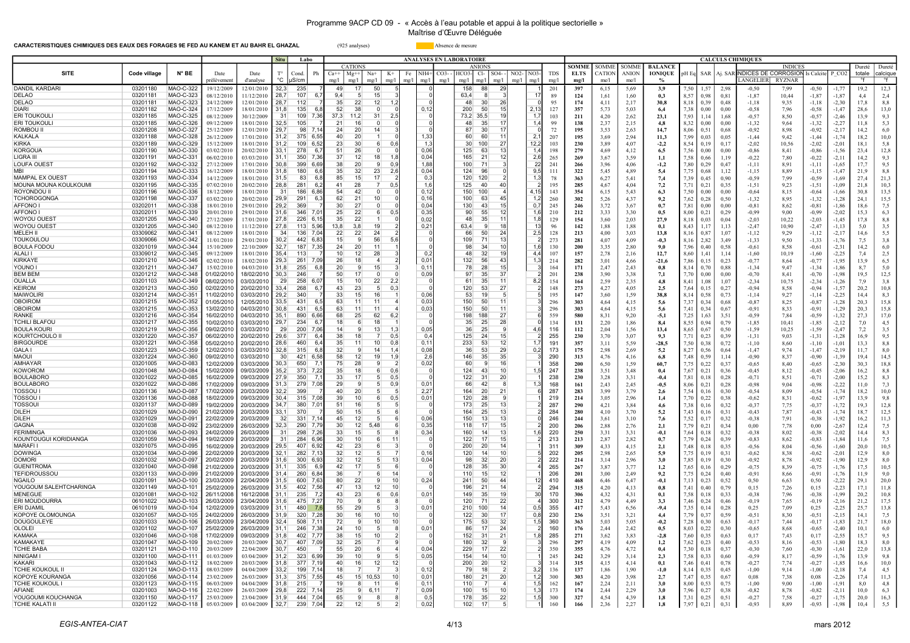Programme 9ACP CD 09 - « Accès à l'eau potable et appui à la politique sectorielle »

Maîtrise d'Œuvre Déléguée

**CARACTERISTIQUES CHIMIQUES DES EAUX DES FORAGES 9E FED AU KANEM ET AU BAHR EL GHAZAL** (925 analyses)

Absence de mesure

| SITE | Code village | N° BE | Date prélèvement | Date d'analyse | Situ T° °C | Labo Cond. µS/cm | Labo Ph | ANALYSES EN LABORATOIRE CATIONS Ca++ mg/l | Mg++ mg/l | Na+ mg/l | K+ mg/l | Fe mg/l | NH4+ mg/l | ANIONS CO3-- mg/l | HCO3- mg/l | Cl- mg/l | SO4-- mg/l | NO2- mg/l | NO3- mg/l | TDS mg/l | SOMME ELTS mg/l | SOMME CATION me/l | SOMME ANION me/l | BALANCE IONIQUE % | CALCUL CHIMIQUES pH Eq | SAR | Aj. SAR | INDICES DE CORROSION LANGELIER | RYZNAR | INDICES Is Calcite | P_CO2 | Dureté totale °f | Dureté calcique °f |
|---|---|---|---|---|---|---|---|---|---|---|---|---|---|---|---|---|---|---|---|---|---|---|---|---|---|---|---|---|---|---|---|---|---|
| DANDIL KARDARI | 03201180 | MAO-C-322 | 19/12/2009 | 12/01/2010 | 32,3 | 235 | | 49 | 17 | 50 | 5 | | 0 | | 158 | 88 | 29 | | 1 | 201 | 397 | 6,15 | 5,69 | 3,9 | 7,50 | 1,57 | 2,98 | -0,50 | 7,99 | -0,50 | -1,77 | 19,2 | 12,3 |
| DELAO | 03201181 | MAO-C-323 | 08/12/2010 | 11/12/2010 | 28,7 | 107 | 6,7 | 9,4 | 5 | 15 | 3 | | 0 | | 63,4 | 8 | 3 | | 17 | 89 | 124 | 1,61 | 1,60 | 0,3 | 8,57 | 0,98 | 0,81 | -1,87 | 10,44 | -1,87 | -1,87 | 4,4 | 2,4 |
| DELAO | 03201181 | MAO-C-323 | 24/12/2009 | 12/01/2010 | 28,7 | 112 | 7 | 35 | 22 | 12 | 1,2 | | 0 | | 48 | 30 | 26 | | | 95 | 174 | 4,11 | 2,17 | 30,8 | 8,18 | 0,39 | 0,48 | -1,18 | 9,35 | -1,18 | -2,30 | 17,8 | 8,8 |
| DIARI | 03201182 | MAO-C-324 | 17/12/2009 | 18/01/2010 | 31,8 | 135 | 6,8 | 52 | 38 | 0 | 0 | | 0,12 | | 200 | 50 | 15 | | 2,13 | 127 | 357 | 5,73 | 5,03 | 6,4 | 7,38 | 0,00 | 0,00 | -0,58 | 7,96 | -0,58 | -1,47 | 28,6 | 13,0 |
| ERI TOUKOULI | 03201185 | MAO-C-325 | 08/12/2009 | 30/12/2009 | 31 | 109 | 7,36 | 37,3 | 11,2 | 31 | 2,5 | | 0 | | 73,2 | 35,5 | 19 | | 1,7 | 103 | 211 | 4,20 | 2,62 | 23,1 | 7,93 | 1,14 | 1,68 | -0,57 | 8,50 | -0,57 | -2,46 | 13,9 | 9,3 |
| ERI TOUKOULI | 03201185 | MAO-C-326 | 09/12/2009 | 18/01/2010 | 32,5 | 105 | 7 | 21 | 16 | 0 | 0 | | 0 | | 48 | 35 | 17 | | 1,4 | 99 | 138 | 2,37 | 2,15 | 4,8 | 8,32 | 0,00 | 0,00 | -1,32 | 9,64 | -1,32 | -2,27 | 11,8 | 5,3 |
| ROMBOU II | 03201208 | MAO-C-327 | 25/12/2009 | 12/01/2010 | 29,7 | 98 | 7,14 | 24 | 20 | 14 | 3 | | 0 | | 87 | 30 | 17 | | 0 | 72 | 195 | 3,53 | 2,63 | 14,7 | 8,06 | 0,51 | 0,68 | -0,92 | 8,98 | -0,92 | -2,17 | 14,2 | 6,0 |
| KALKALA | 03201188 | MAO-C-328 | 26/12/2009 | 17/01/2010 | 31,2 | 375 | 6,55 | 40 | 20 | 1 | 0 | | 1,33 | | 60 | 60 | 11 | | 2,1 | 207 | 195 | 3,69 | 2,94 | 11,3 | 7,99 | 0,03 | 0,05 | -1,44 | 9,42 | -1,44 | -1,74 | 18,2 | 10,0 |
| KIRKA | 03201189 | MAO-C-329 | 15/12/2009 | 18/01/2010 | 31,2 | 109 | 6,52 | 23 | 30 | 6 | 0,6 | | 1,3 | | 30 | 100 | 27 | | 12,2 | 103 | 230 | 3,89 | 4,07 | -2,2 | 8,54 | 0,19 | 0,17 | -2,02 | 10,56 | -2,02 | -2,01 | 18,1 | 5,8 |
| KORGOUA | 03201190 | MAO-C-330 | 03/02/2010 | 20/02/2010 | 33,1 | 278 | 6,7 | 51 | 26 | 0 | 0 | | 0,06 | | 125 | 63 | 13 | | 1,4 | 198 | 279 | 4,69 | 4,12 | 6,5 | 7,56 | 0,00 | 0,00 | -0,86 | 8,41 | -0,86 | -1,56 | 23,4 | 12,8 |
| LIGRA III | 03201191 | MAO-C-331 | 06/02/2010 | 03/03/2010 | 31,1 | 350 | 7,36 | 37 | 12 | 18 | 1,8 | | 0,04 | | 165 | 21 | 12 | | 2,6 | 265 | 269 | 3,67 | 3,59 | 1,1 | 7,58 | 0,66 | 1,19 | -0,22 | 7,80 | -0,22 | -2,11 | 14,2 | 9,3 |
| LOUFA OUEST | 03201192 | MAO-C-332 | 27/12/2009 | 17/01/2010 | 30,8 | 399 | 6,69 | 38 | 20 | 9 | 0,9 | | 1,88 | | 100 | 71 | 3 | | 22 | 241 | 266 | 3,96 | 4,06 | -1,2 | 7,80 | 0,29 | 0,47 | -1,11 | 8,91 | -1,11 | -1,65 | 17,7 | 9,5 |
| MBI | 03201194 | MAO-C-333 | 16/12/2009 | 18/01/2010 | 31,8 | 180 | 6,6 | 35 | 32 | 23 | 2,6 | | 0,04 | | 124 | 96 | 0 | | 9,5 | 111 | 322 | 5,45 | 4,89 | 5,4 | 7,75 | 0,68 | 1,12 | -1,15 | 8,89 | -1,15 | -1,47 | 21,9 | 8,8 |
| MAMPAL EX OUEST | 03201193 | MAO-C-334 | 14/12/2009 | 18/01/2010 | 31,5 | 83 | 6,8 | 85 | 15 | 17 | 2 | | 0,3 | | 120 | 120 | 2 | | 1,3 | 78 | 363 | 6,27 | 5,41 | 7,4 | 7,39 | 0,45 | 0,90 | -0,59 | 7,99 | -0,59 | -1,69 | 27,4 | 21,3 |
| MOUNA MOUNA KOULKOUMI | 03201195 | MAO-C-335 | 07/02/2010 | 20/02/2010 | 28,8 | 281 | 6,2 | 41 | 28 | 7 | 0,5 | | 1,6 | | 125 | 40 | 40 | | 2 | 195 | 285 | 4,67 | 4,04 | 7,2 | 7,71 | 0,21 | 0,35 | -1,51 | 9,23 | -1,51 | -1,09 | 21,8 | 10,3 |
| ROYONDOU II | 03201196 | MAO-C-336 | 18/12/2009 | 18/01/2010 | 31 | 186 | 6,86 | 54 | 42 | 0 | 0 | | 0,12 | | 150 | 100 | 4 | | 4,15 | 143 | 354 | 6,15 | 5,43 | 6,3 | 7,50 | 0,00 | 0,00 | -0,64 | 8,15 | -0,64 | -1,66 | 30,8 | 13,5 |
| TCHOROGONGA | 03201198 | MAO-C-337 | 03/02/2010 | 20/02/2010 | 29,9 | 291 | 6,3 | 62 | 21 | 10 | 0 | | 0,16 | | 100 | 63 | 45 | | 1,2 | 260 | 302 | 5,26 | 4,37 | 9,2 | 7,62 | 0,28 | 0,50 | -1,32 | 8,95 | -1,32 | -1,28 | 24,1 | 15,5 |
| AFFONO I | 03202011 | MAO-C-338 | 18/01/2010 | 29/01/2010 | 29,2 | 369 | 7 | 30 | 27 | 0 | 0 | | 0,04 | | 130 | 43 | 15 | | 0,7 | 245 | 246 | 3,72 | 3,67 | 0,7 | 7,81 | 0,00 | 0,00 | -0,81 | 8,62 | -0,81 | -1,86 | 18,6 | 7,5 |
| AFFONO I | 03202011 | MAO-C-339 | 20/01/2010 | 29/01/2010 | 31,6 | 346 | 7,01 | 25 | 22 | 6 | 0,5 | | 0,35 | | 90 | 55 | 12 | | 1,6 | 210 | 212 | 3,33 | 3,30 | 0,5 | 8,00 | 0,21 | 0,29 | -0,99 | 9,00 | -0,99 | -2,02 | 15,3 | 6,3 |
| WOYOU OUEST | 03201205 | MAO-C-340 | 27/12/2009 | 17/01/2010 | 27,8 | 226 | 6,15 | 35 | 22 | 1 | 0 | | 0,02 | | 48 | 35 | 11 | | 1,8 | 129 | 154 | 3,60 | 2,03 | 27,9 | 8,18 | 0,03 | 0,04 | -2,03 | 10,22 | -2,03 | -1,45 | 17,8 | 8,8 |
| WOYOU OUEST | 03201205 | MAO-C-340 | 08/12/2010 | 11/12/2010 | 27,8 | 113 | 5,96 | 13,8 | 3,8 | 19 | 2 | | 0,21 | | 63,4 | 9 | 18 | | 13 | 96 | 142 | 1,88 | 1,88 | 0,1 | 8,43 | 1,17 | 1,13 | -2,47 | 10,90 | -2,47 | -1,13 | 5,0 | 3,5 |
| MELEH II | 03309062 | MAO-C-341 | 08/12/2009 | 18/01/2010 | 34 | 136 | 7,04 | 22 | 22 | 24 | 2 | | 0 | | 66 | 50 | 24 | | 2,5 | 128 | 213 | 4,00 | 3,03 | 13,8 | 8,16 | 0,87 | 1,07 | -1,12 | 9,29 | -1,12 | -2,17 | 14,6 | 5,5 |
| TOUKOULOU | 03309066 | MAO-C-342 | 11/01/2010 | 29/01/2010 | 30,2 | 442 | 6,83 | 15 | 9 | 56 | 5,6 | | 0 | | 109 | 71 | 13 | | 2 | 273 | 281 | 4,07 | 4,09 | -0,3 | 8,16 | 2,82 | 3,49 | -1,33 | 9,50 | -1,33 | -1,76 | 7,5 | 3,8 |
| BOULA FODOU | 03201019 | MAO-C-344 | 15/10/2009 | 22/10/2009 | 32,7 | 187 | 7,35 | 24 | 20 | 11 | 1 | | 0 | | 98 | 34 | 10 | | 1,6 | 130 | 200 | 3,35 | 2,80 | 9,0 | 7,96 | 0,40 | 0,58 | -0,61 | 8,58 | -0,61 | -2,31 | 14,2 | 6,0 |
| ALALI I | 03309012 | MAO-C-345 | 09/12/2009 | 18/01/2010 | 35,4 | 113 | 7 | 10 | 12 | 28 | 3 | | 0,2 | | 48 | 32 | 19 | | 4,4 | 107 | 157 | 2,78 | 2,16 | 12,7 | 8,60 | 1,40 | 1,14 | -1,60 | 10,19 | -1,60 | -2,25 | 7,4 | 2,5 |
| KIRKAYE | 03201210 | MAO-C-346 | 02/02/2010 | 18/02/2010 | 29,3 | 261 | 7,09 | 26 | 18 | 4 | 2 | | 0,01 | | 132 | 56 | 43 | | 1,3 | 214 | 282 | 3,01 | 4,66 | -21,6 | 7,86 | 0,15 | 0,23 | -0,77 | 8,64 | -0,77 | -1,95 | 13,9 | 6,5 |
| YOUNO I | 03201211 | MAO-C-347 | 15/02/2010 | 04/03/2010 | 31,8 | 255 | 6,8 | 20 | 9 | 15 | 3 | | 0,11 | | 78 | 28 | 15 | | 3 | 164 | 171 | 2,47 | 2,43 | 0,8 | 8,14 | 0,70 | 0,88 | -1,34 | 9,47 | -1,34 | -1,86 | 8,7 | 5,0 |
| BEM BEM | 03201212 | MAO-C-348 | 01/02/2010 | 18/02/2010 | 30,3 | 246 | 7 | 50 | 17 | 0 | 0 | | 0,09 | | 97 | 35 | 37 | | 2 | 201 | 238 | 3,90 | 3,38 | 7,1 | 7,70 | 0,00 | 0,00 | -0,70 | 8,41 | -0,70 | -1,98 | 19,5 | 12,5 |
| OUALLA | 03201103 | MAO-C-349 | 08/02/2010 | 03/03/2010 | 29 | 258 | 6,07 | 15 | 10 | 22 | 2,2 | | 0 | | 61 | 35 | 11 | | 8,2 | 154 | 164 | 2,59 | 2,35 | 4,8 | 8,41 | 1,08 | 1,07 | -2,34 | 10,75 | -2,34 | -1,26 | 7,9 | 3,8 |
| KEIROM | 03201213 | MAO-C-350 | 02/02/2010 | 20/02/2010 | 33,4 | 268 | 6,7 | 43 | 23 | 5 | 0,3 | | 0 | | 120 | 53 | 27 | | 2 | 148 | 273 | 4,27 | 4,05 | 2,5 | 7,64 | 0,15 | 0,27 | -0,94 | 8,58 | -0,94 | -1,57 | 20,2 | 10,8 |
| MAIWOLIRI | 03201214 | MAO-C-351 | 11/02/2010 | 03/03/2010 | 29,2 | 340 | 7 | 33 | 15 | 16 | 1 | | 0,06 | | 53 | 19 | 5 | | 5 | 195 | 147 | 3,60 | 1,59 | 38,8 | 8,14 | 0,58 | 0,73 | -1,14 | 9,27 | -1,14 | -2,25 | 14,4 | 8,3 |
| OBOIROM | 03201215 | MAO-C-352 | 01/05/2010 | 12/05/2010 | 33,5 | 431 | 6,5 | 63 | 11 | 11 | 4 | | 0,03 | | 150 | 50 | 11 | | 3 | 296 | 303 | 4,64 | 4,15 | 5,6 | 7,37 | 0,34 | 0,68 | -0,87 | 8,25 | -0,87 | -1,28 | 20,3 | 15,8 |
| OBOIROM | 03201215 | MAO-C-353 | 13/02/2010 | 04/03/2010 | 30,8 | 431 | 6,5 | 63 | 11 | 11 | 4 | | 0,03 | | 150 | 50 | 11 | | 3 | 296 | 303 | 4,64 | 4,15 | 5,6 | 7,41 | 0,34 | 0,67 | -0,91 | 8,33 | -0,91 | -1,29 | 20,3 | 15,8 |
| RANKE | 03201216 | MAO-C-354 | 16/02/2010 | 04/03/2010 | 35,1 | 890 | 6,66 | 68 | 25 | 62 | 6,2 | | 0 | | 198 | 188 | 27 | | 6 | 559 | 580 | 8,31 | 9,20 | -5,1 | 7,25 | 1,63 | 3,51 | -0,59 | 7,84 | -0,59 | -1,32 | 27,3 | 17,0 |
| TCHILI BLAFOU | 03201217 | MAO-C-355 | 10/02/2010 | 03/03/2010 | 29,7 | 234 | 6,7 | 18 | 6 | 18 | 1 | | | | 35 | 25 | 28 | | 0 | 134 | 131 | 2,20 | 1,86 | 8,4 | 8,55 | 0,94 | 0,79 | -1,85 | 10,41 | -1,85 | -2,12 | 7,0 | 4,5 |
| BOULA KOURI | 03201219 | MAO-C-356 | 09/02/2010 | 03/03/2010 | 29 | 200 | 7,06 | 14 | 9 | 13 | 1,3 | | 0,05 | | 36 | 25 | 9 | | 4,6 | 116 | 112 | 2,04 | 1,56 | 13,4 | 8,65 | 0,67 | 0,50 | -1,59 | 10,25 | -1,59 | -2,47 | 7,2 | 3,5 |
| KOURTCHOULO II | 03201220 | MAO-C-357 | 06/02/2010 | 20/02/2010 | 29,6 | 377 | 6,4 | 38 | 18 | 7 | 0,5 | | 0,4 | | 125 | 24 | 15 | | 2 | 255 | 230 | 3,70 | 3,07 | 9,3 | 7,71 | 0,23 | 0,39 | -1,31 | 9,03 | -1,31 | -1,28 | 16,9 | 9,5 |
| BIRGOURDE | 03201221 | MAO-C-358 | 05/02/2010 | 20/02/2010 | 28,6 | 460 | 6,4 | 35 | 11 | 10 | 0,8 | | 0,11 | | 233 | 53 | 12 | | 1,7 | 191 | 357 | 3,11 | 5,59 | -28,5 | 7,50 | 0,38 | 0,72 | -1,10 | 8,60 | -1,10 | -1,01 | 13,3 | 8,8 |
| GALA I | 03201223 | MAO-C-359 | 12/02/2010 | 03/03/2010 | 32,8 | 315 | 6,8 | 32 | 9 | 14 | 1,4 | | 0,08 | | 36 | 53 | 29 | | 0,2 | 173 | 175 | 2,98 | 2,69 | 5,2 | 8,27 | 0,56 | 0,64 | -1,47 | 9,74 | -1,47 | -2,19 | 11,7 | 8,0 |
| MAOUI | 03201224 | MAO-C-360 | 09/02/2010 | 03/03/2010 | 30 | 420 | 6,58 | 58 | 12 | 19 | 1,9 | | 2,6 | | 146 | 35 | 35 | | 3 | 290 | 313 | 4,76 | 4,16 | 6,8 | 7,48 | 0,59 | 1,14 | -0,90 | 8,37 | -0,90 | -1,39 | 19,4 | 14,5 |
| AMHAYAR | 03201005 | MAO-D-083 | 12/02/2009 | 03/03/2009 | 30,3 | 650 | 7,1 | 75 | 28 | 9 | 2 | | 0,02 | | 60 | 9 | 16 | | 1 | 358 | 200 | 6,50 | 1,59 | 60,7 | 7,75 | 0,22 | 0,37 | -0,65 | 8,40 | -0,65 | -2,30 | 30,3 | 18,8 |
| KOWOROM | 03201048 | MAO-D-084 | 15/02/2009 | 09/03/2009 | 35,2 | 373 | 7,22 | 35 | 18 | 6 | 0,6 | | 0 | | 124 | 43 | 10 | | 1,5 | 247 | 238 | 3,51 | 3,48 | 0,4 | 7,67 | 0,21 | 0,36 | -0,45 | 8,12 | -0,45 | -2,06 | 16,2 | 8,8 |
| BOULABORO | 03201022 | MAO-D-085 | 16/02/2009 | 09/03/2009 | 27,9 | 350 | 7,1 | 33 | 17 | 5 | 0,5 | | 0 | | 122 | 31 | 20 | | 1 | 238 | 230 | 3,28 | 3,31 | -0,4 | 7,81 | 0,18 | 0,28 | -0,71 | 8,51 | -0,71 | -2,00 | 15,2 | 8,3 |
| BOULABORO | 03201022 | MAO-D-086 | 17/02/2009 | 09/03/2009 | 31,3 | 279 | 7,08 | 29 | 9 | 5 | 0,9 | | 0,01 | | 66 | 42 | 8 | | 1,3 | 168 | 161 | 2,43 | 2,45 | -0,5 | 8,06 | 0,21 | 0,28 | -0,98 | 9,04 | -0,98 | -2,22 | 11,0 | 7,3 |
| TOSSOU I | 03201136 | MAO-D-087 | 17/02/2009 | 20/03/2009 | 32,2 | 399 | 7 | 40 | 20 | 5 | 5 | | 2,27 | | 164 | 20 | 21 | | 6 | 287 | 283 | 3,99 | 3,79 | 2,6 | 7,54 | 0,16 | 0,30 | -0,54 | 8,09 | -0,54 | -1,74 | 18,2 | 10,0 |
| TOSSOU I | 03201136 | MAO-D-088 | 18/02/2009 | 20/03/2009 | 30,4 | 315 | 7,08 | 39 | 10 | 6 | 0,5 | | 0,01 | | 120 | 28 | 9 | | 1 | 219 | 214 | 3,05 | 2,96 | 1,4 | 7,70 | 0,22 | 0,38 | -0,62 | 8,31 | -0,62 | -1,97 | 13,9 | 9,8 |
| TOSSOUI | 03201137 | MAO-D-089 | 19/02/2009 | 20/03/2009 | 34,7 | 380 | 7,01 | 51 | 16 | 5 | 5 | | 0 | | 173 | 25 | 13 | | 2 | 287 | 290 | 4,21 | 3,84 | 4,6 | 7,38 | 0,16 | 0,32 | -0,37 | 7,75 | -0,37 | -1,72 | 19,3 | 12,8 |
| DILEH | 03201029 | MAO-D-090 | 21/02/2009 | 20/03/2009 | 33,1 | 370 | 7 | 50 | 15 | 5 | 6 | | 0 | | 164 | 25 | 13 | | 2 | 284 | 280 | 4,10 | 3,70 | 5,2 | 7,43 | 0,16 | 0,31 | -0,43 | 7,87 | -0,43 | -1,74 | 18,7 | 12,5 |
| DILEH | 03201029 | MAO-D-091 | 22/02/2009 | 20/03/2009 | 32 | 331 | 7,14 | 45 | 12 | 5 | 6 | | 0,06 | | 150 | 13 | 13 | | 0 | 246 | 244 | 3,61 | 3,10 | 7,6 | 7,52 | 0,17 | 0,32 | -0,38 | 7,91 | -0,38 | -1,92 | 16,2 | 11,3 |
| GAGNA | 03201038 | MAO-D-092 | 23/02/2009 | 26/03/2009 | 32,3 | 290 | 7,79 | 30 | 12 | 5,48 | 6 | | 0,35 | | 118 | 17 | 15 | | 2 | 200 | 206 | 2,88 | 2,76 | 2,1 | 7,79 | 0,21 | 0,34 | 0,00 | 7,78 | 0,00 | -2,67 | 12,4 | 7,5 |
| FERIMINGA | 03201036 | MAO-D-093 | 24/02/2009 | 26/03/2009 | 31 | 298 | 7,26 | 33 | 15 | 5 | 8 | | 0,34 | | 160 | 14 | 13 | | 1,6 | 220 | 250 | 3,31 | 3,31 | -0,1 | 7,64 | 0,18 | 0,32 | -0,38 | 8,02 | -0,38 | -2,02 | 14,4 | 8,3 |
| KOUNTOUGUI KORIDIANGA | 03201059 | MAO-D-094 | 19/02/2009 | 20/03/2009 | 31 | 284 | 6,96 | 30 | 10 | 6 | 11 | | 0 | | 122 | 17 | 15 | | 2 | 213 | 213 | 2,87 | 2,82 | 0,7 | 7,79 | 0,24 | 0,39 | -0,83 | 8,62 | -0,83 | -1,84 | 11,6 | 7,5 |
| MARAFI I | 03201075 | MAO-D-095 | 16/02/2009 | 20/03/2009 | 29,5 | 407 | 6,92 | 42 | 23 | 6 | 3 | | 0 | | 200 | 20 | 14 | | 1 | 311 | 309 | 4,33 | 4,15 | 2,1 | 7,48 | 0,18 | 0,35 | -0,56 | 8,04 | -0,56 | -1,60 | 20,0 | 10,5 |
| DOWINGA | 03201034 | MAO-D-096 | 22/02/2009 | 20/03/2009 | 32,1 | 282 | 7,13 | 32 | 12 | 5 | 7 | | 0,16 | | 120 | 14 | 10 | | 5 | 202 | 205 | 2,98 | 2,65 | 5,9 | 7,75 | 0,19 | 0,31 | -0,62 | 8,38 | -0,62 | -2,01 | 12,9 | 8,0 |
| DOMORI | 03201032 | MAO-D-097 | 20/02/2009 | 20/03/2009 | 31,6 | 300 | 6,93 | 32 | 12 | 5 | 13 | | 0,04 | | 98 | 32 | 20 | | 2 | 222 | 214 | 3,14 | 2,96 | 3,0 | 7,85 | 0,19 | 0,30 | -0,92 | 8,78 | -0,92 | -1,90 | 12,9 | 8,0 |
| GUENITROMA | 03201040 | MAO-D-098 | 21/02/2009 | 20/03/2009 | 31,1 | 335 | 6,9 | 42 | 17 | 5 | 6 | | 0 | | 128 | 35 | 30 | | 4 | 265 | 267 | 3,87 | 3,77 | 1,2 | 7,65 | 0,16 | 0,29 | -0,75 | 8,39 | -0,75 | -1,76 | 17,5 | 10,5 |
| TEFIDROUSSOU | 03201133 | MAO-D-099 | 21/02/2009 | 20/03/2009 | 31,4 | 260 | 6,84 | 36 | 7 | 6 | 14 | | 0 | | 110 | 15 | 12 | | 0 | 206 | 201 | 3,00 | 2,49 | 9,2 | 7,75 | 0,24 | 0,40 | -0,91 | 8,66 | -0,91 | -1,76 | 11,9 | 9,0 |
| NGAILO | 03201091 | MAO-D-100 | 23/03/2009 | 22/04/2009 | 31,5 | 600 | 7,63 | 80 | 22 | 9 | 10 | | 0,24 | | 241 | 50 | 44 | | 12 | 410 | 468 | 6,46 | 6,47 | -0,1 | 7,13 | 0,23 | 0,52 | 0,50 | 6,63 | 0,50 | -2,22 | 29,1 | 20,0 |
| YOUGOUM SALEHTCHARINGA | 03201149 | MAO-D-101 | 25/02/2009 | 26/03/2009 | 31,5 | 402 | 7,56 | 47 | 13 | 12 | 10 | | 0 | | 196 | 21 | 14 | | 2 | 294 | 315 | 4,20 | 4,13 | 0,8 | 7,41 | 0,40 | 0,79 | 0,15 | 7,26 | 0,15 | -2,23 | 17,1 | 11,8 |
| MENEGUE | 03201081 | MAO-D-102 | 26/11/2008 | 16/12/2008 | 31,1 | 235 | 7,2 | 43 | 23 | 6 | 0,6 | | 0,01 | | 149 | 35 | 19 | | 30 | 170 | 306 | 4,32 | 4,31 | 0,1 | 7,58 | 0,18 | 0,33 | -0,38 | 7,96 | -0,38 | -1,96 | 20,2 | 10,8 |
| ERI MOUDOURRA | 06101022 | MAO-D-103 | 26/03/2009 | 23/04/2009 | 31,6 | 475 | 7,27 | 70 | 9 | 8 | 8 | | 0 | | 120 | 71 | 22 | | 4 | 300 | 312 | 4,79 | 4,49 | 3,3 | 7,46 | 0,24 | 0,46 | -0,19 | 7,65 | -0,19 | -2,16 | 21,2 | 17,5 |
| ERI DJAMIL | 06101019 | MAO-D-104 | 12/02/2009 | 03/03/2009 | 31,1 | 480 | 7,6 | 55 | 29 | 5 | 3 | | 0,01 | | 210 | 100 | 14 | | 0,5 | 355 | 417 | 5,43 | 6,56 | -9,4 | 7,35 | 0,14 | 0,28 | 0,25 | 7,09 | 0,25 | -2,25 | 25,7 | 13,8 |
| KOPOYE OLOMOUNGA | 03201057 | MAO-D-105 | 24/02/2009 | 26/03/2009 | 31,9 | 320 | 7,28 | 30 | 16 | 10 | 10 | | 0 | | 122 | 30 | 17 | | 0,8 | 230 | 236 | 3,51 | 3,21 | 4,4 | 7,79 | 0,37 | 0,59 | -0,51 | 8,30 | -0,51 | -2,15 | 14,1 | 7,5 |
| DOUGOULEYE | 03201033 | MAO-D-106 | 26/03/2009 | 23/04/2009 | 32,4 | 508 | 7,11 | 72 | 9 | 10 | 10 | | 0 | | 175 | 53 | 32 | | 1,5 | 360 | 363 | 5,03 | 5,05 | -0,2 | 7,28 | 0,30 | 0,63 | -0,17 | 7,44 | -0,17 | -1,83 | 21,7 | 18,0 |
| OLOLEI | 03201102 | MAO-D-107 | 25/02/2009 | 26/03/2009 | 31,1 | 246 | 7,38 | 24 | 10 | 5 | 8 | | 0,01 | | 86 | 17 | 24 | | 2 | 160 | 176 | 2,44 | 2,42 | 0,5 | 8,03 | 0,22 | 0,30 | -0,65 | 8,68 | -0,65 | -2,40 | 10,1 | 6,0 |
| KAMAKA | 03201046 | MAO-D-108 | 17/02/2009 | 09/03/2009 | 31,8 | 402 | 7,77 | 38 | 15 | 10 | 2 | | 0 | | 152 | 31 | 21 | | 1,8 | 285 | 271 | 3,62 | 3,83 | -2,8 | 7,60 | 0,35 | 0,63 | 0,17 | 7,43 | 0,17 | -2,55 | 15,7 | 9,5 |
| KAMAKAYE | 03201047 | MAO-D-109 | 20/02/2009 | 20/03/2009 | 30,7 | 407 | 7,09 | 32 | 25 | 7 | 9 | | 0 | | 180 | 32 | 9 | | 3 | 296 | 297 | 4,19 | 4,09 | 1,2 | 7,62 | 0,23 | 0,40 | -0,53 | 8,16 | -0,53 | -1,80 | 18,3 | 8,0 |
| TCHIE BABA | 03201121 | MAO-D-110 | 20/03/2009 | 22/04/2009 | 30,7 | 450 | 7 | 55 | 20 | 6 | 4 | | 0,04 | | 229 | 17 | 22 | | 3 | 350 | 355 | 4,76 | 4,72 | 0,4 | 7,30 | 0,18 | 0,37 | -0,30 | 7,60 | -0,30 | -1,61 | 22,0 | 13,8 |
| NINIGAM I | 03201100 | MAO-D-111 | 01/03/2009 | 03/04/2009 | 31,2 | 323 | 6,99 | 39 | 10 | 9 | 5 | | 0,05 | | 154 | 14 | 10 | | 1 | 245 | 242 | 3,29 | 3,14 | 2,3 | 7,58 | 0,33 | 0,60 | -0,59 | 8,17 | -0,59 | -1,76 | 13,9 | 9,8 |
| KAKARI | 03201043 | MAO-D-112 | 18/02/2009 | 20/03/2009 | 31,8 | 377 | 7,19 | 40 | 16 | 12 | 12 | | 0 | | 200 | 20 | 12 | | 3 | 314 | 315 | 4,15 | 4,14 | 0,1 | 7,46 | 0,41 | 0,78 | -0,27 | 7,74 | -0,27 | -1,85 | 16,6 | 10,0 |
| TCHIE KOUKOUL II | 03201124 | MAO-D-113 | 08/03/2009 | 04/04/2009 | 33,2 | 199 | 7,14 | 18 | 7 | 7 | 3 | | 0,12 | | 79 | 18 | 2 | | 3,2 | 136 | 137 | 1,86 | 1,90 | -1,0 | 8,14 | 0,35 | 0,45 | -1,00 | 9,14 | -1,00 | -2,18 | 7,4 | 4,5 |
| KOPOYE KOURANGA | 03201056 | MAO-D-114 | 23/02/2009 | 26/03/2009 | 31,3 | 375 | 7,55 | 45 | 15 | 10,53 | 10 | | 0,01 | | 180 | 21 | 20 | | 1,2 | 300 | 303 | 4,20 | 3,98 | 2,7 | 7,47 | 0,35 | 0,67 | 0,08 | 7,38 | 0,08 | -2,26 | 17,4 | 11,3 |
| TCHIE KOUKOUL I | 03201123 | MAO-D-115 | 06/03/2009 | 04/04/2009 | 31,8 | 215 | 7 | 19 | 8 | 11 | 6 | | 0,11 | | 110 | 7 | 4 | | 1,5 | 162 | 167 | 2,24 | 2,11 | 3,0 | 8,00 | 0,53 | 0,75 | -1,00 | 9,00 | -1,00 | -1,91 | 8,0 | 4,8 |
| AFIANE | 03201003 | MAO-D-116 | 22/02/2009 | 26/03/2009 | 29,8 | 222 | 7,14 | 25 | 9 | 6,11 | 7 | | 0,09 | | 100 | 15 | 10 | | 1,3 | 173 | 174 | 2,44 | 2,29 | 3,0 | 7,96 | 0,27 | 0,38 | -0,82 | 8,78 | -0,82 | -2,11 | 10,0 | 6,3 |
| YOUGOUMI KOUCHANGA | 03201150 | MAO-D-117 | 25/03/2009 | 23/04/2009 | 31,9 | 444 | 7,04 | 65 | 9 | 8 | 8 | | 0,5 | | 178 | 35 | 22 | | 1,5 | 300 | 327 | 4,54 | 4,39 | 1,8 | 7,31 | 0,25 | 0,51 | -0,27 | 7,58 | -0,27 | -1,75 | 20,0 | 16,3 |
| TCHIE KALATI II | 03201122 | MAO-D-118 | 05/03/2009 | 03/04/2009 | 32,7 | 239 | 7,04 | 22 | 12 | 5 | 2 | | 0,02 | | 102 | 17 | 5 | | 1 | 160 | 166 | 2,36 | 2,27 | 1,8 | 7,97 | 0,21 | 0,31 | -0,93 | 8,89 | -0,93 | -1,98 | 10,4 | 5,5 |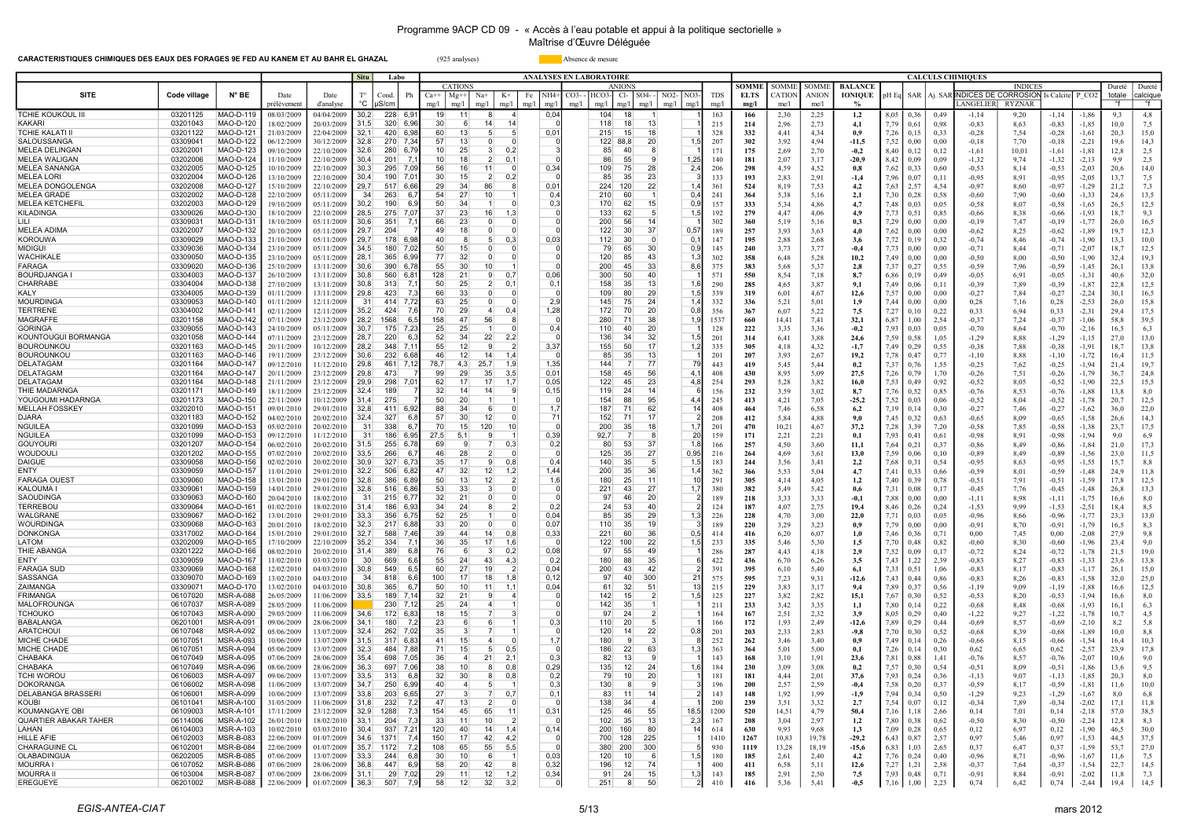**CARACTERISTIQUES CHIMIQUES DES EAUX DES FORAGES 9E FED AU KANEM ET AU BAHR EL GHAZAL** (925 analyses)

Absence de mesure

| SITE | Code village | N° BE | Date | Date | Situ T° | Labo Cond. | Labo Ph | CATIONS | | | | | | ANIONS | | | | | | TDS | SOMME | SOMME | SOMME | BALANCE | pH Eq | SAR | Aj. SAR | INDICES DE CORROSION | | INDICES | | Dureté | Dureté |
|---|---|---|---|---|---|---|---|---|---|---|---|---|---|---|---|---|---|---|---|---|---|---|---|---|---|---|---|---|---|---|---|---|---|
| | | | prélèvement | d'analyse | °C | µS/cm | | Ca++ | Mg++ | Na+ | K+ | Fe | NH4+ | CO3-- | HCO3- | Cl- | SO4-- | NO2- | NO3- | | ELTS | CATION | ANION | IONIQUE | | | | LANGELIER | RYZNAR | Is Calcite | P_CO2 | totale | calcique |
| | | | | | | | | mg/l | mg/l | mg/l | mg/l | mg/l | mg/l | mg/l | mg/l | mg/l | mg/l | mg/l | mg/l | mg/l | mg/l | me/l | me/l | % | | | | | | | | °F | °F |
| TCHIE KOUKOUL III | 03201125 | MAO-D-119 | 08/03/2009 | 04/04/2009 | 30,2 | 228 | 6,91 | 19 | 11 | 8 | 4 | | 0,04 | | 104 | 18 | | | 1 | 163 | 166 | 2,30 | 2,25 | 1,2 | 8,05 | 0,36 | 0,49 | -1,14 | 9,20 | -1,14 | -1,86 | 9,3 | 4,8 |
| KAKARI | 03201043 | MAO-D-120 | 18/02/2009 | 20/03/2009 | 31,5 | 320 | 6,96 | 30 | 6 | 14 | 14 | | 0 | | 118 | 18 | 13 | | 1 | 215 | 214 | 2,96 | 2,73 | 4,1 | 7,79 | 0,61 | 0,98 | -0,83 | 8,63 | -0,83 | -1,85 | 10,0 | 7,5 |
| TCHIE KALATI II | 03201122 | MAO-D-121 | 21/03/2009 | 22/04/2009 | 32,1 | 420 | 6,98 | 60 | 13 | 5 | 5 | | 0,01 | | 215 | 15 | 18 | | 1 | 328 | 332 | 4,41 | 4,34 | 0,9 | 7,26 | 0,15 | 0,33 | -0,28 | 7,54 | -0,28 | -1,61 | 20,3 | 15,0 |
| SALOUSSANGA | 03309041 | MAO-D-122 | 06/12/2009 | 30/12/2009 | 32,8 | 270 | 7,34 | 57 | 13 | 0 | 0 | | 0 | | 122 | 88,8 | 20 | | 1,5 | 207 | 302 | 3,92 | 4,94 | -11,5 | 7,52 | 0,00 | 0,00 | -0,18 | 7,70 | -0,18 | -2,21 | 19,6 | 14,3 |
| MELEA DELINGAN | 03202001 | MAO-D-123 | 09/10/2009 | 22/10/2009 | 32,6 | 280 | 6,79 | 10 | 25 | 3 | 0,2 | | 3 | | 85 | 40 | 8 | | 1 | 171 | 175 | 2,69 | 2,70 | -0,2 | 8,40 | 0,12 | 0,12 | -1,61 | 10,01 | -1,61 | -1,81 | 12,8 | 2,5 |
| MELEA WALIGAN | 03202006 | MAO-D-124 | 11/10/2009 | 22/10/2009 | 30,4 | 201 | 7,1 | 10 | 18 | 2 | 0,1 | | 0 | | 86 | 55 | 9 | | 1,25 | 140 | 181 | 2,07 | 3,17 | -20,9 | 8,42 | 0,09 | 0,09 | -1,32 | 9,74 | -1,32 | -2,13 | 9,9 | 2,5 |
| MELEA SANANGA | 03202005 | MAO-D-125 | 10/10/2009 | 22/10/2009 | 30,3 | 295 | 7,09 | 56 | 16 | 11 | 0 | | 0,34 | | 109 | 75 | 28 | | 2,4 | 206 | 298 | 4,59 | 4,52 | 0,8 | 7,62 | 0,33 | 0,60 | -0,53 | 8,14 | -0,53 | -2,03 | 20,6 | 14,0 |
| MELEA LORI | 03202004 | MAO-D-126 | 13/10/2009 | 22/10/2009 | 30,4 | 190 | 7,01 | 30 | 15 | 2 | 0,2 | | 0 | | 85 | 35 | 23 | | 3 | 133 | 193 | 2,83 | 2,91 | -1,4 | 7,96 | 0,07 | 0,11 | -0,95 | 8,91 | -0,95 | -2,05 | 13,7 | 7,5 |
| MELEA DONGOLENGA | 03202008 | MAO-D-127 | 15/10/2009 | 22/10/2009 | 32,8 | 517 | 6,66 | 29 | 34 | 86 | 8 | | 0,01 | | 224 | 120 | 22 | | 1,4 | 361 | 524 | 8,19 | 7,53 | 4,2 | 7,63 | 2,57 | 4,54 | -0,97 | 8,60 | -0,97 | -1,29 | 21,2 | 7,3 |
| MELEA GRADE | 03202002 | MAO-D-128 | 22/10/2009 | 05/11/2009 | 34 | 263 | 6,7 | 54 | 27 | 10 | 1 | | 0,4 | | 210 | 60 | 1 | | 0,4 | 241 | 364 | 5,38 | 5,16 | 2,1 | 7,30 | 0,28 | 0,58 | -0,60 | 7,90 | -0,60 | -1,33 | 24,6 | 13,5 |
| MELEA KETCHEFIL | 03202003 | MAO-D-129 | 19/10/2009 | 05/11/2009 | 30,2 | 190 | 6,9 | 50 | 34 | 1 | 0 | | 0,3 | | 170 | 62 | 15 | | 0,9 | 157 | 333 | 5,34 | 4,86 | 4,7 | 7,48 | 0,03 | 0,05 | -0,58 | 8,07 | -0,58 | -1,65 | 26,5 | 12,5 |
| KILADINGA | 03309026 | MAO-D-130 | 18/10/2009 | 22/10/2009 | 28,5 | 275 | 7,07 | 37 | 23 | 16 | 1,3 | | 0 | | 133 | 62 | 5 | | 1,5 | 192 | 279 | 4,47 | 4,06 | 4,9 | 7,73 | 0,51 | 0,85 | -0,66 | 8,38 | -0,66 | -1,93 | 18,7 | 9,3 |
| LILI | 03309031 | MAO-D-131 | 18/10/2009 | 30/10/2009 | 30,6 | 351 | 7,1 | 66 | 23 | 0 | 0 | | 0 | | 200 | 56 | 14 | | 1 | 302 | 360 | 5,19 | 5,16 | 0,3 | 7,29 | 0,00 | 0,00 | -0,19 | 7,47 | -0,19 | -1,77 | 26,0 | 16,5 |
| MELEA ADIMA | 03202007 | MAO-D-132 | 20/10/2009 | 05/11/2009 | 29,7 | 204 | 7 | 49 | 18 | 0 | 0 | | 0 | | 122 | 30 | 37 | | 0,57 | 189 | 257 | 3,93 | 3,63 | 4,0 | 7,62 | 0,00 | 0,00 | -0,62 | 8,25 | -0,62 | -1,89 | 19,7 | 12,3 |
| KOROUWA | 03309029 | MAO-D-133 | 21/10/2009 | 05/11/2009 | 29,7 | 178 | 6,98 | 40 | 8 | 5 | 0,3 | | 0,03 | | 112 | 30 | 0 | | 0,1 | 147 | 195 | 2,88 | 2,68 | 3,6 | 7,72 | 0,19 | 0,32 | -0,74 | 8,46 | -0,74 | -1,90 | 13,3 | 10,0 |
| MIDIGUI | 03309036 | MAO-D-134 | 23/10/2009 | 05/11/2009 | 34,5 | 180 | 7,02 | 50 | 15 | 0 | 0 | | 0 | | 79 | 65 | 30 | | 0,9 | 145 | 240 | 3,73 | 3,77 | -0,4 | 7,73 | 0,00 | 0,00 | -0,71 | 8,44 | -0,71 | -2,07 | 18,7 | 12,5 |
| WACHIKALE | 03309050 | MAO-D-135 | 23/10/2009 | 05/11/2009 | 28,1 | 365 | 6,99 | 77 | 32 | 0 | 0 | | 0 | | 120 | 85 | 43 | | 1,3 | 302 | 358 | 6,48 | 5,28 | 10,2 | 7,49 | 0,00 | 0,00 | -0,50 | 8,00 | -0,50 | -1,90 | 32,4 | 19,3 |
| FARAGA | 03309020 | MAO-D-136 | 25/10/2009 | 13/11/2009 | 30,6 | 390 | 6,78 | 55 | 30 | 10 | 0 | | 0 | | 200 | 45 | 33 | | 8,6 | 375 | 383 | 5,68 | 5,37 | 2,8 | 7,37 | 0,27 | 0,55 | -0,59 | 7,96 | -0,59 | -1,45 | 26,1 | 13,8 |
| BOURDJANGA I | 03304003 | MAO-D-137 | 26/10/2009 | 13/11/2009 | 30,8 | 560 | 6,81 | 128 | 21 | 9 | 0,7 | | 0,06 | | 300 | 50 | 40 | | 1 | 571 | 550 | 8,54 | 7,18 | 8,7 | 6,86 | 0,19 | 0,49 | -0,05 | 6,91 | -0,05 | -1,31 | 40,6 | 32,0 |
| CHARRABE | 03304004 | MAO-D-138 | 27/10/2009 | 13/11/2009 | 30,8 | 313 | 7,1 | 50 | 25 | 2 | 0,1 | | 0,1 | | 158 | 35 | 13 | | 1,6 | 290 | 285 | 4,65 | 3,87 | 9,1 | 7,49 | 0,06 | 0,11 | -0,39 | 7,89 | -0,39 | -1,87 | 22,8 | 12,5 |
| KALY | 03304005 | MAO-D-139 | 01/11/2009 | 13/11/2009 | 29,8 | 423 | 7,3 | 66 | 33 | 0 | 0 | | 0 | | 109 | 80 | 29 | | 1,5 | 339 | 319 | 6,01 | 4,67 | 12,6 | 7,57 | 0,00 | 0,00 | -0,27 | 7,84 | -0,27 | -2,24 | 30,1 | 16,5 |
| MOURDINGA | 03309053 | MAO-D-140 | 01/11/2009 | 12/11/2009 | 31 | 414 | 7,72 | 63 | 25 | 0 | 0 | | 2,9 | | 145 | 75 | 24 | | 1,4 | 332 | 336 | 5,21 | 5,01 | 1,9 | 7,44 | 0,00 | 0,00 | 0,28 | 7,16 | 0,28 | -2,53 | 26,0 | 15,8 |
| TERTRENE | 03304002 | MAO-D-141 | 02/11/2009 | 13/11/2009 | 35,2 | 424 | 7,6 | 70 | 29 | 4 | 0,4 | | 1,28 | | 172 | 70 | 20 | | 0,8 | 356 | 367 | 6,07 | 5,22 | 7,5 | 7,27 | 0,10 | 0,22 | 0,33 | 6,94 | 0,33 | -2,31 | 29,4 | 17,5 |
| MAGRAFFE | 03201158 | MAO-D-142 | 07/11/2009 | 23/12/2009 | 28,2 | 1568 | 6,5 | 158 | 47 | 56 | 8 | | 0 | | 280 | 71 | 38 | | 1,9 | 1537 | 660 | 14,41 | 7,41 | 32,1 | 6,87 | 1,00 | 2,54 | -0,37 | 7,24 | -0,37 | -1,06 | 58,8 | 39,5 |
| GORINGA | 03309055 | MAO-D-143 | 24/10/2009 | 05/11/2009 | 30,7 | 175 | 7,23 | 25 | 25 | 1 | 0 | | 0,4 | | 110 | 40 | 20 | | 1 | 128 | 222 | 3,35 | 3,36 | -0,2 | 7,93 | 0,03 | 0,05 | -0,70 | 8,64 | -0,70 | -2,16 | 16,5 | 6,3 |
| KOUNTOUGUI BORMANGA | 03201058 | MAO-D-144 | 07/11/2009 | 23/12/2009 | 28,7 | 220 | 6,3 | 52 | 34 | 22 | 2,2 | | 0 | | 136 | 34 | 32 | | 1,5 | 201 | 314 | 6,41 | 3,88 | 24,6 | 7,59 | 0,58 | 1,05 | -1,29 | 8,88 | -1,29 | -1,15 | 27,0 | 13,0 |
| BOUROUNKOU | 03201163 | MAO-D-145 | 20/11/2009 | 10/12/2009 | 28,2 | 348 | 7,11 | 55 | 12 | 9 | 2 | | 3,37 | | 155 | 50 | 17 | | 1,2 | 335 | 305 | 4,18 | 4,32 | -1,7 | 7,49 | 0,29 | 0,55 | -0,38 | 7,88 | -0,38 | -1,91 | 18,7 | 13,8 |
| BOUROUNKOU | 03201163 | MAO-D-146 | 19/11/2009 | 23/12/2009 | 30,6 | 232 | 6,68 | 46 | 12 | 14 | 1,4 | | 0 | | 85 | 35 | 13 | | 1 | 201 | 207 | 3,93 | 2,67 | 19,2 | 7,78 | 0,47 | 0,77 | -1,10 | 8,88 | -1,10 | -1,72 | 16,4 | 11,5 |
| DELATAGAM | 03201164 | MAO-D-147 | 09/12/2010 | 11/12/2010 | 29,8 | 461 | 7,12 | 78,7 | 4,3 | 25,7 | 1,9 | | 1,35 | | 144 | 7 | 77 | | 79 | 443 | 419 | 5,45 | 5,44 | 0,2 | 7,37 | 0,76 | 1,55 | -0,25 | 7,62 | -0,25 | -1,94 | 21,4 | 19,7 |
| DELATAGAM | 03201164 | MAO-D-147 | 20/11/2009 | 23/12/2009 | 29,8 | 473 | 7 | 99 | 29 | 35 | 3,5 | | 0,01 | | 158 | 45 | 56 | | 4,1 | 408 | 430 | 8,95 | 5,09 | 27,5 | 7,26 | 0,79 | 1,70 | -0,26 | 7,51 | -0,26 | -1,79 | 36,7 | 24,8 |
| DELATAGAM | 03201164 | MAO-D-148 | 21/11/2009 | 23/12/2009 | 29,9 | 298 | 7,01 | 62 | 17 | 17 | 1,7 | | 0,05 | | 122 | 45 | 23 | | 4,8 | 254 | 293 | 5,28 | 3,82 | 16,0 | 7,53 | 0,49 | 0,92 | -0,52 | 8,05 | -0,52 | -1,90 | 22,5 | 15,5 |
| THIE MADARNGA | 03201171 | MAO-D-149 | 18/11/2009 | 23/12/2009 | 32,4 | 189 | 7 | 32 | 14 | 14 | 9 | | 0,15 | | 119 | 24 | 14 | | 6 | 156 | 232 | 3,59 | 3,02 | 8,7 | 7,76 | 0,52 | 0,85 | -0,76 | 8,53 | -0,76 | -1,88 | 13,8 | 8,0 |
| YOUGOUMI HADARNGA | 03201170 | MAO-D-150 | 22/11/2009 | 10/12/2009 | 31,4 | 275 | 7 | 50 | 20 | 1 | 1 | | 0 | | 154 | 88 | 95 | | 4,4 | 245 | 413 | 4,21 | 7,05 | -25,2 | 7,52 | 0,03 | 0,06 | -0,52 | 8,04 | -0,52 | -1,78 | 20,7 | 12,5 |
| MELLAH FOSSKEY | 03202010 | MAO-D-151 | 09/01/2010 | 29/01/2010 | 32,8 | 411 | 6,92 | 88 | 34 | 6 | 0 | | 1,7 | | 187 | 71 | 62 | | 14 | 408 | 464 | 7,46 | 6,58 | 6,2 | 7,19 | 0,14 | 0,30 | -0,27 | 7,46 | -0,27 | -1,62 | 36,0 | 22,0 |
| DJARA | 03201183 | MAO-D-152 | 04/02/2010 | 20/02/2010 | 32,4 | 327 | 6,8 | 57 | 30 | 12 | 0 | | 71 | | 152 | 71 | 17 | | 2 | 208 | 412 | 5,84 | 4,88 | 9,0 | 7,45 | 0,32 | 0,63 | -0,65 | 8,09 | -0,65 | -1,58 | 26,6 | 14,3 |
| NGUILEA | 03201099 | MAO-D-153 | 05/02/2010 | 20/02/2010 | 31 | 338 | 6,7 | 70 | 15 | 120 | 10 | | 0 | | 200 | 35 | 18 | | 1,7 | 201 | 470 | 10,21 | 4,67 | 37,2 | 7,28 | 3,39 | 7,20 | -0,58 | 7,85 | -0,58 | -1,38 | 23,7 | 17,5 |
| NGUILEA | 03201099 | MAO-D-153 | 09/12/2010 | 11/12/2010 | 31 | 186 | 6,95 | 27,5 | 5,1 | 9 | 1 | | 0,39 | | 92,7 | 7 | 8 | | 20 | 159 | 171 | 2,21 | 2,21 | 0,1 | 7,93 | 0,41 | 0,61 | -0,98 | 8,91 | -0,98 | -1,94 | 9,0 | 6,9 |
| GOUYOURI | 03201207 | MAO-D-154 | 06/02/2010 | 20/02/2010 | 31,5 | 255 | 6,78 | 69 | 9 | 7 | 0,3 | | 0,2 | | 80 | 53 | 37 | | 1,8 | 166 | 257 | 4,50 | 3,60 | 11,1 | 7,64 | 0,21 | 0,37 | -0,86 | 8,49 | -0,86 | -1,84 | 21,0 | 17,3 |
| WOUDOULI | 03201202 | MAO-D-155 | 07/02/2010 | 20/02/2010 | 33,5 | 266 | 6,7 | 46 | 28 | 2 | 0 | | 0 | | 125 | 35 | 27 | | 0,95 | 216 | 264 | 4,69 | 3,61 | 13,0 | 7,59 | 0,06 | 0,10 | -0,89 | 8,49 | -0,89 | -1,56 | 23,0 | 11,5 |
| DAIGUE | 03309058 | MAO-D-156 | 02/02/2010 | 20/02/2010 | 30,9 | 327 | 6,73 | 35 | 17 | 9 | 0,8 | | 0,4 | | 140 | 35 | 5 | | 1,5 | 183 | 244 | 3,56 | 3,41 | 2,2 | 7,68 | 0,31 | 0,54 | -0,95 | 8,63 | -0,95 | -1,55 | 15,7 | 8,8 |
| ENTY | 03309059 | MAO-D-157 | 11/01/2010 | 29/01/2010 | 32,2 | 506 | 6,82 | 47 | 32 | 12 | 1,2 | | 1,44 | | 200 | 35 | 36 | | 1,4 | 362 | 366 | 5,53 | 5,04 | 4,7 | 7,41 | 0,33 | 0,66 | -0,59 | 8,01 | -0,59 | -1,48 | 24,9 | 11,8 |
| FARAGA OUEST | 03309060 | MAO-D-158 | 13/01/2010 | 29/01/2010 | 32,8 | 386 | 6,89 | 50 | 13 | 12 | 2 | | 1,6 | | 180 | 25 | 11 | | 10 | 291 | 305 | 4,14 | 4,05 | 1,2 | 7,40 | 0,39 | 0,78 | -0,51 | 7,91 | -0,51 | -1,59 | 17,8 | 12,5 |
| KALOUMA I | 03309061 | MAO-D-159 | 14/01/2010 | 29/01/2010 | 32,8 | 516 | 6,86 | 53 | 33 | 3 | 0 | | 0 | | 221 | 43 | 27 | | 1,7 | 380 | 382 | 5,49 | 5,42 | 0,6 | 7,31 | 0,08 | 0,17 | -0,45 | 7,76 | -0,45 | -1,48 | 26,8 | 13,3 |
| SAOUDINGA | 03309063 | MAO-D-160 | 20/04/2010 | 18/02/2010 | 31 | 215 | 6,77 | 32 | 21 | 0 | 0 | | 0 | | 97 | 46 | 20 | | 2 | 189 | 218 | 3,33 | 3,33 | -0,1 | 7,88 | 0,00 | 0,00 | -1,11 | 8,98 | -1,11 | -1,75 | 16,6 | 8,0 |
| TERREBOU | 03309064 | MAO-D-161 | 01/02/2010 | 18/02/2010 | 31,4 | 186 | 6,93 | 34 | 24 | 8 | 2 | | 0,2 | | 24 | 53 | 40 | | 2 | 124 | 187 | 4,07 | 2,75 | 19,4 | 8,46 | 0,26 | 0,24 | -1,53 | 9,99 | -1,53 | -2,51 | 18,4 | 8,5 |
| WALGRANE | 03309067 | MAO-D-162 | 13/01/2010 | 29/01/2010 | 33,3 | 356 | 6,75 | 52 | 25 | 1 | 0 | | 0,04 | | 85 | 35 | 29 | | 1,3 | 226 | 228 | 4,70 | 3,00 | 22,0 | 7,71 | 0,03 | 0,05 | -0,96 | 8,66 | -0,96 | -1,77 | 23,3 | 13,0 |
| WOURDINGA | 03309068 | MAO-D-163 | 20/01/2010 | 18/02/2010 | 32,3 | 217 | 6,88 | 33 | 20 | 0 | 0 | | 0,07 | | 110 | 35 | 19 | | 3 | 189 | 220 | 3,29 | 3,23 | 0,9 | 7,79 | 0,00 | 0,00 | -0,91 | 8,70 | -0,91 | -1,79 | 16,5 | 8,3 |
| DONKONGA | 03317002 | MAO-D-164 | 15/01/2010 | 29/01/2010 | 32,7 | 588 | 7,46 | 39 | 44 | 14 | 0,8 | | 0,33 | | 221 | 60 | 36 | | 0,5 | 414 | 416 | 6,20 | 6,07 | 1,0 | 7,46 | 0,36 | 0,71 | 0,00 | 7,45 | 0,00 | -2,08 | 27,9 | 9,8 |
| LATOM | 03202009 | MAO-D-165 | 17/10/2009 | 22/10/2009 | 35,2 | 334 | 7,1 | 36 | 35 | 17 | 1,6 | | 0 | | 122 | 100 | 22 | | 1,5 | 233 | 335 | 5,46 | 5,30 | 1,5 | 7,70 | 0,48 | 0,82 | -0,60 | 8,30 | -0,60 | -1,96 | 23,4 | 9,0 |
| THIE ABANGA | 03201222 | MAO-D-166 | 08/02/2010 | 20/02/2010 | 31,4 | 389 | 6,8 | 76 | 6 | 3 | 0,2 | | 0,08 | | 97 | 55 | 49 | | | 286 | 287 | 4,43 | 4,18 | 2,9 | 7,52 | 0,09 | 0,17 | -0,72 | 8,24 | -0,72 | -1,78 | 21,5 | 19,0 |
| ENTY | 03309059 | MAO-D-167 | 11/02/2010 | 03/03/2010 | 30 | 669 | 6,6 | 55 | 24 | 43 | 4,3 | | 0,2 | | 180 | 88 | 35 | | 6 | 422 | 436 | 6,70 | 6,26 | 3,5 | 7,43 | 1,22 | 2,39 | -0,83 | 8,27 | -0,83 | -1,33 | 23,6 | 13,8 |
| FARAGA SUD | 03309069 | MAO-D-168 | 12/02/2010 | 04/03/2010 | 30,8 | 549 | 6,5 | 60 | 27 | 19 | 2 | | 0,04 | | 200 | 43 | 42 | | 2 | 391 | 395 | 6,10 | 5,40 | 6,1 | 7,33 | 0,51 | 1,06 | -0,83 | 8,17 | -0,83 | -1,17 | 26,1 | 15,0 |
| SASSANGA | 03309070 | MAO-D-169 | 13/02/2010 | 04/03/2010 | 34 | 818 | 6,6 | 100 | 17 | 18 | 1,8 | | 0,12 | | 97 | 40 | 300 | | 21 | 575 | 595 | 7,23 | 9,31 | -12,6 | 7,43 | 0,44 | 0,86 | -0,83 | 8,26 | -0,83 | -1,58 | 32,0 | 25,0 |
| ZAIMANGA | 03309071 | MAO-D-170 | 13/02/2010 | 04/03/2010 | 30,8 | 365 | 6,7 | 50 | 10 | 11 | 1,1 | | 0,04 | | 61 | 32 | 51 | | 13 | 215 | 229 | 3,83 | 3,17 | 9,4 | 7,89 | 0,37 | 0,56 | -1,19 | 9,09 | -1,19 | -1,88 | 16,6 | 12,5 |
| FRIMANGA | 06107020 | MSR-A-088 | 26/05/2009 | 11/06/2009 | 33,5 | 189 | 7,14 | 32 | 21 | 9 | 4 | | 0 | | 142 | 15 | 2 | | 1,5 | 125 | 227 | 3,82 | 2,82 | 15,1 | 7,67 | 0,30 | 0,52 | -0,53 | 8,20 | -0,53 | -1,94 | 16,6 | 8,0 |
| MALFOROUNGA | 06107037 | MSR-A-089 | 28/05/2009 | 11/06/2009 | | 230 | 7,12 | 25 | 24 | 4 | 1 | | 0 | | 142 | 35 | 1 | | 1 | 211 | 233 | 3,42 | 3,35 | 1,1 | 7,80 | 0,14 | 0,22 | -0,68 | 8,48 | -0,68 | -1,93 | 16,1 | 6,3 |
| TCHOUKO | 06107043 | MSR-A-090 | 29/05/2009 | 11/06/2009 | 34,6 | 172 | 6,83 | 18 | 15 | 7 | 3 | | 0 | | 97 | 24 | 2 | | 1 | 166 | 167 | 2,51 | 2,32 | 3,9 | 8,05 | 0,29 | 0,40 | -1,22 | 9,27 | -1,22 | -1,78 | 10,7 | 4,5 |
| BABALANGA | 06201001 | MSR-A-091 | 09/06/2009 | 28/06/2009 | 34,1 | 180 | 7,2 | 23 | 6 | 6 | 1 | | 0,3 | | 110 | 20 | 5 | | 1 | 166 | 172 | 1,93 | 2,49 | -12,6 | 7,89 | 0,29 | 0,44 | -0,69 | 8,57 | -0,69 | -2,10 | 8,2 | 5,8 |
| ARATCHOUI | 06107048 | MSR-A-092 | 05/06/2009 | 13/07/2009 | 32,4 | 262 | 7,02 | 35 | 3 | 7 | 1 | | 0 | | 120 | 14 | 22 | | 0,8 | 201 | 203 | 2,33 | 2,83 | -9,8 | 7,70 | 0,30 | 0,52 | -0,68 | 8,39 | -0,68 | -1,89 | 10,0 | 8,8 |
| MICHE CHADE | 06107051 | MSR-A-093 | 10/06/2009 | 13/07/2009 | 31,5 | 317 | 6,83 | 41 | 15 | 4 | 0 | | 1,7 | | 180 | 9 | 3 | | 8 | 252 | 262 | 3,46 | 3,40 | 0,9 | 7,49 | 0,14 | 0,26 | -0,66 | 8,15 | -0,66 | -1,54 | 16,4 | 10,3 |
| MICHE CHADE | 06107051 | MSR-A-094 | 05/06/2009 | 13/07/2009 | 32,3 | 484 | 7,88 | 71 | 15 | 5 | 0,5 | | 0 | | 186 | 22 | 63 | | 1,3 | 363 | 364 | 5,01 | 5,00 | 0,1 | 7,26 | 0,14 | 0,30 | 0,62 | 6,65 | 0,62 | -2,57 | 23,9 | 17,8 |
| CHABAKA | 06107049 | MSR-A-095 | 07/06/2009 | 28/06/2009 | 35,4 | 698 | 7,05 | 36 | 4 | 21 | 2,1 | | 0,3 | | 82 | 13 | 9 | | 1 | 143 | 168 | 3,10 | 1,91 | 23,6 | 7,81 | 0,88 | 1,41 | -0,76 | 8,57 | -0,76 | -2,07 | 10,6 | 9,0 |
| CHABAKA | 06107049 | MSR-A-096 | 08/06/2009 | 28/06/2009 | 36,3 | 697 | 7,06 | 38 | 10 | 8 | 0,8 | | 0,29 | | 135 | 12 | 24 | | 1,6 | 184 | 230 | 3,09 | 3,08 | 0,2 | 7,57 | 0,30 | 0,54 | -0,51 | 8,09 | -0,51 | -1,86 | 13,6 | 9,5 |
| TCHI WOROU | 06106003 | MSR-A-097 | 09/06/2009 | 13/07/2009 | 33,5 | 313 | 6,8 | 32 | 30 | 8 | 0,8 | | 0,2 | | 79 | 10 | 20 | | | 181 | 181 | 4,44 | 2,01 | 37,6 | 7,93 | 0,24 | 0,36 | -1,13 | 9,07 | -1,13 | -1,85 | 20,3 | 8,0 |
| DOKORANGA | 06106002 | MSR-A-098 | 11/06/2009 | 13/07/2009 | 34,7 | 250 | 6,99 | 40 | 4 | 5 | 1 | | 0,3 | | 130 | 8 | 9 | | 3 | 196 | 200 | 2,57 | 2,59 | -0,4 | 7,58 | 0,20 | 0,37 | -0,59 | 8,17 | -0,59 | -1,81 | 11,6 | 10,0 |
| DELABANGA BRASSERI | 06106001 | MSR-A-099 | 10/06/2009 | 13/07/2009 | 33,8 | 203 | 6,65 | 27 | 3 | 7 | 0,7 | | 0,1 | | 83 | 11 | 14 | | 2 | 143 | 148 | 1,92 | 1,99 | -1,9 | 7,94 | 0,34 | 0,50 | -1,29 | 9,23 | -1,29 | -1,67 | 8,0 | 6,8 |
| KOUBI | 06101041 | MSR-A-100 | 31/05/2009 | 11/06/2009 | 31,8 | 232 | 7,2 | 47 | 13 | 2 | 0 | | 0 | | 138 | 34 | 4 | | 1 | 200 | 239 | 3,51 | 3,32 | 2,7 | 7,54 | 0,07 | 0,12 | -0,34 | 7,89 | -0,34 | -2,02 | 17,1 | 11,8 |
| KOUMANGAYE OBI | 06109003 | MSR-A-101 | 17/11/2009 | 23/12/2009 | 32,9 | 1288 | 7,3 | 154 | 45 | 65 | 11 | | 0,31 | | 125 | 46 | 55 | | 18,5 | 1200 | 520 | 14,51 | 4,79 | 50,4 | 7,16 | 1,18 | 2,66 | 0,14 | 7,01 | 0,14 | -2,18 | 57,0 | 38,5 |
| QUARTIER ABAKAR TAHER | 06114006 | MSR-A-102 | 26/01/2010 | 18/02/2010 | 33,1 | 204 | 7,3 | 33 | 11 | 10 | 2 | | 0 | | 102 | 35 | 13 | | 2,3 | 167 | 208 | 3,04 | 2,97 | 1,2 | 7,80 | 0,38 | 0,62 | -0,50 | 8,30 | -0,50 | -2,24 | 12,8 | 8,3 |
| LAHAN | 06104003 | MSR-A-103 | 10/02/2010 | 03/03/2010 | 30,4 | 937 | 7,21 | 120 | 40 | 14 | 1,4 | | 0,14 | | 200 | 160 | 80 | | 14 | 614 | 630 | 9,93 | 9,68 | 1,3 | 7,09 | 0,28 | 0,65 | 0,12 | 6,97 | 0,12 | -1,90 | 46,5 | 30,0 |
| HILLE AFIE | 06102003 | MSR-B-083 | 22/06/2009 | 01/07/2009 | 34,6 | 1371 | 7,4 | 150 | 17 | 42 | 4,2 | | 0 | | 700 | 128 | 225 | | 1 | 1410 | 1267 | 10,83 | 19,78 | -29,2 | 6,43 | 0,87 | 2,57 | 0,97 | 5,46 | 0,97 | -1,53 | 44,5 | 37,5 |
| CHARAGUINE CL | 06102001 | MSR-B-084 | 22/06/2009 | 01/07/2009 | 35,7 | 1172 | 7,2 | 108 | 65 | 55 | 5,5 | | 0 | | 380 | 200 | 300 | | 5 | 930 | 1119 | 13,28 | 18,19 | -15,6 | 6,83 | 1,03 | 2,65 | 0,37 | 6,47 | 0,37 | -1,59 | 53,7 | 27,0 |
| OLABADINGUA | 06202005 | MSR-B-085 | 07/06/2009 | 13/07/2009 | 33,3 | 244 | 6,8 | 30 | 10 | 6 | 1 | | 0,03 | | 120 | 10 | 6 | | 1,5 | 180 | 185 | 2,61 | 2,40 | 4,2 | 7,76 | 0,24 | 0,40 | -0,96 | 8,71 | -0,96 | -1,67 | 11,6 | 7,5 |
| MOURRA I | 06107052 | MSR-B-086 | 07/06/2009 | 28/06/2009 | 36,8 | 447 | 6,9 | 58 | 20 | 42 | 8 | | 0,32 | | 196 | 12 | 74 | | 1 | 400 | 411 | 6,58 | 5,11 | 12,6 | 7,27 | 1,21 | 2,58 | -0,37 | 7,64 | -0,37 | -1,54 | 22,7 | 14,5 |
| MOURRA II | 06103004 | MSR-B-087 | 07/06/2009 | 28/06/2009 | 31,1 | 29 | 7,02 | 29 | 11 | 12 | 1,2 | | 0,34 | | 91 | 24 | 15 | | 1,3 | 143 | 185 | 2,91 | 2,50 | 7,5 | 7,93 | 0,48 | 0,71 | -0,91 | 8,84 | -0,91 | -2,02 | 11,8 | 7,3 |
| EREGUEYE | 06201002 | MSR-B-088 | 22/06/2009 | 01/07/2009 | 36,3 | 507 | 7,9 | 58 | 12 | 32 | 3,2 | | 0 | | 251 | 8 | 50 | | 2 | 410 | 416 | 5,36 | 5,41 | -0,5 | 7,16 | 1,00 | 2,23 | 0,74 | 6,42 | 0,74 | -2,44 | 19,4 | 14,5 |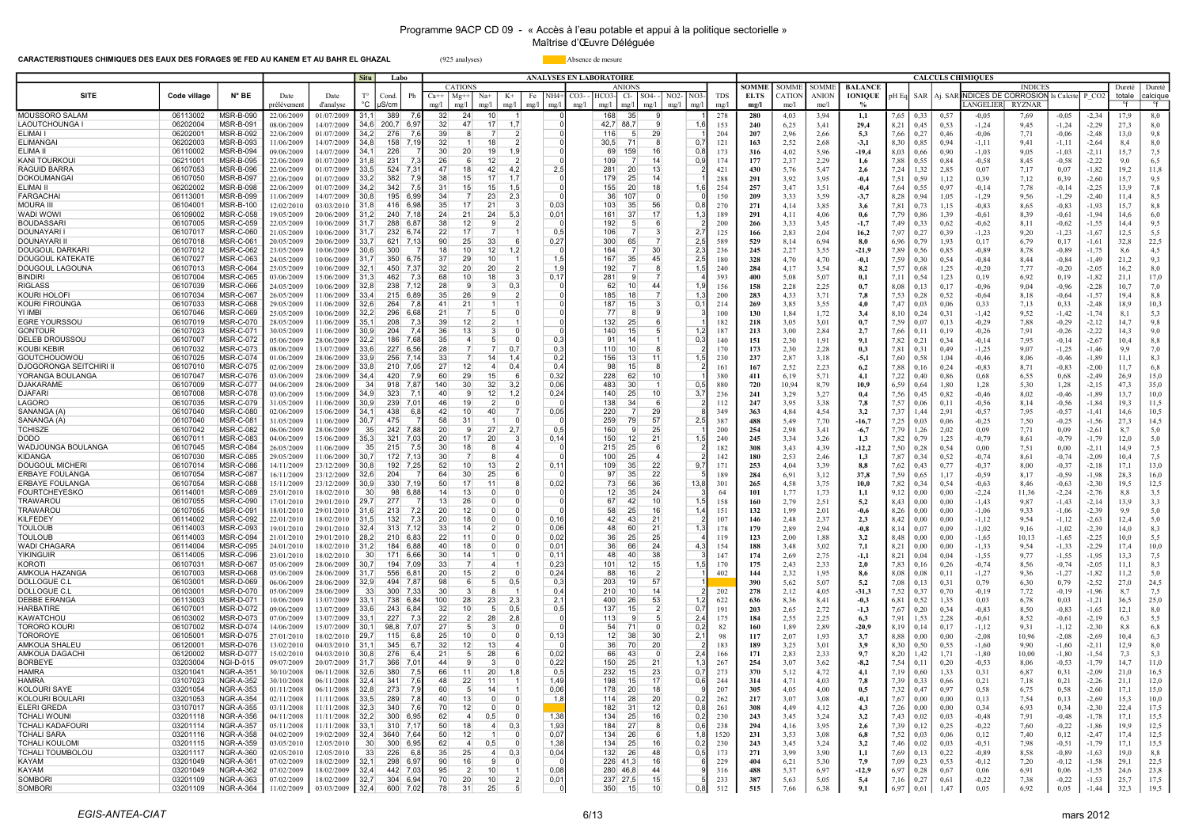Programme 9ACP CD 09 - « Accès à l'eau potable et appui à la politique sectorielle »

Maîtrise d'Œuvre Déléguée

**CARACTERISTIQUES CHIMIQUES DES EAUX DES FORAGES 9E FED AU KANEM ET AU BAHR EL GHAZAL** (925 analyses) — Absence de mesure

| SITE | Code village | N° BE | Date prélèvement | Date d'analyse | Situ T° °C | Labo Cond. µS/cm | Labo Ph | ANALYSES EN LABORATOIRE – CATIONS Ca++ mg/l | Mg++ mg/l | Na+ mg/l | K+ mg/l | Fe mg/l | NH4+ mg/l | ANIONS CO3-- mg/l | HCO3- mg/l | Cl- mg/l | SO4-- mg/l | NO2- mg/l | NO3- mg/l | TDS mg/l | SOMME ELTS mg/l | SOMME CATION me/l | SOMME ANION me/l | BALANCE IONIQUE % | CALCULS CHIMIQUES pH Eq | SAR | Aj. SAR | INDICES DE CORROSION LANGELIER | RYZNAR | INDICES Is Calcite | P_CO2 | Dureté totale °F | Dureté calcique °F |
|---|---|---|---|---|---|---|---|---|---|---|---|---|---|---|---|---|---|---|---|---|---|---|---|---|---|---|---|---|---|---|---|---|---|
| MOUSSORO SALAM | 06113002 | MSR-B-090 | 22/06/2009 | 01/07/2009 | 31,1 | 389 | 7,6 | 32 | 24 | 10 | | | 0 | | 168 | 35 | 9 | | 1 | 278 | 280 | 4,03 | 3,94 | 1,1 | 7,65 | 0,33 | 0,57 | -0,05 | 7,69 | -0,05 | -2,34 | 17,9 | 8,0 |
| LAOUTCHOUNGA I | 06202004 | MSR-B-091 | 08/06/2009 | 14/07/2009 | 34,6 | 200,7 | 6,97 | 32 | 47 | 17 | 1,7 | | 0 | | 42,7 | 88,7 | 9 | | 1,6 | 153 | 240 | 6,25 | 3,41 | 29,4 | 8,21 | 0,45 | 0,53 | -1,24 | 9,45 | -1,24 | -2,29 | 27,3 | 8,0 |
| ELIMAI I | 06202001 | MSR-B-092 | 22/06/2009 | 01/07/2009 | 34,2 | 276 | 7,6 | 39 | 8 | 7 | 2 | | 0 | | 116 | 5 | 29 | | 1 | 204 | 207 | 2,96 | 2,66 | 5,3 | 7,66 | 0,27 | 0,46 | -0,06 | 7,71 | -0,06 | -2,48 | 13,0 | 9,8 |
| ELIMANGAI | 06202003 | MSR-B-093 | 11/06/2009 | 14/07/2009 | 34,8 | 158 | 7,19 | 32 | 1 | 18 | 2 | | 0 | | 30,5 | 71 | 8 | | 0,7 | 121 | 163 | 2,52 | 2,68 | -3,1 | 8,30 | 0,85 | 0,94 | -1,11 | 9,41 | -1,11 | -2,64 | 8,4 | 8,0 |
| ELIMA II | 06110002 | MSR-B-094 | 09/06/2009 | 14/07/2009 | 34,1 | 226 | 7 | 30 | 20 | 19 | 1,9 | | 0 | | 69 | 159 | 16 | | 0,8 | 173 | 316 | 4,02 | 5,96 | -19,4 | 8,03 | 0,66 | 0,90 | -1,03 | 9,05 | -1,03 | -2,11 | 15,7 | 7,5 |
| KANI TOURKOUI | 06211001 | MSR-B-095 | 22/06/2009 | 01/07/2009 | 31,8 | 231 | 7,3 | 26 | 6 | 12 | 2 | | 0 | | 109 | 7 | 14 | | 0,9 | 174 | 177 | 2,37 | 2,29 | 1,6 | 7,88 | 0,55 | 0,84 | -0,58 | 8,45 | -0,58 | -2,22 | 9,0 | 6,5 |
| RAGUID BARRA | 06107053 | MSR-B-096 | 22/06/2009 | 01/07/2009 | 33,5 | 524 | 7,31 | 47 | 18 | 42 | 4,2 | | 2,5 | | 281 | 20 | 13 | | 2 | 421 | 430 | 5,76 | 5,47 | 2,6 | 7,24 | 1,32 | 2,85 | 0,07 | 7,17 | 0,07 | -1,82 | 19,2 | 11,8 |
| DOKOUMANGAI | 06107050 | MSR-B-097 | 22/06/2009 | 01/07/2009 | 33,2 | 382 | 7,9 | 38 | 15 | 17 | 1,7 | | 0 | | 179 | 25 | 14 | | 1 | 288 | 291 | 3,92 | 3,95 | -0,4 | 7,51 | 0,59 | 1,12 | 0,39 | 7,12 | 0,39 | -2,60 | 15,7 | 9,5 |
| ELIMAI II | 06202002 | MSR-B-098 | 22/06/2009 | 01/07/2009 | 34,2 | 342 | 7,5 | 31 | 15 | 15 | 1,5 | | 0 | | 155 | 20 | 18 | | 1,6 | 254 | 257 | 3,47 | 3,51 | -0,4 | 7,64 | 0,55 | 0,97 | -0,14 | 7,78 | -0,14 | -2,25 | 13,9 | 7,8 |
| FARGACHAI | 06113001 | MSR-B-099 | 11/06/2009 | 14/07/2009 | 30,8 | 195 | 6,99 | 34 | 7 | 23 | 2,3 | | 0 | | 36 | 107 | 0 | | 0 | 150 | 209 | 3,33 | 3,59 | -3,7 | 8,28 | 0,94 | 1,05 | -1,29 | 9,56 | -1,29 | -2,40 | 11,4 | 8,5 |
| MOURA III | 06104001 | MSR-B-100 | 12/02/2010 | 03/03/2010 | 31,8 | 416 | 6,98 | 35 | 17 | 21 | 3 | | 0,03 | | 103 | 35 | 56 | | 0,8 | 270 | 271 | 4,14 | 3,85 | 3,6 | 7,81 | 0,73 | 1,15 | -0,83 | 8,65 | -0,83 | -1,93 | 15,7 | 8,8 |
| WADI WOWI | 06109002 | MSR-C-058 | 19/05/2009 | 20/06/2009 | 31,2 | 240 | 7,18 | 24 | 21 | 24 | 5,3 | | 0,01 | | 161 | 37 | 17 | | 1,3 | 189 | 291 | 4,11 | 4,06 | 0,6 | 7,79 | 0,86 | 1,39 | -0,61 | 8,39 | -0,61 | -1,94 | 14,6 | 6,0 |
| BOUDASSARI | 06107005 | MSR-C-059 | 22/05/2009 | 10/06/2009 | 31,7 | 288 | 6,87 | 38 | 12 | 9 | 2 | | 0 | | 192 | 5 | 6 | | 2 | 266 | 266 | 3,33 | 3,45 | -1,7 | 7,49 | 0,33 | 0,62 | -0,62 | 8,11 | -0,62 | -1,55 | 14,4 | 9,5 |
| DOUNAYARI I | 06107017 | MSR-C-060 | 21/05/2009 | 10/06/2009 | 31,7 | 232 | 6,74 | 22 | 17 | 7 | 1 | | 0,5 | | 106 | 7 | 3 | | 2,7 | 125 | 166 | 2,83 | 2,04 | 16,2 | 7,97 | 0,27 | 0,39 | -1,23 | 9,20 | -1,23 | -1,67 | 12,5 | 5,5 |
| DOUNAYARI II | 06107018 | MSR-C-061 | 20/05/2009 | 20/06/2009 | 33,7 | 621 | 7,13 | 90 | 25 | 33 | 6 | | 0,27 | | 300 | 65 | 7 | | 2,5 | 589 | 529 | 8,14 | 6,94 | 8,0 | 6,96 | 0,79 | 1,93 | 0,17 | 6,79 | 0,17 | -1,61 | 32,8 | 22,5 |
| DOUGOUL DARKARI | 06107012 | MSR-C-062 | 23/05/2009 | 10/06/2009 | 30,6 | 300 | 7 | 18 | 10 | 12 | 1,2 | | 0 | | 164 | 7 | 30 | | 2,3 | 236 | 245 | 2,27 | 3,55 | -21,9 | 7,89 | 0,56 | 0,85 | -0,89 | 8,78 | -0,89 | -1,75 | 8,6 | 4,5 |
| DOUGOUL KATEKATE | 06107027 | MSR-C-063 | 24/05/2009 | 10/06/2009 | 31,7 | 350 | 6,75 | 37 | 29 | 10 | 1 | | 1,5 | | 167 | 35 | 45 | | 2,5 | 180 | 328 | 4,70 | 4,70 | -0,1 | 7,59 | 0,30 | 0,54 | -0,84 | 8,44 | -0,84 | -1,49 | 21,2 | 9,3 |
| DOUGOUL LAGOUNA | 06107013 | MSR-C-064 | 25/05/2009 | 10/06/2009 | 32,1 | 450 | 7,37 | 32 | 20 | 20 | 2 | | 1,9 | | 192 | 7 | 8 | | 1,5 | 240 | 284 | 4,17 | 3,54 | 8,2 | 7,57 | 0,68 | 1,25 | -0,20 | 7,77 | -0,20 | -2,05 | 16,2 | 8,0 |
| BINDIRI | 06107004 | MSR-C-065 | 03/06/2009 | 15/06/2009 | 31,3 | 462 | 7,3 | 68 | 10 | 18 | 3 | | 0,17 | | 281 | 9 | 7 | | 4 | 393 | 400 | 5,08 | 5,07 | 0,1 | 7,11 | 0,54 | 1,23 | 0,19 | 6,92 | 0,19 | -1,82 | 21,1 | 17,0 |
| RIGLASS | 06107039 | MSR-C-066 | 24/05/2009 | 10/06/2009 | 32,8 | 238 | 7,12 | 28 | 9 | 3 | 0,3 | | 0 | | 62 | 10 | 44 | | 1,9 | 156 | 158 | 2,28 | 2,25 | 0,7 | 8,08 | 0,13 | 0,17 | -0,96 | 9,04 | -0,96 | -2,28 | 10,7 | 7,0 |
| KOURI HOLOFI | 06107034 | MSR-C-067 | 26/05/2009 | 11/06/2009 | 33,4 | 215 | 6,89 | 35 | 26 | 9 | 2 | | 0 | | 185 | 18 | 7 | | 1,3 | 200 | 283 | 4,33 | 3,71 | 7,8 | 7,53 | 0,28 | 0,52 | -0,64 | 8,18 | -0,64 | -1,57 | 19,4 | 8,8 |
| KOURI FIROUNGA | 06107033 | MSR-C-068 | 29/05/2009 | 11/06/2009 | 32,6 | 264 | 7,8 | 41 | 21 | 1 | 1 | | 0 | | 187 | 15 | 3 | | 0,1 | 214 | 269 | 3,85 | 3,55 | 4,0 | 7,47 | 0,03 | 0,06 | 0,33 | 7,13 | 0,33 | -2,48 | 18,9 | 10,3 |
| YI IMBI | 06107046 | MSR-C-069 | 25/05/2009 | 10/06/2009 | 32,2 | 296 | 6,68 | 21 | 7 | 5 | 0 | | 0 | | 77 | 8 | 9 | | 3 | 100 | 130 | 1,84 | 1,72 | 3,4 | 8,10 | 0,24 | 0,31 | -1,42 | 9,52 | -1,42 | -1,74 | 8,1 | 5,3 |
| EGRE YOURSSOU | 06107019 | MSR-C-070 | 28/05/2009 | 11/06/2009 | 35,1 | 208 | 7,3 | 39 | 12 | 2 | 1 | | 0 | | 132 | 25 | 6 | | 1 | 182 | 218 | 3,05 | 3,01 | 0,7 | 7,59 | 0,07 | 0,13 | -0,29 | 7,88 | -0,29 | -2,12 | 14,7 | 9,8 |
| GONTOUR | 06107023 | MSR-C-071 | 30/05/2009 | 11/06/2009 | 30,9 | 204 | 7,4 | 36 | 13 | 3 | 0 | | 0 | | 140 | 15 | 5 | | 1,2 | 187 | 213 | 3,00 | 2,84 | 2,7 | 7,66 | 0,11 | 0,19 | -0,26 | 7,91 | -0,26 | -2,22 | 14,3 | 9,0 |
| DELEB DROUSSOU | 06107007 | MSR-C-072 | 05/06/2009 | 28/06/2009 | 32,2 | 186 | 7,68 | 35 | 4 | 5 | 0 | | 0,3 | | 91 | 14 | 1 | | 0,3 | 140 | 151 | 2,30 | 1,91 | 9,1 | 7,82 | 0,21 | 0,34 | -0,14 | 7,95 | -0,14 | -2,67 | 10,4 | 8,8 |
| KOUBI KEBIR | 06107032 | MSR-C-073 | 08/06/2009 | 13/07/2009 | 33,6 | 227 | 6,56 | 28 | 7 | 7 | 0,7 | | 0,3 | | 110 | 10 | 8 | | 2 | 170 | 173 | 2,30 | 2,28 | 0,3 | 7,81 | 0,31 | 0,49 | -1,25 | 9,07 | -1,25 | -1,46 | 9,9 | 7,0 |
| GOUTCHOUOWOU | 06107025 | MSR-C-074 | 01/06/2009 | 28/06/2009 | 33,9 | 256 | 7,14 | 33 | 7 | 14 | 1,4 | | 0,2 | | 156 | 13 | 11 | | 1,5 | 230 | 237 | 2,87 | 3,18 | -5,1 | 7,60 | 0,58 | 1,04 | -0,46 | 8,06 | -0,46 | -1,89 | 11,1 | 8,3 |
| DJOGORONGA SEITCHIRI II | 06107010 | MSR-C-075 | 02/06/2009 | 28/06/2009 | 33,8 | 210 | 7,05 | 27 | 12 | 4 | 0,4 | | 0,4 | | 98 | 15 | 8 | | 2 | 161 | 167 | 2,52 | 2,23 | 6,2 | 7,88 | 0,16 | 0,24 | -0,83 | 8,71 | -0,83 | -2,00 | 11,7 | 6,8 |
| YORANGA BOULANGA | 06107047 | MSR-C-076 | 03/06/2009 | 28/06/2009 | 34,4 | 420 | 7,9 | 60 | 29 | 15 | 6 | | 0,32 | | 228 | 62 | 10 | | 1 | 380 | 411 | 6,19 | 5,71 | 4,1 | 7,22 | 0,40 | 0,86 | 0,68 | 6,55 | 0,68 | -2,49 | 26,9 | 15,0 |
| DJAKARAME | 06107009 | MSR-C-077 | 04/06/2009 | 28/06/2009 | 34 | 918 | 7,87 | 140 | 30 | 32 | 3,2 | | 0,06 | | 483 | 30 | 1 | | 0,5 | 880 | 720 | 10,94 | 8,79 | 10,9 | 6,59 | 0,64 | 1,80 | 1,28 | 5,30 | 1,28 | -2,15 | 47,3 | 35,0 |
| DJAFARI | 06107008 | MSR-C-078 | 03/06/2009 | 15/06/2009 | 34,9 | 323 | 7,1 | 40 | 9 | 12 | 1,2 | | 0,24 | | 140 | 25 | 10 | | 3,7 | 236 | 241 | 3,29 | 3,27 | 0,4 | 7,56 | 0,45 | 0,82 | -0,46 | 8,02 | -0,46 | -1,89 | 13,7 | 10,0 |
| LAGORO | 06107035 | MSR-C-079 | 31/05/2009 | 11/06/2009 | 30,9 | 239 | 7,01 | 46 | 19 | 2 | 0 | | 0 | | 138 | 34 | 6 | | 2 | 112 | 247 | 3,95 | 3,38 | 7,8 | 7,57 | 0,06 | 0,11 | -0,56 | 8,14 | -0,56 | -1,84 | 19,3 | 11,5 |
| SANANGA (A) | 06107040 | MSR-C-080 | 02/06/2009 | 15/06/2009 | 34,1 | 438 | 6,8 | 42 | 10 | 40 | 7 | | 0,05 | | 220 | 7 | 29 | | 8 | 349 | 363 | 4,84 | 4,54 | 3,2 | 7,37 | 1,44 | 2,91 | -0,57 | 7,95 | -0,57 | -1,41 | 14,6 | 10,5 |
| SANANGA (A) | 06107040 | MSR-C-081 | 31/05/2009 | 11/06/2009 | 30,7 | 475 | 7 | 58 | 31 | 1 | 0 | | 0 | | 259 | 79 | 57 | | 2,5 | 387 | 488 | 5,49 | 7,70 | -16,7 | 7,25 | 0,03 | 0,06 | -0,25 | 7,50 | -0,25 | -1,56 | 27,3 | 14,5 |
| TCHISZE | 06107042 | MSR-C-082 | 06/06/2009 | 28/06/2009 | 35 | 242 | 7,88 | 20 | 9 | 27 | 2,7 | | 0,5 | | 160 | 9 | 25 | | 1 | 250 | 254 | 2,98 | 3,41 | -6,7 | 7,79 | 1,26 | 2,02 | 0,09 | 7,71 | 0,09 | -2,61 | 8,7 | 5,0 |
| DODO | 06107011 | MSR-C-083 | 04/06/2009 | 15/06/2009 | 35,3 | 321 | 7,03 | 20 | 17 | 20 | 3 | | 0,14 | | 150 | 12 | 21 | | 1,5 | 240 | 245 | 3,34 | 3,26 | 1,3 | 7,82 | 0,79 | 1,25 | -0,79 | 8,61 | -0,79 | -1,79 | 12,0 | 5,0 |
| WADJOUNGA BOULANGA | 06107045 | MSR-C-084 | 26/05/2009 | 10/06/2009 | 35 | 215 | 7,5 | 30 | 18 | 8 | 4 | | 0 | | 215 | 25 | 6 | | 2 | 182 | 308 | 3,43 | 4,39 | -12,2 | 7,50 | 0,28 | 0,54 | 0,00 | 7,51 | 0,00 | -2,11 | 14,9 | 7,5 |
| KIDANGA | 06107030 | MSR-C-085 | 29/05/2009 | 11/06/2009 | 30,7 | 172 | 7,13 | 30 | 7 | 8 | 4 | | 0 | | 100 | 25 | 4 | | 2 | 142 | 180 | 2,53 | 2,46 | 1,3 | 7,87 | 0,34 | 0,52 | -0,74 | 8,61 | -0,74 | -2,09 | 10,4 | 7,5 |
| DOUGOUL MICHERI | 06107014 | MSR-C-086 | 14/11/2009 | 23/12/2009 | 30,8 | 192 | 7,25 | 52 | 10 | 13 | 2 | | 0,11 | | 109 | 35 | 22 | | 9,7 | 171 | 253 | 4,04 | 3,39 | 8,8 | 7,62 | 0,43 | 0,77 | -0,37 | 8,00 | -0,37 | -2,18 | 17,1 | 13,0 |
| ERBAYE FOULANGA | 06107054 | MSR-C-087 | 16/11/2009 | 23/12/2009 | 32,6 | 204 | 7 | 64 | 30 | 25 | 6 | | 0 | | 97 | 35 | 22 | | 5 | 189 | 284 | 6,91 | 3,12 | 37,8 | 7,59 | 0,65 | 1,17 | -0,59 | 8,17 | -0,59 | -1,98 | 28,3 | 16,0 |
| ERBAYE FOULANGA | 06107054 | MSR-C-088 | 15/11/2009 | 23/12/2009 | 30,9 | 330 | 7,19 | 50 | 17 | 11 | 8 | | 0,02 | | 73 | 56 | 36 | | 13,8 | 301 | 265 | 4,58 | 3,75 | 10,0 | 7,82 | 0,34 | 0,54 | -0,63 | 8,46 | -0,63 | -2,30 | 19,5 | 12,5 |
| FOURTCHEYESKO | 06114001 | MSR-C-089 | 25/01/2010 | 18/02/2010 | 30 | 98 | 6,88 | 14 | 13 | 0 | 0 | | 0 | | 12 | 35 | 24 | | 3 | 64 | 101 | 1,77 | 1,73 | 1,1 | 9,12 | 0,00 | 0,00 | -2,24 | 11,36 | -2,24 | -2,76 | 8,8 | 3,5 |
| TRAWAROU | 06107055 | MSR-C-090 | 17/01/2010 | 29/01/2010 | 29,7 | 277 | 7 | 13 | 26 | 0 | 0 | | 0 | | 67 | 42 | 10 | | 1,5 | 158 | 160 | 2,79 | 2,51 | 5,2 | 8,43 | 0,00 | 0,00 | -1,43 | 9,87 | -1,43 | -2,14 | 13,9 | 3,3 |
| TRAWAROU | 06107055 | MSR-C-091 | 18/01/2010 | 29/01/2010 | 31,6 | 213 | 7,2 | 20 | 12 | 0 | 0 | | 0 | | 58 | 25 | 16 | | 1,4 | 151 | 132 | 1,99 | 2,01 | -0,6 | 8,26 | 0,00 | 0,00 | -1,06 | 9,33 | -1,06 | -2,39 | 9,9 | 5,0 |
| KILFEDEY | 06114002 | MSR-C-092 | 22/01/2010 | 18/02/2010 | 31,5 | 132 | 7,3 | 20 | 18 | 0 | 0 | | 0,16 | | 42 | 43 | 21 | | 2 | 107 | 146 | 2,48 | 2,37 | 2,3 | 8,42 | 0,00 | 0,00 | -1,12 | 9,54 | -1,12 | -2,63 | 12,4 | 5,0 |
| TOULOUB | 06114003 | MSR-C-093 | 19/01/2010 | 29/01/2010 | 32,4 | 313 | 7,12 | 33 | 14 | 2 | 0 | | 0,06 | | 48 | 60 | 21 | | 1,3 | 178 | 179 | 2,89 | 2,94 | -0,8 | 8,14 | 0,07 | 0,09 | -1,02 | 9,16 | -1,02 | -2,39 | 14,0 | 8,3 |
| TOULOUB | 06114003 | MSR-C-094 | 21/01/2010 | 29/01/2010 | 28,2 | 210 | 6,83 | 22 | 11 | 0 | 0 | | 0,02 | | 36 | 25 | 25 | | 1 | 119 | 123 | 2,00 | 1,88 | 3,2 | 8,48 | 0,00 | 0,00 | -1,65 | 10,13 | -1,65 | -2,25 | 10,0 | 5,5 |
| WADI CHAGARA | 06114004 | MSR-C-095 | 24/01/2010 | 18/02/2010 | 31,2 | 184 | 6,88 | 40 | 18 | 0 | 0 | | 0,01 | | 36 | 66 | 24 | | 4,3 | 154 | 188 | 3,48 | 3,02 | 7,1 | 8,21 | 0,00 | 0,00 | -1,33 | 9,54 | -1,33 | -2,29 | 17,4 | 10,0 |
| YIKINGUIR | 06114005 | MSR-C-096 | 23/01/2010 | 18/02/2010 | 30 | 171 | 6,66 | 30 | 14 | 1 | | | 0,11 | | 48 | 40 | 38 | | 3 | 147 | 174 | 2,69 | 2,75 | -1,1 | 8,21 | 0,04 | 0,04 | -1,55 | 9,77 | -1,55 | -1,95 | 13,3 | 7,5 |
| KOROTI | 06107031 | MSR-D-067 | 05/06/2009 | 28/06/2009 | 30,7 | 194 | 7,09 | 33 | 7 | 4 | 1 | | 0,23 | | 101 | 12 | 15 | | 1,5 | 170 | 175 | 2,43 | 2,33 | 2,0 | 7,83 | 0,16 | 0,26 | -0,74 | 8,56 | -0,74 | -2,05 | 11,1 | 8,3 |
| AMKOUA HAZANGA | 06107003 | MSR-D-068 | 05/06/2009 | 28/06/2009 | 31,7 | 556 | 6,81 | 20 | 15 | 2 | 0 | | 0,24 | | 88 | 16 | 2 | | 1 | 402 | 144 | 2,32 | 1,95 | 8,6 | 8,08 | 0,08 | 0,11 | -1,27 | 9,36 | -1,27 | -1,82 | 11,2 | 5,0 |
| DOLLOGUE C.L | 06103001 | MSR-D-069 | 06/06/2009 | 28/06/2009 | 32,9 | 494 | 7,87 | 98 | 6 | 5 | 0,5 | | 0,3 | | 203 | 19 | 57 | | 1 | | 390 | 5,62 | 5,07 | 5,2 | 7,08 | 0,13 | 0,31 | 0,79 | 6,30 | 0,79 | -2,52 | 27,0 | 24,5 |
| DOLLOGUE C.L | 06103001 | MSR-D-070 | 05/06/2009 | 28/06/2009 | 33 | 300 | 7,33 | 30 | 3 | 8 | 1 | | 0,4 | | 210 | 10 | 14 | | 2 | 202 | 278 | 2,12 | 4,05 | -31,3 | 7,52 | 0,37 | 0,70 | -0,19 | 7,72 | -0,19 | -1,96 | 8,7 | 7,5 |
| DEBBE ERANGA | 06113003 | MSR-D-071 | 10/06/2009 | 13/07/2009 | 33,1 | 738 | 6,84 | 100 | 28 | 23 | 2,3 | | 2,1 | | 400 | 26 | 53 | | 1,2 | 622 | 636 | 8,36 | 8,41 | -0,3 | 6,81 | 0,52 | 1,35 | 0,03 | 6,78 | 0,03 | -1,21 | 36,5 | 25,0 |
| HARBATIRE | 06107001 | MSR-D-072 | 09/06/2009 | 13/07/2009 | 33,6 | 243 | 6,84 | 32 | 10 | 5 | 0,5 | | 0,5 | | 137 | 15 | 2 | | 0,7 | 191 | 203 | 2,65 | 2,72 | -1,3 | 7,67 | 0,20 | 0,34 | -0,83 | 8,50 | -0,83 | -1,65 | 12,1 | 8,0 |
| KAWATCHOU | 06103002 | MSR-D-073 | 07/06/2009 | 13/07/2009 | 33,1 | 227 | 7,3 | 22 | 2 | 28 | 2,8 | | 0 | | 113 | 9 | 5 | | 2,4 | 175 | 184 | 2,55 | 2,25 | 6,3 | 7,91 | 1,53 | 2,28 | -0,61 | 8,52 | -0,61 | -2,19 | 6,3 | 5,5 |
| TORORO KOURI | 06107002 | MSR-D-074 | 14/06/2009 | 15/07/2009 | 30,1 | 98,8 | 7,07 | 27 | 5 | 3 | 0 | | 0 | | 54 | 71 | 0 | | 0,2 | 82 | 160 | 1,89 | 2,89 | -20,9 | 8,19 | 0,14 | 0,17 | -1,12 | 9,31 | -1,12 | -2,30 | 8,8 | 6,8 |
| TORORO YE | 06105001 | MSR-D-075 | 27/01/2010 | 18/02/2010 | 29,7 | 115 | 6,8 | 25 | 10 | 0 | 0 | | 0,13 | | 12 | 38 | 30 | | 2,1 | 98 | 117 | 2,07 | 1,93 | 3,7 | 8,88 | 0,00 | 0,00 | -2,08 | 10,96 | -2,08 | -2,69 | 10,4 | 6,3 |
| AMKOUA SHALEU | 06120001 | MSR-D-076 | 13/02/2010 | 04/03/2010 | 31,1 | 345 | 6,7 | 32 | 12 | 13 | 4 | | 0 | | 36 | 70 | 20 | | 2 | 183 | 189 | 3,25 | 3,01 | 3,9 | 8,30 | 0,50 | 0,55 | -1,60 | 9,90 | -1,60 | -2,11 | 12,9 | 8,0 |
| AMKOUA DAGACHI | 06120002 | MSR-D-077 | 15/02/2010 | 04/03/2010 | 30,8 | 276 | 6,4 | 21 | 5 | 28 | 6 | | 0,02 | | 66 | 43 | 0 | | 2,4 | 166 | 171 | 2,83 | 2,33 | 9,7 | 8,20 | 1,42 | 1,71 | -1,80 | 10,00 | -1,80 | -1,54 | 7,3 | 5,3 |
| BORBEYE | 03203004 | NGI-D-015 | 09/07/2009 | 20/07/2009 | 31,7 | 366 | 7,01 | 44 | 9 | 3 | 0 | | 0,22 | | 150 | 25 | 21 | | 1,3 | 267 | 254 | 3,07 | 3,62 | -8,2 | 7,54 | 0,11 | 0,20 | -0,53 | 8,06 | -0,53 | -1,79 | 14,7 | 11,0 |
| HAMRA | 03201041 | NGR-A-351 | 30/10/2008 | 06/11/2008 | 32,6 | 380 | 7,5 | 66 | 11 | 20 | 1,8 | | 0,5 | | 232 | 15 | 23 | | 0,7 | 273 | 370 | 5,12 | 4,72 | 4,1 | 7,19 | 0,60 | 1,33 | 0,31 | 6,87 | 0,31 | -2,09 | 21,0 | 16,5 |
| HAMRA | 03107023 | NGR-A-352 | 30/10/2008 | 06/11/2008 | 32,4 | 341 | 7,6 | 48 | 22 | 11 | 1 | | 1,49 | | 198 | 15 | 17 | | 0,6 | 244 | 314 | 4,71 | 4,03 | 7,8 | 7,39 | 0,33 | 0,66 | 0,21 | 7,18 | 0,21 | -2,26 | 21,1 | 12,0 |
| KOLOURI SAYE | 03201054 | NGR-A-353 | 01/11/2008 | 06/11/2008 | 32,8 | 273 | 7,9 | 60 | 5 | 14 | 1 | | 0,06 | | 178 | 20 | 18 | | 0 | 207 | 305 | 4,05 | 4,00 | 0,5 | 7,32 | 0,47 | 0,97 | 0,58 | 6,75 | 0,58 | -2,60 | 17,1 | 15,0 |
| KOLOURI BOULARI | 03201053 | NGR-A-354 | 02/11/2008 | 11/11/2008 | 33,5 | 289 | 7,8 | 40 | 13 | 0 | 0 | | 1,8 | | 114 | 28 | 20 | | 0,2 | 262 | 217 | 3,07 | 3,08 | -0,1 | 7,67 | 0,00 | 0,00 | 0,13 | 7,54 | 0,13 | -2,69 | 15,3 | 10,0 |
| ELERI GREDA | 03107017 | NGR-A-355 | 03/11/2008 | 11/11/2008 | 32,3 | 340 | 7,6 | 70 | 12 | 0 | 0 | | | | 182 | 31 | 12 | | 0,8 | 261 | 308 | 4,49 | 4,12 | 4,3 | 7,26 | 0,00 | 0,00 | 0,34 | 6,93 | 0,34 | -2,30 | 22,4 | 17,5 |
| TCHALI WOUNI | 03201118 | NGR-A-356 | 04/11/2008 | 11/11/2008 | 32,2 | 300 | 6,95 | 62 | 4 | 0,5 | 0 | | 1,38 | | 134 | 25 | 16 | | 0,2 | 230 | 243 | 3,45 | 3,24 | 3,2 | 7,43 | 0,02 | 0,03 | -0,48 | 7,91 | -0,48 | -1,78 | 17,1 | 15,5 |
| TCHALI KADAFOURI | 03201114 | NGR-A-357 | 05/11/2008 | 11/11/2008 | 33,1 | 310 | 7,17 | 50 | 18 | 4 | 0,3 | | 1,93 | | 184 | 27 | 8 | | 0,6 | 238 | 294 | 4,16 | 3,95 | 2,6 | 7,39 | 0,12 | 0,25 | -0,22 | 7,60 | -0,22 | -1,86 | 19,9 | 12,5 |
| TCHALI SARA | 03201116 | NGR-A-358 | 04/02/2009 | 19/02/2009 | 32,4 | 3640 | 7,64 | 50 | 12 | 1 | 0 | | 0,06 | | 134 | 26 | 6 | | 1,8 | 1520 | 231 | 3,53 | 3,08 | 6,8 | 7,52 | 0,03 | 0,06 | 0,12 | 7,40 | 0,12 | -2,47 | 17,4 | 12,5 |
| TCHALI KOULOMI | 03201115 | NGR-A-359 | 03/05/2010 | 12/05/2010 | 30 | 300 | 6,95 | 62 | 4 | 0,5 | 0 | | 1,38 | | 134 | 25 | 16 | | 0,2 | 230 | 243 | 3,45 | 3,24 | 3,2 | 7,46 | 0,02 | 0,03 | -0,51 | 7,98 | -0,51 | -1,79 | 17,1 | 15,5 |
| TCHALI TOUMBOLOU | 03201117 | NGR-A-360 | 02/05/2010 | 12/05/2010 | 33 | 226 | 6,8 | 35 | 25 | 4 | 0,3 | | 0,04 | | 132 | 26 | 48 | | 0,5 | 173 | 271 | 3,99 | 3,90 | 1,1 | 7,69 | 0,13 | 0,22 | -0,89 | 8,58 | -0,89 | -1,63 | 19,0 | 8,8 |
| KAYAM | 03201049 | NGR-A-361 | 07/02/2009 | 18/02/2009 | 32,1 | 298 | 6,97 | 90 | 16 | 9 | 0 | | 6 | | 226 | 41,3 | 16 | | 6 | 229 | 404 | 6,21 | 5,30 | 7,9 | 7,09 | 0,23 | 0,53 | -0,12 | 7,20 | -0,12 | -1,58 | 29,1 | 22,5 |
| KAYAM | 03201049 | NGR-A-362 | 07/02/2009 | 18/02/2009 | 32,4 | 442 | 7,03 | 95 | 2 | 10 | 1 | | 0,08 | | 280 | 46,8 | 44 | | 9 | 316 | 488 | 5,37 | 6,97 | -12,9 | 6,97 | 0,28 | 0,67 | 0,06 | 6,91 | 0,06 | -1,55 | 24,6 | 23,8 |
| SOMBORI | 03201109 | NGR-A-363 | 07/02/2009 | 18/02/2009 | 32,7 | 304 | 6,94 | 70 | 20 | 10 | 2 | | 0,01 | | 237 | 27,5 | 15 | | 5 | 233 | 387 | 5,63 | 5,05 | 5,4 | 7,16 | 0,27 | 0,61 | -0,22 | 7,38 | -0,22 | -1,53 | 25,7 | 17,5 |
| SOMBORI | 03201109 | NGR-A-364 | 11/02/2009 | 03/03/2009 | 32,4 | 600 | 7,02 | 78 | 31 | 25 | 5 | | 0 | | 350 | 15 | 10 | | 0,8 | 512 | 515 | 7,66 | 6,38 | 9,1 | 6,97 | 0,61 | 1,47 | 0,05 | 6,92 | 0,05 | -1,44 | 32,3 | 19,5 |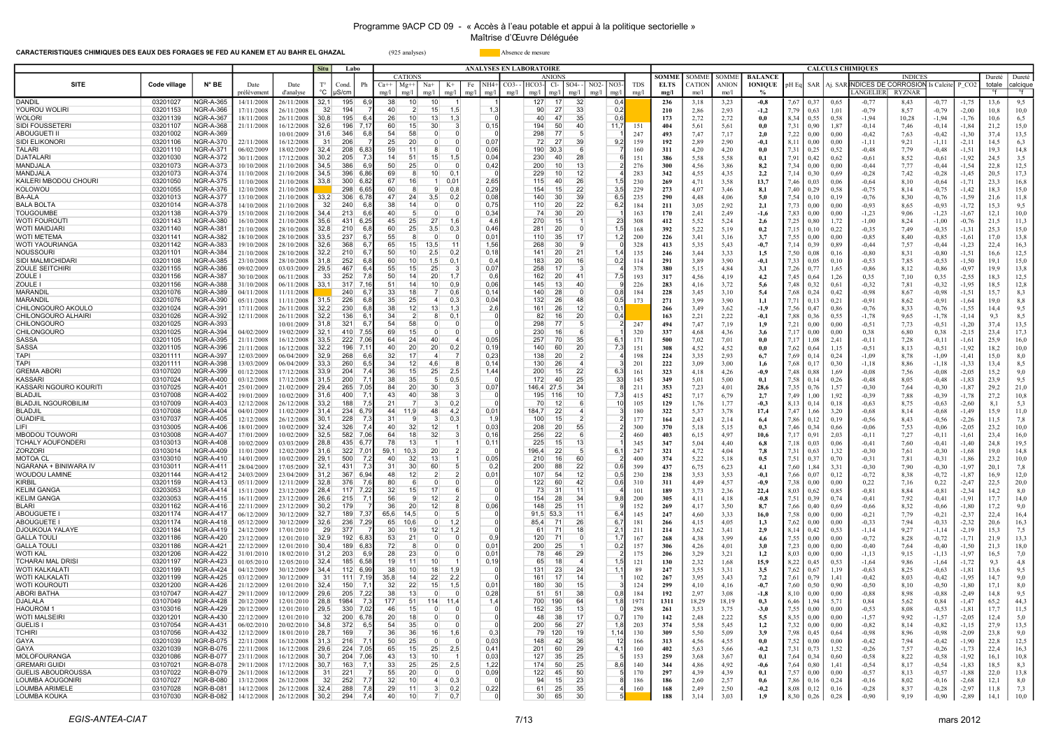Programme 9ACP CD 09 - « Accès à l'eau potable et appui à la politique sectorielle »

Maîtrise d'Œuvre Déléguée

**CARACTERISTIQUES CHIMIQUES DES EAUX DES FORAGES 9E FED AU KANEM ET AU BAHR EL GHAZAL** (925 analyses) — Absence de mesure

| SITE | Code village | N° BE | Date prélèvement | Date d'analyse | Situ T° °C | Labo Cond. µS/cm | Labo Ph | ANALYSES EN LABORATOIRE – CATIONS Ca++ mg/l | Mg++ mg/l | Na+ mg/l | K+ mg/l | Fe mg/l | NH4+ mg/l | CO3- mg/l | ANIONS HCO3- mg/l | Cl- mg/l | SO4-- mg/l | NO2- mg/l | NO3- mg/l | TDS mg/l | SOMME ELTS mg/l | SOMME CATION me/l | SOMME ANION me/l | BALANCE IONIQUE % | CALCULS CHIMIQUES pH Eq | SAR | Aj. SAR | INDICES DE CORROSION LANGELIER | RYZNAR | INDICES Is Calcite | P_CO2 | Dureté totale °f | Dureté calcique °f |
|---|---|---|---|---|---|---|---|---|---|---|---|---|---|---|---|---|---|---|---|---|---|---|---|---|---|---|---|---|---|---|---|---|---|
| DANDIL | 03201027 | NGR-A-365 | 14/11/2008 | 26/11/2008 | 32,1 | 195 | 6,9 | 38 | 10 | 10 | 1 | 1 | | | 127 | 17 | 32 | | 0,4 | | 236 | 3,18 | 3,23 | -0,8 | 7,67 | 0,37 | 0,65 | -0,77 | 8,43 | -0,77 | -1,75 | 13,6 | 9,5 |
| YOUROU WOLIRI | 03201153 | NGR-A-366 | 17/11/2008 | 26/11/2008 | 32 | 194 | 7 | 40 | 2 | 15 | 1,5 | 1,3 | | | 90 | 27 | 33 | | 0,2 | | 210 | 2,86 | 2,93 | -1,2 | 7,79 | 0,63 | 1,01 | -0,79 | 8,57 | -0,79 | -2,00 | 10,8 | 10,0 |
| WOLORI | 03201139 | NGR-A-367 | 18/11/2008 | 26/11/2008 | 30,8 | 195 | 6,4 | 26 | 10 | 13 | 1,3 | | | | 40 | 47 | 35 | | 0,6 | | 173 | 2,72 | 2,72 | 0,0 | 8,34 | 0,55 | 0,58 | -1,94 | 10,28 | -1,94 | -1,76 | 10,6 | 6,5 |
| SIDI FOUSSETERI | 03201107 | NGR-A-368 | 21/11/2008 | 16/12/2008 | 32,6 | 196 | 7,17 | 60 | 15 | 30 | 3 | 0,15 | | | 194 | 50 | 40 | | 11,7 | 151 | 404 | 5,61 | 5,61 | 0,0 | 7,31 | 0,90 | 1,87 | -0,14 | 7,46 | -0,14 | -1,84 | 21,2 | 15,0 |
| ABOUGUETI II | 03201002 | NGR-A-369 | | 10/01/2009 | 31,6 | 346 | 6,8 | 54 | 58 | 0 | 0 | 0 | | | 298 | 77 | 5 | | | 247 | 493 | 7,47 | 7,17 | 2,0 | 7,22 | 0,00 | 0,00 | -0,42 | 7,63 | -0,42 | -1,30 | 37,4 | 13,5 |
| SIDI ELIKONORI | 03201106 | NGR-A-370 | 22/11/2008 | 16/12/2008 | 31 | 206 | | 25 | 20 | 0 | 0 | 0,07 | | | 72 | 27 | 39 | | 9,2 | 159 | 192 | 2,89 | 2,90 | -0,1 | 8,11 | 0,00 | 0,00 | -1,11 | 9,21 | -1,11 | -2,11 | 14,5 | 6,3 |
| TALARI | 03201110 | NGR-A-371 | 06/02/2009 | 18/02/2009 | 32,4 | 208 | 6,83 | 59 | 11 | 8 | 0 | 0,06 | | | 190 | 30,3 | 6 | | 7 | 160 | 311 | 4,20 | 4,20 | 0,0 | 7,31 | 0,25 | 0,52 | -0,48 | 7,79 | -0,48 | -1,51 | 19,3 | 14,8 |
| DJATALARI | 03201030 | NGR-A-372 | 30/11/2008 | 17/12/2008 | 30,2 | 205 | 7,3 | 14 | 51 | 15 | 1,5 | 0,04 | | | 230 | 40 | 28 | | 6 | 151 | 386 | 5,58 | 5,58 | 0,1 | 7,91 | 0,42 | 0,62 | -0,61 | 8,52 | -0,61 | -1,92 | 24,5 | 3,5 |
| MANDJALA | 03201073 | NGR-A-373 | 10/10/2008 | 21/10/2008 | 34,5 | 386 | 6,9 | 50 | 25 | 0 | 0 | 0,42 | | | 200 | 10 | 13 | | 2 | 276 | 300 | 4,56 | 3,86 | 8,2 | 7,34 | 0,00 | 0,00 | -0,44 | 7,77 | -0,44 | -1,54 | 22,8 | 12,5 |
| MANDJALA | 03201073 | NGR-A-374 | 11/10/2008 | 21/10/2008 | 34,5 | 396 | 6,86 | 69 | 8 | 10 | 0,1 | 0 | | | 229 | 10 | 12 | | 4 | 283 | 342 | 4,55 | 4,35 | 2,2 | 7,14 | 0,30 | 0,69 | -0,28 | 7,42 | -0,28 | -1,45 | 20,5 | 17,3 |
| KAILERI MBODOU CHOURI | 03201050 | NGR-A-375 | 11/10/2008 | 21/10/2008 | 33,8 | 300 | 6,82 | 67 | 16 | 1 | 0,01 | 2,65 | | | 115 | 40 | 26 | | 1,5 | 230 | 269 | 4,71 | 3,58 | 13,7 | 7,46 | 0,03 | 0,06 | -0,64 | 8,10 | -0,64 | -1,71 | 23,3 | 16,8 |
| KOLOWOU | 03201055 | NGR-A-376 | 12/10/2008 | 21/10/2008 | | 298 | 6,65 | 60 | 8 | 9 | 0,8 | 0,29 | | | 154 | 15 | 22 | | 3,5 | 229 | 273 | 4,07 | 3,46 | 8,1 | 7,40 | 0,29 | 0,58 | -0,75 | 8,14 | -0,75 | -1,42 | 18,3 | 15,0 |
| BA-ALA | 03201013 | NGR-A-377 | 13/10/2008 | 21/10/2008 | 33,2 | 306 | 6,78 | 47 | 24 | 3,5 | 0,2 | 0,08 | | | 140 | 30 | 39 | | 6,5 | 235 | 290 | 4,48 | 4,06 | 5,0 | 7,54 | 0,10 | 0,19 | -0,76 | 8,30 | -0,76 | -1,59 | 21,6 | 11,8 |
| BALA BOLTA | 03201014 | NGR-A-378 | 14/10/2008 | 21/10/2008 | 32 | 240 | 6,8 | 38 | 14 | 0 | 0 | 0,75 | | | 110 | 20 | 22 | | 6,2 | 184 | 211 | 3,05 | 2,92 | 2,1 | 7,73 | 0,00 | 0,00 | -0,93 | 8,65 | -0,93 | -1,72 | 15,3 | 9,5 |
| TOUGOUMBE | 03201138 | NGR-A-379 | 15/10/2008 | 21/10/2008 | 34,4 | 213 | 6,6 | 40 | 5 | 0 | 0 | 0,34 | | | 74 | 30 | 20 | | 1 | 163 | 170 | 2,41 | 2,49 | -1,6 | 7,83 | 0,00 | 0,00 | -1,23 | 9,06 | -1,23 | -1,67 | 12,1 | 10,0 |
| WOTI FOUROUTI | 03201143 | NGR-A-380 | 16/10/2008 | 21/10/2008 | 35,6 | 431 | 6,25 | 45 | 25 | 27 | 1,6 | 4,6 | | | 270 | 15 | 1 | | 23 | 308 | 412 | 5,52 | 5,24 | 2,6 | 7,25 | 0,80 | 1,72 | -1,00 | 8,24 | -1,00 | -0,76 | 21,5 | 11,3 |
| WOTI MAIDJARI | 03201140 | NGR-A-381 | 21/10/2008 | 28/10/2008 | 32,8 | 210 | 6,8 | 60 | 25 | 3,5 | 0,3 | 0,46 | | | 281 | 20 | 0 | | 1,5 | 168 | 392 | 5,22 | 5,19 | 0,2 | 7,15 | 0,10 | 0,22 | -0,35 | 7,49 | -0,35 | -1,31 | 25,3 | 15,0 |
| WOTI METEMA | 03201141 | NGR-A-382 | 18/10/2008 | 28/10/2008 | 33,5 | 237 | 6,7 | 55 | 8 | 0 | 0 | 0,52 | | | 110 | 35 | 17 | | 1,2 | 200 | 226 | 3,41 | 3,16 | 3,7 | 7,55 | 0,00 | 0,00 | -0,85 | 8,40 | -0,85 | -1,61 | 17,0 | 13,8 |
| WOTI YAOURIANGA | 03201142 | NGR-A-383 | 19/10/2008 | 28/10/2008 | 32,6 | 368 | 6,7 | 65 | 15 | 13,5 | 11 | 1,56 | | | 268 | 30 | 9 | | 0 | 328 | 413 | 5,35 | 5,43 | -0,7 | 7,14 | 0,39 | 0,89 | -0,44 | 7,57 | -0,44 | -1,23 | 22,4 | 16,3 |
| NOUSSOURI | 03201101 | NGR-A-384 | 21/10/2008 | 28/10/2008 | 32,2 | 210 | 6,7 | 50 | 10 | 2,5 | 0,2 | 0,18 | | | 141 | 20 | 21 | | 1,4 | 135 | 246 | 3,44 | 3,33 | 1,5 | 7,50 | 0,08 | 0,16 | -0,80 | 8,31 | -0,80 | -1,51 | 16,6 | 12,5 |
| SIDI MALMICHIDARI | 03201108 | NGR-A-385 | 23/10/2008 | 28/10/2008 | 31,8 | 252 | 6,8 | 60 | 10 | 1,5 | 0,1 | 0,4 | | | 183 | 20 | 16 | | 0,2 | 114 | 291 | 3,89 | 3,90 | -0,1 | 7,33 | 0,05 | 0,10 | -0,53 | 7,85 | -0,53 | -1,50 | 19,1 | 15,0 |
| ZOULE SEITCHIRI | 03201155 | NGR-A-386 | 09/02/2009 | 03/03/2009 | 29,5 | 467 | 6,4 | 55 | 15 | 25 | 3 | 0,07 | | | 258 | 17 | 3 | | 4 | 378 | 380 | 5,15 | 4,84 | 3,1 | 7,26 | 0,77 | 1,65 | -0,86 | 8,12 | -0,86 | -0,97 | 19,9 | 13,8 |
| ZOULE I | 03201156 | NGR-A-387 | 30/10/2008 | 06/11/2008 | 33 | 252 | 7,8 | 50 | 14 | 20 | 1,7 | 0,6 | | | 162 | 20 | 41 | | 7,5 | 193 | 317 | 4,56 | 4,19 | 4,2 | 7,45 | 0,64 | 1,26 | 0,35 | 7,10 | 0,35 | -2,55 | 18,3 | 12,5 |
| ZOULE I | 03201156 | NGR-A-388 | 31/10/2008 | 06/11/2008 | 33,1 | 317 | 7,16 | 51 | 14 | 10 | 0,9 | 0,06 | | | 145 | 13 | 40 | | 9 | 226 | 283 | 4,16 | 3,72 | 5,6 | 7,48 | 0,32 | 0,61 | -0,32 | 7,81 | -0,32 | -1,95 | 18,5 | 12,8 |
| MARANDIL | 03201076 | NGR-A-389 | 04/11/2008 | 11/11/2008 | | 240 | 6,7 | 33 | 18 | 7 | 0,6 | 0,14 | | | 140 | 28 | 0 | | 0,8 | 184 | 228 | 3,45 | 3,10 | 5,4 | 7,68 | 0,24 | 0,42 | -0,98 | 8,67 | -0,98 | -1,51 | 15,7 | 8,3 |
| MARANDIL | 03201076 | NGR-A-390 | 05/11/2008 | 11/11/2008 | 31,5 | 226 | 6,8 | 35 | 25 | 4 | 0,3 | 0,04 | | | 132 | 26 | 48 | | 0,5 | 173 | 271 | 3,99 | 3,90 | 1,1 | 7,71 | 0,13 | 0,21 | -0,91 | 8,62 | -0,91 | -1,64 | 19,0 | 8,8 |
| CHILONGOURO AKOULO | 03201024 | NGR-A-391 | 17/11/2008 | 26/11/2008 | 32,2 | 230 | 6,8 | 38 | 12 | 13 | 1,3 | 2,6 | | | 161 | 26 | 12 | | 0,1 | | 266 | 3,49 | 3,62 | -1,9 | 7,56 | 0,47 | 0,86 | -0,76 | 8,33 | -0,76 | -1,55 | 14,4 | 9,5 |
| CHILONGOURO ALHAIRI | 03201026 | NGR-A-392 | 12/11/2008 | 26/11/2008 | 32,2 | 136 | 6,1 | 34 | 2 | 8 | 0,1 | | | | 82 | 16 | 20 | | 0,4 | | 163 | 2,21 | 2,22 | -0,1 | 7,88 | 0,36 | 0,55 | -1,78 | 9,65 | -1,78 | -1,14 | 9,3 | 8,5 |
| CHILONGOURO | 03201025 | NGR-A-393 | | 10/01/2009 | 31,8 | 321 | 6,7 | 54 | 58 | 0 | 0 | 0 | | | 298 | 77 | 5 | | 2 | 247 | 494 | 7,47 | 7,19 | 1,9 | 7,21 | 0,00 | 0,00 | -0,51 | 7,73 | -0,51 | -1,20 | 37,4 | 13,5 |
| CHILONGOURO | 03201025 | NGR-A-394 | 04/02/2009 | 19/02/2009 | 32,1 | 410 | 7,55 | 69 | 15 | 0 | 0 | | | | 230 | 16 | 6 | | 1 | 320 | 337 | 4,68 | 4,36 | 3,6 | 7,17 | 0,00 | 0,00 | 0,38 | 6,80 | 0,38 | -2,15 | 23,4 | 17,3 |
| SASSA | 03201105 | NGR-A-395 | 21/11/2008 | 16/12/2008 | 33,5 | 222 | 7,06 | 64 | 24 | 40 | 4 | 0,05 | | | 257 | 70 | 35 | | 6,1 | 171 | 500 | 7,02 | 7,01 | 0,0 | 7,17 | 1,08 | 2,41 | -0,11 | 7,28 | -0,11 | -1,61 | 25,9 | 16,0 |
| SASSA | 03201105 | NGR-A-396 | 21/11/2008 | 16/12/2008 | 32,2 | 196 | 7,11 | 40 | 20 | 20 | 0,2 | 0,19 | | | 140 | 60 | 20 | | 7,3 | 151 | 308 | 4,52 | 4,52 | 0,0 | 7,62 | 0,64 | 1,15 | -0,51 | 8,13 | -0,51 | -1,92 | 18,2 | 10,0 |
| TAPI | 03201111 | NGR-A-397 | 12/03/2009 | 06/04/2009 | 32,9 | 268 | 6,6 | 32 | 17 | 4 | 7 | 0,23 | | | 138 | 20 | 2 | | 4 | 198 | 224 | 3,35 | 2,93 | 6,7 | 7,69 | 0,14 | 0,24 | -1,09 | 8,78 | -1,09 | -1,41 | 15,0 | 8,0 |
| TAPI | 03201111 | NGR-A-398 | 13/03/2009 | 06/04/2009 | 33,3 | 260 | 6,5 | 34 | 12 | 4,6 | 8 | 0,14 | | | 130 | 26 | 4 | | 3 | 201 | 222 | 3,09 | 3,00 | 1,6 | 7,68 | 0,17 | 0,30 | -1,18 | 8,86 | -1,18 | -1,33 | 13,4 | 8,5 |
| GREMA ABORI | 03201060 | NGR-A-399 | 01/12/2008 | 17/12/2008 | 33,9 | 204 | 7,4 | 36 | 15 | 25 | 2,5 | 1,44 | | | 200 | 15 | 22 | | 6,3 | 161 | 323 | 4,18 | 4,26 | -0,9 | 7,48 | 0,88 | 1,69 | -0,08 | 7,56 | -0,08 | -2,05 | 15,2 | 9,0 |
| KASSARI | 03201024 | NGR-A-400 | 03/12/2008 | 17/12/2008 | 31,5 | 200 | 7,1 | 38 | 35 | 5 | 0,5 | | | | 172 | 40 | 25 | | 33 | 145 | 349 | 5,01 | 5,00 | 0,1 | 7,58 | 0,14 | 0,26 | -0,48 | 8,05 | -0,48 | -1,83 | 23,9 | 9,5 |
| KASSARI NGOURO KOURITI | 03201025 | NGR-A-401 | 25/01/2009 | 21/02/2009 | 29,4 | 265 | 7,05 | 84 | 20 | 30 | 3 | 0,07 | | | 146,4 | 27,5 | 34 | | 8 | 211 | 353 | 7,23 | 4,01 | 28,6 | 7,35 | 0,76 | 1,57 | -0,30 | 7,64 | -0,30 | -1,87 | 29,2 | 21,0 |
| BLADJIL | 03107008 | NGR-A-402 | 19/01/2009 | 10/02/2009 | 31,6 | 400 | 7,1 | 43 | 40 | 38 | 3 | 0 | | | 195 | 116 | 10 | | 7,3 | 415 | 452 | 7,17 | 6,79 | 2,7 | 7,49 | 1,00 | 1,92 | -0,39 | 7,88 | -0,39 | -1,78 | 27,2 | 10,8 |
| BLADJIL NGOUROBILIM | 03107009 | NGR-A-403 | 12/12/2008 | 26/12/2008 | 33,2 | 188 | 7,5 | 21 | 7 | 3 | 0,2 | 0 | | | 70 | 12 | 6 | | 10 | 105 | 129 | 1,76 | 1,77 | -0,3 | 8,13 | 0,14 | 0,18 | -0,63 | 8,75 | -0,63 | -2,60 | 8,1 | 5,3 |
| BLADJIL | 03107008 | NGR-A-404 | 04/01/2009 | 11/02/2009 | 31,4 | 234 | 6,79 | 44 | 11,9 | 48 | 4,2 | 0,01 | | | 184,7 | 22 | 4 | | 4 | 180 | 322 | 5,37 | 3,78 | 17,4 | 7,47 | 1,66 | 3,20 | -0,68 | 8,14 | -0,68 | -1,49 | 15,9 | 11,0 |
| OUADIFIL | 03107037 | NGR-A-405 | 12/12/2008 | 26/12/2008 | 30,1 | 228 | 7,3 | 31 | 9 | 3 | 0,3 | 1,9 | | | 100 | 15 | 2 | | 2 | 177 | 164 | 2,43 | 2,14 | 6,4 | 7,86 | 0,12 | 0,19 | -0,56 | 8,43 | -0,56 | -2,26 | 11,5 | 7,8 |
| LIFI | 03013005 | NGR-A-406 | 18/01/2009 | 10/02/2009 | 32,4 | 326 | 7,4 | 40 | 32 | 12 | 1 | 0,03 | | | 208 | 20 | 55 | | 2 | 300 | 370 | 5,18 | 5,15 | 0,3 | 7,46 | 0,34 | 0,66 | -0,06 | 7,53 | -0,06 | -2,05 | 23,2 | 10,0 |
| MBODOU TOUWORI | 03013008 | NGR-A-407 | 17/01/2009 | 10/02/2009 | 32,5 | 582 | 7,06 | 64 | 18 | 32 | 3 | 0,16 | | | 256 | 22 | 6 | | 2 | 460 | 403 | 6,15 | 4,97 | 10,6 | 7,17 | 0,91 | 2,03 | -0,11 | 7,27 | -0,11 | -1,61 | 23,4 | 16,0 |
| TCHALY AOUFONDERI | 03013013 | NGR-A-408 | 10/02/2009 | 03/03/2009 | 28,8 | 435 | 6,77 | 78 | 13 | 1 | 1 | 0,11 | | | 225 | 15 | 13 | | | 345 | 347 | 5,04 | 4,40 | 6,8 | 7,18 | 0,03 | 0,06 | -0,41 | 7,60 | -0,41 | -1,40 | 24,8 | 19,5 |
| ZORZORI | 03013014 | NGR-A-409 | 11/01/2009 | 12/02/2009 | 31,6 | 322 | 7,01 | 59,1 | 10,3 | 20 | 2 | 0 | | | 196,4 | 22 | 5 | | 6,1 | 247 | 321 | 4,72 | 4,04 | 7,8 | 7,31 | 0,63 | 1,32 | -0,30 | 7,61 | -0,30 | -1,68 | 19,0 | 14,8 |
| MOTOA CL | 03013010 | NGR-A-410 | 14/01/2009 | 10/02/2009 | 29,1 | 500 | 7,2 | 40 | 32 | 13 | 1 | 0,05 | | | 210 | 16 | 60 | | 2 | 400 | 374 | 5,22 | 5,18 | 0,5 | 7,51 | 0,37 | 0,70 | -0,31 | 7,81 | -0,31 | -1,86 | 23,2 | 10,0 |
| NGARANA + BINIWARA IV | 03013011 | NGR-A-411 | 28/04/2009 | 17/05/2009 | 32,1 | 431 | 7,3 | 31 | 30 | 60 | 5 | 0,2 | | | 200 | 88 | 22 | | 0,6 | 399 | 437 | 6,75 | 6,23 | 4,1 | 7,60 | 1,84 | 3,31 | -0,30 | 7,90 | -0,30 | -1,97 | 20,1 | 7,8 |
| WOUDOU LAMINE | 03201144 | NGR-A-412 | 24/03/2009 | 23/04/2009 | 31,2 | 367 | 6,94 | 48 | 12 | 2 | 2 | 0,01 | | | 107 | 54 | 12 | | 0,5 | 230 | 238 | 3,53 | 3,53 | -0,1 | 7,66 | 0,07 | 0,12 | -0,72 | 8,38 | -0,72 | -1,87 | 16,9 | 12,0 |
| KIRBIL | 03201159 | NGR-A-413 | 05/11/2009 | 12/11/2009 | 32,8 | 376 | 7,6 | 80 | 6 | 0 | 0 | 0 | | | 122 | 60 | 42 | | 0,6 | 310 | 311 | 4,49 | 4,57 | -0,9 | 7,38 | 0,00 | 0,00 | 0,22 | 7,16 | 0,22 | -2,47 | 22,5 | 20,0 |
| KELIM GANGA | 03203053 | NGR-A-414 | 15/11/2009 | 23/12/2009 | 28,4 | 117 | 7,22 | 32 | 15 | 17 | 6 | 0 | | | 73 | 31 | 11 | | | 101 | 189 | 3,73 | 2,36 | 22,4 | 8,03 | 0,62 | 0,85 | -0,81 | 8,84 | -0,81 | -2,34 | 14,2 | 8,0 |
| KELIM GANGA | 03203053 | NGR-A-415 | 16/11/2009 | 23/12/2009 | 26,6 | 215 | 7,1 | 56 | 9 | 12 | 2 | 0 | | | 154 | 28 | 34 | | 9,8 | 200 | 305 | 4,11 | 4,18 | -0,8 | 7,51 | 0,39 | 0,74 | -0,41 | 7,92 | -0,41 | -1,91 | 17,7 | 14,0 |
| BLARI | 03201162 | NGR-A-416 | 22/11/2009 | 23/12/2009 | 30,2 | 179 | 7 | 36 | 20 | 12 | 8 | 0,06 | | | 148 | 25 | 11 | | 9 | 152 | 269 | 4,17 | 3,50 | 8,7 | 7,66 | 0,40 | 0,69 | -0,66 | 8,32 | -0,66 | -1,80 | 17,2 | 9,0 |
| ABOUGUETE I | 03201174 | NGR-A-417 | 06/12/2009 | 30/12/2009 | 32,7 | 189 | 7,37 | 65,6 | 14,5 | 0 | 5 | 0 | | | 91,5 | 53,3 | 11 | | 6,4 | 145 | 247 | 4,60 | 3,33 | 16,0 | 7,58 | 0,00 | 0,00 | -0,21 | 7,79 | -0,21 | -2,37 | 22,4 | 16,4 |
| ABOUGUETE I | 03201174 | NGR-A-418 | 05/12/2009 | 30/12/2009 | 32,6 | 236 | 7,29 | 65 | 10,6 | 0 | 1,2 | 0 | | | 85,4 | 71 | 26 | | 6,7 | 181 | 266 | 4,15 | 4,05 | 1,3 | 7,62 | 0,00 | 0,00 | -0,33 | 7,94 | -0,33 | -2,32 | 20,6 | 16,3 |
| DJOUKOUA YALAYE | 03201184 | NGR-A-419 | 24/12/2009 | 17/01/2010 | 29 | 377 | 7 | 30 | 19 | 12 | 1,2 | 0 | | | 61 | 71 | 18 | | 2,1 | 211 | 214 | 3,62 | 3,41 | 2,9 | 8,14 | 0,42 | 0,53 | -1,14 | 9,27 | -1,14 | -2,19 | 15,3 | 7,5 |
| GALLA TOULI | 03201186 | NGR-A-420 | 23/12/2009 | 12/01/2010 | 32,9 | 192 | 6,83 | 53 | 21 | 0 | 0 | 0,9 | | | 120 | 71 | 0 | | 1,7 | 167 | 268 | 4,38 | 3,99 | 4,6 | 7,55 | 0,00 | 0,00 | -0,72 | 8,28 | -0,72 | -1,71 | 21,9 | 13,3 |
| GALLA TOULI | 03201186 | NGR-A-421 | 22/12/2009 | 12/01/2010 | 30,4 | 189 | 6,83 | 72 | 8 | 0 | 0 | 0,01 | | | 200 | 25 | 1 | | 0,2 | 157 | 306 | 4,26 | 4,01 | 3,0 | 7,23 | 0,00 | 0,00 | -0,40 | 7,64 | -0,40 | -1,50 | 21,3 | 18,0 |
| WOTI KAL | 03201206 | NGR-A-422 | 31/01/2010 | 18/02/2010 | 31,2 | 203 | 6,9 | 28 | 23 | 0 | 0 | 0,01 | | | 78 | 46 | 29 | | 2 | 175 | 206 | 3,29 | 3,21 | 1,2 | 8,03 | 0,00 | 0,00 | -1,13 | 9,15 | -1,13 | -1,97 | 16,5 | 7,0 |
| TCHARAI MAL DRISI | 03201197 | NGR-A-423 | 01/05/2010 | 12/05/2010 | 32,4 | 185 | 6,58 | 19 | 11 | 10 | 1 | 0,19 | | | 65 | 18 | 4 | | 1,5 | 121 | 130 | 2,32 | 1,68 | 15,9 | 8,22 | 0,45 | 0,53 | -1,64 | 9,86 | -1,64 | -1,72 | 9,3 | 4,8 |
| WOTI KALKALATI | 03201199 | NGR-A-424 | 04/12/2009 | 30/12/2009 | 34,4 | 112 | 6,99 | 38 | 10 | 18 | 1,9 | 0 | | | 131 | 23 | 24 | | 1,1 | 89 | 247 | 3,55 | 3,31 | 3,5 | 7,62 | 0,67 | 1,19 | -0,63 | 8,25 | -0,63 | -1,81 | 13,6 | 9,5 |
| WOTI KALKALATI | 03201199 | NGR-A-425 | 03/12/2009 | 30/12/2009 | 33 | 111 | 7,19 | 35,8 | 14 | 22 | 2,2 | 0 | | | 161 | 17 | 14 | | | 102 | 267 | 3,95 | 3,43 | 7,2 | 7,61 | 0,79 | 1,41 | -0,42 | 8,03 | -0,42 | -1,95 | 14,7 | 9,0 |
| WOTI KOUROUTI | 03201200 | NGR-A-426 | 21/12/2009 | 12/01/2010 | 32,4 | 150 | 7,1 | 32 | 22 | 15 | 1,5 | 0,01 | | | 180 | 30 | 15 | | 3 | 124 | 299 | 4,10 | 4,16 | -0,7 | 7,60 | 0,50 | 0,90 | -0,50 | 8,10 | -0,50 | -1,80 | 17,1 | 8,0 |
| ABORI BATHA | 03107047 | NGR-A-427 | 29/11/2009 | 10/12/2009 | 29,6 | 205 | 7,22 | 38 | 13 | 0 | 0 | 0,28 | | | 51 | 51 | 38 | | 0,8 | 184 | 192 | 2,97 | 3,08 | -1,8 | 8,10 | 0,00 | 0,00 | -0,88 | 8,98 | -0,88 | -2,49 | 14,8 | 9,5 |
| DJALALA | 03107049 | NGR-A-428 | 20/12/2009 | 12/01/2010 | 28,8 | 1984 | 7,3 | 177 | 51 | 114 | 11,4 | 1,4 | | | 700 | 190 | 64 | | 1,8 | 1971 | 1311 | 18,29 | 18,19 | 0,3 | 6,46 | 1,94 | 5,71 | 0,84 | 5,62 | 0,84 | -1,47 | 65,2 | 44,3 |
| HAOUROM 1 | 03103016 | NGR-A-429 | 20/12/2009 | 12/01/2010 | 29,5 | 330 | 7,02 | 46 | 15 | 0 | 0 | 0 | | | 152 | 35 | 13 | | 0 | 298 | 261 | 3,53 | 3,75 | -3,0 | 7,55 | 0,00 | 0,00 | -0,53 | 8,08 | -0,53 | -1,81 | 17,7 | 11,5 |
| WOTI MALSEIRI | 03201201 | NGR-A-430 | 22/12/2009 | 12/01/2010 | 32 | 200 | 6,78 | 20 | 18 | 0 | 0 | 0 | | | 48 | 38 | 17 | | 0,7 | 170 | 142 | 2,48 | 2,22 | 5,5 | 8,35 | 0,00 | 0,00 | -1,57 | 9,92 | -1,57 | -2,05 | 12,4 | 5,0 |
| GUELIS I | 03107054 | NGR-A-431 | 06/02/2010 | 20/02/2010 | 34,8 | 372 | 6,5 | 54 | 35 | 0 | 0 | 0 | | | 200 | 56 | 27 | | 1,8 | 203 | 374 | 5,58 | 5,45 | 1,2 | 7,32 | 0,00 | 0,00 | -0,82 | 8,14 | -0,82 | -1,15 | 27,9 | 13,5 |
| TCHIRI | 03107056 | NGR-A-432 | 12/12/2009 | 18/01/2010 | 28,7 | 169 | 7 | 36 | 36 | 16 | 1,6 | 0,3 | | | 79 | 120 | 19 | | 1,14 | 130 | 309 | 5,50 | 5,09 | 3,9 | 7,98 | 0,45 | 0,64 | -0,98 | 8,96 | -0,98 | -2,09 | 23,8 | 9,0 |
| GAYA | 03201039 | NGR-B-075 | 22/11/2008 | 16/12/2008 | 31,3 | 216 | 7,1 | 50 | 25 | 0 | 0 | 0,03 | | | 148 | 42 | 36 | | 12 | 166 | 313 | 4,56 | 4,55 | 0,0 | 7,52 | 0,00 | 0,00 | -0,42 | 7,94 | -0,42 | -1,90 | 22,8 | 12,5 |
| GAYA | 03201039 | NGR-B-076 | 22/11/2008 | 16/12/2008 | 29,6 | 224 | 7,05 | 65 | 15 | 25 | 2,5 | 0,41 | | | 201 | 60 | 29 | | 4,1 | 160 | 402 | 5,63 | 5,66 | -0,2 | 7,31 | 0,73 | 1,52 | -0,26 | 7,57 | -0,26 | -1,73 | 22,4 | 16,3 |
| MOLOFOURANGA | 03201086 | NGR-B-077 | 23/11/2008 | 16/12/2008 | 30,7 | 204 | 7,06 | 43 | 13 | 10 | 1 | 0,03 | | | 127 | 35 | 25 | | 5 | 153 | 259 | 3,68 | 3,67 | 0,1 | 7,64 | 0,34 | 0,60 | -0,58 | 8,22 | -0,58 | -1,92 | 16,1 | 10,8 |
| GREMARI GUIDI | 03107021 | NGR-B-078 | 29/11/2008 | 17/12/2008 | 30,7 | 163 | 7,1 | 33 | 25 | 25 | 2,5 | 1,22 | | | 174 | 50 | 25 | | 8,6 | 140 | 344 | 4,86 | 4,92 | -0,6 | 7,64 | 0,80 | 1,41 | -0,54 | 8,17 | -0,54 | -1,83 | 18,5 | 8,3 |
| GUELIS ABOUDROUSSA | 03107022 | NGR-B-079 | 26/11/2008 | 16/12/2008 | 31 | 221 | 7 | 55 | 20 | 0 | 0 | 0,09 | | | 122 | 45 | 50 | | 5 | 170 | 297 | 4,39 | 4,39 | 0,1 | 7,57 | 0,00 | 0,00 | -0,57 | 8,13 | -0,57 | -1,88 | 22,0 | 13,8 |
| LOUMBA AOUGONIRI | 03107027 | NGR-B-080 | 13/12/2008 | 26/12/2008 | 32 | 200 | 7,2 | 32 | 10 | 4 | 0,3 | 0 | | | 94 | 15 | 23 | | 8 | 186 | 186 | 2,60 | 2,57 | 0,6 | 7,86 | 0,16 | 0,24 | -0,16 | 8,02 | -0,16 | -2,68 | 12,1 | 8,0 |
| LOUMBA ARIMELE | 03107028 | NGR-B-081 | 14/12/2008 | 26/12/2008 | 32,4 | 288 | 7,8 | 29 | 11 | 3 | 0,2 | 0,22 | | | 61 | 25 | 35 | | 4 | 160 | 168 | 2,49 | 2,50 | -0,2 | 8,08 | 0,12 | 0,16 | -0,28 | 8,37 | -0,28 | -2,97 | 11,8 | 7,3 |
| LOUMBA KOUKA | 03107030 | NGR-B-082 | 14/12/2008 | 26/12/2008 | 30,2 | 294 | 7,4 | 40 | 10 | 7 | 0,7 | 0 | | | 30 | 65 | 30 | | 5 | | 188 | 3,14 | 3,03 | 1,9 | 8,30 | 0,26 | 0,28 | -0,90 | 9,19 | -0,90 | -2,89 | 14,1 | 10,0 |

EGIS-ANTEA-CIAT — mars 2012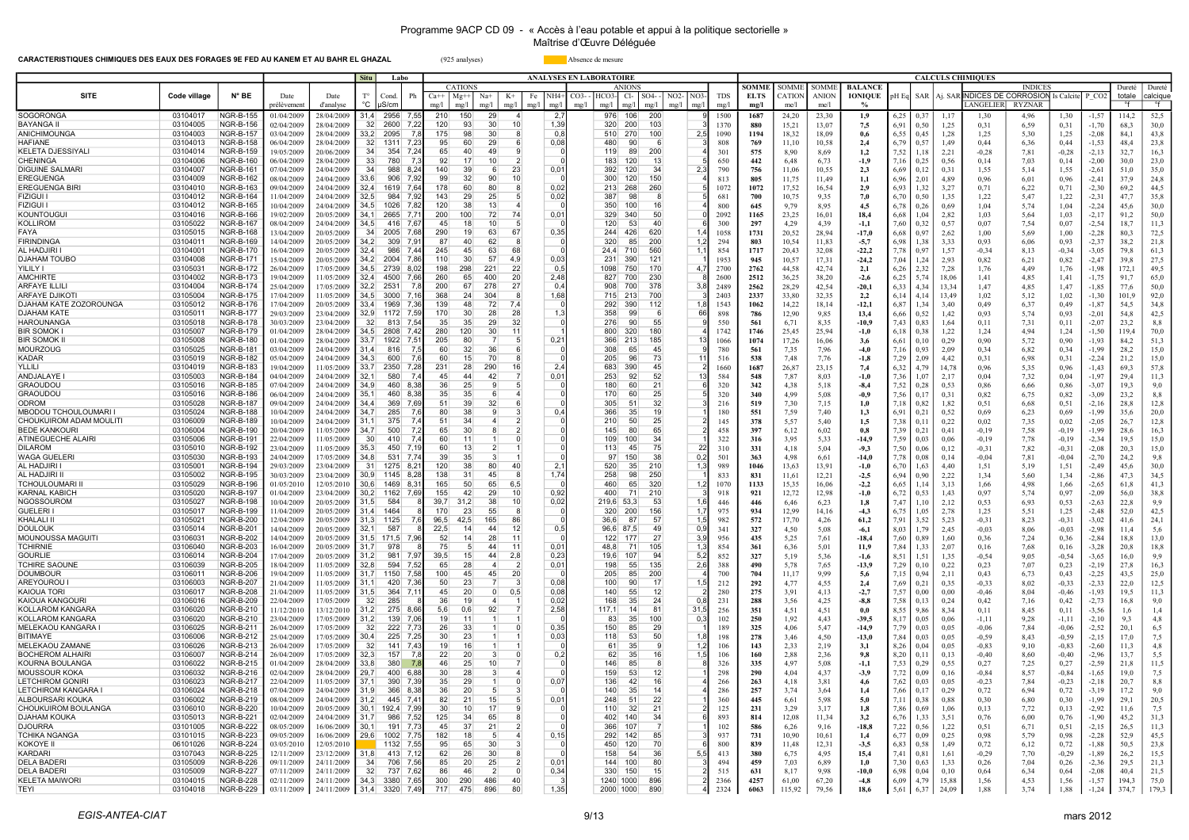# Programme 9ACP CD 09 - « Accès à l'eau potable et appui à la politique sectorielle »

## Maîtrise d'Œuvre Déléguée

**CARACTERISTIQUES CHIMIQUES DES EAUX DES FORAGES 9E FED AU KANEM ET AU BAHR EL GHAZAL** (925 analyses)

Absence de mesure

| SITE | Code village | N° BE | Date prélèvement | Date d'analyse | Situ | Labo | | ANALYSES EN LABORATOIRE | | | | | | | | | | | | | CALCULS CHIMIQUES | | | | | | | | | | | | |
|---|---|---|---|---|---|---|---|---|---|---|---|---|---|---|---|---|---|---|---|---|---|---|---|---|---|---|---|---|---|---|---|---|---|
| | | | | | T° | Cond. | Ph | CATIONS | | | | Fe | NH4+ | ANIONS | | | | | | TDS | SOMME ELTS | SOMME CATION | SOMME ANION | BALANCE IONIQUE | pH Eq | SAR | Aj. SAR | INDICES DE CORROSION | | INDICES | | Dureté totale | Dureté calcique |
| | | | | | | | | Ca++ | Mg++ | Na+ | K+ | | | CO3-- | HCO3- | Cl- | SO4-- | NO2- | NO3- | | | | | | | | | LANGELIER | RYZNAR | Is Calcite | P_CO2 | | |
| | | | | | °C | µS/cm | | mg/l | mg/l | mg/l | mg/l | mg/l | mg/l | mg/l | mg/l | mg/l | mg/l | mg/l | mg/l | mg/l | mg/l | me/l | me/l | % | | | | | | | | °F | °F |
| SOGORONGA | 03104017 | NGR-B-155 | 01/04/2009 | 28/04/2009 | 31,4 | 2956 | 7,55 | 210 | 150 | 29 | 4 | | 2,7 | | 976 | 106 | 200 | | 9 | 1500 | 1687 | 24,20 | 23,30 | 1,9 | 6,25 | 0,37 | 1,17 | 1,30 | 4,96 | 1,30 | -1,57 | 114,2 | 52,5 |
| BAYANGA II | 03104005 | NGR-B-156 | 02/04/2009 | 28/04/2009 | 32 | 2600 | 7,22 | 120 | 93 | 30 | 10 | | 1,39 | | 320 | 200 | 103 | | 3 | 1370 | 880 | 15,21 | 13,07 | 7,5 | 6,91 | 0,50 | 1,25 | 0,31 | 6,59 | 0,31 | -1,70 | 68,3 | 30,0 |
| ANICHIMOUNGA | 03104003 | NGR-B-157 | 03/04/2009 | 28/04/2009 | 33,2 | 2095 | 7,8 | 175 | 98 | 30 | 8 | | 0,8 | | 510 | 270 | 100 | | 2,5 | 1090 | 1194 | 18,32 | 18,09 | 0,6 | 6,55 | 0,45 | 1,28 | 1,25 | 5,30 | 1,25 | -2,08 | 84,1 | 43,8 |
| HAFIANE | 03104013 | NGR-B-158 | 06/04/2009 | 28/04/2009 | 32 | 1311 | 7,23 | 95 | 60 | 29 | 6 | | 0,08 | | 480 | 90 | 6 | | 3 | 808 | 769 | 11,10 | 10,58 | 2,4 | 6,79 | 0,57 | 1,49 | 0,44 | 6,36 | 0,44 | -1,53 | 48,4 | 23,8 |
| KELETA DJESSIYALI | 03104014 | NGR-B-159 | 19/05/2009 | 20/06/2009 | 34 | 354 | 7,24 | 65 | 40 | 49 | 9 | | 0 | | 119 | 89 | 200 | | 4 | 301 | 575 | 8,90 | 8,69 | 1,2 | 7,52 | 1,18 | 2,21 | -0,28 | 7,81 | -0,28 | -2,13 | 32,7 | 16,3 |
| CHENINGA | 03104006 | NGR-B-160 | 06/04/2009 | 28/04/2009 | 33 | 780 | 7,3 | 92 | 17 | 10 | 2 | | 0 | | 183 | 120 | 13 | | 5 | 650 | 442 | 6,48 | 6,73 | -1,9 | 7,16 | 0,25 | 0,56 | 0,14 | 7,03 | 0,14 | -2,00 | 30,0 | 23,0 |
| DIGUINE SALMARI | 03104007 | NGR-B-161 | 07/04/2009 | 24/04/2009 | 34 | 988 | 8,24 | 140 | 39 | 6 | 23 | | 0,01 | | 392 | 120 | 34 | | 2,3 | 790 | 756 | 11,06 | 10,55 | 2,3 | 6,69 | 0,12 | 0,31 | 1,55 | 5,14 | 1,55 | -2,61 | 51,0 | 35,0 |
| EREGUENGA | 03104009 | NGR-B-162 | 08/04/2009 | 24/04/2009 | 33,6 | 906 | 7,92 | 99 | 32 | 90 | 10 | | 0 | | 300 | 120 | 150 | | 4 | 813 | 805 | 11,75 | 11,49 | 1,1 | 6,96 | 2,01 | 4,89 | 0,96 | 6,01 | 0,96 | -2,41 | 37,9 | 24,8 |
| EREGUENGA BIRI | 03104010 | NGR-B-163 | 09/04/2009 | 24/04/2009 | 32,4 | 1619 | 7,64 | 178 | 60 | 80 | 8 | | 0,02 | | 213 | 268 | 260 | | 5 | 1072 | 1072 | 17,52 | 16,54 | 2,9 | 6,93 | 1,32 | 3,27 | 0,71 | 6,22 | 0,71 | -2,30 | 69,2 | 44,5 |
| FIZIGUI I | 03104012 | NGR-B-164 | 11/04/2009 | 24/04/2009 | 32,5 | 984 | 7,92 | 143 | 29 | 25 | 5 | | 0,02 | | 387 | 98 | 8 | | 5 | 681 | 700 | 10,75 | 9,35 | 7,0 | 6,70 | 0,50 | 1,35 | 1,22 | 5,47 | 1,22 | -2,31 | 47,7 | 35,8 |
| FIZIGUI I | 03104012 | NGR-B-165 | 10/04/2009 | 24/04/2009 | 34,5 | 1026 | 7,82 | 120 | 38 | 13 | 4 | | 0 | | 350 | 100 | 16 | | 4 | 800 | 645 | 9,79 | 8,95 | 4,5 | 6,78 | 0,26 | 0,69 | 1,04 | 5,74 | 1,04 | -2,24 | 45,6 | 30,0 |
| KOUNTOUGUI | 03104016 | NGR-B-166 | 19/02/2009 | 20/05/2009 | 34,1 | 2665 | 7,71 | 200 | 100 | 72 | 74 | | 0,01 | | 329 | 340 | 50 | | 4 | 2092 | 1165 | 23,25 | 16,01 | 18,4 | 6,68 | 1,04 | 2,82 | 1,03 | 5,64 | 1,03 | -2,17 | 91,2 | 50,0 |
| KOLLIROM | 03105022 | NGR-B-167 | 08/04/2009 | 24/04/2009 | 34,5 | 416 | 7,67 | 45 | 18 | 10 | 5 | | 0 | | 120 | 53 | 40 | | 6 | 300 | 297 | 4,29 | 4,39 | -1,1 | 7,60 | 0,32 | 0,57 | 0,07 | 7,54 | 0,07 | -2,54 | 18,7 | 11,3 |
| FAYA | 03105015 | NGR-B-168 | 13/04/2009 | 20/05/2009 | 34 | 2005 | 7,68 | 290 | 19 | 63 | 67 | | 0,35 | | 244 | 426 | 620 | | 1,4 | 1058 | 1731 | 20,52 | 28,94 | -17,0 | 6,68 | 0,97 | 2,62 | 1,00 | 5,69 | 1,00 | -2,28 | 80,3 | 72,5 |
| FIRINDINGA | 03104011 | NGR-B-169 | 14/04/2009 | 20/05/2009 | 34,2 | 309 | 7,91 | 87 | 40 | 62 | 8 | | 0 | | 320 | 85 | 200 | | 1,2 | 294 | 803 | 10,54 | 11,83 | -5,7 | 6,98 | 1,38 | 3,33 | 0,93 | 6,06 | 0,93 | -2,37 | 38,2 | 21,8 |
| AL HADJIRI I | 03104001 | NGR-B-170 | 16/04/2009 | 20/05/2009 | 32,4 | 986 | 7,44 | 245 | 45 | 63 | 68 | | 0 | | 24,4 | 710 | 560 | | 1,1 | 854 | 1717 | 20,43 | 32,08 | -22,2 | 7,78 | 0,97 | 1,57 | -0,34 | 8,13 | -0,34 | -3,05 | 79,8 | 61,3 |
| DJAHAM TOUBO | 03104008 | NGR-B-171 | 15/04/2009 | 20/05/2009 | 34,2 | 2004 | 7,86 | 110 | 30 | 57 | 4,9 | | 0,03 | | 231 | 390 | 121 | | 1 | 1953 | 945 | 10,57 | 17,31 | -24,2 | 7,04 | 1,24 | 2,93 | 0,82 | 6,21 | 0,82 | -2,47 | 39,8 | 27,5 |
| YILILY I | 03105031 | NGR-B-172 | 26/04/2009 | 17/05/2009 | 34,5 | 2739 | 8,02 | 198 | 298 | 221 | 22 | | 0,5 | | 1098 | 750 | 170 | | 4,7 | 2700 | 2762 | 44,58 | 42,74 | 2,1 | 6,26 | 2,32 | 7,28 | 1,76 | 4,49 | 1,76 | -1,98 | 172,1 | 49,5 |
| AMCHIRTE | 03104002 | NGR-B-173 | 19/04/2009 | 11/05/2009 | 32,4 | 4500 | 7,66 | 260 | 65 | 400 | 20 | | 2,48 | | 827 | 700 | 230 | | 8 | 2600 | 2512 | 36,25 | 38,20 | -2,6 | 6,25 | 5,74 | 18,06 | 1,41 | 4,85 | 1,41 | -1,75 | 91,7 | 65,0 |
| ARFAYE ILLILI | 03105004 | NGR-B-174 | 25/04/2009 | 17/05/2009 | 32,2 | 2531 | 7,8 | 200 | 67 | 278 | 27 | | 0,4 | | 908 | 700 | 378 | | 3,8 | 2489 | 2562 | 28,29 | 42,54 | -20,1 | 6,33 | 4,34 | 13,34 | 1,47 | 4,85 | 1,47 | -1,85 | 77,6 | 50,0 |
| ARFAYE DJIKOTI | 03105004 | NGR-B-175 | 17/04/2009 | 11/05/2009 | 34,5 | 3000 | 7,16 | 368 | 24 | 304 | 8 | | 1,68 | | 715 | 213 | 700 | | 3 | 2403 | 2337 | 33,80 | 32,35 | 2,2 | 6,14 | 4,14 | 13,49 | 1,02 | 5,12 | 1,02 | -1,30 | 101,9 | 92,0 |
| DJAHAM KATE ZOZOROUNGA | 03105012 | NGR-B-176 | 17/04/2009 | 20/05/2009 | 33,4 | 1969 | 7,36 | 139 | 48 | 72 | 7,4 | | 0 | | 292 | 390 | 112 | | 1,8 | 1543 | 1062 | 14,22 | 18,14 | -12,1 | 6,87 | 1,34 | 3,40 | 0,49 | 6,37 | 0,49 | -1,87 | 54,5 | 34,8 |
| DJAHAM KATE | 03105011 | NGR-B-177 | 29/03/2009 | 23/04/2009 | 32,9 | 1172 | 7,59 | 170 | 30 | 28 | 28 | | 1,3 | | 358 | 99 | 6 | | 66 | 898 | 786 | 12,90 | 9,85 | 13,4 | 6,66 | 0,52 | 1,42 | 0,93 | 5,74 | 0,93 | -2,01 | 54,8 | 42,5 |
| HAROUNANGA | 03105018 | NGR-B-178 | 30/03/2009 | 23/04/2009 | 32 | 813 | 7,54 | 35 | 35 | 29 | 32 | | 0 | | 276 | 90 | 55 | | 9 | 550 | 561 | 6,71 | 8,35 | -10,9 | 7,43 | 0,83 | 1,64 | 0,11 | 7,31 | 0,11 | -2,07 | 23,2 | 8,8 |
| BIR SOMOK I | 03105007 | NGR-B-179 | 01/04/2009 | 28/04/2009 | 34,5 | 2808 | 7,42 | 280 | 120 | 30 | 11 | | 1 | | 800 | 320 | 180 | | 4 | 1742 | 1746 | 25,45 | 25,94 | -1,0 | 6,18 | 0,38 | 1,22 | 1,24 | 4,94 | 1,24 | -1,50 | 119,4 | 70,0 |
| BIR SOMOK II | 03105008 | NGR-B-180 | 01/04/2009 | 28/04/2009 | 33,7 | 1922 | 7,51 | 205 | 80 | 7 | 5 | | 0,21 | | 366 | 213 | 185 | | 13 | 1066 | 1074 | 17,26 | 16,06 | 3,6 | 6,61 | 0,10 | 0,29 | 0,90 | 5,72 | 0,90 | -1,93 | 84,2 | 51,3 |
| MOURZOUG | 03105025 | NGR-B-181 | 03/04/2009 | 24/04/2009 | 31,4 | 816 | 7,5 | 60 | 32 | 36 | 6 | | 0 | | 308 | 65 | 45 | | 9 | 780 | 561 | 7,35 | 7,96 | -4,0 | 7,16 | 0,93 | 2,09 | 0,34 | 6,82 | 0,34 | -1,99 | 28,2 | 15,0 |
| KADAR | 03105019 | NGR-B-182 | 05/04/2009 | 24/04/2009 | 34,3 | 600 | 7,6 | 60 | 15 | 70 | 8 | | 0 | | 205 | 96 | 73 | | 11 | 516 | 538 | 7,48 | 7,76 | -1,8 | 7,29 | 2,09 | 4,42 | 0,31 | 6,98 | 0,31 | -2,24 | 21,2 | 15,0 |
| YLLILI | 03104019 | NGR-B-183 | 19/04/2009 | 11/05/2009 | 33,7 | 2350 | 7,28 | 231 | 28 | 290 | 16 | | 2,4 | | 683 | 390 | 45 | | 2 | 1660 | 1687 | 26,87 | 23,15 | 7,4 | 6,32 | 4,79 | 14,78 | 0,96 | 5,35 | 0,96 | -1,43 | 69,3 | 57,8 |
| ANDJALAYE I | 03105003 | NGR-B-184 | 04/04/2009 | 24/04/2009 | 32,1 | 580 | 7,4 | 45 | 44 | 42 | 7 | | 0,01 | | 253 | 92 | 52 | | 13 | 584 | 548 | 7,87 | 8,03 | -1,0 | 7,36 | 1,07 | 2,17 | 0,04 | 7,32 | 0,04 | -1,97 | 29,4 | 11,3 |
| GRAOUDOU | 03105016 | NGR-B-185 | 07/04/2009 | 24/04/2009 | 34,9 | 460 | 8,38 | 36 | 25 | 9 | 5 | | 0 | | 180 | 60 | 21 | | 5 | 320 | 342 | 4,38 | 5,18 | -8,4 | 7,52 | 0,28 | 0,53 | 0,86 | 6,66 | 0,86 | -3,07 | 19,3 | 9,0 |
| GRAOUDOU | 03105016 | NGR-B-186 | 06/04/2009 | 24/04/2009 | 35,1 | 460 | 8,38 | 35 | 35 | 6 | 4 | | 0 | | 170 | 60 | 25 | | 5 | 320 | 340 | 4,99 | 5,08 | -0,9 | 7,56 | 0,17 | 0,31 | 0,82 | 6,75 | 0,82 | -3,09 | 23,2 | 8,8 |
| ODROM | 03105028 | NGR-B-187 | 09/04/2009 | 24/04/2009 | 34,4 | 369 | 7,69 | 51 | 39 | 32 | 6 | | 0 | | 305 | 51 | 32 | | 3 | 216 | 519 | 7,30 | 7,15 | 1,0 | 7,18 | 0,82 | 1,82 | 0,51 | 6,68 | 0,51 | -2,16 | 28,8 | 12,8 |
| MBODOU TCHOULOUMARI I | 03105024 | NGR-B-188 | 10/04/2009 | 24/04/2009 | 34,7 | 285 | 7,6 | 80 | 38 | 9 | 3 | | 0,4 | | 366 | 35 | 19 | | 1 | 180 | 551 | 7,59 | 7,40 | 1,3 | 6,91 | 0,21 | 0,52 | 0,69 | 6,23 | 0,69 | -1,99 | 35,6 | 20,0 |
| CHOUKUROM ADAM MOULITI | 03106009 | NGR-B-189 | 10/04/2009 | 24/04/2009 | 31,1 | 375 | 7,4 | 51 | 34 | 4 | 2 | | 0 | | 210 | 50 | 25 | | 2 | 145 | 378 | 5,57 | 5,40 | 1,5 | 7,38 | 0,11 | 0,22 | 0,02 | 7,35 | 0,02 | -2,05 | 26,7 | 12,8 |
| BEDE KANKOURI | 03106004 | NGR-B-190 | 20/04/2009 | 20/05/2009 | 34,7 | 500 | 7,2 | 65 | 30 | 8 | 2 | | 0 | | 145 | 80 | 65 | | 2 | 458 | 397 | 6,12 | 6,02 | 0,8 | 7,39 | 0,21 | 0,41 | -0,19 | 7,58 | -0,19 | -1,99 | 28,6 | 16,3 |
| ATINEGUECHE ALAIRI | 03105006 | NGR-B-191 | 22/04/2009 | 11/05/2009 | 30 | 410 | 7,4 | 60 | 11 | 1 | 0 | | 0 | | 109 | 100 | 34 | | 1 | 322 | 316 | 3,95 | 5,33 | -14,9 | 7,59 | 0,03 | 0,06 | -0,19 | 7,78 | -0,19 | -2,34 | 19,5 | 15,0 |
| DILAROM | 03105010 | NGR-B-192 | 23/04/2009 | 11/05/2009 | 35,3 | 450 | 7,19 | 60 | 13 | 2 | 1 | | 0 | | 113 | 45 | 75 | | 22 | 310 | 331 | 4,18 | 5,04 | -9,3 | 7,50 | 0,06 | 0,12 | -0,31 | 7,82 | -0,31 | -2,08 | 20,3 | 15,0 |
| WAGA GUELERI | 03105030 | NGR-B-193 | 24/04/2009 | 17/05/2009 | 34,8 | 531 | 7,74 | 39 | 35 | 3 | 1 | | 0 | | 97 | 150 | 38 | | 0,2 | 501 | 363 | 4,98 | 6,61 | -14,0 | 7,78 | 0,08 | 0,14 | -0,04 | 7,81 | -0,04 | -2,70 | 24,2 | 9,8 |
| AL HADJIRI I | 03105001 | NGR-B-194 | 29/03/2009 | 23/04/2009 | 31 | 1275 | 8,21 | 120 | 38 | 80 | 40 | | 2,1 | | 520 | 35 | 210 | | 1,3 | 989 | 1046 | 13,63 | 13,91 | -1,0 | 6,70 | 1,63 | 4,40 | 1,51 | 5,19 | 1,51 | -2,49 | 45,6 | 30,0 |
| AL HADJIRI II | 03105002 | NGR-B-195 | 30/03/2009 | 23/04/2009 | 32,9 | 1145 | 8,28 | 138 | 31 | 45 | 8 | | 1,74 | | 258 | 98 | 250 | | 1 | 833 | 831 | 11,61 | 12,21 | -2,5 | 6,94 | 0,90 | 2,22 | 1,34 | 5,60 | 1,34 | -2,86 | 47,3 | 34,5 |
| TCHOULOUMARI II | 03105029 | NGR-B-196 | 01/05/2010 | 12/05/2010 | 30,6 | 1469 | 8,31 | 165 | 50 | 65 | 6,5 | | 0 | | 460 | 65 | 320 | | 1,2 | 1070 | 1133 | 15,35 | 16,06 | -2,2 | 6,65 | 1,14 | 3,13 | 1,66 | 4,98 | 1,66 | -2,65 | 61,8 | 41,3 |
| KARNAL KABICH | 03105020 | NGR-B-197 | 01/04/2009 | 23/04/2009 | 30,2 | 1162 | 7,69 | 155 | 42 | 29 | 10 | | 0,92 | | 400 | 71 | 210 | | 3 | 918 | 921 | 12,72 | 12,98 | -1,0 | 6,72 | 0,53 | 1,43 | 0,97 | 5,74 | 0,97 | -2,09 | 56,0 | 38,8 |
| NGOSSOUROM | 03105027 | NGR-B-198 | 10/04/2009 | 20/05/2009 | 31,5 | 584 | 8 | 39,7 | 31,2 | 38 | 10 | | 0,02 | | 219,6 | 53,3 | 53 | | 1,6 | 446 | 446 | 6,46 | 6,23 | 1,8 | 7,47 | 1,10 | 2,12 | 0,53 | 6,93 | 0,53 | -2,63 | 22,8 | 9,9 |
| GUELERI I | 03105017 | NGR-B-199 | 11/04/2009 | 20/05/2009 | 31,4 | 1464 | 8 | 170 | 23 | 55 | 8 | | 0 | | 320 | 200 | 156 | | 1,7 | 975 | 934 | 12,99 | 14,16 | -4,3 | 6,75 | 1,05 | 2,78 | 1,25 | 5,51 | 1,25 | -2,48 | 52,0 | 42,5 |
| KHALALI II | 03105021 | NGR-B-200 | 12/04/2009 | 20/05/2009 | 31,3 | 1125 | 7,6 | 96,5 | 42,5 | 165 | 86 | | 0 | | 36,6 | 87 | 57 | | 1,5 | 982 | 572 | 17,70 | 4,26 | 61,2 | 7,91 | 3,52 | 5,23 | -0,31 | 8,23 | -0,31 | -3,02 | 41,6 | 24,1 |
| DOULOUK | 03105014 | NGR-B-201 | 14/04/2009 | 20/05/2009 | 32,1 | 587 | 8 | 22,5 | 14 | 44 | 12 | | 0,5 | | 96,6 | 87,5 | 49 | | 0,9 | 341 | 327 | 4,50 | 5,08 | -6,1 | 8,03 | 1,79 | 2,45 | -0,03 | 8,06 | -0,03 | -2,98 | 11,4 | 5,6 |
| MOUNOUSSA MAGUITI | 03106031 | NGR-B-202 | 14/04/2009 | 20/05/2009 | 31,5 | 171,5 | 7,96 | 52 | 14 | 28 | 11 | | 0 | | 122 | 177 | 27 | | 3,9 | 956 | 435 | 5,25 | 7,61 | -18,4 | 7,60 | 0,89 | 1,60 | 0,36 | 7,24 | 0,36 | -2,84 | 18,8 | 13,0 |
| TCHIRNIE | 03106040 | NGR-B-203 | 16/04/2009 | 20/05/2009 | 31,7 | 978 | 8 | 75 | 5 | 44 | 11 | | 0,01 | | 48,8 | 71 | 105 | | 1,3 | 854 | 361 | 6,36 | 5,01 | 11,9 | 7,84 | 1,33 | 2,07 | 0,16 | 7,68 | 0,16 | -3,28 | 20,8 | 18,8 |
| GOURLIE | 03106014 | NGR-B-204 | 17/04/2009 | 20/05/2009 | 31,2 | 981 | 7,97 | 39,5 | 15 | 44 | 2,8 | | 0,23 | | 19,6 | 107 | 94 | | 5,2 | 852 | 327 | 5,19 | 5,36 | -1,6 | 8,51 | 1,51 | 1,35 | -0,54 | 9,05 | -0,54 | -3,65 | 16,0 | 9,9 |
| TCHIRE SAOUNE | 03106039 | NGR-B-205 | 18/04/2009 | 11/05/2009 | 32,8 | 594 | 7,52 | 65 | 28 | 4 | 2 | | 0,01 | | 198 | 55 | 135 | | 2,6 | 388 | 490 | 5,78 | 7,65 | -13,9 | 7,29 | 0,10 | 0,22 | 0,23 | 7,07 | 0,23 | -2,19 | 27,8 | 16,3 |
| DOUMBOUR | 03106011 | NGR-B-206 | 19/04/2009 | 11/05/2009 | 31,7 | 1150 | 7,58 | 100 | 45 | 45 | 20 | | 0 | | 205 | 85 | 200 | | 4 | 700 | 704 | 11,17 | 9,99 | 5,6 | 7,15 | 0,94 | 2,11 | 0,43 | 6,73 | 0,43 | -2,25 | 43,5 | 25,0 |
| AREYOUROU I | 03106003 | NGR-B-207 | 21/04/2009 | 11/05/2009 | 31,1 | 420 | 7,36 | 50 | 23 | 7 | 3 | | 0,08 | | 100 | 90 | 17 | | 1,5 | 212 | 292 | 4,77 | 4,55 | 2,4 | 7,69 | 0,21 | 0,35 | -0,33 | 8,02 | -0,33 | -2,33 | 22,0 | 12,5 |
| KAIOUA TORI | 03106017 | NGR-B-208 | 21/04/2009 | 11/05/2009 | 31,5 | 364 | 7,11 | 45 | 20 | 0 | 0,5 | | 0,08 | | 140 | 55 | 12 | | 2 | 280 | 275 | 3,91 | 4,13 | -2,7 | 7,57 | 0,00 | 0,00 | -0,46 | 8,04 | -0,46 | -1,93 | 19,5 | 11,3 |
| KAIOUA KANGOURI | 03106016 | NGR-B-209 | 22/04/2009 | 17/05/2009 | 32 | 285 | 8 | 36 | 19 | 4 | 1 | | 0,02 | | 168 | 35 | 24 | | 0,8 | 231 | 288 | 3,56 | 4,25 | -8,8 | 7,58 | 0,13 | 0,24 | 0,42 | 7,16 | 0,42 | -2,73 | 16,8 | 9,0 |
| KOLLAROM KANGARA | 03106020 | NGR-B-210 | 11/12/2010 | 13/12/2010 | 31,2 | 275 | 8,66 | 5,6 | 0,6 | 92 | 7 | | 2,58 | | 117,1 | 14 | 81 | | 31,5 | 256 | 351 | 4,51 | 4,51 | 0,0 | 8,55 | 9,86 | 8,34 | 0,11 | 8,45 | 0,11 | -3,56 | 1,6 | 1,4 |
| KOLLAROM KANGARA | 03106020 | NGR-B-211 | 23/04/2009 | 17/05/2009 | 31,2 | 139 | 7,06 | 19 | 11 | 1 | 1 | | 0 | | 83 | 35 | 100 | | 0,3 | 102 | 250 | 1,92 | 4,43 | -39,5 | 8,17 | 0,05 | 0,06 | -1,11 | 9,28 | -1,11 | -2,10 | 9,3 | 4,8 |
| MELEKAOU KANGARA I | 03106025 | NGR-B-211 | 26/04/2009 | 17/05/2009 | 32 | 222 | 7,73 | 26 | 33 | 1 | 0 | | 0,35 | | 150 | 85 | 29 | | 1 | 189 | 325 | 4,06 | 5,47 | -14,9 | 7,79 | 0,03 | 0,05 | -0,06 | 7,84 | -0,06 | -2,52 | 20,1 | 6,5 |
| BITIMAYE | 03106006 | NGR-B-212 | 25/04/2009 | 17/05/2009 | 30,4 | 225 | 7,25 | 30 | 23 | 1 | 1 | | 0,03 | | 118 | 53 | 50 | | 1,8 | 198 | 278 | 3,46 | 4,50 | -13,0 | 7,84 | 0,03 | 0,05 | -0,59 | 8,43 | -0,59 | -2,15 | 17,0 | 7,5 |
| MELEKAOU ZAMANE | 03106026 | NGR-B-213 | 26/04/2009 | 17/05/2009 | 32 | 141 | 7,43 | 19 | 16 | 1 | 1 | | 0 | | 61 | 35 | 9 | | 1,2 | 106 | 143 | 2,33 | 2,19 | 3,1 | 8,26 | 0,04 | 0,05 | -0,83 | 9,10 | -0,83 | -2,60 | 11,3 | 4,8 |
| BOCHEROM ALHAIRI | 03106007 | NGR-B-214 | 26/04/2009 | 17/05/2009 | 32,3 | 157 | 7,8 | 22 | 20 | 3 | 0 | | 0,2 | | 62 | 35 | 16 | | 1,5 | 106 | 160 | 2,88 | 2,36 | 9,8 | 8,20 | 0,11 | 0,13 | -0,40 | 8,60 | -0,40 | -2,96 | 13,7 | 5,5 |
| KOURNA BOULANGA | 03106022 | NGR-B-215 | 01/04/2009 | 28/04/2009 | 33,8 | 380 | 7,8 | 46 | 25 | 10 | 7 | | 0 | | 146 | 85 | 8 | | 8 | 326 | 335 | 4,97 | 5,08 | -1,1 | 7,53 | 0,29 | 0,55 | 0,27 | 7,25 | 0,27 | -2,59 | 21,8 | 11,5 |
| MOUSSOUR KOKA | 03106032 | NGR-B-216 | 02/04/2009 | 28/04/2009 | 29,7 | 400 | 6,88 | 30 | 28 | 3 | 4 | | 0 | | 159 | 53 | 12 | | 2 | 298 | 290 | 4,04 | 4,37 | -3,9 | 7,72 | 0,09 | 0,16 | -0,84 | 8,57 | -0,84 | -1,65 | 19,0 | 7,5 |
| LETCHIROM GONIRI | 03106023 | NGR-B-217 | 22/04/2009 | 11/05/2009 | 37,1 | 390 | 7,39 | 35 | 29 | 1 | 0 | | 0,07 | | 136 | 42 | 16 | | 4 | 266 | 263 | 4,18 | 3,81 | 4,6 | 7,62 | 0,03 | 0,05 | -0,23 | 7,84 | -0,23 | -2,18 | 20,7 | 8,8 |
| LETCHIROM KANGARA I | 03106024 | NGR-B-218 | 07/04/2009 | 24/04/2009 | 31,9 | 366 | 8,38 | 36 | 20 | 5 | 3 | | 0 | | 140 | 35 | 14 | | 4 | 286 | 257 | 3,74 | 3,64 | 1,4 | 7,66 | 0,17 | 0,29 | 0,72 | 6,94 | 0,72 | -3,19 | 17,2 | 9,0 |
| ALBOURSARI KOUKA | 03106002 | NGR-B-219 | 08/04/2009 | 24/04/2009 | 31,2 | 445 | 7,41 | 82 | 21 | 15 | 5 | | 0,01 | | 248 | 51 | 22 | | 1 | 360 | 445 | 6,61 | 5,98 | 5,0 | 7,11 | 0,38 | 0,88 | 0,30 | 6,80 | 0,30 | -1,99 | 29,1 | 20,5 |
| CHOUKUROM BOULANGA | 03106010 | NGR-B-220 | 10/04/2009 | 20/05/2009 | 30,1 | 192,4 | 7,99 | 30 | 10 | 17 | 9 | | 0 | | 110 | 32 | 21 | | 2 | 125 | 231 | 3,29 | 3,17 | 1,8 | 7,86 | 0,69 | 1,06 | 0,13 | 7,72 | 0,13 | -2,92 | 11,6 | 7,5 |
| DJAHAM KOUKA | 03105013 | NGR-B-221 | 02/04/2009 | 24/04/2009 | 31,7 | 986 | 7,52 | 125 | 34 | 65 | 8 | | 0 | | 402 | 140 | 34 | | 6 | 893 | 814 | 12,08 | 11,34 | 3,2 | 6,76 | 1,33 | 3,51 | 0,76 | 6,00 | 0,76 | -1,90 | 45,2 | 31,3 |
| DJOURRA | 03101005 | NGR-B-222 | 08/05/2009 | 16/06/2009 | 30,1 | 191 | 7,73 | 45 | 37 | 21 | 2 | | 0 | | 366 | 107 | 7 | | 1 | 102 | 586 | 6,26 | 9,16 | -18,8 | 7,22 | 0,56 | 1,22 | 0,51 | 6,71 | 0,51 | -2,15 | 26,5 | 11,3 |
| TCHIKA NGANGA | 03101015 | NGR-B-223 | 09/05/2009 | 16/06/2009 | 29,6 | 1002 | 7,75 | 182 | 18 | 5 | 4 | | 0,15 | | 292 | 142 | 85 | | 3 | 937 | 731 | 10,90 | 10,61 | 1,4 | 6,77 | 0,09 | 0,25 | 0,98 | 5,79 | 0,98 | -2,28 | 52,9 | 45,5 |
| KOKOYE II | 06101026 | NGR-B-224 | 03/05/2010 | 12/05/2010 | | 1132 | 7,55 | 95 | 65 | 30 | 3 | | 0 | | 450 | 120 | 70 | | 6 | 800 | 839 | 11,48 | 12,31 | -3,5 | 6,83 | 0,58 | 1,49 | 0,72 | 6,12 | 0,72 | -1,88 | 50,5 | 23,8 |
| KARDARI | 03107043 | NGR-B-225 | 12/11/2009 | 23/12/2009 | 31,8 | 413 | 7,12 | 62 | 26 | 30 | 8 | | 0 | | 158 | 54 | 36 | | 5,5 | 413 | 380 | 6,75 | 4,95 | 15,4 | 7,41 | 0,81 | 1,61 | -0,29 | 7,70 | -0,29 | -1,89 | 26,2 | 15,5 |
| DELA BADERI | 03105009 | NGR-B-226 | 09/11/2009 | 24/11/2009 | 34 | 706 | 7,56 | 85 | 20 | 25 | 2 | | 0,01 | | 144 | 100 | 80 | | 3 | 494 | 459 | 7,03 | 6,89 | 1,0 | 7,30 | 0,63 | 1,33 | 0,26 | 7,04 | 0,26 | -2,36 | 29,5 | 21,3 |
| DELA BADERI | 03105009 | NGR-B-227 | 07/11/2009 | 24/11/2009 | 32 | 737 | 7,62 | 86 | 46 | 2 | 0 | | 0,34 | | 330 | 150 | 15 | | 2 | 515 | 631 | 8,17 | 9,98 | -10,0 | 6,98 | 0,04 | 0,10 | 0,64 | 6,34 | 0,64 | -2,08 | 40,4 | 21,5 |
| KELETA MAIWORI | 03104015 | NGR-B-228 | 02/11/2009 | 24/11/2009 | 34,3 | 3380 | 7,65 | 300 | 290 | 486 | 40 | | 3 | | 1240 | 1000 | 896 | | 2 | 2366 | 4257 | 61,00 | 67,20 | -4,8 | 6,09 | 4,79 | 15,88 | 1,56 | 4,53 | 1,56 | -1,57 | 194,3 | 75,0 |
| TEYI | 03104018 | NGR-B-229 | 03/11/2009 | 24/11/2009 | 31,3 | 3320 | 7,49 | 717 | 475 | 896 | 80 | | 1,35 | | 2000 | 1000 | 890 | | 4 | 2324 | 6063 | 115,92 | 79,56 | 18,6 | 5,61 | 6,37 | 24,09 | 1,88 | 3,74 | 1,88 | -1,24 | 374,7 | 179,3 |

EGIS-ANTEA-CIAT — mars 2012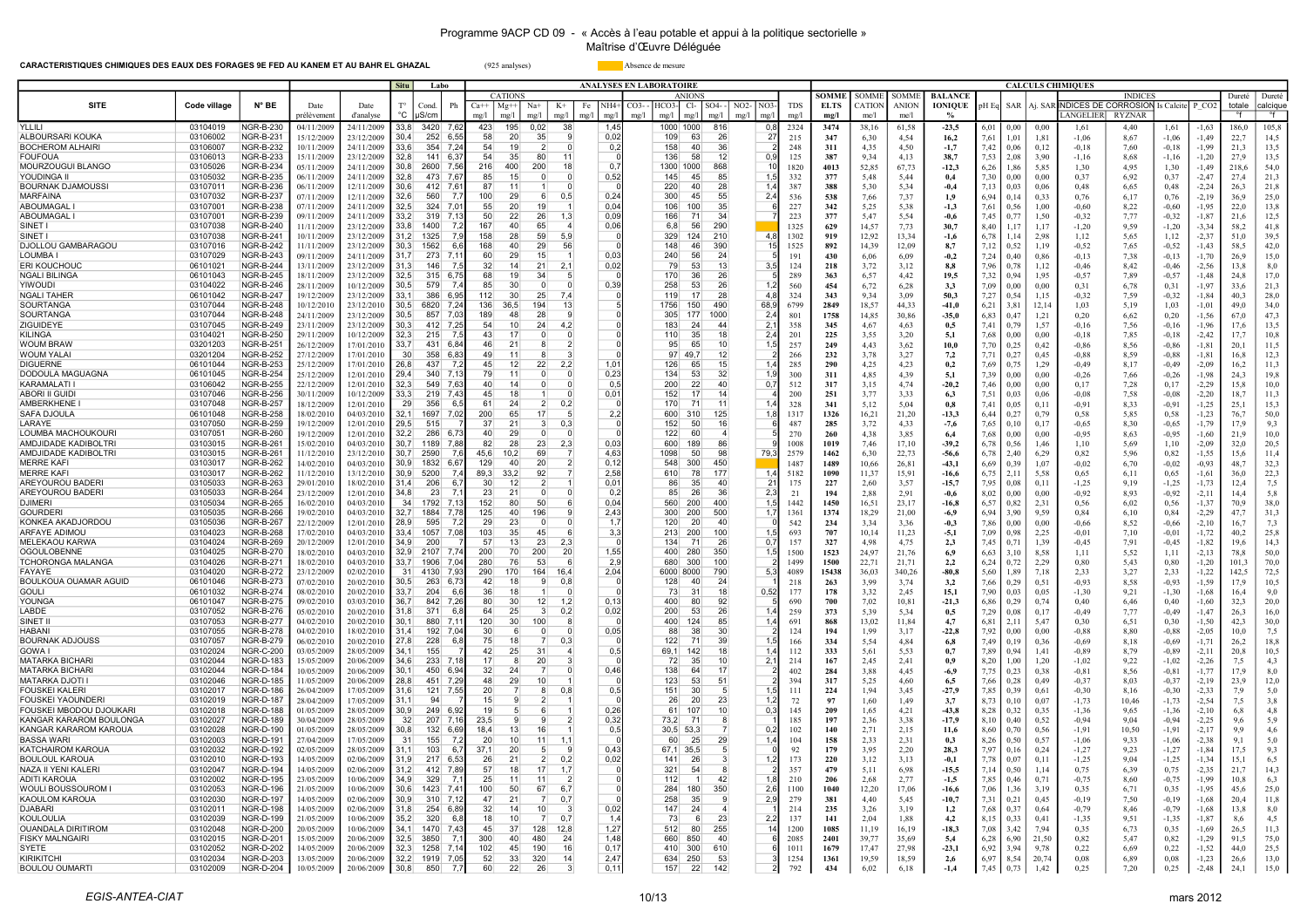**CARACTERISTIQUES CHIMIQUES DES EAUX DES FORAGES 9E FED AU KANEM ET AU BAHR EL GHAZAL** (925 analyses)

Absence de mesure

| SITE | Code village | N° BE | Date prélèvement | Date d'analyse | Situ T° °C | Labo Cond. µS/cm | Ph | ANALYSES EN LABORATOIRE – CATIONS $Ca^{++}$ mg/l | $Mg^{++}$ mg/l | $Na^{+}$ mg/l | $K^{+}$ mg/l | Fe mg/l | $NH_4^{+}$ mg/l | ANIONS $CO_3^{--}$ mg/l | $HCO_3^{-}$ mg/l | $Cl^{-}$ mg/l | $SO_4^{--}$ mg/l | $NO_2^{-}$ mg/l | $NO_3^{-}$ mg/l | TDS mg/l | CALCULS CHIMIQUES – SOMME ELTS mg/l | SOMME CATION me/l | SOMME ANION me/l | BALANCE IONIQUE % | pH Eq | SAR | Aj. SAR | INDICES DE CORROSION LANGELIER | RYZNAR | Is Calcite | P_CO2 | Dureté totale °f | Dureté calcique °f |
|---|---|---|---|---|---|---|---|---|---|---|---|---|---|---|---|---|---|---|---|---|---|---|---|---|---|---|---|---|---|---|---|---|---|
| YLLILI | 03104019 | NGR-B-230 | 04/11/2009 | 24/11/2009 | 33,8 | 3420 | 7,62 | 423 | 195 | 0,02 | 38 | | 1,45 | | 1000 | 1000 | 816 | | 0,8 | 2324 | 3474 | 38,16 | 61,58 | -23,5 | 6,01 | 0,00 | 0,00 | 1,61 | 4,40 | 1,61 | -1,63 | 186,0 | 105,8 |
| ALBOURSANI KOUKA | 03106002 | NGR-B-231 | 15/12/2009 | 23/12/2009 | 30,4 | 252 | 6,55 | 58 | 20 | 35 | 9 | | 0,02 | | 109 | 63 | 26 | | 27 | 215 | 347 | 6,30 | 4,54 | 16,2 | 7,61 | 1,01 | 1,81 | -1,06 | 8,67 | -1,06 | -1,49 | 22,7 | 14,5 |
| BOCHEROM ALHAIRI | 03106007 | NGR-B-232 | 10/11/2009 | 24/11/2009 | 32,9 | 354 | 7,24 | 54 | 19 | 2 | 0 | | 0,2 | | 158 | 40 | 36 | | 2 | 248 | 311 | 4,35 | 4,50 | -1,7 | 7,42 | 0,06 | 0,12 | -0,18 | 7,60 | -0,18 | -1,99 | 21,3 | 13,5 |
| FOUFOUA | 03106013 | NGR-B-233 | 15/11/2009 | 23/12/2009 | 32,8 | 141 | 6,37 | 54 | 35 | 80 | 11 | | 0 | | 136 | 58 | 12 | | 0,9 | 125 | 387 | 9,34 | 4,13 | 38,7 | 7,53 | 2,08 | 3,90 | -1,16 | 8,68 | -1,16 | -1,20 | 27,9 | 13,5 |
| MOURZOUGUI BLANGO | 03105026 | NGR-B-234 | 05/11/2009 | 24/11/2009 | 30,8 | 2600 | 7,56 | 216 | 400 | 200 | 18 | | 0,7 | | 1300 | 1000 | 868 | | 10 | 1820 | 4013 | 52,85 | 67,73 | -12,3 | 6,26 | 1,86 | 5,85 | 1,30 | 4,95 | 1,30 | -1,49 | 218,6 | 54,0 |
| YOUDINGA II | 03105032 | NGR-B-235 | 06/11/2009 | 24/11/2009 | 32,8 | 473 | 7,67 | 85 | 15 | 0 | 0 | | 0,52 | | 145 | 45 | 85 | | 1,5 | 332 | 377 | 5,48 | 5,44 | 0,4 | 7,30 | 0,00 | 0,00 | 0,37 | 6,92 | 0,37 | -2,47 | 27,4 | 21,3 |
| BOURNAK DJAMOUSSI | 03107011 | NGR-B-236 | 06/11/2009 | 12/11/2009 | 30,6 | 412 | 7,61 | 87 | 11 | 1 | 0 | | 0 | | 220 | 40 | 28 | | 1,4 | 387 | 388 | 5,30 | 5,34 | -0,4 | 7,13 | 0,03 | 0,06 | 0,48 | 6,65 | 0,48 | -2,24 | 26,3 | 21,8 |
| MARFAINA | 03107032 | NGR-B-237 | 07/11/2009 | 12/11/2009 | 32,6 | 560 | 7,7 | 100 | 29 | 6 | 0,5 | | 0,24 | | 300 | 45 | 55 | | 2,4 | 536 | 538 | 7,66 | 7,37 | 1,9 | 6,94 | 0,14 | 0,33 | 0,76 | 6,17 | 0,76 | -2,19 | 36,9 | 25,0 |
| ABOUMAGAL I | 03107001 | NGR-B-238 | 07/11/2009 | 24/11/2009 | 32,4 | 324 | 7,01 | 55 | 20 | 19 | 1 | | 0,04 | | 106 | 100 | 35 | | 6 | 227 | 342 | 5,25 | 5,38 | -1,3 | 7,61 | 0,56 | 1,00 | -0,60 | 8,22 | -0,60 | -1,95 | 22,0 | 13,8 |
| ABOUMAGAL I | 03107001 | NGR-B-239 | 09/11/2009 | 24/11/2009 | 33,2 | 319 | 7,13 | 50 | 22 | 26 | 1,3 | | 0,09 | | 166 | 71 | 34 | | 7 | 223 | 377 | 5,47 | 5,54 | -0,6 | 7,45 | 0,77 | 1,50 | -0,32 | 7,77 | -0,32 | -1,87 | 21,6 | 12,5 |
| SINET I | 03107038 | NGR-B-240 | 11/11/2009 | 23/12/2009 | 33,8 | 1400 | 7,2 | 167 | 40 | 65 | 4 | | 0,06 | | 6,8 | 56 | 290 | | | 1325 | 629 | 14,57 | 7,73 | 30,7 | 8,40 | 1,17 | 1,17 | -1,20 | 9,59 | -1,20 | -3,34 | 58,2 | 41,8 |
| SINET I | 03107038 | NGR-B-241 | 10/11/2009 | 23/12/2009 | 31,2 | 1325 | 7,9 | 158 | 28 | 59 | 5,9 | | 0 | | 329 | 124 | 210 | | 4,8 | 1302 | 919 | 12,92 | 13,34 | -1,6 | 6,78 | 1,14 | 2,98 | 1,12 | 5,65 | 1,12 | -2,37 | 51,0 | 39,5 |
| DJOLLOU GAMBARAGOU | 03107016 | NGR-B-242 | 11/11/2009 | 23/12/2009 | 30,3 | 1562 | 6,6 | 168 | 40 | 29 | 56 | | 0 | | 148 | 46 | 390 | | 15 | 1525 | 892 | 14,39 | 12,09 | 8,7 | 7,12 | 0,52 | 1,19 | -0,52 | 7,65 | -0,52 | -1,43 | 58,5 | 42,0 |
| LOUMBA I | 03107029 | NGR-B-243 | 09/11/2009 | 24/11/2009 | 31,7 | 273 | 7,11 | 60 | 29 | 15 | 1 | | 0,03 | | 240 | 56 | 24 | | 5 | 191 | 430 | 6,06 | 6,09 | -0,2 | 7,24 | 0,40 | 0,86 | -0,13 | 7,38 | -0,13 | -1,70 | 26,9 | 15,0 |
| ERI KOUCHOUC | 06101021 | NGR-B-244 | 13/11/2009 | 23/12/2009 | 31,3 | 146 | 7,5 | 32 | 14 | 21 | 2,1 | | 0,02 | | 79 | 53 | 13 | | 3,5 | 124 | 218 | 3,72 | 3,12 | 8,8 | 7,96 | 0,78 | 1,12 | -0,46 | 8,42 | -0,46 | -2,56 | 13,8 | 8,0 |
| NGALI BILINGA | 06101043 | NGR-B-245 | 18/11/2009 | 23/12/2009 | 32,5 | 315 | 6,75 | 68 | 19 | 34 | 5 | | 0 | | 170 | 36 | 26 | | 5 | 289 | 363 | 6,57 | 4,42 | 19,5 | 7,32 | 0,94 | 1,95 | -0,57 | 7,89 | -0,57 | -1,48 | 24,8 | 17,0 |
| YIWOUDI | 03104022 | NGR-B-246 | 28/11/2009 | 10/12/2009 | 30,5 | 579 | 7,4 | 85 | 30 | 0 | 0 | | 0,39 | | 258 | 53 | 26 | | 1,2 | 560 | 454 | 6,72 | 6,28 | 3,3 | 7,09 | 0,00 | 0,00 | 0,31 | 6,78 | 0,31 | -1,97 | 33,6 | 21,3 |
| NGALI TAHER | 06101042 | NGR-B-247 | 19/12/2009 | 23/12/2009 | 33,1 | 386 | 6,95 | 112 | 30 | 25 | 7,4 | | 0 | | 119 | 17 | 28 | | 4,8 | 324 | 343 | 9,34 | 3,09 | 50,3 | 7,27 | 0,54 | 1,15 | -0,32 | 7,59 | -0,32 | -1,84 | 40,3 | 28,0 |
| SOURTANGA | 03107044 | NGR-B-248 | 10/12/2010 | 23/12/2010 | 30,5 | 6820 | 7,24 | 136 | 36,5 | 194 | 13 | | 5 | | 1756 | 150 | 490 | | 68,9 | 6799 | 2849 | 18,57 | 44,33 | -41,0 | 6,21 | 3,81 | 12,14 | 1,03 | 5,19 | 1,03 | -1,01 | 49,0 | 34,0 |
| SOURTANGA | 03107044 | NGR-B-248 | 24/11/2009 | 23/12/2009 | 30,5 | 857 | 7,03 | 189 | 48 | 28 | 9 | | 0 | | 305 | 177 | 1000 | | 2,4 | 801 | 1758 | 14,85 | 30,86 | -35,0 | 6,83 | 0,47 | 1,21 | 0,20 | 6,62 | 0,20 | -1,56 | 67,0 | 47,3 |
| ZIGUIDEYE | 03107045 | NGR-B-249 | 23/11/2009 | 23/12/2009 | 30,3 | 412 | 7,25 | 54 | 10 | 24 | 4,2 | | 0 | | 183 | 24 | 44 | | 2,1 | 358 | 345 | 4,67 | 4,63 | 0,5 | 7,41 | 0,79 | 1,57 | -0,16 | 7,56 | -0,16 | -1,96 | 17,6 | 13,5 |
| KILINGA | 03104021 | NGR-B-250 | 29/11/2009 | 10/12/2009 | 32,3 | 215 | 7,5 | 43 | 17 | 0 | 0 | | 0 | | 110 | 35 | 18 | | 2,4 | 201 | 225 | 3,55 | 3,20 | 5,1 | 7,68 | 0,00 | 0,00 | -0,18 | 7,85 | -0,18 | -2,42 | 17,7 | 10,8 |
| WOUM BRAW | 03201203 | NGR-B-251 | 26/12/2009 | 17/01/2010 | 33,7 | 431 | 6,84 | 46 | 21 | 8 | 2 | | 0 | | 93 | 65 | 10 | | 1,5 | 257 | 249 | 4,43 | 3,62 | 10,0 | 7,70 | 0,25 | 0,42 | -0,86 | 8,56 | -0,86 | -1,81 | 20,1 | 11,5 |
| WOUM YALAI | 03201204 | NGR-B-252 | 27/12/2009 | 17/01/2010 | 30 | 358 | 6,83 | 49 | 11 | 8 | 3 | | 0 | | 97 | 49,7 | 12 | | 2 | 266 | 232 | 3,78 | 3,27 | 7,2 | 7,71 | 0,27 | 0,45 | -0,88 | 8,59 | -0,88 | -1,81 | 16,8 | 12,3 |
| DIGUERNE | 06101044 | NGR-B-253 | 25/12/2009 | 17/01/2010 | 26,8 | 437 | 7,2 | 45 | 12 | 22 | 2,2 | | 1,01 | | 126 | 65 | 15 | | 1,4 | 285 | 290 | 4,25 | 4,23 | 0,2 | 7,69 | 0,75 | 1,29 | -0,49 | 8,17 | -0,49 | -2,09 | 16,2 | 11,3 |
| DODOULA MAGUAGNA | 06101045 | NGR-B-254 | 25/12/2009 | 12/01/2010 | 29,4 | 340 | 7,13 | 79 | 11 | 0 | 0 | | 0,23 | | 134 | 53 | 32 | | 1,9 | 300 | 311 | 4,85 | 4,39 | 5,1 | 7,39 | 0,00 | 0,00 | -0,26 | 7,66 | -0,26 | -1,98 | 24,3 | 19,8 |
| KARAMALATI I | 03106042 | NGR-B-255 | 22/12/2009 | 12/01/2010 | 32,3 | 549 | 7,63 | 40 | 14 | 0 | 0 | | 0,5 | | 200 | 22 | 40 | | 0,7 | 512 | 317 | 3,15 | 4,74 | -20,2 | 7,46 | 0,00 | 0,00 | 0,17 | 7,28 | 0,17 | -2,29 | 15,8 | 10,0 |
| ABORI II GUIDI | 03107046 | NGR-B-256 | 30/11/2009 | 10/12/2009 | 33,3 | 219 | 7,43 | 45 | 18 | 1 | 0 | | 0,01 | | 152 | 17 | 14 | | 4 | 200 | 251 | 3,77 | 3,33 | 6,3 | 7,51 | 0,03 | 0,06 | -0,08 | 7,58 | -0,08 | -2,20 | 18,7 | 11,3 |
| AMBERKHENE I | 03107048 | NGR-B-257 | 18/12/2009 | 12/01/2010 | 29 | 356 | 6,5 | 61 | 24 | 2 | 0,2 | | 0 | | 170 | 71 | 11 | | 1,4 | 328 | 341 | 5,12 | 5,04 | 0,8 | 7,41 | 0,05 | 0,11 | -0,91 | 8,33 | -0,91 | -1,25 | 25,1 | 15,3 |
| SAFA DJOULA | 06101048 | NGR-B-258 | 18/02/2010 | 04/03/2010 | 32,1 | 1697 | 7,02 | 200 | 65 | 17 | 5 | | 2,2 | | 600 | 310 | 125 | | 1,8 | 1317 | 1326 | 16,21 | 21,20 | -13,3 | 6,44 | 0,27 | 0,79 | 0,58 | 5,85 | 0,58 | -1,23 | 76,7 | 50,0 |
| LARAYE | 03107050 | NGR-B-259 | 19/12/2009 | 12/01/2010 | 29,5 | 515 | | 37 | 21 | 3 | 0,3 | | 0 | | 152 | 50 | 16 | | 6 | 487 | 285 | 3,72 | 4,33 | -7,6 | 7,65 | 0,10 | 0,17 | -0,65 | 8,30 | -0,65 | -1,79 | 17,9 | 9,3 |
| LOUMBA MACHOUKOURI | 03107051 | NGR-B-260 | 19/12/2009 | 12/01/2010 | 32,2 | 286 | 6,73 | 40 | 29 | 0 | 0 | | 0 | | 122 | 60 | 4 | | 5 | 270 | 260 | 4,38 | 3,85 | 6,4 | 7,68 | 0,00 | 0,00 | -0,95 | 8,63 | -0,95 | -1,60 | 21,9 | 10,0 |
| AMDJIDADE KADIBOLTRI | 03103015 | NGR-B-261 | 15/02/2010 | 04/03/2010 | 30,3 | 1189 | 7,88 | 82 | 28 | 23 | 2,3 | | 0,03 | | 600 | 189 | 86 | | 9 | 1008 | 1019 | 7,46 | 17,10 | -39,2 | 6,78 | 0,56 | 1,46 | 1,10 | 5,69 | 1,10 | -2,09 | 32,0 | 20,5 |
| AMDJIDADE KADIBOLTRI | 03103015 | NGR-B-261 | 11/12/2010 | 23/12/2010 | 30,7 | 2590 | 7,6 | 45,6 | 10,2 | 69 | 7 | | 4,63 | | 1098 | 50 | 98 | | 79,3 | 2579 | 1462 | 6,30 | 22,73 | -56,6 | 6,78 | 2,40 | 6,29 | 0,82 | 5,96 | 0,82 | -1,55 | 15,6 | 11,4 |
| MERRE KAFI | 03103017 | NGR-B-262 | 11/12/2010 | 23/12/2010 | 30,9 | 1832 | 6,67 | 129 | 40 | 20 | 2 | | 0,12 | | 548 | 300 | 450 | | | 1487 | 1489 | 10,66 | 26,81 | -43,1 | 6,69 | 0,39 | 1,07 | -0,02 | 6,70 | -0,02 | -0,93 | 48,7 | 32,3 |
| MERRE KAFI | 03103017 | NGR-B-262 | 11/12/2010 | 23/12/2010 | 30,9 | 5200 | 7,4 | 89,3 | 33,2 | 92 | 7 | | 2,58 | | 610 | 78 | 177 | | 1,4 | 5182 | 1090 | 11,37 | 15,91 | -16,6 | 6,75 | 2,11 | 5,58 | 0,65 | 6,11 | 0,65 | -1,61 | 36,0 | 22,3 |
| AREYOUROU BADERI | 03105033 | NGR-B-263 | 29/01/2010 | 18/02/2010 | 31,4 | 206 | 6,7 | 30 | 12 | 2 | 1 | | 0,01 | | 86 | 35 | 40 | | 21 | 175 | 227 | 2,60 | 3,57 | -15,7 | 7,95 | 0,08 | 0,11 | -1,25 | 9,19 | -1,25 | -1,73 | 12,4 | 7,5 |
| AREYOUROU BADERI | 03105033 | NGR-B-264 | 23/12/2009 | 12/01/2010 | 34,8 | 23 | 7,1 | 23 | 21 | 0 | 0 | | 0,2 | | 85 | 26 | 36 | | 2,3 | 21 | 194 | 2,88 | 2,91 | -0,6 | 8,02 | 0,00 | 0,00 | -0,92 | 8,93 | -0,92 | -2,11 | 14,4 | 5,8 |
| DJIMERI | 03105034 | NGR-B-265 | 16/02/2010 | 04/03/2010 | 34 | 1792 | 7,13 | 152 | 80 | 50 | 6 | | 0,04 | | 560 | 200 | 400 | | 1,5 | 1442 | 1450 | 16,51 | 23,17 | -16,8 | 6,57 | 0,82 | 2,31 | 0,56 | 6,02 | 0,56 | -1,37 | 70,9 | 38,0 |
| GOURDERI | 03105035 | NGR-B-266 | 19/02/2010 | 04/03/2010 | 32,7 | 1884 | 7,78 | 125 | 40 | 196 | 9 | | 2,43 | | 300 | 200 | 500 | | 1,7 | 1361 | 1374 | 18,29 | 21,00 | -6,9 | 6,94 | 3,90 | 9,59 | 0,84 | 6,10 | 0,84 | -2,29 | 47,7 | 31,3 |
| KONKEA AKADJORDOU | 03105036 | NGR-B-267 | 22/12/2009 | 12/01/2010 | 28,9 | 595 | 7,2 | 29 | 23 | 0 | 0 | | 1,7 | | 120 | 20 | 40 | | 0 | 542 | 234 | 3,34 | 3,36 | -0,3 | 7,86 | 0,00 | 0,00 | -0,66 | 8,52 | -0,66 | -2,10 | 16,7 | 7,3 |
| ARFAYE ADIMOU | 03104023 | NGR-B-268 | 17/02/2010 | 04/03/2010 | 33,4 | 1057 | 7,08 | 103 | 35 | 45 | 6 | | 3,3 | | 213 | 200 | 100 | | 1,5 | 693 | 707 | 10,14 | 11,23 | -5,1 | 7,09 | 0,98 | 2,25 | -0,01 | 7,10 | -0,01 | -1,72 | 40,2 | 25,8 |
| MELEKAOU KARWA | 03104024 | NGR-B-269 | 20/12/2009 | 12/01/2010 | 34,9 | 200 | 7 | 57 | 13 | 23 | 2,3 | | 0 | | 134 | 71 | 26 | | 0,7 | 157 | 327 | 4,98 | 4,75 | 2,3 | 7,45 | 0,71 | 1,39 | -0,45 | 7,91 | -0,45 | -1,82 | 19,6 | 14,3 |
| OGOULOBENNE | 03104025 | NGR-B-270 | 18/02/2010 | 04/03/2010 | 32,9 | 2107 | 7,74 | 200 | 70 | 200 | 20 | | 1,55 | | 400 | 280 | 350 | | 1,5 | 1500 | 1523 | 24,97 | 21,76 | 6,9 | 6,63 | 3,10 | 8,58 | 1,11 | 5,52 | 1,11 | -2,13 | 78,8 | 50,0 |
| TCHORONGA MALANGA | 03104026 | NGR-B-271 | 18/02/2010 | 04/03/2010 | 33,7 | 1906 | 7,04 | 280 | 76 | 53 | 6 | | 2,9 | | 680 | 300 | 100 | | 2 | 1499 | 1500 | 22,71 | 21,71 | 2,2 | 6,24 | 0,72 | 2,29 | 0,80 | 5,43 | 0,80 | -1,20 | 101,3 | 70,0 |
| FAYAYE | 03104020 | NGR-B-272 | 23/12/2009 | 02/02/2010 | 31 | 4130 | 7,93 | 290 | 170 | 164 | 16,4 | | 2,04 | | 6000 | 8000 | 790 | | 5,4 | 4089 | 15438 | 36,03 | 340,26 | -80,8 | 5,60 | 1,89 | 7,18 | 2,33 | 3,27 | 2,33 | -1,22 | 142,5 | 72,5 |
| BOULKOUA OUAMAR AGUID | 06101046 | NGR-B-273 | 07/02/2010 | 20/02/2010 | 30,5 | 263 | 6,73 | 42 | 18 | 9 | 0,8 | | 0 | | 128 | 40 | 24 | | 1 | 218 | 263 | 3,99 | 3,74 | 3,2 | 7,66 | 0,29 | 0,51 | -0,93 | 8,58 | -0,93 | -1,59 | 17,9 | 10,5 |
| GOULI | 06101032 | NGR-B-274 | 08/02/2010 | 20/02/2010 | 33,3 | 204 | 6,6 | 36 | 18 | 1 | 0 | | 0 | | 73 | 31 | 18 | | 0,52 | 177 | 178 | 3,32 | 2,45 | 15,1 | 7,90 | 0,03 | 0,05 | -1,30 | 9,21 | -1,30 | -1,68 | 16,4 | 9,0 |
| YOUNGA | 06101047 | NGR-B-275 | 09/02/2010 | 03/03/2010 | 36,7 | 842 | 7,26 | 80 | 30 | 12 | 1,2 | | 0,13 | | 400 | 80 | 92 | | 5 | 690 | 700 | 7,02 | 10,81 | -21,3 | 6,86 | 0,29 | 0,74 | 0,40 | 6,46 | 0,40 | -1,60 | 32,3 | 20,0 |
| LABDE | 03107052 | NGR-B-276 | 05/02/2010 | 20/02/2010 | 31,8 | 371 | 6,8 | 64 | 25 | 3 | 0,2 | | 0,02 | | 200 | 53 | 26 | | 1,4 | 259 | 373 | 5,39 | 5,34 | 0,5 | 7,29 | 0,08 | 0,17 | -0,49 | 7,77 | -0,49 | -1,47 | 26,3 | 16,0 |
| SINET II | 03107053 | NGR-B-277 | 04/02/2010 | 20/02/2010 | 30,1 | 880 | 7,11 | 120 | 30 | 100 | 8 | | 0 | | 400 | 124 | 85 | | 1,4 | 691 | 868 | 13,02 | 11,84 | 4,7 | 6,81 | 2,11 | 5,47 | 0,30 | 6,51 | 0,30 | -1,50 | 42,3 | 30,0 |
| HABANI | 03107055 | NGR-B-278 | 04/02/2010 | 18/02/2010 | 31,4 | 192 | 7,04 | 30 | 6 | 0 | 0 | | 0,05 | | 88 | 38 | 30 | | 2 | 124 | 194 | 1,99 | 3,17 | -22,8 | 7,92 | 0,00 | 0,00 | -0,88 | 8,80 | -0,88 | -2,05 | 10,0 | 7,5 |
| BOURNAK ADJOUSS | 03107057 | NGR-B-279 | 06/02/2010 | 20/02/2010 | 27,8 | 228 | 6,8 | 75 | 18 | 7 | 0,3 | | 0 | | 122 | 71 | 39 | | 1,5 | 166 | 334 | 5,54 | 4,84 | 6,8 | 7,49 | 0,19 | 0,36 | -0,69 | 8,18 | -0,69 | -1,71 | 26,2 | 18,8 |
| GOWA I | 03102024 | NGR-C-200 | 03/05/2009 | 28/05/2009 | 34,1 | 155 | | 42 | 25 | 31 | 4 | | 0,5 | | 69,1 | 142 | 18 | | 1,4 | 112 | 333 | 5,61 | 5,53 | 0,7 | 7,89 | 0,94 | 1,41 | -0,89 | 8,79 | -0,89 | -2,11 | 20,8 | 10,5 |
| MATARKA BICHARI | 03102044 | NGR-D-183 | 15/05/2009 | 28/05/2009 | 34,6 | 233 | 7,18 | 17 | 8 | 20 | 3 | | 0 | | 72 | 35 | 10 | | 2,1 | 214 | 167 | 2,45 | 2,41 | 0,9 | 8,20 | 1,00 | 1,20 | -1,02 | 9,22 | -1,02 | -2,26 | 7,5 | 4,3 |
| MATARKA BICHARI | 03102044 | NGR-D-184 | 10/05/2009 | 20/06/2009 | 30,1 | 450 | 6,94 | 32 | 24 | 7 | 0 | | 0,46 | | 138 | 64 | 17 | | 2 | 402 | 284 | 3,88 | 4,45 | -6,9 | 7,75 | 0,23 | 0,38 | -0,81 | 8,56 | -0,81 | -1,77 | 17,9 | 8,0 |
| MATARKA DJOTI I | 03102046 | NGR-D-185 | 11/05/2009 | 20/06/2009 | 28,8 | 451 | 7,29 | 48 | 29 | 10 | 1 | | 0 | | 123 | 53 | 51 | | 2 | 317 | 317 | 5,25 | 4,60 | 6,5 | 7,66 | 0,28 | 0,49 | -0,37 | 8,03 | -0,37 | -2,19 | 23,9 | 12,0 |
| FOUSKEI KALERI | 03102017 | NGR-D-186 | 26/04/2009 | 17/05/2009 | 31,6 | 121 | 7,55 | 20 | 7 | 8 | 0,8 | | 0,5 | | 151 | 30 | 5 | | 1,5 | 111 | 224 | 1,94 | 3,45 | -27,9 | 7,85 | 0,39 | 0,61 | -0,30 | 8,16 | -0,30 | -2,33 | 7,9 | 5,0 |
| FOUSKEI YAOUNDERI | 03102019 | NGR-D-187 | 28/04/2009 | 17/05/2009 | 31,1 | 94 | 7 | 15 | 9 | 2 | 1 | | | | 26 | 20 | 23 | | 1,2 | 72 | 97 | 1,60 | 1,49 | 3,7 | 8,73 | 0,10 | 0,07 | -1,73 | 10,46 | -1,73 | -2,54 | 7,5 | 3,8 |
| FOUSKEI MBODOU DJOUKARI | 03102018 | NGR-D-188 | 01/05/2009 | 28/05/2009 | 30,9 | 249 | 6,92 | 19 | 5 | 6 | 1 | | 0,26 | | 61 | 107 | 10 | | 0,3 | 145 | 209 | 1,65 | 4,21 | -43,8 | 8,28 | 0,32 | 0,35 | -1,36 | 9,65 | -1,36 | -2,10 | 6,8 | 4,8 |
| KANGAR KARAROM BOULONGA | 03102027 | NGR-D-189 | 30/04/2009 | 28/05/2009 | 32 | 207 | 7,16 | 23,5 | 9 | 9 | 2 | | 0,32 | | 73,2 | 71 | 8 | | 1 | 185 | 197 | 2,36 | 3,38 | -17,9 | 8,10 | 0,40 | 0,52 | -0,94 | 9,04 | -0,94 | -2,25 | 9,6 | 5,9 |
| KANGAR KARAROM KAROUA | 03102028 | NGR-D-190 | 01/05/2009 | 28/05/2009 | 30,8 | 132 | 6,69 | 18,4 | 13 | 16 | 1 | | 0,5 | | 30,5 | 53,3 | 7 | | 0,2 | 102 | 140 | 2,71 | 2,15 | 11,6 | 8,60 | 0,70 | 0,54 | -1,91 | 10,50 | -1,91 | -2,17 | 9,9 | 4,6 |
| BASSA WARI | 03102003 | NGR-D-191 | 27/04/2009 | 17/05/2009 | 31 | 155 | 7,2 | 20 | 10 | 11 | 1,1 | | 0 | | 60 | 25 | 29 | | 1,4 | 104 | 158 | 2,33 | 2,31 | 0,3 | 8,26 | 0,50 | 0,57 | -1,06 | 9,33 | -1,06 | -2,38 | 9,1 | 5,0 |
| KATCHAIROM KAROUA | 03102032 | NGR-D-192 | 02/05/2009 | 28/05/2009 | 31,1 | 103 | 6,7 | 37,1 | 20 | 5 | 9 | | 0,43 | | 67,1 | 35,5 | 5 | | 0 | 92 | 179 | 3,95 | 2,20 | 28,3 | 7,97 | 0,16 | 0,24 | -1,27 | 9,23 | -1,27 | -1,84 | 17,5 | 9,3 |
| BOULOUL KAROUA | 03102010 | NGR-D-193 | 14/05/2009 | 02/06/2009 | 31,9 | 217 | 6,53 | 26 | 21 | 2 | 0,2 | | 0,02 | | 141 | 26 | 3 | | 1,2 | 173 | 220 | 3,12 | 3,13 | -0,1 | 7,78 | 0,07 | 0,11 | -1,25 | 9,04 | -1,25 | -1,34 | 15,1 | 6,5 |
| NAZA II YENI KALERI | 03102047 | NGR-D-194 | 14/05/2009 | 02/06/2009 | 31,2 | 412 | 7,89 | 57 | 18 | 17 | 1,7 | | 0 | | 321 | 54 | 8 | | 2 | 357 | 479 | 5,11 | 6,98 | -15,5 | 7,14 | 0,50 | 1,14 | 0,75 | 6,39 | 0,75 | -2,35 | 21,7 | 14,3 |
| ADITI KAROUA | 03102002 | NGR-D-195 | 23/05/2009 | 10/06/2009 | 34,9 | 329 | 7,1 | 25 | 11 | 11 | 2 | | 0 | | 112 | 1 | 42 | | 1,8 | 210 | 206 | 2,68 | 2,77 | -1,5 | 7,85 | 0,46 | 0,71 | -0,75 | 8,60 | -0,75 | -1,99 | 10,8 | 6,3 |
| WOULI BOUSSOUROM I | 03102053 | NGR-D-196 | 21/05/2009 | 10/06/2009 | 30,6 | 1423 | 7,41 | 100 | 50 | 67 | 6,7 | | 0 | | 284 | 180 | 350 | | 2,6 | 1100 | 1040 | 12,20 | 17,06 | -16,6 | 7,06 | 1,36 | 3,19 | 0,35 | 6,71 | 0,35 | -1,95 | 45,6 | 25,0 |
| KAOULOM KAROUA | 03102030 | NGR-D-197 | 14/05/2009 | 02/06/2009 | 30,9 | 310 | 7,12 | 47 | 21 | 7 | 0,7 | | 0 | | 258 | 35 | 9 | | 2,9 | 279 | 381 | 4,40 | 5,45 | -10,7 | 7,31 | 0,21 | 0,45 | -0,19 | 7,50 | -0,19 | -1,68 | 20,4 | 11,8 |
| DJABARI | 03102011 | NGR-D-198 | 14/05/2009 | 02/06/2009 | 31,8 | 254 | 6,89 | 32 | 14 | 10 | 3 | | 0,02 | | 147 | 24 | 4 | | 1 | 214 | 235 | 3,26 | 3,19 | 1,2 | 7,68 | 0,37 | 0,64 | -0,79 | 8,46 | -0,79 | -1,68 | 13,8 | 8,0 |
| KOULOULIA | 03102039 | NGR-D-199 | 21/05/2009 | 10/06/2009 | 35,2 | 320 | 6,8 | 18 | 10 | 7 | 0,7 | | 1,4 | | 73 | 6 | 23 | | 2,2 | 137 | 141 | 2,04 | 1,88 | 4,2 | 8,15 | 0,33 | 0,41 | -1,35 | 9,51 | -1,35 | -1,87 | 8,6 | 4,5 |
| OUANDALA DIRITIROM | 03102048 | NGR-D-200 | 20/05/2009 | 10/06/2009 | 34,1 | 1470 | 7,43 | 45 | 37 | 128 | 12,8 | | 1,27 | | 512 | 80 | 255 | | 14 | 1200 | 1085 | 11,19 | 16,19 | -18,3 | 7,08 | 3,42 | 7,94 | 0,35 | 6,73 | 0,35 | -1,69 | 26,5 | 11,3 |
| FISKY MALNGAIRI | 03102015 | NGR-D-201 | 15/05/2009 | 20/06/2009 | 32,5 | 3850 | 7,1 | 300 | 40 | 480 | 24 | | 1,48 | | 660 | 850 | 40 | | 6 | 2085 | 2401 | 39,77 | 35,69 | 5,4 | 6,28 | 6,90 | 21,50 | 0,82 | 5,47 | 0,82 | -1,29 | 91,5 | 75,0 |
| SYETE | 03102052 | NGR-D-202 | 14/05/2009 | 20/06/2009 | 32,3 | 1258 | 7,14 | 102 | 45 | 190 | 16 | | 0,17 | | 410 | 300 | 610 | | 6 | 1011 | 1679 | 17,47 | 27,98 | -23,1 | 6,92 | 3,94 | 9,78 | 0,22 | 6,69 | 0,22 | -1,52 | 44,0 | 25,5 |
| KIRIKITCHI | 03102034 | NGR-D-203 | 13/05/2009 | 20/06/2009 | 32,2 | 1919 | 7,05 | 52 | 33 | 320 | 14 | | 2,47 | | 634 | 250 | 53 | | 3 | 1254 | 1361 | 19,59 | 18,59 | 2,6 | 6,97 | 8,54 | 20,74 | 0,08 | 6,89 | 0,08 | -1,23 | 26,6 | 13,0 |
| BOULOU OUMARTI | 03102009 | NGR-D-204 | 10/05/2009 | 20/06/2009 | 30,8 | 850 | 7,7 | 60 | 22 | 26 | 3 | | 0,11 | | 157 | 22 | 142 | | 2 | 792 | 434 | 6,02 | 6,18 | -1,4 | 7,45 | 0,73 | 1,42 | 0,25 | 7,20 | 0,25 | -2,48 | 24,1 | 15,0 |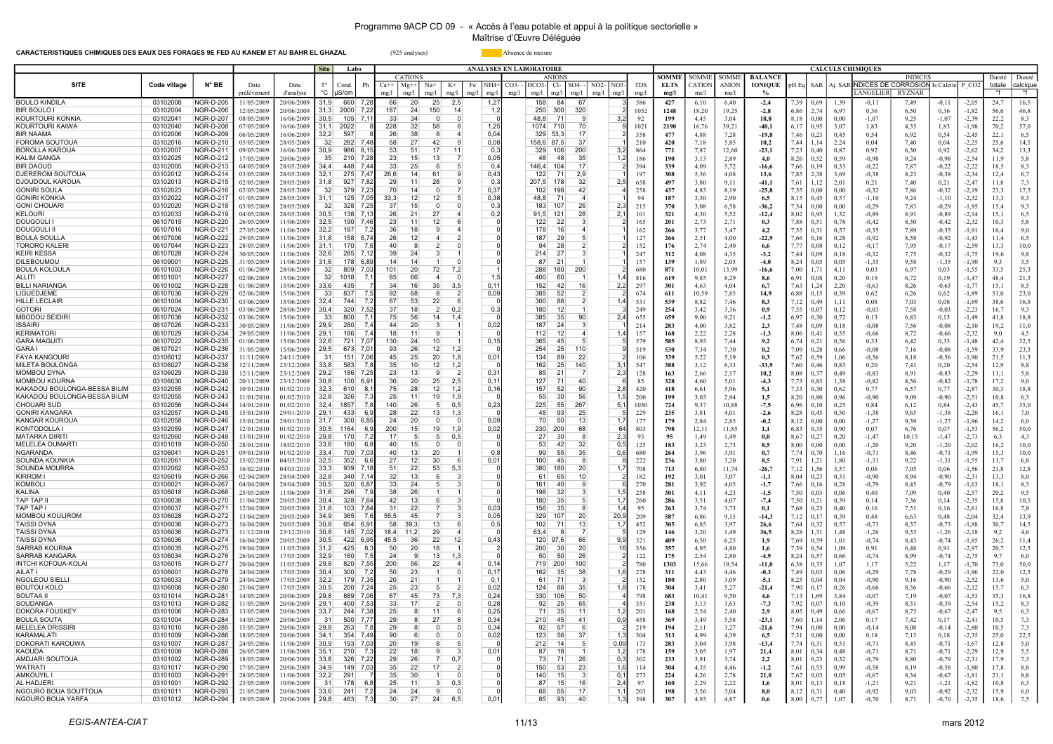Programme 9ACP CD 09 - « Accès à l'eau potable et appui à la politique sectorielle »

Maîtrise d'Œuvre Déléguée

**CARACTERISTIQUES CHIMIQUES DES EAUX DES FORAGES 9E FED AU KANEM ET AU BAHR EL GHAZAL** (925 analyses) Absence de mesure

| | | | | | Situ | Labo | | ANALYSES EN LABORATOIRE | | | | | | | | | | | | | | CALCULS CHIMIQUES | | | | | | | | | | | |
|---|---|---|---|---|---|---|---|---|---|---|---|---|---|---|---|---|---|---|---|---|---|---|---|---|---|---|---|---|---|---|---|---|---|
| | | | | | | | | CATIONS | | | | | | ANIONS | | | | | | | | | | | | | | INDICES | | | | | |
| SITE | Code village | N° BE | Date prélèvement | Date d'analyse | T° °C | Cond. µS/cm | Ph | Ca++ mg/l | Mg++ mg/l | Na+ mg/l | K+ mg/l | Fe mg/l | NH4+ mg/l | CO3- mg/l | HCO3- mg/l | Cl- mg/l | SO4- mg/l | NO2- mg/l | NO3- mg/l | TDS mg/l | SOMME ELTS mg/l | SOMME CATION me/l | SOMME ANION me/l | BALANCE IONIQUE % | pH Eq | SAR | Aj. SAR | INDICES DE CORROSION LANGELIER | RYZNAR | Is Calcite | P_CO2 | Dureté totale °f | Dureté calcique °f |
| BOULO KINDILA | 03102008 | NGR-D-205 | 11/05/2009 | 20/06/2009 | 31,9 | 660 | 7,28 | 66 | 20 | 25 | 2,5 | | 1,27 | | 158 | 84 | 67 | | 3 | 586 | 427 | 6,10 | 6,40 | -2,4 | 7,39 | 0,69 | 1,39 | -0,11 | 7,49 | -0,11 | -2,05 | 24,7 | 16,5 |
| BIR BOULO I | 03102004 | NGR-D-206 | 12/05/2009 | 20/06/2009 | 31,3 | 2000 | 7,22 | 187 | 24 | 150 | 14 | | 1,2 | | 250 | 300 | 320 | | | 1052 | 1248 | 18,20 | 19,25 | -2,8 | 6,86 | 2,74 | 6,97 | 0,36 | 6,50 | 0,36 | -1,82 | 56,6 | 46,8 |
| KOURTOURI KONKIA | 03102041 | NGR-D-207 | 08/05/2009 | 16/06/2009 | 30,5 | 105 | 7,11 | 33 | 34 | 0 | 0 | | | | 48,8 | 71 | 9 | | 3,2 | 92 | 199 | 4,45 | 3,04 | 18,8 | 8,18 | 0,00 | 0,00 | -1,07 | 9,25 | -1,07 | -2,39 | 22,2 | 8,3 |
| KOURTOURI KAIWA | 03102040 | NGR-D-208 | 07/05/2009 | 16/06/2009 | 31,1 | 2022 | 8 | 228 | 32 | 58 | 8 | | 1,25 | | 1074 | 710 | 70 | | 9 | 1021 | 2190 | 16,76 | 39,21 | -40,1 | 6,17 | 0,95 | 3,07 | 1,83 | 4,35 | 1,83 | -1,98 | 70,2 | 57,0 |
| BIR NAAMA | 03102006 | NGR-D-209 | 06/05/2009 | 16/06/2009 | 32,2 | 597 | 8 | 26 | 38 | 8 | 4 | | 0,04 | | 329 | 53,3 | 17 | | 2 | 358 | 477 | 4,88 | 7,28 | -19,8 | 7,46 | 0,23 | 0,45 | 0,54 | 6,92 | 0,54 | -2,45 | 22,1 | 6,5 |
| FOROMA SOUTOUA | 03102016 | NGR-D-210 | 05/05/2009 | 28/05/2009 | 32 | 282 | 7,48 | 58 | 27 | 42 | 9 | | 0,08 | | 158,6 | 87,5 | 37 | | 1 | 210 | 420 | 7,18 | 5,85 | 10,2 | 7,44 | 1,14 | 2,24 | 0,04 | 7,40 | 0,04 | -2,25 | 25,6 | 14,5 |
| BOROLLA KAROUA | 03102007 | NGR-D-211 | 09/05/2009 | 16/06/2009 | 30,9 | 986 | 8,15 | 53 | 51 | 17 | 11 | | 0,3 | | 329 | 106 | 200 | | 3,2 | 864 | 771 | 7,87 | 12,60 | -23,1 | 7,23 | 0,40 | 0,87 | 0,92 | 6,30 | 0,92 | -2,62 | 34,2 | 13,3 |
| KALIM GANGA | 03102025 | NGR-D-212 | 17/05/2009 | 20/06/2009 | 35 | 210 | 7,28 | 23 | 15 | 13 | 7 | | 0,05 | | 48 | 48 | 35 | | 1,2 | 186 | 190 | 3,13 | 2,89 | 4,0 | 8,26 | 0,52 | 0,59 | -0,98 | 9,24 | -0,98 | -2,54 | 11,9 | 5,8 |
| BIR DAOUD | 03102005 | NGR-D-213 | 04/05/2009 | 28/05/2009 | 34,4 | 448 | 7,44 | 33 | 25 | 6 | 5 | | 0,4 | | 146,4 | 104 | 17 | | 2 | 394 | 339 | 4,09 | 5,72 | -16,6 | 7,66 | 0,19 | 0,33 | -0,22 | 7,87 | -0,22 | -2,22 | 18,5 | 8,3 |
| DJEREROM SOUTOUA | 03102012 | NGR-D-214 | 03/05/2009 | 28/05/2009 | 32,1 | 275 | 7,47 | 26,6 | 14 | 61 | 9 | | 0,43 | | 122 | 71 | 2,9 | | 1 | 197 | 308 | 5,36 | 4,08 | 13,6 | 7,85 | 2,38 | 3,69 | -0,38 | 8,23 | -0,38 | -2,34 | 12,4 | 6,7 |
| DJOUDOUL KAROUA | 03102013 | NGR-D-215 | 02/05/2009 | 28/05/2009 | 31,8 | 927 | 7,82 | 29 | 11 | 28 | 9 | | 0,3 | | 207,5 | 178 | 32 | | 2,5 | 658 | 497 | 3,80 | 9,11 | -41,1 | 7,61 | 1,12 | 2,01 | 0,21 | 7,40 | 0,21 | -2,47 | 11,8 | 7,3 |
| GONIRI SOULA | 03102023 | NGR-D-216 | 02/05/2009 | 28/05/2009 | 32 | 379 | 7,23 | 70 | 14 | 0 | 7 | | 0,37 | | 102 | 198 | 42 | | 4 | 258 | 437 | 4,83 | 8,19 | -25,8 | 7,55 | 0,00 | 0,00 | -0,32 | 7,86 | -0,32 | -2,19 | 23,3 | 17,5 |
| GONIRI KONKIA | 03102022 | NGR-D-217 | 01/05/2009 | 28/05/2009 | 31,1 | 125 | 7,05 | 33,3 | 12 | 12 | 5 | | 0,38 | | 48,8 | 71 | 4 | | 1 | 94 | 187 | 3,30 | 2,90 | 6,5 | 8,15 | 0,45 | 0,57 | -1,10 | 9,24 | -1,10 | -2,32 | 13,3 | 8,3 |
| GONI CHOUARI | 03102020 | NGR-D-218 | 03/05/2009 | 28/05/2009 | 32 | 328 | 7,25 | 37 | 15 | 0 | 0 | | 0,3 | | 183 | 107 | 26 | | 2,3 | 215 | 370 | 3,08 | 6,58 | -36,2 | 7,54 | 0,00 | 0,00 | -0,29 | 7,83 | -0,29 | -1,95 | 15,4 | 9,3 |
| KELOURI | 03102033 | NGR-D-219 | 04/05/2009 | 28/05/2009 | 30,5 | 138 | 7,13 | 26 | 21 | 27 | 4 | | 0,2 | | 91,5 | 121 | 28 | | 2,1 | 101 | 321 | 4,30 | 5,52 | -12,4 | 8,02 | 0,95 | 1,32 | -0,89 | 8,91 | -0,89 | -2,14 | 15,1 | 6,5 |
| DOUGOULI I | 06107015 | NGR-D-220 | 26/05/2009 | 11/06/2009 | 32,5 | 190 | 7,46 | 23 | 11 | 12 | 6 | | 0 | | 122 | 22 | 3 | | 2 | 165 | 201 | 2,73 | 2,71 | 0,3 | 7,88 | 0,51 | 0,78 | -0,42 | 8,30 | -0,42 | -2,32 | 10,3 | 5,8 |
| DOUGOULI II | 06107016 | NGR-D-221 | 27/05/2009 | 11/06/2009 | 32,2 | 187 | 7,2 | 36 | 18 | 9 | 4 | | 0 | | 178 | 16 | 4 | | 1 | 162 | 266 | 3,77 | 3,47 | 4,2 | 7,55 | 0,31 | 0,57 | -0,35 | 7,89 | -0,35 | -1,91 | 16,4 | 9,0 |
| BOULA SOULLA | 06107006 | NGR-D-222 | 29/05/2009 | 11/06/2009 | 31,8 | 158 | 6,74 | 26 | 12 | 4 | 2 | | 0 | | 187 | 29 | 5 | | 1 | 127 | 266 | 2,51 | 4,00 | -22,9 | 7,66 | 0,16 | 0,28 | -0,92 | 8,58 | -0,92 | -1,43 | 11,4 | 6,5 |
| TORORO KALERI | 06107044 | NGR-D-223 | 28/05/2009 | 11/06/2009 | 31,1 | 170 | 7,6 | 40 | 8 | 2 | 0 | | 0 | | 94 | 28 | 2 | | 2 | 152 | 176 | 2,74 | 2,40 | 6,6 | 7,77 | 0,08 | 0,12 | -0,17 | 7,95 | -0,17 | -2,59 | 13,3 | 10,0 |
| KEIRI KESSA | 06107028 | NGR-D-224 | 30/05/2009 | 11/06/2009 | 32,6 | 285 | 7,12 | 39 | 24 | 3 | 1 | | 0 | | 214 | 27 | 3 | | 1 | 247 | 312 | 4,08 | 4,35 | -3,2 | 7,44 | 0,09 | 0,18 | -0,32 | 7,75 | -0,32 | -1,75 | 19,6 | 9,8 |
| DILEBOUMOU | 06109001 | NGR-D-225 | 31/05/2009 | 11/06/2009 | 31,6 | 178 | 6,89 | 14 | 14 | 1 | 0 | | 0 | | 87 | 21 | 1 | | 1 | 157 | 139 | 1,89 | 2,05 | -4,0 | 8,24 | 0,05 | 0,05 | -1,35 | 9,58 | -1,35 | -1,90 | 9,3 | 3,5 |
| BOULA KOLOULA | 06101003 | NGR-D-226 | 01/06/2009 | 28/06/2009 | 32 | 809 | 7,03 | 101 | 20 | 72 | 7,2 | | 1 | | 288 | 180 | 200 | | 2 | 680 | 871 | 10,01 | 13,99 | -16,6 | 7,00 | 1,71 | 4,11 | 0,03 | 6,97 | 0,03 | -1,55 | 33,5 | 25,3 |
| ALLITI | 06101001 | NGR-D-227 | 02/06/2009 | 15/06/2009 | 32 | 1018 | 7,1 | 85 | 66 | 4 | 0 | | 1,5 | | 400 | 60 | 1 | | 1,4 | 816 | 619 | 9,85 | 8,29 | 8,6 | 6,91 | 0,08 | 0,20 | 0,19 | 6,72 | 0,19 | -1,47 | 48,4 | 21,3 |
| BILLI NARIANGA | 06101002 | NGR-D-228 | 01/06/2009 | 15/06/2009 | 33,6 | 435 | 7 | 34 | 16 | 35 | 3,5 | | 0,11 | | 152 | 42 | 16 | | 2,2 | 297 | 301 | 4,63 | 4,04 | 6,7 | 7,63 | 1,24 | 2,20 | -0,63 | 8,26 | -0,63 | -1,77 | 15,1 | 8,5 |
| LIGUEDJEME | 06107036 | NGR-D-229 | 02/06/2009 | 15/06/2009 | 33 | 837 | 7,5 | 92 | 68 | 8 | 2 | | 0,09 | | 385 | 52 | 2 | | 2 | 674 | 611 | 10,59 | 7,85 | 14,9 | 6,88 | 0,15 | 0,39 | 0,62 | 6,26 | 0,62 | -1,89 | 51,0 | 23,0 |
| HILLE LECLAIR | 06101004 | NGR-D-230 | 03/06/2009 | 15/06/2009 | 32,4 | 744 | 7,2 | 67 | 53 | 22 | 6 | | 0 | | 300 | 88 | 2 | | 1,4 | 531 | 539 | 8,82 | 7,46 | 8,3 | 7,12 | 0,49 | 1,11 | 0,08 | 7,03 | 0,08 | -1,69 | 38,6 | 16,8 |
| GOTORI | 06107024 | NGR-D-231 | 03/06/2009 | 28/06/2009 | 30,4 | 320 | 7,52 | 37 | 18 | 2 | 0,2 | | 0,3 | | 180 | 12 | 1 | | 3 | 249 | 254 | 3,42 | 3,36 | 0,9 | 7,55 | 0,07 | 0,12 | -0,03 | 7,58 | -0,03 | -2,23 | 16,7 | 9,3 |
| MBODOU SEIDIRI | 06107038 | NGR-D-232 | 03/06/2009 | 15/06/2009 | 33 | 800 | 7,1 | 75 | 56 | 14 | 1,4 | | 0 | | 385 | 35 | 90 | | 2,4 | 655 | 659 | 9,00 | 9,21 | -1,2 | 6,97 | 0,30 | 0,72 | 0,13 | 6,83 | 0,13 | -1,49 | 41,8 | 18,8 |
| ISSAIRI | 06107026 | NGR-D-233 | 30/05/2009 | 11/06/2009 | 29,9 | 280 | 7,4 | 44 | 20 | 3 | 1 | | 0,02 | | 187 | 24 | 3 | | 1 | 214 | 283 | 4,00 | 3,82 | 2,3 | 7,48 | 0,09 | 0,18 | -0,08 | 7,56 | -0,08 | -2,10 | 19,2 | 11,0 |
| KERIMATORI | 06107029 | NGR-D-234 | 29/05/2009 | 11/06/2009 | 29,1 | 186 | 7,4 | 18 | 11 | 9 | 1 | | | | 112 | 12 | 4 | | 1,4 | 157 | 168 | 2,22 | 2,28 | -1,3 | 8,06 | 0,41 | 0,55 | -0,66 | 8,72 | -0,66 | -2,32 | 9,0 | 4,5 |
| GARA MAGUITI | 06107022 | NGR-D-235 | 01/06/2009 | 15/06/2009 | 32,6 | 721 | 7,07 | 130 | 24 | 10 | 1 | | 0,15 | | 365 | 45 | 5 | | 5 | 579 | 585 | 8,93 | 7,44 | 9,2 | 6,74 | 0,21 | 0,56 | 0,33 | 6,42 | 0,33 | -1,48 | 42,4 | 32,5 |
| GARA I | 06107021 | NGR-D-236 | 31/05/2009 | 15/06/2009 | 29,5 | 673 | 7,01 | 93 | 26 | 12 | 1,2 | | 0 | | 254 | 25 | 110 | | 9 | 519 | 530 | 7,34 | 7,30 | 0,2 | 7,09 | 0,28 | 0,66 | -0,08 | 7,16 | -0,08 | -1,59 | 33,9 | 23,3 |
| FAYA KANGOURI | 03106012 | NGR-D-237 | 11/11/2009 | 24/11/2009 | 31 | 151 | 7,06 | 45 | 25 | 20 | 1,8 | | 0,01 | | 134 | 89 | 22 | | 2 | 106 | 339 | 5,22 | 5,19 | 0,3 | 7,62 | 0,59 | 1,06 | -0,56 | 8,18 | -0,56 | -1,90 | 21,5 | 11,3 |
| MILETA BOULONGA | 03106027 | NGR-D-238 | 12/11/2009 | 23/12/2009 | 33,8 | 583 | 7,8 | 35 | 10 | 12 | 1,2 | | 0 | | 162 | 25 | 140 | | 3,1 | 547 | 388 | 3,12 | 6,33 | -33,9 | 7,60 | 0,46 | 0,83 | 0,20 | 7,41 | 0,20 | -2,54 | 12,9 | 8,8 |
| MOMBOU DYNA | 03106029 | NGR-D-239 | 12/11/2009 | 23/12/2009 | 29,2 | 186 | 7,25 | 23 | 13 | 9 | 2 | | 0,31 | | 85 | 21 | 7 | | 2,3 | 128 | 163 | 2,66 | 2,17 | 10,2 | 8,08 | 0,37 | 0,49 | -0,83 | 8,91 | -0,83 | -2,29 | 11,1 | 5,8 |
| MOMBOU KOURNA | 03106030 | NGR-D-240 | 20/11/2009 | 23/12/2009 | 30,8 | 100 | 6,91 | 36 | 20 | 25 | 2,5 | | 0,11 | | 127 | 71 | 40 | | 6 | 85 | 328 | 4,60 | 5,01 | -4,3 | 7,73 | 0,83 | 1,38 | -0,82 | 8,56 | -0,82 | -1,78 | 17,2 | 9,0 |
| KAKADOU BOULONGA-BESSA BILIM | 03102055 | NGR-D-242 | 10/01/2010 | 01/02/2010 | 32,3 | 610 | 8,1 | 75 | 28 | 12 | 1,2 | | 0,16 | | 157 | 52 | 90 | | 2,8 | 420 | 418 | 6,61 | 5,96 | 5,1 | 7,33 | 0,30 | 0,62 | 0,77 | 6,57 | 0,77 | -2,87 | 30,3 | 18,8 |
| KAKADOU BOULONGA-BESSA BILIM | 03102055 | NGR-D-243 | 11/01/2010 | 01/02/2010 | 32,8 | 326 | 7,3 | 25 | 11 | 19 | 1,9 | | 0 | | 55 | 30 | 56 | | 1,5 | 200 | 199 | 3,03 | 2,94 | 1,5 | 8,20 | 0,80 | 0,96 | -0,90 | 9,09 | -0,90 | -2,51 | 10,8 | 6,3 |
| CHOUARI SUD | 03102056 | NGR-D-244 | 14/01/2010 | 01/02/2010 | 32,4 | 1857 | 7,8 | 140 | 26 | 5 | 0,5 | | 0,23 | | 225 | 55 | 267 | | 5,1 | 1050 | 724 | 9,37 | 10,88 | -7,5 | 6,96 | 0,10 | 0,25 | 0,84 | 6,12 | 0,84 | -2,43 | 45,7 | 35,0 |
| GONIRI KANGARA | 03102057 | NGR-D-245 | 15/01/2010 | 29/01/2010 | 29,1 | 433 | 6,9 | 28 | 22 | 13 | 1,3 | | 0 | | 48 | 93 | 25 | | 5 | 229 | 235 | 3,81 | 4,01 | -2,6 | 8,28 | 0,45 | 0,50 | -1,38 | 9,65 | -1,38 | -2,20 | 16,1 | 7,0 |
| KANGAR KOUROUA | 03102058 | NGR-D-246 | 15/01/2010 | 29/01/2010 | 31,7 | 300 | 6,85 | 24 | 20 | 0 | 0 | | 0,09 | | 70 | 50 | 13 | | 1,7 | 177 | 179 | 2,84 | 2,85 | -0,2 | 8,12 | 0,00 | 0,00 | -1,27 | 9,39 | -1,27 | -1,96 | 14,2 | 6,0 |
| KONTODOLLA I | 03102059 | NGR-D-247 | 12/01/2010 | 01/02/2010 | 30,5 | 1164 | 6,9 | 200 | 15 | 19 | 1,9 | | 0,02 | | 230 | 200 | 68 | | 64 | 803 | 798 | 12,11 | 11,85 | 1,1 | 6,83 | 0,35 | 0,90 | 0,07 | 6,76 | 0,07 | -1,53 | 56,2 | 50,0 |
| MATARKA DIRITI | 03102060 | NGR-D-248 | 13/01/2010 | 01/02/2010 | 29,8 | 170 | 7,2 | 17 | 5 | 5 | 0,5 | | 0 | | 27 | 30 | 8 | | 2,3 | 93 | 95 | 1,49 | 1,49 | 0,0 | 8,67 | 0,27 | 0,20 | -1,47 | 10,15 | -1,47 | -2,73 | 6,3 | 4,3 |
| MELELEA OUMARTI | 03101019 | NGR-D-250 | 28/01/2010 | 18/02/2010 | 33,6 | 180 | 6,8 | 40 | 15 | 0 | 0 | | 0 | | 53 | 42 | 32 | | 0,5 | 125 | 183 | 3,23 | 2,73 | 8,5 | 8,00 | 0,00 | 0,00 | -1,20 | 9,20 | -1,20 | -2,02 | 16,2 | 10,0 |
| NGARANDA | 03106041 | NGR-D-251 | 09/01/2010 | 01/02/2010 | 33,4 | 700 | 7,03 | 40 | 13 | 20 | 1 | | 0,8 | | 99 | 55 | 35 | | 0,6 | 680 | 264 | 3,96 | 3,91 | 0,7 | 7,74 | 0,70 | 1,16 | -0,71 | 8,46 | -0,71 | -1,99 | 15,3 | 10,0 |
| SOUNDA KOUNKIA | 03102061 | NGR-D-252 | 15/02/2010 | 04/03/2010 | 32,5 | 352 | 6,6 | 27 | 12 | 30 | 6 | | 0,01 | | 100 | 45 | 8 | | 8 | 222 | 236 | 3,80 | 3,20 | 8,5 | 7,91 | 1,21 | 1,80 | -1,31 | 9,22 | -1,31 | -1,55 | 11,7 | 6,8 |
| SOUNDA MOURRA | 03102062 | NGR-D-253 | 16/02/2010 | 04/03/2010 | 33,3 | 939 | 7,18 | 51 | 22 | 53 | 5,3 | | 0 | | 380 | 180 | 20 | | 1,7 | 708 | 713 | 6,80 | 11,74 | -26,7 | 7,12 | 1,56 | 3,57 | 0,06 | 7,05 | 0,06 | -1,56 | 21,8 | 12,8 |
| KIRROM I | 03106019 | NGR-D-266 | 02/04/2009 | 28/04/2009 | 32,8 | 340 | 7,14 | 32 | 13 | 6 | 3 | | 0 | | 61 | 65 | 10 | | 2 | 182 | 192 | 3,01 | 3,07 | -1,1 | 8,04 | 0,23 | 0,31 | -0,90 | 8,94 | -0,90 | -2,31 | 13,3 | 8,0 |
| KOMBOLI | 03106021 | NGR-D-267 | 04/04/2009 | 28/04/2009 | 30,5 | 320 | 6,87 | 33 | 24 | 5 | 3 | | 0 | | 161 | 40 | 9 | | 6 | 270 | 281 | 3,92 | 4,05 | -1,7 | 7,66 | 0,16 | 0,28 | -0,79 | 8,45 | -0,79 | -1,63 | 18,1 | 8,3 |
| KALINA | 03106018 | NGR-D-268 | 25/05/2009 | 11/06/2009 | 31,6 | 296 | 7,9 | 38 | 26 | 1 | 1 | | 0 | | 198 | 32 | 3 | | 1,5 | 258 | 301 | 4,11 | 4,23 | -1,5 | 7,50 | 0,03 | 0,06 | 0,40 | 7,09 | 0,40 | -2,57 | 20,2 | 9,5 |
| TAP TAP II | 03106038 | NGR-D-270 | 11/04/2009 | 20/05/2009 | 30,4 | 328 | 7,64 | 42 | 13 | 6 | 3 | | 0 | | 180 | 35 | 5 | | 1,7 | 260 | 286 | 3,51 | 4,07 | -7,4 | 7,50 | 0,21 | 0,39 | 0,14 | 7,36 | 0,14 | -2,35 | 15,8 | 10,5 |
| TAP TAP I | 03106037 | NGR-D-271 | 12/04/2009 | 20/05/2009 | 31,8 | 103 | 7,84 | 31 | 22 | 7 | 3 | | 0,03 | | 156 | 35 | 8 | | 1,4 | 95 | 263 | 3,74 | 3,73 | 0,1 | 7,68 | 0,23 | 0,40 | 0,16 | 7,51 | 0,16 | -2,61 | 16,8 | 7,8 |
| MOMBOU KOULIROM | 03106028 | NGR-D-272 | 13/04/2009 | 20/05/2009 | 34,9 | 365 | 7,6 | 55,5 | 45 | 7 | 3 | | 0,05 | | 329 | 107 | 20 | | 20,9 | 209 | 587 | 6,86 | 9,15 | -14,3 | 7,12 | 0,17 | 0,39 | 0,48 | 6,63 | 0,48 | -2,04 | 32,4 | 13,9 |
| TAISSI DYNA | 03106036 | NGR-D-273 | 16/04/2009 | 20/05/2009 | 30,8 | 654 | 6,91 | 58 | 39,3 | 13 | 6 | | 0,5 | | 102 | 71 | 13 | | 1,7 | 452 | 305 | 6,85 | 3,97 | 26,6 | 7,64 | 0,32 | 0,57 | -0,73 | 8,37 | -0,73 | -1,88 | 30,7 | 14,5 |
| TAISSI DYNA | 03106036 | NGR-D-273 | 11/12/2010 | 23/12/2010 | 30,8 | 145 | 7,02 | 18,4 | 11,2 | 29 | 4 | | 0 | | 63,4 | 8 | 7 | | 5 | 129 | 146 | 3,20 | 1,49 | 36,5 | 8,28 | 1,31 | 1,48 | -1,26 | 9,53 | -1,26 | -2,18 | 9,2 | 4,6 |
| TAISSI DYNA | 03106036 | NGR-D-274 | 16/04/2009 | 20/05/2009 | 30,5 | 422 | 6,95 | 45,5 | 36 | 22 | 12 | | 0,43 | | 120 | 97,6 | 66 | | 9,9 | 321 | 409 | 6,50 | 6,25 | 1,9 | 7,69 | 0,59 | 1,01 | -0,74 | 8,43 | -0,74 | -1,85 | 26,2 | 11,4 |
| SARRAB KOURNA | 03106035 | NGR-D-275 | 19/04/2009 | 11/05/2009 | 31,2 | 425 | 8,3 | 50 | 20 | 18 | 1 | | 2 | | 200 | 30 | 20 | | 16 | 356 | 357 | 4,95 | 4,80 | 1,6 | 7,39 | 0,54 | 1,09 | 0,91 | 6,48 | 0,91 | -2,97 | 20,7 | 12,5 |
| SARRAB KANGARA | 03106034 | NGR-D-276 | 26/04/2009 | 17/05/2009 | 32,9 | 160 | 7,5 | 24 | 9 | 13 | 1,3 | | 0 | | 50 | 50 | 26 | | 2 | 122 | 175 | 2,54 | 2,80 | -4,9 | 8,24 | 0,57 | 0,66 | -0,74 | 8,99 | -0,74 | -2,75 | 9,7 | 6,0 |
| INTCHI KOFOUA-KOLAI | 03106015 | NGR-D-277 | 20/04/2009 | 11/05/2009 | 29,8 | 820 | 7,55 | 200 | 56 | 22 | 4 | | 0,14 | | 719 | 200 | 100 | | 2 | 780 | 1303 | 15,66 | 19,54 | -11,0 | 6,38 | 0,35 | 1,07 | 1,17 | 5,22 | 1,17 | -1,70 | 73,0 | 50,0 |
| AILAT I | 03106001 | NGR-D-278 | 24/04/2009 | 17/05/2009 | 30,4 | 300 | 7,2 | 50 | 23 | 1 | 0 | | 0,17 | | 162 | 35 | 38 | | 1,6 | 278 | 311 | 4,43 | 4,46 | -0,3 | 7,49 | 0,03 | 0,06 | -0,29 | 7,78 | -0,29 | -1,96 | 22,0 | 12,5 |
| NGOLEOU SIELLI | 03106033 | NGR-D-279 | 24/04/2009 | 17/05/2009 | 32,2 | 179 | 7,35 | 20 | 21 | 1 | 1 | | 0,1 | | 61 | 71 | 3 | | 2 | 152 | 180 | 2,80 | 3,09 | -5,1 | 8,25 | 0,04 | 0,04 | -0,90 | 9,16 | -0,90 | -2,52 | 13,6 | 5,0 |
| BOUTOU KOLO | 03106008 | NGR-D-280 | 25/04/2009 | 17/05/2009 | 30,5 | 200 | 7,24 | 25 | 23 | 5 | 2 | | 0,02 | | 124 | 88 | 35 | | 1,8 | 178 | 304 | 3,41 | 5,27 | -21,4 | 7,90 | 0,17 | 0,26 | -0,66 | 8,56 | -0,66 | -2,12 | 15,7 | 6,3 |
| SOUTAA II | 03101014 | NGR-D-281 | 14/05/2009 | 20/06/2009 | 29,8 | 889 | 7,06 | 67 | 45 | 73 | 7,3 | | 0,24 | | 330 | 106 | 50 | | 4 | 798 | 683 | 10,41 | 9,50 | 4,6 | 7,13 | 1,69 | 3,84 | -0,07 | 7,19 | -0,07 | -1,53 | 35,3 | 16,8 |
| SOUDANGA | 03101013 | NGR-D-282 | 11/05/2009 | 20/06/2009 | 29,1 | 400 | 7,53 | 33 | 17 | 2 | 0 | | 0,28 | | 92 | 25 | 65 | | 4 | 351 | 238 | 3,13 | 3,63 | -7,3 | 7,92 | 0,07 | 0,10 | -0,39 | 8,31 | -0,39 | -2,54 | 15,2 | 8,3 |
| DOKORA FOUSKEY | 03101006 | NGR-D-283 | 13/05/2009 | 20/06/2009 | 33,7 | 244 | 7,38 | 25 | 8 | 11 | 6 | | 0,25 | | 71 | 35 | 11 | | 1,2 | 201 | 168 | 2,54 | 2,40 | 2,9 | 8,05 | 0,49 | 0,66 | -0,67 | 8,73 | -0,67 | -2,47 | 9,5 | 6,3 |
| BOULA SOUTA | 03101004 | NGR-D-284 | 14/05/2009 | 20/06/2009 | 31 | 500 | 7,77 | 29 | 8 | 27 | 8 | | 0,34 | | 210 | 45 | 41 | | 0,9 | 458 | 369 | 3,49 | 5,58 | -23,1 | 7,60 | 1,14 | 2,06 | 0,17 | 7,42 | 0,17 | -2,41 | 10,5 | 7,3 |
| MELELEA DRISSIRI | 03101010 | NGR-D-285 | 15/05/2009 | 20/06/2009 | 29,8 | 263 | 7,8 | 29 | 8 | 0 | 0 | | 0,34 | | 92 | 57 | 6 | | 2 | 219 | 194 | 2,11 | 3,27 | -21,6 | 7,94 | 0,00 | 0,00 | -0,14 | 8,08 | -0,14 | -2,80 | 10,5 | 7,3 |
| KARAMALATI | 03101009 | NGR-D-286 | 18/05/2009 | 20/06/2009 | 34,1 | 354 | 7,49 | 90 | 6 | 0 | 0 | | 0,02 | | 123 | 56 | 37 | | 1,3 | 304 | 313 | 4,99 | 4,39 | 6,5 | 7,31 | 0,00 | 0,00 | 0,18 | 7,13 | 0,18 | -2,35 | 25,0 | 22,5 |
| DOKORATI KAROUWA | 03101007 | NGR-D-287 | 24/05/2009 | 11/06/2009 | 30,9 | 193 | 7,03 | 20 | 19 | 8 | 5 | | 0 | | 212 | 14 | 5 | | 0,09 | 173 | 283 | 3,04 | 3,98 | -13,4 | 7,74 | 0,31 | 0,51 | -0,71 | 8,45 | -0,71 | -1,67 | 12,8 | 5,0 |
| KAOUDA | 03101008 | NGR-D-288 | 26/05/2009 | 11/06/2009 | 35,1 | 210 | 7,3 | 22 | 18 | 9 | 3 | | 0,01 | | 87 | 18 | 1 | | 1,2 | 178 | 159 | 3,05 | 1,97 | 21,4 | 8,01 | 0,34 | 0,48 | -0,71 | 8,71 | -0,71 | -2,29 | 12,9 | 5,5 |
| AMDJARI SOUTOUA | 03101002 | NGR-D-289 | 18/05/2009 | 20/06/2009 | 33,8 | 326 | 7,22 | 29 | 26 | 7 | 0,7 | | 0 | | 73 | 71 | 26 | | 0,3 | 302 | 233 | 3,91 | 3,74 | 2,2 | 8,01 | 0,23 | 0,32 | -0,79 | 8,80 | -0,79 | -2,31 | 17,9 | 7,3 |
| WATRATI | 03101017 | NGR-D-290 | 17/05/2009 | 20/06/2009 | 34,9 | 149 | 7,03 | 35 | 22 | 17 | 2 | | 0 | | 150 | 53 | 23 | | 1,6 | 114 | 304 | 4,35 | 4,46 | -1,2 | 7,61 | 0,55 | 0,99 | -0,58 | 8,19 | -0,58 | -1,80 | 17,8 | 8,8 |
| AMKOUYIL I | 03101003 | NGR-D-291 | 28/05/2009 | 11/06/2009 | 32,2 | 291 | 7 | 35 | 30 | 1 | 0 | | 0 | | 140 | 15 | 3 | | 0,1 | 273 | 224 | 4,26 | 2,78 | 21,0 | 7,67 | 0,03 | 0,05 | -0,67 | 8,34 | -0,67 | -1,81 | 21,1 | 8,8 |
| AL HADJERI | 03101001 | NGR-D-292 | 23/05/2009 | 10/06/2009 | 31 | 178 | 6,8 | 25 | 11 | 3 | 0,3 | | 0 | | 87 | 15 | 16 | | 2,4 | 97 | 160 | 2,29 | 2,22 | 1,6 | 8,01 | 0,13 | 0,18 | -1,21 | 9,21 | -1,21 | -1,82 | 10,8 | 6,3 |
| NGOURO BOUA SOUTTOUA | 03101011 | NGR-D-293 | 21/05/2009 | 20/06/2009 | 33,6 | 241 | 7,2 | 24 | 24 | 9 | 3 | | 0 | | 68 | 55 | 17 | | 1,1 | 203 | 198 | 3,56 | 3,04 | 8,0 | 8,12 | 0,31 | 0,40 | -0,92 | 9,03 | -0,92 | -2,32 | 15,9 | 6,0 |
| NGOURO BOUA YARFA | 03101012 | NGR-D-294 | 19/05/2009 | 20/06/2009 | 29,8 | 463 | 7,3 | 30 | 27 | 24 | 6,5 | | 0,01 | | 85 | 93 | 40 | | 1,3 | 398 | 307 | 4,93 | 4,87 | 0,6 | 8,00 | 0,77 | 1,07 | -0,70 | 8,71 | -0,70 | -2,35 | 18,6 | 7,5 |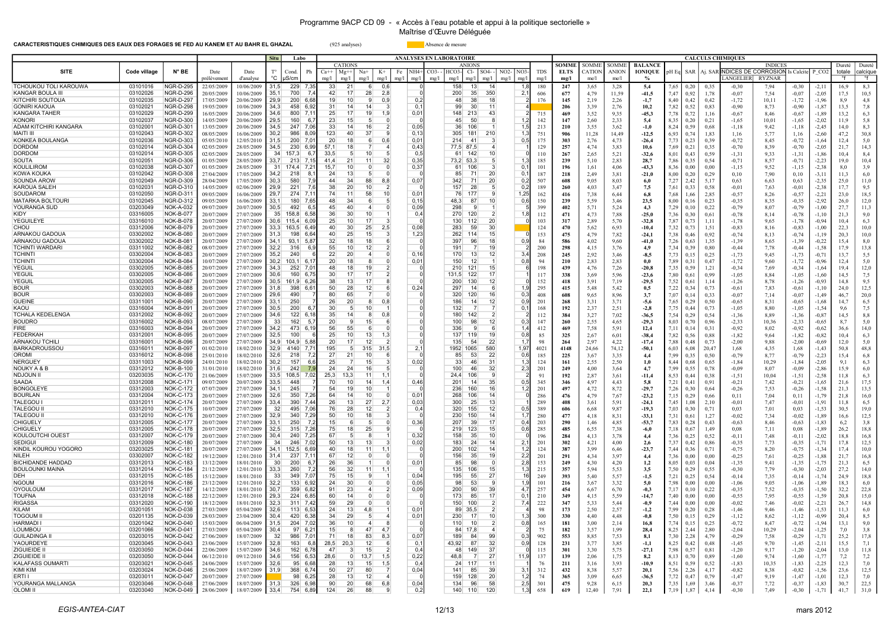Programme 9ACP CD 09 - « Accès à l'eau potable et appui à la politique sectorielle »
Maîtrise d'Œuvre Déléguée

**CARACTERISTIQUES CHIMIQUES DES EAUX DES FORAGES 9E FED AU KANEM ET AU BAHR EL GHAZAL** (925 analyses)

Absence de mesure (cellules vides)

| | | | | | Situ | Labo | | ANALYSES EN LABORATOIRE | | | | | | | | | | | | | CALCULS CHIMIQUES | | | | | | | | | | | | |
|---|---|---|---|---|---|---|---|---|---|---|---|---|---|---|---|---|---|---|---|---|---|---|---|---|---|---|---|---|---|---|---|---|---|
| | | | | | | | | CATIONS | | | | | | ANIONS | | | | | | | | | | | | | | INDICES | | | | | |
| **SITE** | **Code village** | **N° BE** | Date prélèvement | Date d'analyse | T° °C | Cond. µS/cm | Ph | Ca++ mg/l | Mg++ mg/l | Na+ mg/l | K+ mg/l | Fe mg/l | NH4+ mg/l | CO3- mg/l | HCO3- mg/l | Cl- mg/l | SO4- mg/l | NO2- mg/l | NO3- mg/l | TDS mg/l | SOMME ELTS mg/l | SOMME CATION me/l | SOMME ANION me/l | BALANCE IONIQUE % | pH Eq | SAR | Aj. SAR | INDICES DE CORROSION LANGELIER | RYZNAR | Is Calcite | P_CO2 | Dureté totale °f | Dureté calcique °f |
| TCHOUKOU TOLI KAROUWA | 03101016 | NGR-D-295 | 22/05/2009 | 10/06/2009 | 31,5 | 229 | 7,35 | 33 | 21 | 6 | 0,6 | | 0 | | 158 | 13 | 14 | | 1,8 | 180 | 247 | 3,65 | 3,28 | 5,4 | 7,65 | 0,20 | 0,35 | -0,30 | 7,94 | -0,30 | -2,11 | 16,9 | 8,3 |
| KANGAR BOULA III | 03102026 | NGR-D-296 | 20/05/2009 | 10/06/2009 | 35,1 | 700 | 7,4 | 42 | 17 | 28 | 2,8 | | 0 | | 200 | 35 | 350 | | 2,1 | 606 | 677 | 4,79 | 11,59 | -41,5 | 7,47 | 0,92 | 1,78 | -0,07 | 7,54 | -0,07 | -2,05 | 17,5 | 10,5 |
| KITCHIRI SOUTOUA | 03102035 | NGR-D-297 | 17/05/2009 | 20/06/2009 | 29,9 | 200 | 6,68 | 19 | 10 | 9 | 0,9 | | 0,2 | | 48 | 38 | 18 | | 2 | 176 | 145 | 2,19 | 2,26 | -1,7 | 8,40 | 0,42 | 0,42 | -1,72 | 10,11 | -1,72 | -1,96 | 8,9 | 4,8 |
| GONIRI KAIOUA | 03102021 | NGR-D-298 | 19/05/2009 | 10/06/2009 | 34,3 | 458 | 6,92 | 31 | 14 | 14 | 3 | | 0,1 | | 99 | 30 | 11 | | 4 | | 206 | 3,39 | 2,76 | 10,2 | 7,82 | 0,52 | 0,83 | -0,90 | 8,73 | -0,90 | -1,87 | 13,5 | 7,8 |
| KANGARA TAHER | 03102029 | NGR-D-299 | 16/05/2009 | 20/06/2009 | 34,6 | 800 | 7,11 | 25 | 17 | 19 | 1,9 | | 0,01 | | 148 | 213 | 43 | | 2 | 715 | 469 | 3,52 | 9,35 | -45,3 | 7,78 | 0,72 | 1,16 | -0,67 | 8,46 | -0,67 | -1,89 | 13,2 | 6,3 |
| KONORI | 03102037 | NGR-D-300 | 14/05/2009 | 20/06/2009 | 29,5 | 160 | 6,7 | 23 | 15 | 5 | 0 | | 0 | | 45 | 50 | 8 | | 1,2 | 142 | 147 | 2,60 | 2,33 | 5,4 | 8,35 | 0,20 | 0,21 | -1,65 | 10,01 | -1,65 | -2,02 | 11,9 | 5,8 |
| ADAM KITCHIRI KANGARA | 03102001 | NGR-D-301 | 13/05/2009 | 20/06/2009 | 34,5 | 247 | 7,06 | 33 | 14 | 16 | 2 | | 0,05 | | 36 | 106 | 1 | | 1,5 | 213 | 210 | 3,55 | 3,62 | -1,0 | 8,24 | 0,59 | 0,68 | -1,18 | 9,42 | -1,18 | -2,45 | 14,0 | 8,3 |
| MAITI III | 03102043 | NGR-D-302 | 08/05/2009 | 16/06/2009 | 30,2 | 986 | 8,09 | 123 | 40 | 37 | 9 | | 0,13 | | 305 | 181 | 210 | | 1,3 | 751 | 906 | 11,28 | 14,49 | -12,5 | 6,93 | 0,74 | 1,83 | 1,16 | 5,77 | 1,16 | -2,60 | 47,2 | 30,8 |
| KONKEA BOULANGA | 03102003 | NGR-D-303 | 05/05/2010 | 12/05/2010 | 31,5 | 200 | 7,01 | 20 | 18 | 6 | 0,6 | | 0,01 | | 214 | 41 | 3 | | 0,5 | 175 | 303 | 2,76 | 4,73 | -26,4 | 7,73 | 0,23 | 0,39 | -0,72 | 8,45 | -0,72 | -1,64 | 12,4 | 5,0 |
| DORDOM | 03102014 | NGR-D-304 | 02/05/2009 | 28/05/2009 | 34,5 | 230 | 6,99 | 57,1 | 18 | 7 | 4 | | 0,43 | | 77,5 | 87,5 | 4 | | 1 | 129 | 257 | 4,74 | 3,83 | 10,6 | 7,69 | 0,21 | 0,35 | -0,70 | 8,39 | -0,70 | -2,05 | 21,7 | 14,3 |
| DORDOM | 03102014 | NGR-D-305 | 02/05/2009 | 28/05/2009 | 34 | 157,3 | 6,7 | 33,5 | 5 | 10 | 5 | | 0,5 | | 61 | 142 | 10 | | 0 | 110 | 267 | 2,65 | 5,21 | -32,6 | 8,01 | 0,43 | 0,59 | -1,31 | 9,33 | -1,31 | -1,86 | 10,4 | 8,4 |
| SOUTA | 03102051 | NGR-D-306 | 01/05/2009 | 28/05/2009 | 33,7 | 213 | 7,15 | 41,4 | 21 | 11 | 32 | | 0,35 | | 73,2 | 53,3 | 5 | | 1,3 | 185 | 239 | 5,10 | 2,83 | 28,7 | 7,86 | 0,35 | 0,54 | -0,71 | 8,57 | -0,71 | -2,23 | 19,0 | 10,4 |
| KOULILIROM | 03102038 | NGR-D-307 | 01/05/2009 | 28/05/2009 | 31 | 174,4 | 7,21 | 15,7 | 10 | 0 | 0 | | 0,37 | | 61 | 106 | 3 | | 0,1 | 101 | 196 | 1,61 | 4,06 | -43,3 | 8,36 | 0,00 | 0,00 | -1,15 | 9,52 | -1,15 | -2,38 | 8,0 | 3,9 |
| KOWA KOUKA | 03102042 | NGR-D-308 | 27/04/2009 | 17/05/2009 | 34,2 | 218 | 8,1 | 24 | 13 | 5 | 0 | | 0 | | 85 | 71 | 20 | | 0,1 | 187 | 218 | 2,49 | 3,81 | -21,0 | 8,00 | 0,20 | 0,29 | 0,10 | 7,90 | 0,10 | -3,11 | 11,3 | 6,0 |
| SOUNDA AROW | 03102049 | NGR-D-309 | 28/04/2009 | 17/05/2009 | 30,3 | 580 | 7,9 | 44 | 34 | 88 | 8,8 | | 0,07 | | 342 | 71 | 20 | | 0,2 | 507 | 608 | 9,05 | 8,03 | 6,0 | 7,27 | 2,42 | 5,17 | 0,63 | 6,63 | 0,63 | -2,35 | 25,0 | 11,0 |
| KAROUA SALEH | 03102031 | NGR-D-310 | 14/05/2009 | 02/06/2009 | 29,9 | 221 | 7,6 | 38 | 20 | 10 | 2 | | 0 | | 157 | 28 | 5 | | 0,2 | 189 | 260 | 4,03 | 3,47 | 7,5 | 7,61 | 0,33 | 0,58 | -0,01 | 7,63 | -0,01 | -2,38 | 17,7 | 9,5 |
| SOUDAROM | 03102050 | NGR-D-311 | 09/05/2009 | 16/06/2009 | 29,7 | 274 | 7,11 | 74 | 11 | 58 | 10 | | 0,01 | | 76 | 177 | 9 | | 1,25 | 162 | 416 | 7,38 | 6,44 | 6,8 | 7,68 | 1,66 | 2,85 | -0,57 | 8,26 | -0,57 | -2,21 | 23,0 | 18,5 |
| MATARKA BOLTOURI | 03102045 | NGR-D-312 | 09/05/2009 | 16/06/2009 | 33,1 | 180 | 7,65 | 48 | 34 | 6 | 5 | | 0,15 | | 48,3 | 87 | 10 | | 0,6 | 150 | 239 | 5,59 | 3,46 | 23,5 | 8,00 | 0,16 | 0,23 | -0,35 | 8,35 | -0,35 | -2,92 | 26,0 | 12,0 |
| YOURANGA SUD | 03203049 | NOK-A-032 | 09/07/2009 | 20/07/2009 | 30,5 | 492 | 6,5 | 45 | 40 | 4 | 0 | | 0,09 | | 298 | 9 | 1 | | 5 | 399 | 402 | 5,71 | 5,24 | 4,3 | 7,29 | 0,10 | 0,22 | -0,79 | 8,07 | -0,79 | -1,00 | 27,7 | 11,3 |
| KIDY | 03316005 | NOK-B-077 | 20/07/2009 | 27/07/2009 | 35 | 158,8 | 6,58 | 36 | 30 | 10 | 1 | | 0,4 | | 270 | 120 | 2 | | 1,8 | 112 | 471 | 4,73 | 7,88 | -25,0 | 7,36 | 0,30 | 0,61 | -0,78 | 8,14 | -0,78 | -1,10 | 21,3 | 9,0 |
| YEGUILEYE | 03316010 | NOK-B-078 | 20/07/2009 | 27/07/2009 | 30,6 | 115,4 | 6,09 | 25 | 10 | 17 | 3 | | 0 | | 130 | 112 | 20 | | 0 | 103 | 317 | 2,89 | 5,70 | -32,8 | 7,87 | 0,73 | 1,11 | -1,78 | 9,65 | -1,78 | -0,94 | 10,4 | 6,3 |
| CHOU | 03312006 | NOK-B-079 | 20/07/2009 | 27/07/2009 | 33,3 | 163,5 | 6,49 | 40 | 30 | 25 | 2,5 | | 0,08 | | 283 | 59 | 30 | | | 124 | 470 | 5,62 | 6,93 | -10,4 | 7,32 | 0,73 | 1,51 | -0,83 | 8,16 | -0,83 | -1,00 | 22,3 | 10,0 |
| ARNAKOU GADOUA | 03302002 | NOK-B-080 | 20/07/2009 | 27/07/2009 | 31,3 | 198 | 6,64 | 40 | 25 | 15 | 3 | | 1,23 | | 262 | 114 | 15 | | 0 | 153 | 475 | 4,79 | 7,82 | -24,1 | 7,38 | 0,46 | 0,92 | -0,74 | 8,13 | -0,74 | -1,19 | 20,3 | 10,0 |
| ARNAKOU GADOUA | 03302002 | NOK-B-081 | 20/07/2009 | 27/07/2009 | 34,1 | 93,1 | 5,87 | 32 | 18 | 18 | 6 | | 0 | | 397 | 96 | 18 | | 0,9 | 84 | 586 | 4,02 | 9,60 | -41,0 | 7,26 | 0,63 | 1,35 | -1,39 | 8,65 | -1,39 | -0,22 | 15,4 | 8,0 |
| TCHINTI WARDARI | 03311002 | NOK-B-082 | 08/07/2009 | 27/07/2009 | 32,2 | 316 | 6,9 | 55 | 10 | 12 | 2 | | 0 | | 191 | 7 | 19 | | 2 | 200 | 298 | 4,15 | 3,76 | 4,9 | 7,34 | 0,39 | 0,80 | -0,44 | 7,78 | -0,44 | -1,58 | 17,9 | 13,8 |
| TCHINTI | 03302004 | NOK-B-083 | 20/07/2009 | 27/07/2009 | 35,2 | 240 | 6 | 22 | 20 | 4 | 0 | | 0,16 | | 170 | 13 | 12 | | 3,4 | 208 | 245 | 2,92 | 3,46 | -8,5 | 7,73 | 0,15 | 0,25 | -1,73 | 9,45 | -1,73 | -0,71 | 13,7 | 5,5 |
| TCHINTI | 03302004 | NOK-B-084 | 10/07/2009 | 27/07/2009 | 30,2 | 103,1 | 6,17 | 20 | 18 | 8 | 0 | | 0,01 | | 150 | 12 | 1 | | 0,8 | 94 | 210 | 2,83 | 2,83 | 0,0 | 7,89 | 0,31 | 0,47 | -1,72 | 9,60 | -1,72 | -0,96 | 12,4 | 5,0 |
| YEGUIL | 03302005 | NOK-B-085 | 20/07/2009 | 27/07/2009 | 34,3 | 252 | 7,01 | 48 | 18 | 19 | 2 | | 0 | | 210 | 121 | 15 | | 6 | 198 | 439 | 4,76 | 7,26 | -20,8 | 7,35 | 0,59 | 1,21 | -0,34 | 7,69 | -0,34 | -1,64 | 19,4 | 12,0 |
| YEGUIL | 03302005 | NOK-B-086 | 20/07/2009 | 27/07/2009 | 30,6 | 160 | 6,75 | 30 | 17 | 17 | 2 | | 0 | | 131,5 | 122 | 17 | | 1 | 117 | 338 | 3,69 | 5,96 | -23,6 | 7,80 | 0,61 | 0,99 | -1,05 | 8,84 | -1,05 | -1,60 | 14,5 | 7,5 |
| YEGUIL | 03302005 | NOK-B-087 | 20/07/2009 | 27/07/2009 | 30,5 | 161,9 | 6,26 | 38 | 13 | 17 | 8 | | 0 | | 200 | 130 | 12 | | 0 | 152 | 418 | 3,91 | 7,19 | -29,5 | 7,52 | 0,61 | 1,14 | -1,26 | 8,78 | -1,26 | -0,93 | 14,8 | 9,5 |
| BOUR | 03302003 | NOK-B-088 | 20/07/2009 | 27/07/2009 | 31,8 | 398 | 6,61 | 50 | 28 | 12 | 6 | | 0,24 | | 297 | 14 | 6 | | 1,9 | 295 | 415 | 5,48 | 5,42 | 0,5 | 7,22 | 0,34 | 0,73 | -0,61 | 7,83 | -0,61 | -1,10 | 24,0 | 12,5 |
| BOUR | 03302003 | NOK-B-089 | 20/07/2009 | 27/07/2009 | 29,6 | 490 | | 80 | 65 | 7 | 0 | | 0 | | 320 | 120 | 16 | | 0,3 | 408 | 608 | 9,65 | 8,96 | 3,7 | 7,07 | 0,14 | 0,33 | -0,07 | 7,14 | -0,07 | -1,49 | 46,7 | 20,0 |
| GUEINE | 03311001 | NOK-B-090 | 20/07/2009 | 27/07/2009 | 33,1 | 250 | | 26 | 20 | 8 | 0,8 | | 0 | | 186 | 14 | 12 | | 0,9 | 201 | 268 | 3,31 | 3,71 | -5,6 | 7,65 | 0,29 | 0,50 | -0,65 | 8,31 | -0,65 | -1,68 | 14,7 | 6,5 |
| KAOU | 03316004 | NOK-B-091 | 20/07/2009 | 27/07/2009 | 30,5 | 200 | 6,7 | 30 | 5 | 10 | 1 | | 0 | | 132 | 7 | 7 | | 0,1 | 168 | 192 | 2,37 | 2,51 | -2,8 | 7,75 | 0,44 | 0,73 | -1,05 | 8,80 | -1,05 | -1,54 | 9,6 | 7,5 |
| TCHALA KEDELENGA | 03312002 | NOK-B-092 | 20/07/2009 | 27/07/2009 | 34,6 | 122 | 6,18 | 35 | 14 | 8 | 0,8 | | 0 | | 180 | 142 | 2 | | 2 | 112 | 384 | 3,27 | 7,02 | -36,5 | 7,54 | 0,29 | 0,54 | -1,36 | 8,89 | -1,36 | -0,87 | 14,5 | 8,8 |
| BOUDRO | 03316002 | NOK-B-093 | 08/07/2009 | 27/07/2009 | 33 | 162 | 5,7 | 20 | 9 | 15 | 6 | | 0 | | 100 | 98 | 12 | | 0,3 | 147 | 260 | 2,55 | 4,65 | -29,3 | 8,03 | 0,70 | 0,96 | -2,33 | 10,36 | -2,33 | -0,65 | 8,7 | 5,0 |
| FIRE | 03316003 | NOK-B-094 | 20/07/2009 | 27/07/2009 | 34,2 | 473 | 6,19 | 56 | 55 | 6 | 0 | | 0 | | 336 | 9 | 6 | | 1,4 | 412 | 469 | 7,58 | 5,91 | 12,4 | 7,11 | 0,14 | 0,31 | -0,92 | 8,02 | -0,92 | -0,62 | 36,6 | 14,0 |
| FEDERKAH | 03312001 | NOK-B-095 | 20/07/2009 | 27/07/2009 | 32,5 | 100 | 6 | 25 | 10 | 13 | 1,3 | | 0 | | 137 | 119 | 19 | | 0,8 | 85 | 325 | 2,67 | 6,01 | -38,4 | 7,82 | 0,56 | 0,88 | -1,82 | 9,64 | -1,82 | -0,82 | 10,4 | 6,3 |
| ARNAKOU TCHILI | 03316001 | NOK-B-096 | 20/07/2009 | 27/07/2009 | 34,9 | 104,9 | 5,88 | 20 | 17 | 12 | 2 | | 0 | | 135 | 54 | 22 | | 1,7 | 98 | 264 | 2,97 | 4,22 | -17,4 | 7,88 | 0,48 | 0,73 | -2,00 | 9,88 | -2,00 | -0,69 | 12,0 | 5,0 |
| BARKADROUSSOU | 03316011 | NOK-B-097 | 01/02/2010 | 18/02/2010 | 32,9 | 4140 | 7,71 | 195 | 5 | 315 | 31,5 | | 2,1 | | 1952 | 1065 | 580 | | 1,97 | 4021 | 4148 | 24,66 | 74,12 | -50,1 | 6,03 | 6,08 | 20,47 | 1,68 | 4,35 | 1,68 | -1,43 | 50,8 | 48,8 |
| OROMI | 03316012 | NOK-B-098 | 25/01/2010 | 18/02/2010 | 32,6 | 218 | 7,2 | 27 | 21 | 10 | 6 | | 0 | | 85 | 53 | 22 | | 0,6 | 185 | 225 | 3,67 | 3,35 | 4,4 | 7,99 | 0,35 | 0,50 | -0,79 | 8,77 | -0,79 | -2,23 | 15,4 | 6,8 |
| NERGUEY | 03311003 | NOK-B-099 | 24/01/2010 | 18/02/2010 | 30,2 | 157 | 6,6 | 25 | 7 | 15 | 3 | | 0,02 | | 33 | 46 | 31 | | 1,3 | 124 | 161 | 2,55 | 2,50 | 1,0 | 8,44 | 0,68 | 0,65 | -1,84 | 10,29 | -1,84 | -2,05 | 9,1 | 6,3 |
| NOUKY A & B | 03312012 | NOK-B-100 | 31/01/2010 | 18/02/2010 | 31,6 | 242 | 7,9 | 24 | 24 | 16 | 5 | | 0 | | 100 | 46 | 32 | | 2,3 | 201 | 249 | 4,00 | 3,64 | 4,7 | 7,99 | 0,55 | 0,78 | -0,09 | 8,07 | -0,09 | -2,86 | 15,9 | 6,0 |
| NDJOUN II | 03203035 | NOK-C-170 | 21/06/2009 | 15/07/2009 | 33,5 | 108,5 | 7,02 | 25,3 | 13,3 | 11 | 1,1 | | 0 | | 24,4 | 106 | 9 | | 2 | 91 | 192 | 2,87 | 3,61 | -11,4 | 8,53 | 0,44 | 0,38 | -1,51 | 10,04 | -1,51 | -2,58 | 11,8 | 6,3 |
| SAADA | 03312008 | NOK-C-171 | 09/07/2009 | 20/07/2009 | 33,5 | 448 | | 70 | 10 | 14 | 1,4 | | 0,46 | | 201 | 14 | 35 | | 0,5 | 345 | 346 | 4,97 | 4,43 | 5,8 | 7,21 | 0,41 | 0,91 | -0,21 | 7,42 | -0,21 | -1,65 | 21,6 | 17,5 |
| BONGOLEYE | 03312003 | NOK-C-172 | 07/07/2009 | 27/07/2009 | 34,1 | 245 | 7 | 54 | 19 | 10 | 1 | | 0 | | 236 | 160 | 16 | | 1,2 | 201 | 497 | 4,72 | 8,72 | -29,7 | 7,26 | 0,30 | 0,64 | -0,26 | 7,53 | -0,26 | -1,58 | 21,3 | 13,5 |
| BOURLAN | 03312004 | NOK-C-173 | 20/07/2009 | 27/07/2009 | 32,6 | 350 | 7,26 | 64 | 14 | 10 | 0 | | 0,01 | | 268 | 106 | 14 | | 0 | 286 | 476 | 4,79 | 7,67 | -23,2 | 7,15 | 0,29 | 0,66 | 0,11 | 7,04 | 0,11 | -1,79 | 21,8 | 16,0 |
| TALEGOU I | 03312011 | NOK-C-174 | 20/07/2009 | 27/07/2009 | 33,4 | 390 | 7,44 | 26 | 13 | 27 | 2,7 | | 0,03 | | 300 | 25 | 13 | | 1 | 289 | 408 | 3,61 | 5,91 | -24,1 | 7,45 | 1,08 | 2,10 | -0,01 | 7,47 | -0,01 | -1,91 | 11,8 | 6,5 |
| TALEGOU II | 03312010 | NOK-C-175 | 10/07/2009 | 27/07/2009 | 32 | 495 | 7,06 | 76 | 28 | 12 | 2 | | 0,4 | | 320 | 155 | 12 | | 0,5 | 389 | 606 | 6,68 | 9,87 | -19,3 | 7,03 | 0,30 | 0,71 | 0,03 | 7,01 | 0,03 | -1,53 | 30,5 | 19,0 |
| TALEGOU II | 03312010 | NOK-C-176 | 20/07/2009 | 27/07/2009 | 32,9 | 340 | 7,29 | 50 | 10 | 18 | 3 | | 0 | | 230 | 150 | 14 | | 1,7 | 280 | 477 | 4,18 | 8,31 | -33,1 | 7,31 | 0,61 | 1,27 | -0,02 | 7,34 | -0,02 | -1,89 | 16,6 | 12,5 |
| CHIGUELY | 03312005 | NOK-C-177 | 20/07/2009 | 27/07/2009 | 33,1 | 250 | 7,2 | 15 | 6 | 5 | 0 | | 0,36 | | 207 | 39 | 17 | | 0,4 | 203 | 290 | 1,46 | 4,85 | -53,7 | 7,83 | 0,28 | 0,43 | -0,63 | 8,46 | -0,63 | -1,83 | 6,2 | 3,8 |
| CHIGUELY | 03312005 | NOK-C-178 | 20/07/2009 | 27/07/2009 | 32,5 | 315 | 7,26 | 75 | 18 | 25 | 9 | | 0 | | 219 | 123 | 15 | | 0,6 | 285 | 485 | 6,55 | 7,38 | -6,0 | 7,18 | 0,67 | 1,49 | 0,08 | 7,11 | 0,08 | -1,89 | 26,2 | 18,8 |
| KOULOUTCHI OUEST | 03312007 | NOK-C-179 | 20/07/2009 | 27/07/2009 | 30,4 | 240 | 7,25 | 67 | 5 | 8 | 1 | | 0,32 | | 158 | 35 | 10 | | 0 | 196 | 284 | 4,13 | 3,78 | 4,4 | 7,36 | 0,25 | 0,52 | -0,11 | 7,48 | -0,11 | -2,02 | 18,8 | 16,8 |
| SEDIGUI | 03312009 | NOK-C-180 | 20/07/2009 | 27/07/2009 | 34 | 246 | 7,02 | 50 | 13 | 13 | 3 | | 0,02 | | 183 | 24 | 14 | | 2,1 | 201 | 302 | 4,21 | 4,00 | 2,6 | 7,37 | 0,42 | 0,86 | -0,35 | 7,73 | -0,35 | -1,71 | 17,8 | 12,5 |
| KINDIL KOUROU YOGORO | 03203025 | NOK-C-181 | 20/07/2009 | 27/07/2009 | 34,1 | 152,5 | 6,69 | 40 | 18 | 11 | 1,1 | | 0 | | 200 | 102 | 14 | | 1,2 | 124 | 387 | 3,99 | 6,46 | -23,7 | 7,44 | 0,36 | 0,71 | -0,75 | 8,20 | -0,75 | -1,34 | 17,4 | 10,0 |
| NILEH | 03302007 | NOK-C-182 | 19/12/2009 | 12/01/2010 | 31,4 | 237 | 7,11 | 67 | 12 | 0 | 0 | | 0 | | 156 | 35 | 19 | | 2,2 | 201 | 291 | 4,34 | 3,97 | 4,4 | 7,36 | 0,00 | 0,00 | -0,25 | 7,61 | -0,25 | -1,88 | 21,7 | 16,8 |
| BICHIDANDE HADDAD | 03312013 | NOK-C-183 | 13/12/2009 | 18/01/2010 | 30 | 200 | 6,7 | 26 | 36 | 1 | 0 | | 0,01 | | 85 | 98 | 0 | | 2,8 | 153 | 249 | 4,30 | 4,20 | 1,2 | 8,05 | 0,03 | 0,04 | -1,35 | 9,41 | -1,35 | -2,13 | 21,3 | 6,5 |
| BOULOUNKI MAINA | 03312014 | NOK-C-184 | 21/12/2009 | 12/01/2010 | 33,3 | 260 | 7,2 | 56 | 32 | 11 | 1,1 | | 0 | | 135 | 106 | 15 | | 1,3 | 215 | 357 | 5,94 | 5,53 | 3,5 | 7,50 | 0,29 | 0,55 | -0,30 | 7,79 | -0,30 | -2,03 | 27,2 | 14,0 |
| DEH | 03312015 | NOK-C-185 | 15/12/2009 | 18/01/2010 | 33 | 349 | 7,07 | 75 | 15 | 9 | 1 | | 0,04 | | 195 | 55 | 27 | | 16 | 249 | 393 | 5,40 | 5,57 | -1,5 | 7,21 | 0,25 | 0,54 | -0,14 | 7,35 | -0,14 | -1,74 | 24,9 | 18,8 |
| NGOUM | 03312016 | NOK-C-186 | 23/12/2009 | 12/01/2010 | 32,2 | 133 | 6,92 | 24 | 30 | 0 | 0 | | 0,05 | | 98 | 53 | 9 | | 1,9 | 101 | 216 | 3,67 | 3,32 | 5,0 | 7,98 | 0,00 | 0,00 | -1,06 | 9,05 | -1,06 | -1,89 | 18,3 | 6,0 |
| OYOULOUM | 03312017 | NOK-C-187 | 14/12/2009 | 18/01/2010 | 30,7 | 359 | 6,82 | 91 | 23 | 4 | 2 | | 0,09 | | 200 | 90 | 39 | | 4,7 | 257 | 454 | 6,67 | 6,70 | -0,3 | 7,17 | 0,10 | 0,22 | -0,35 | 7,52 | -0,35 | -1,50 | 32,2 | 22,8 |
| TOUFNA | 03312018 | NOK-C-188 | 22/12/2009 | 12/01/2010 | 29,3 | 224 | 6,85 | 60 | 14 | 0 | 0 | | 0 | | 173 | 85 | 17 | | 0,1 | 210 | 349 | 4,15 | 5,59 | -14,7 | 7,40 | 0,00 | 0,00 | -0,55 | 7,95 | -0,55 | -1,59 | 20,8 | 15,0 |
| RIGASSA | 03312020 | NOK-C-190 | 18/12/2009 | 12/01/2010 | 32,3 | 311 | 7,42 | 59 | 29 | 0 | 0 | | 0 | | 150 | 100 | 2 | | 7,4 | 222 | 347 | 5,33 | 5,44 | -0,9 | 7,44 | 0,00 | 0,00 | -0,02 | 7,46 | -0,02 | -2,21 | 26,7 | 14,8 |
| KILAM | 03201051 | NOK-D-038 | 27/03/2009 | 05/04/2009 | 32,6 | 113 | 6,53 | 24 | 13 | 4,8 | 1 | | 0,01 | | 89 | 35,5 | 2 | | 4 | 98 | 173 | 2,50 | 2,57 | -1,2 | 7,99 | 0,20 | 0,28 | -1,46 | 9,46 | -1,46 | -1,53 | 11,3 | 6,0 |
| TOGOUM II | 03201135 | NOK-D-039 | 28/03/2009 | 23/04/2009 | 30,4 | 420 | 6,38 | 34 | 29 | 5 | 4 | | 0,01 | | 230 | 17 | 10 | | 1,3 | 300 | 330 | 4,40 | 4,48 | -0,8 | 7,50 | 0,15 | 0,29 | -1,12 | 8,62 | -1,12 | -0,99 | 20,4 | 8,5 |
| HARMADI I | 03201042 | NOK-D-040 | 15/03/2009 | 06/04/2009 | 31,5 | 204 | 7,02 | 36 | 10 | 4 | 8 | | 0 | | 110 | 10 | 2 | | 0,8 | 165 | 181 | 3,00 | 2,14 | 16,8 | 7,74 | 0,15 | 0,25 | -0,72 | 8,47 | -0,72 | -1,94 | 13,1 | 9,0 |
| LOUMBOU | 03201066 | NOK-D-041 | 27/03/2009 | 05/04/2009 | 30,4 | 97 | 6,21 | 15 | 8 | 47 | 4,7 | | 0 | | 84 | 17,8 | 4 | | 2 | 75 | 182 | 3,57 | 1,99 | 28,4 | 8,25 | 2,44 | 2,80 | -2,04 | 10,29 | -2,04 | -1,25 | 7,0 | 3,8 |
| GUILADINGA II | 03203015 | NOK-D-042 | 27/06/2009 | 18/07/2009 | 32 | 986 | 7,01 | 71 | 18 | 83 | 8,3 | | 0,07 | | 189 | 84 | 99 | | 0,3 | 902 | 553 | 8,85 | 7,53 | 8,1 | 7,30 | 2,28 | 4,79 | -0,29 | 7,58 | -0,29 | -1,71 | 25,2 | 17,8 |
| YAOURDEYE | 03203045 | NOK-D-043 | 23/06/2009 | 15/07/2009 | 32,8 | 163 | 6,8 | 28,5 | 20,3 | 12 | 6 | | 0,1 | | 43,92 | 87 | 32 | | 0,9 | 128 | 231 | 3,77 | 3,85 | -1,1 | 8,25 | 0,42 | 0,48 | -1,45 | 9,70 | -1,45 | -2,11 | 15,5 | 7,1 |
| ZIGUIEIDE II | 03203050 | NOK-D-044 | 22/06/2009 | 15/07/2009 | 34,6 | 162 | 6,78 | 47 | 3 | 15 | 2 | | 0,4 | | 48 | 149 | 37 | | 0 | 115 | 301 | 3,30 | 5,75 | -27,1 | 7,98 | 0,57 | 0,81 | -1,20 | 9,17 | -1,20 | -2,04 | 13,0 | 11,8 |
| ZIGUIEIDE II | 03203050 | NOK-D-044 | 06/12/2010 | 09/12/2010 | 34,6 | 156 | 6,53 | 28,6 | 0 | 13,7 | 1,5 | | 0,22 | | 48,8 | 7 | 27 | | 11,9 | 137 | 139 | 2,06 | 1,75 | 8,2 | 8,13 | 0,70 | 0,89 | -1,60 | 9,74 | -1,60 | -1,77 | 7,2 | 7,2 |
| KALAFASS OUMARTI | 03203021 | NOK-D-045 | 24/06/2009 | 15/07/2009 | 32,6 | 95 | 6,68 | 28 | 13 | 15 | 1,5 | | 0,4 | | 24 | 117 | 11 | | 0 | 76 | 211 | 3,16 | 3,93 | -10,9 | 8,51 | 0,59 | 0,52 | -1,83 | 10,35 | -1,83 | -2,25 | 12,3 | 7,0 |
| KIMI KIM | 03203024 | NOK-D-046 | 25/06/2009 | 18/07/2009 | 31,9 | 368 | 6,74 | 50 | 27 | 80 | 7 | | 0,04 | | 141 | 85 | 39 | | 3,1 | 312 | 432 | 8,38 | 5,57 | 20,1 | 7,56 | 2,26 | 4,17 | -0,82 | 8,38 | -0,82 | -1,56 | 23,6 | 12,5 |
| ERTI I | 03203011 | NOK-D-047 | 20/07/2009 | 27/07/2009 | | 98 | 6,25 | 28 | 13 | 12 | 4 | | 0 | | 159 | 128 | 20 | | 1,2 | 74 | 365 | 3,09 | 6,65 | -36,5 | 7,72 | 0,47 | 0,79 | -1,47 | 9,19 | -1,47 | -1,01 | 12,3 | 7,0 |
| YOURANGA MALLANGA | 03203046 | NOK-D-048 | 27/06/2009 | 18/07/2009 | 31,3 | 326 | 6,98 | 90 | 20 | 68 | 6,8 | | 0,04 | | 134 | 96 | 58 | | 2,5 | 301 | 475 | 9,28 | 6,15 | 20,3 | 7,35 | 1,69 | 3,46 | -0,37 | 7,72 | -0,37 | -1,83 | 30,7 | 22,5 |
| OLOMI II | 03203040 | NOK-D-049 | 28/06/2009 | 18/07/2009 | 33,4 | 754 | 6,89 | 124 | 26 | 88 | 9 | | 0,2 | | 140 | 110 | 120 | | 1,3 | 658 | 619 | 12,40 | 7,91 | 22,1 | 7,19 | 1,87 | 4,14 | -0,30 | 7,49 | -0,30 | -1,71 | 41,7 | 31,0 |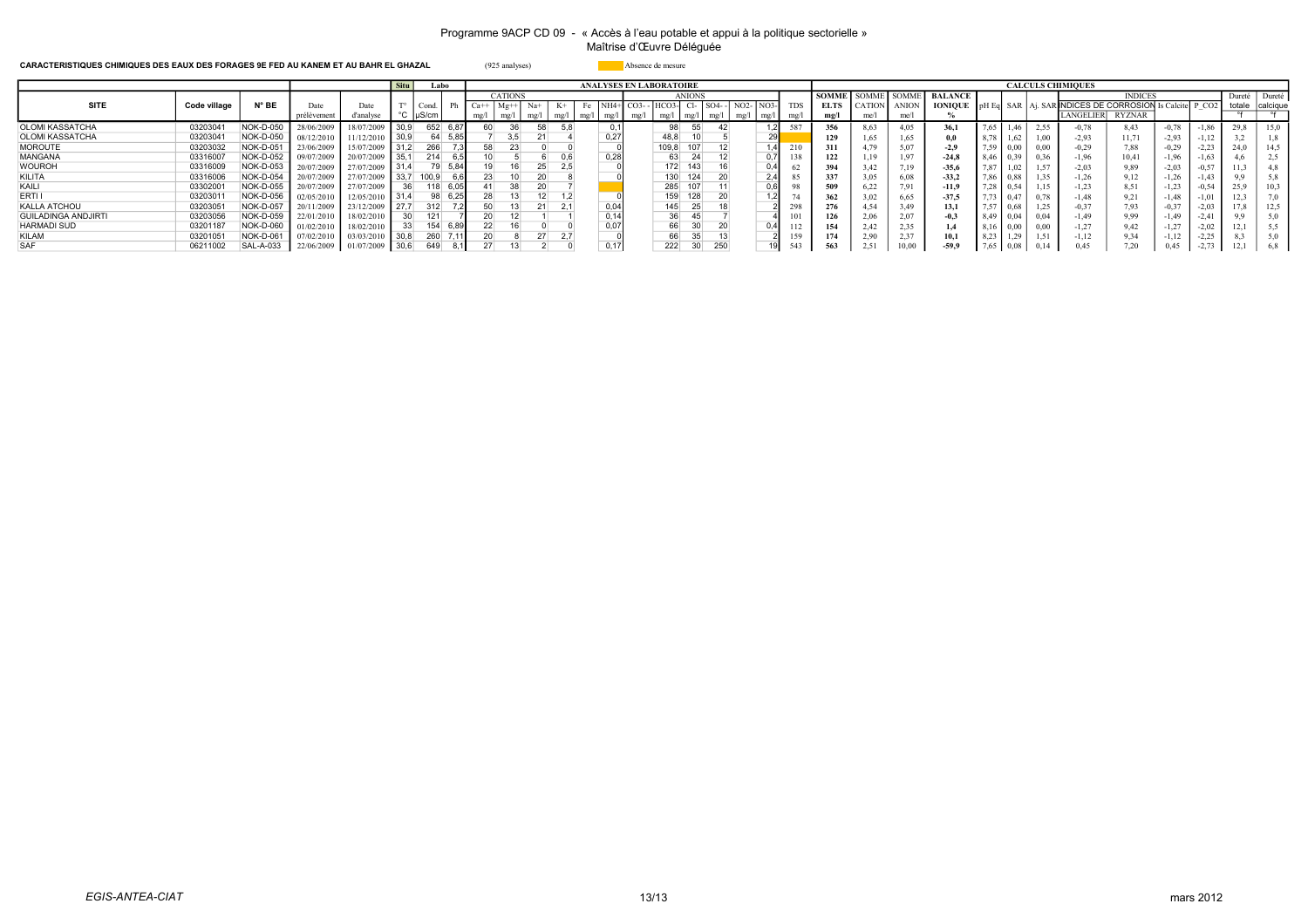Programme 9ACP CD 09 - « Accès à l'eau potable et appui à la politique sectorielle »
Maîtrise d'Œuvre Déléguée

**CARACTERISTIQUES CHIMIQUES DES EAUX DES FORAGES 9E FED AU KANEM ET AU BAHR EL GHAZAL** (925 analyses)

Absence de mesure (case colorée)

| | | | | | Situ | Labo | | ANALYSES EN LABORATOIRE | | | | | | | | | | | | | | CALCULS CHIMIQUES | | | | | | | | | | | |
|---|---|---|---|---|---|---|---|---|---|---|---|---|---|---|---|---|---|---|---|---|---|---|---|---|---|---|---|---|---|---|---|---|---|
| | | | | | | | | CATIONS | | | | | | ANIONS | | | | | | | | | | | | | | | INDICES | | | | |
| **SITE** | **Code village** | **N° BE** | Date prélèvement | Date d'analyse | T° °C | Cond. µS/cm | Ph | Ca++ mg/l | Mg++ mg/l | Na+ mg/l | K+ mg/l | Fe mg/l | NH4+ mg/l | CO3-- mg/l | HCO3- mg/l | Cl- mg/l | SO4-- mg/l | NO2- mg/l | NO3- mg/l | TDS mg/l | SOMME ELTS mg/l | SOMME CATION me/l | SOMME ANION me/l | BALANCE IONIQUE % | pH Eq | SAR | Aj. SAR | INDICES DE CORROSION LANGELIER | RYZNAR | Is Calcite | P_CO2 | Dureté totale °f | Dureté calcique °f |
| OLOMI KASSATCHA | 03203041 | NOK-D-050 | 28/06/2009 | 18/07/2009 | 30,9 | 652 | 6,87 | 60 | 36 | 58 | 5,8 | | 0,1 | | 98 | 55 | 42 | | 1,2 | 587 | 356 | 8,63 | 4,05 | 36,1 | 7,65 | 1,46 | 2,55 | -0,78 | 8,43 | -0,78 | -1,86 | 29,8 | 15,0 |
| OLOMI KASSATCHA | 03203041 | NOK-D-050 | 08/12/2010 | 11/12/2010 | 30,9 | 64 | 5,85 | 7 | 3,5 | 21 | 4 | | 0,27 | | 48,8 | 10 | 5 | | 29 | | 129 | 1,65 | 1,65 | 0,0 | 8,78 | 1,62 | 1,00 | -2,93 | 11,71 | -2,93 | -1,12 | 3,2 | 1,8 |
| MOROUTE | 03203032 | NOK-D-051 | 23/06/2009 | 15/07/2009 | 31,2 | 266 | 7,3 | 58 | 23 | 0 | 0 | | 0 | | 109,8 | 107 | 12 | | 1,4 | 210 | 311 | 4,79 | 5,07 | -2,9 | 7,59 | 0,00 | 0,00 | -0,29 | 7,88 | -0,29 | -2,23 | 24,0 | 14,5 |
| MANGANA | 03316007 | NOK-D-052 | 09/07/2009 | 20/07/2009 | 35,1 | 214 | 6,5 | 10 | 5 | 6 | 0,6 | | 0,28 | | 63 | 24 | 12 | | 0,7 | 138 | 122 | 1,19 | 1,97 | -24,8 | 8,46 | 0,39 | 0,36 | -1,96 | 10,41 | -1,96 | -1,63 | 4,6 | 2,5 |
| WOUROH | 03316009 | NOK-D-053 | 20/07/2009 | 27/07/2009 | 31,4 | 79 | 5,84 | 19 | 16 | 25 | 2,5 | | 0 | | 172 | 143 | 16 | | 0,4 | 62 | 394 | 3,42 | 7,19 | -35,6 | 7,87 | 1,02 | 1,57 | -2,03 | 9,89 | -2,03 | -0,57 | 11,3 | 4,8 |
| KILITA | 03316006 | NOK-D-054 | 20/07/2009 | 27/07/2009 | 33,7 | 100,9 | 6,6 | 23 | 10 | 20 | 8 | | 0 | | 130 | 124 | 20 | | 2,4 | 85 | 337 | 3,05 | 6,08 | -33,2 | 7,86 | 0,88 | 1,35 | -1,26 | 9,12 | -1,26 | -1,43 | 9,9 | 5,8 |
| KAILI | 03302001 | NOK-D-055 | 20/07/2009 | 27/07/2009 | 36 | 118 | 6,05 | 41 | 38 | 20 | 7 | | | | 285 | 107 | 11 | | 0,6 | 98 | 509 | 6,22 | 7,91 | -11,9 | 7,28 | 0,54 | 1,15 | -1,23 | 8,51 | -1,23 | -0,54 | 25,9 | 10,3 |
| ERTI I | 03203011 | NOK-D-056 | 02/05/2010 | 12/05/2010 | 31,4 | 98 | 6,25 | 28 | 13 | 12 | 1,2 | | 0 | | 159 | 128 | 20 | | 1,2 | 74 | 362 | 3,02 | 6,65 | -37,5 | 7,73 | 0,47 | 0,78 | -1,48 | 9,21 | -1,48 | -1,01 | 12,3 | 7,0 |
| KALLA ATCHOU | 03203051 | NOK-D-057 | 20/11/2009 | 23/12/2009 | 27,7 | 312 | 7,2 | 50 | 13 | 21 | 2,1 | | 0,04 | | 145 | 25 | 18 | | 2 | 298 | 276 | 4,54 | 3,49 | 13,1 | 7,57 | 0,68 | 1,25 | -0,37 | 7,93 | -0,37 | -2,03 | 17,8 | 12,5 |
| GUILADINGA ANDJIRTI | 03203056 | NOK-D-059 | 22/01/2010 | 18/02/2010 | 30 | 121 | | 20 | 12 | 1 | 1 | | 0,14 | | 36 | 45 | 7 | | 4 | 101 | 126 | 2,06 | 2,07 | -0,3 | 8,49 | 0,04 | 0,04 | -1,49 | 9,99 | -1,49 | -2,41 | 9,9 | 5,0 |
| HARMADI SUD | 03201187 | NOK-D-060 | 01/02/2010 | 18/02/2010 | 33 | 154 | 6,89 | 22 | 16 | 0 | 0 | | 0,07 | | 66 | 30 | 20 | | 0,4 | 112 | 154 | 2,42 | 2,35 | 1,4 | 8,16 | 0,00 | 0,00 | -1,27 | 9,42 | -1,27 | -2,02 | 12,1 | 5,5 |
| KILAM | 03201051 | NOK-D-061 | 07/02/2010 | 03/03/2010 | 30,8 | 260 | 7,11 | 20 | 8 | 27 | 2,7 | | 0 | | 66 | 35 | 13 | | 2 | 159 | 174 | 2,90 | 2,37 | 10,1 | 8,23 | 1,29 | 1,51 | -1,12 | 9,34 | -1,12 | -2,25 | 8,3 | 5,0 |
| SAF | 06211002 | SAL-A-033 | 22/06/2009 | 01/07/2009 | 30,6 | 649 | 8,1 | 27 | 13 | 2 | 0 | | 0,17 | | 222 | 30 | 250 | | 19 | 543 | 563 | 2,51 | 10,00 | -59,9 | 7,65 | 0,08 | 0,14 | 0,45 | 7,20 | 0,45 | -2,73 | 12,1 | 6,8 |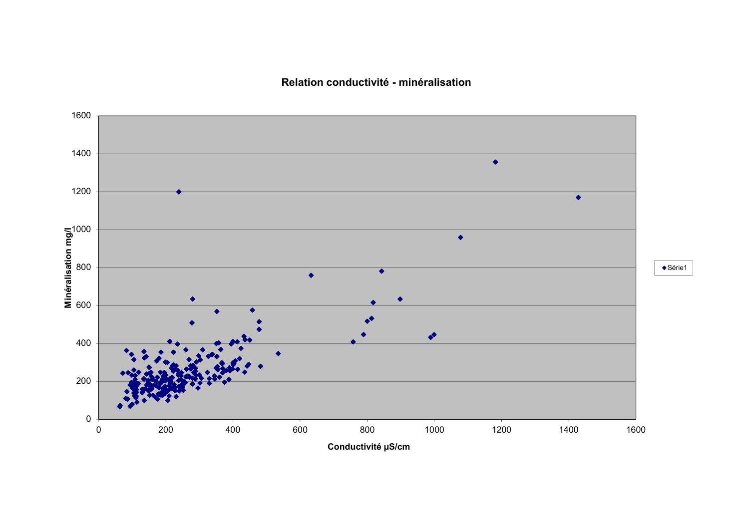**Relation conductivité - minéralisation**

Minéralisation mg/l

Conductivité µS/cm

Série1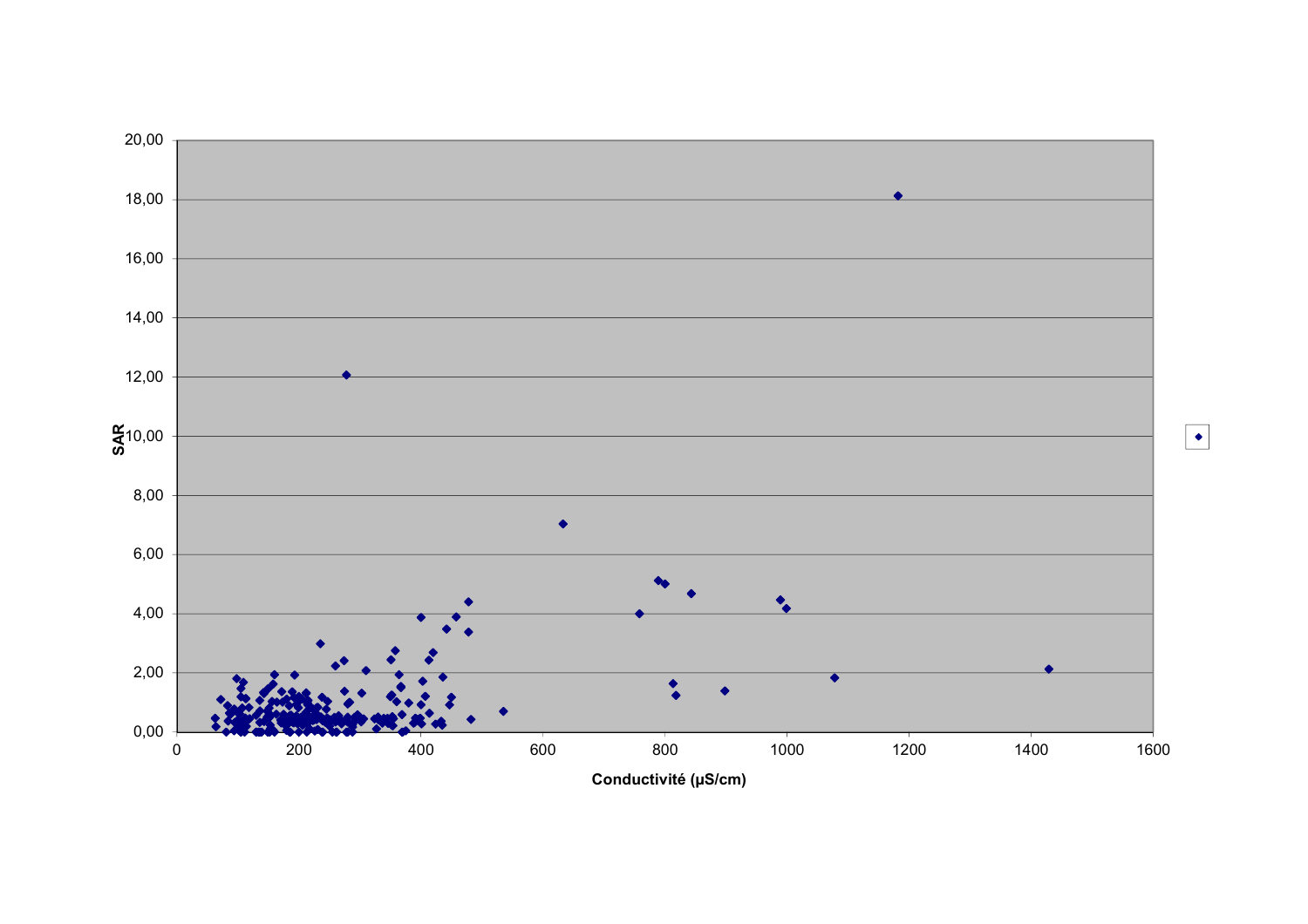20,00
18,00
16,00
14,00
12,00
10,00
8,00
6,00
4,00
2,00
0,00

SAR

0
200
400
600
800
1000
1200
1400
1600

Conductivité (µS/cm)